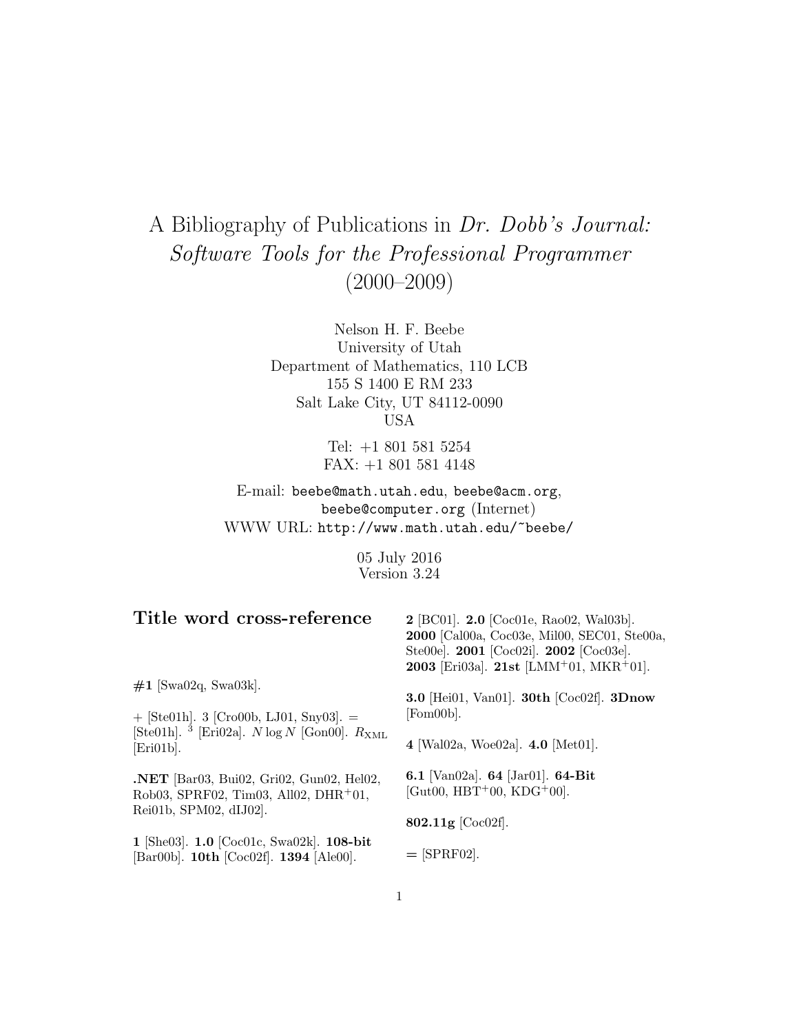# A Bibliography of Publications in *Dr. Dobb's Journal: Software Tools for the Professional Programmer* (2000–2009)

Nelson H. F. Beebe
University of Utah
Department of Mathematics, 110 LCB
155 S 1400 E RM 233
Salt Lake City, UT 84112-0090
USA

Tel: +1 801 581 5254
FAX: +1 801 581 4148

E-mail: beebe@math.utah.edu, beebe@acm.org, beebe@computer.org (Internet)
WWW URL: http://www.math.utah.edu/~beebe/

05 July 2016
Version 3.24

## Title word cross-reference

**#1** [Swa02q, Swa03k].

+ [Ste01h]. 3 [Cro00b, LJ01, Sny03]. = [Ste01h]. $^3$ [Eri02a]. $N \log N$ [Gon00]. $R_{\mathrm{XML}}$ [Eri01b].

**.NET** [Bar03, Bui02, Gri02, Gun02, Hel02, Rob03, SPRF02, Tim03, All02, DHR$^+$01, Rei01b, SPM02, dIJ02].

**1** [She03]. **1.0** [Coc01c, Swa02k]. **108-bit** [Bar00b]. **10th** [Coc02f]. **1394** [Ale00].

**2** [BC01]. **2.0** [Coc01e, Rao02, Wal03b]. **2000** [Cal00a, Coc03e, Mil00, SEC01, Ste00a, Ste00e]. **2001** [Coc02i]. **2002** [Coc03e]. **2003** [Eri03a]. **21st** [LMM$^+$01, MKR$^+$01].

**3.0** [Hei01, Van01]. **30th** [Coc02f]. **3Dnow** [Fom00b].

**4** [Wal02a, Woe02a]. **4.0** [Met01].

**6.1** [Van02a]. **64** [Jar01]. **64-Bit** [Gut00, HBT$^+$00, KDG$^+$00].

**802.11g** [Coc02f].

**=** [SPRF02].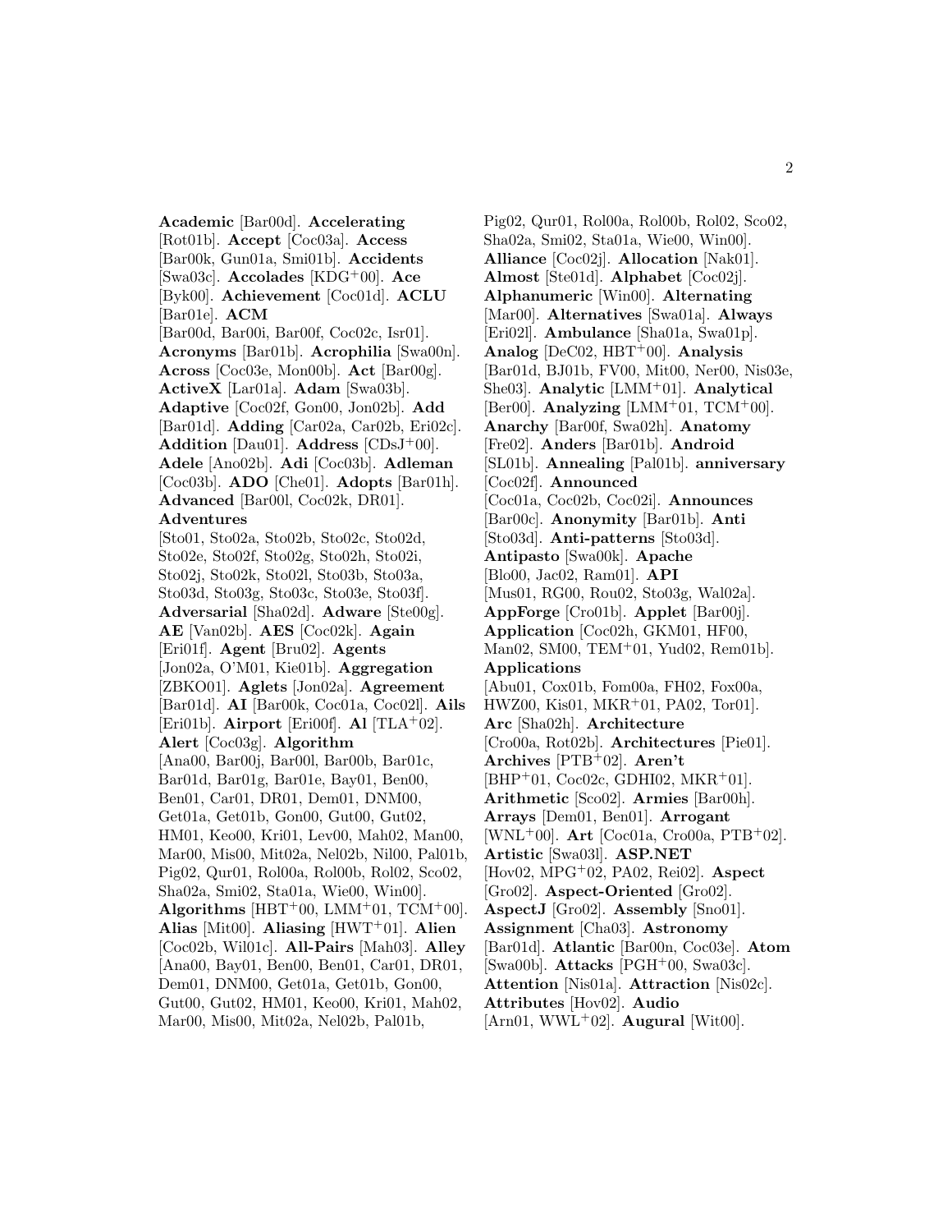**Academic** [Bar00d]. **Accelerating** [Rot01b]. **Accept** [Coc03a]. **Access** [Bar00k, Gun01a, Smi01b]. **Accidents** [Swa03c]. **Accolades** [KDG+00]. **Ace** [Byk00]. **Achievement** [Coc01d]. **ACLU** [Bar01e]. **ACM** [Bar00d, Bar00i, Bar00f, Coc02c, Isr01]. **Acronyms** [Bar01b]. **Acrophilia** [Swa00n]. **Across** [Coc03e, Mon00b]. **Act** [Bar00g]. **ActiveX** [Lar01a]. **Adam** [Swa03b]. **Adaptive** [Coc02f, Gon00, Jon02b]. **Add** [Bar01d]. **Adding** [Car02a, Car02b, Eri02c]. **Addition** [Dau01]. **Address** [CDsJ+00]. **Adele** [Ano02b]. **Adi** [Coc03b]. **Adleman** [Coc03b]. **ADO** [Che01]. **Adopts** [Bar01h]. **Advanced** [Bar00l, Coc02k, DR01]. **Adventures** [Sto01, Sto02a, Sto02b, Sto02c, Sto02d, Sto02e, Sto02f, Sto02g, Sto02h, Sto02i, Sto02j, Sto02k, Sto02l, Sto03b, Sto03a, Sto03d, Sto03g, Sto03c, Sto03e, Sto03f]. **Adversarial** [Sha02d]. **Adware** [Ste00g]. **AE** [Van02b]. **AES** [Coc02k]. **Again** [Eri01f]. **Agent** [Bru02]. **Agents** [Jon02a, O'M01, Kie01b]. **Aggregation** [ZBKO01]. **Aglets** [Jon02a]. **Agreement** [Bar01d]. **AI** [Bar00k, Coc01a, Coc02l]. **Ails** [Eri01b]. **Airport** [Eri00f]. **Al** [TLA+02]. **Alert** [Coc03g]. **Algorithm** [Ana00, Bar00j, Bar00l, Bar00b, Bar01c, Bar01d, Bar01g, Bar01e, Bay01, Ben00, Ben01, Car01, DR01, Dem01, DNM00, Get01a, Get01b, Gon00, Gut00, Gut02, HM01, Keo00, Kri01, Lev00, Mah02, Man00, Mar00, Mis00, Mit02a, Nel02b, Nil00, Pal01b, Pig02, Qur01, Rol00a, Rol00b, Rol02, Sco02, Sha02a, Smi02, Sta01a, Wie00, Win00]. **Algorithms** [HBT+00, LMM+01, TCM+00]. **Alias** [Mit00]. **Aliasing** [HWT+01]. **Alien** [Coc02b, Wil01c]. **All-Pairs** [Mah03]. **Alley** [Ana00, Bay01, Ben00, Ben01, Car01, DR01, Dem01, DNM00, Get01a, Get01b, Gon00, Gut00, Gut02, HM01, Keo00, Kri01, Mah02, Mar00, Mis00, Mit02a, Nel02b, Pal01b, Pig02, Qur01, Rol00a, Rol00b, Rol02, Sco02, Sha02a, Smi02, Sta01a, Wie00, Win00]. **Alliance** [Coc02j]. **Allocation** [Nak01]. **Almost** [Ste01d]. **Alphabet** [Coc02j]. **Alphanumeric** [Win00]. **Alternating** [Mar00]. **Alternatives** [Swa01a]. **Always** [Eri02l]. **Ambulance** [Sha01a, Swa01p]. **Analog** [DeC02, HBT+00]. **Analysis** [Bar01d, BJ01b, FV00, Mit00, Ner00, Nis03e, She03]. **Analytic** [LMM+01]. **Analytical** [Ber00]. **Analyzing** [LMM+01, TCM+00]. **Anarchy** [Bar00f, Swa02h]. **Anatomy** [Fre02]. **Anders** [Bar01b]. **Android** [SL01b]. **Annealing** [Pal01b]. **anniversary** [Coc02f]. **Announced** [Coc01a, Coc02b, Coc02i]. **Announces** [Bar00c]. **Anonymity** [Bar01b]. **Anti** [Sto03d]. **Anti-patterns** [Sto03d]. **Antipasto** [Swa00k]. **Apache** [Blo00, Jac02, Ram01]. **API** [Mus01, RG00, Rou02, Sto03g, Wal02a]. **AppForge** [Cro01b]. **Applet** [Bar00j]. **Application** [Coc02h, GKM01, HF00, Man02, SM00, TEM+01, Yud02, Rem01b]. **Applications** [Abu01, Cox01b, Fom00a, FH02, Fox00a, HWZ00, Kis01, MKR+01, PA02, Tor01]. **Arc** [Sha02h]. **Architecture** [Cro00a, Rot02b]. **Architectures** [Pie01]. **Archives** [PTB+02]. **Aren't** [BHP+01, Coc02c, GDHI02, MKR+01]. **Arithmetic** [Sco02]. **Armies** [Bar00h]. **Arrays** [Dem01, Ben01]. **Arrogant** [WNL+00]. **Art** [Coc01a, Cro00a, PTB+02]. **Artistic** [Swa03l]. **ASP.NET** [Hov02, MPG+02, PA02, Rei02]. **Aspect** [Gro02]. **Aspect-Oriented** [Gro02]. **AspectJ** [Gro02]. **Assembly** [Sno01]. **Assignment** [Cha03]. **Astronomy** [Bar01d]. **Atlantic** [Bar00n, Coc03e]. **Atom** [Swa00b]. **Attacks** [PGH+00, Swa03c]. **Attention** [Nis01a]. **Attraction** [Nis02c]. **Attributes** [Hov02]. **Audio** [Arn01, WWL+02]. **Augural** [Wit00].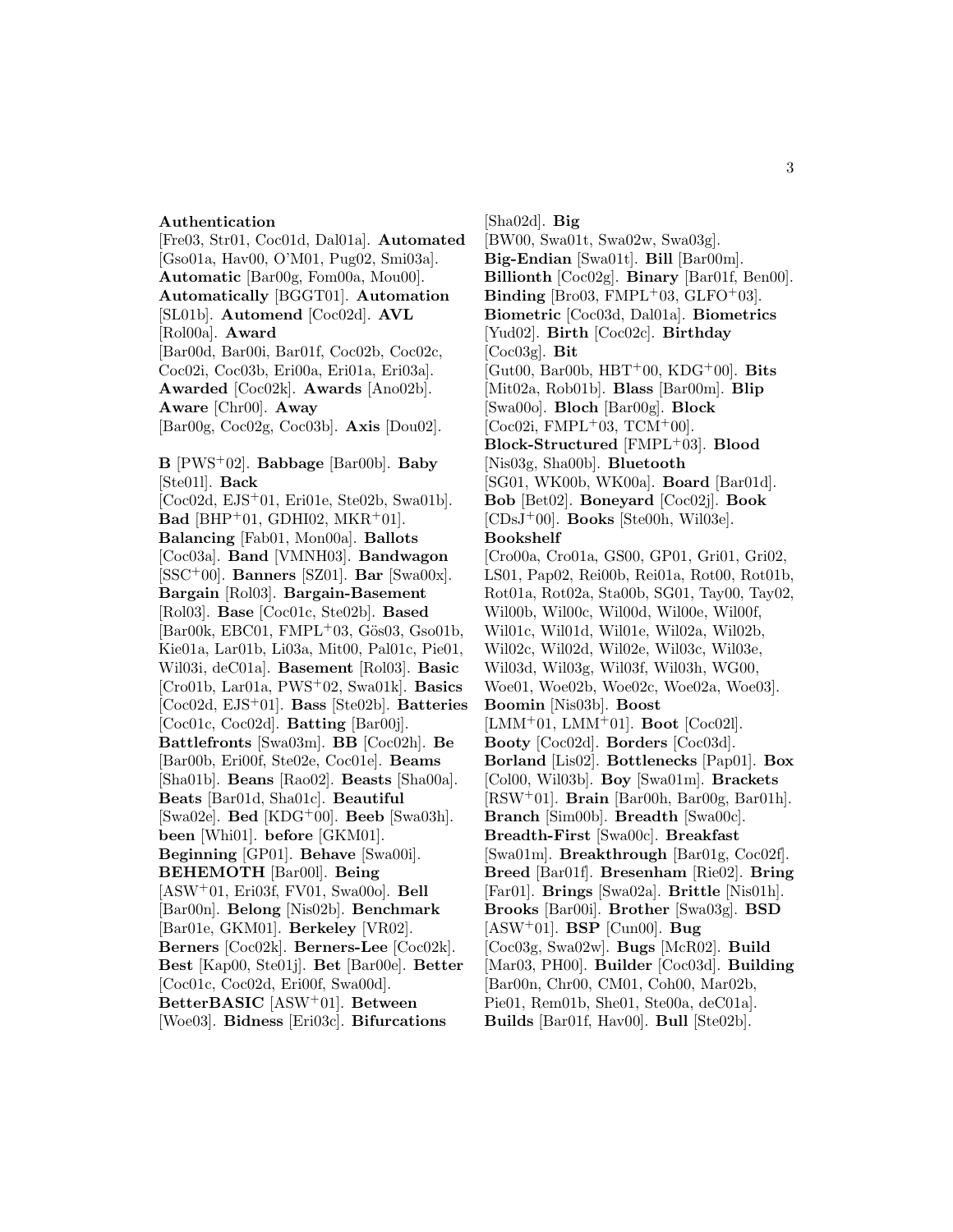**Authentication** [Fre03, Str01, Coc01d, Dal01a]. **Automated** [Gso01a, Hav00, O'M01, Pug02, Smi03a]. **Automatic** [Bar00g, Fom00a, Mou00]. **Automatically** [BGGT01]. **Automation** [SL01b]. **Automend** [Coc02d]. **AVL** [Rol00a]. **Award** [Bar00d, Bar00i, Bar01f, Coc02b, Coc02c, Coc02i, Coc03b, Eri00a, Eri01a, Eri03a]. **Awarded** [Coc02k]. **Awards** [Ano02b]. **Aware** [Chr00]. **Away** [Bar00g, Coc02g, Coc03b]. **Axis** [Dou02].

**B** [PWS+02]. **Babbage** [Bar00b]. **Baby** [Ste01l]. **Back** [Coc02d, EJS+01, Eri01e, Ste02b, Swa01b]. **Bad** [BHP+01, GDHI02, MKR+01]. **Balancing** [Fab01, Mon00a]. **Ballots** [Coc03a]. **Band** [VMNH03]. **Bandwagon** [SSC+00]. **Banners** [SZ01]. **Bar** [Swa00x]. **Bargain** [Rol03]. **Bargain-Basement** [Rol03]. **Base** [Coc01c, Ste02b]. **Based** [Bar00k, EBC01, FMPL+03, Gös03, Gso01b, Kie01a, Lar01b, Li03a, Mit00, Pal01c, Pie01, Wil03i, deC01a]. **Basement** [Rol03]. **Basic** [Cro01b, Lar01a, PWS+02, Swa01k]. **Basics** [Coc02d, EJS+01]. **Bass** [Ste02b]. **Batteries** [Coc01c, Coc02d]. **Batting** [Bar00j]. **Battlefronts** [Swa03m]. **BB** [Coc02h]. **Be** [Bar00b, Eri00f, Ste02e, Coc01e]. **Beams** [Sha01b]. **Beans** [Rao02]. **Beasts** [Sha00a]. **Beats** [Bar01d, Sha01c]. **Beautiful** [Swa02e]. **Bed** [KDG+00]. **Beeb** [Swa03h]. **been** [Whi01]. **before** [GKM01]. **Beginning** [GP01]. **Behave** [Swa00i]. **BEHEMOTH** [Bar00l]. **Being** [ASW+01, Eri03f, FV01, Swa00o]. **Bell** [Bar00n]. **Belong** [Nis02b]. **Benchmark** [Bar01e, GKM01]. **Berkeley** [VR02]. **Berners** [Coc02k]. **Berners-Lee** [Coc02k]. **Best** [Kap00, Ste01j]. **Bet** [Bar00e]. **Better** [Coc01c, Coc02d, Eri00f, Swa00d]. **BetterBASIC** [ASW+01]. **Between** [Woe03]. **Bidness** [Eri03c]. **Bifurcations** [Sha02d]. **Big** [BW00, Swa01t, Swa02w, Swa03g]. **Big-Endian** [Swa01t]. **Bill** [Bar00m]. **Billionth** [Coc02g]. **Binary** [Bar01f, Ben00]. **Binding** [Bro03, FMPL+03, GLFO+03]. **Biometric** [Coc03d, Dal01a]. **Biometrics** [Yud02]. **Birth** [Coc02c]. **Birthday** [Coc03g]. **Bit** [Gut00, Bar00b, HBT+00, KDG+00]. **Bits** [Mit02a, Rob01b]. **Blass** [Bar00m]. **Blip** [Swa00o]. **Bloch** [Bar00g]. **Block** [Coc02i, FMPL+03, TCM+00]. **Block-Structured** [FMPL+03]. **Blood** [Nis03g, Sha00b]. **Bluetooth** [SG01, WK00b, WK00a]. **Board** [Bar01d]. **Bob** [Bet02]. **Boneyard** [Coc02j]. **Book** [CDsJ+00]. **Books** [Ste00h, Wil03e]. **Bookshelf** [Cro00a, Cro01a, GS00, GP01, Gri01, Gri02, LS01, Pap02, Rei00b, Rei01a, Rot00, Rot01b, Rot01a, Rot02a, Sta00b, SG01, Tay00, Tay02, Wil00b, Wil00c, Wil00d, Wil00e, Wil00f, Wil01c, Wil01d, Wil01e, Wil02a, Wil02b, Wil02c, Wil02d, Wil02e, Wil03c, Wil03e, Wil03d, Wil03g, Wil03f, Wil03h, WG00, Woe01, Woe02b, Woe02c, Woe02a, Woe03]. **Boomin** [Nis03b]. **Boost** [LMM+01, LMM+01]. **Boot** [Coc02l]. **Booty** [Coc02d]. **Borders** [Coc03d]. **Borland** [Lis02]. **Bottlenecks** [Pap01]. **Box** [Col00, Wil03b]. **Boy** [Swa01m]. **Brackets** [RSW+01]. **Brain** [Bar00h, Bar00g, Bar01h]. **Branch** [Sim00b]. **Breadth** [Swa00c]. **Breadth-First** [Swa00c]. **Breakfast** [Swa01m]. **Breakthrough** [Bar01g, Coc02f]. **Breed** [Bar01f]. **Bresenham** [Rie02]. **Bring** [Far01]. **Brings** [Swa02a]. **Brittle** [Nis01h]. **Brooks** [Bar00i]. **Brother** [Swa03g]. **BSD** [ASW+01]. **BSP** [Cun00]. **Bug** [Coc03g, Swa02w]. **Bugs** [McR02]. **Build** [Mar03, PH00]. **Builder** [Coc03d]. **Building** [Bar00n, Chr00, CM01, Coh00, Mar02b, Pie01, Rem01b, She01, Ste00a, deC01a]. **Builds** [Bar01f, Hav00]. **Bull** [Ste02b].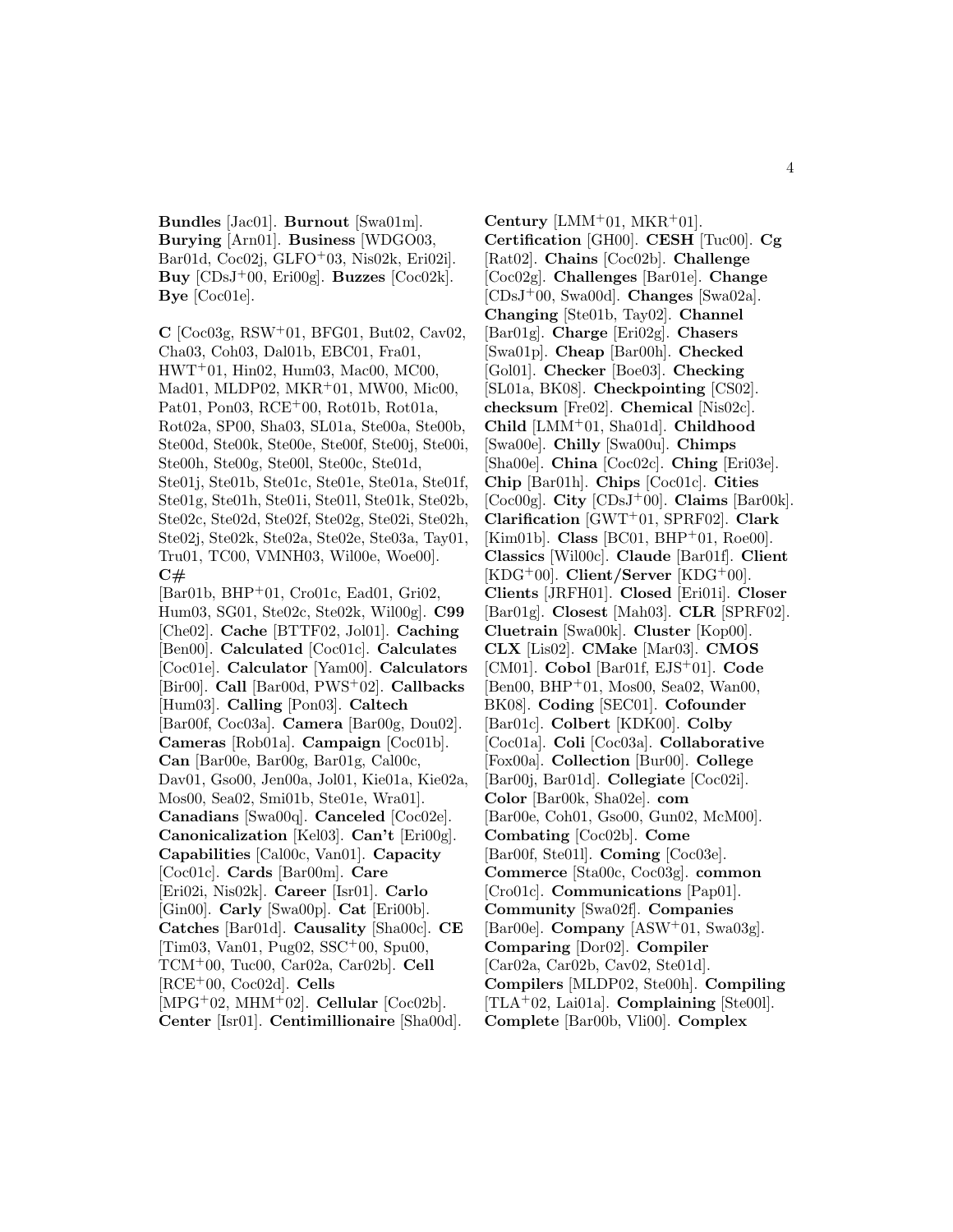**Bundles** [Jac01]. **Burnout** [Swa01m]. **Burying** [Arn01]. **Business** [WDGO03, Bar01d, Coc02j, GLFO+03, Nis02k, Eri02i]. **Buy** [CDsJ+00, Eri00g]. **Buzzes** [Coc02k]. **Bye** [Coc01e].

**C** [Coc03g, RSW+01, BFG01, But02, Cav02, Cha03, Coh03, Dal01b, EBC01, Fra01, HWT+01, Hin02, Hum03, Mac00, MC00, Mad01, MLDP02, MKR+01, MW00, Mic00, Pat01, Pon03, RCE+00, Rot01b, Rot01a, Rot02a, SP00, Sha03, SL01a, Ste00a, Ste00b, Ste00d, Ste00k, Ste00e, Ste00f, Ste00j, Ste00i, Ste00h, Ste00g, Ste00l, Ste00c, Ste01d, Ste01j, Ste01b, Ste01c, Ste01e, Ste01a, Ste01f, Ste01g, Ste01h, Ste01i, Ste01l, Ste01k, Ste02b, Ste02c, Ste02d, Ste02f, Ste02g, Ste02i, Ste02h, Ste02j, Ste02k, Ste02a, Ste02e, Ste03a, Tay01, Tru01, TC00, VMNH03, Wil00e, Woe00]. **C#** [Bar01b, BHP+01, Cro01c, Ead01, Gri02, Hum03, SG01, Ste02c, Ste02k, Wil00g]. **C99** [Che02]. **Cache** [BTTF02, Jol01]. **Caching** [Ben00]. **Calculated** [Coc01c]. **Calculates** [Coc01e]. **Calculator** [Yam00]. **Calculators** [Bir00]. **Call** [Bar00d, PWS+02]. **Callbacks** [Hum03]. **Calling** [Pon03]. **Caltech** [Bar00f, Coc03a]. **Camera** [Bar00g, Dou02]. **Cameras** [Rob01a]. **Campaign** [Coc01b]. **Can** [Bar00e, Bar00g, Bar01g, Cal00c, Dav01, Gso00, Jen00a, Jol01, Kie01a, Kie02a, Mos00, Sea02, Smi01b, Ste01e, Wra01]. **Canadians** [Swa00q]. **Canceled** [Coc02e]. **Canonicalization** [Kel03]. **Can't** [Eri00g]. **Capabilities** [Cal00c, Van01]. **Capacity** [Coc01c]. **Cards** [Bar00m]. **Care** [Eri02i, Nis02k]. **Career** [Isr01]. **Carlo** [Gin00]. **Carly** [Swa00p]. **Cat** [Eri00b]. **Catches** [Bar01d]. **Causality** [Sha00c]. **CE** [Tim03, Van01, Pug02, SSC+00, Spu00, TCM+00, Tuc00, Car02a, Car02b]. **Cell** [RCE+00, Coc02d]. **Cells** [MPG+02, MHM+02]. **Cellular** [Coc02b]. **Center** [Isr01]. **Centimillionaire** [Sha00d]. **Century** [LMM+01, MKR+01]. **Certification** [GH00]. **CESH** [Tuc00]. **Cg** [Rat02]. **Chains** [Coc02b]. **Challenge** [Coc02g]. **Challenges** [Bar01e]. **Change** [CDsJ+00, Swa00d]. **Changes** [Swa02a]. **Changing** [Ste01b, Tay02]. **Channel** [Bar01g]. **Charge** [Eri02g]. **Chasers** [Swa01p]. **Cheap** [Bar00h]. **Checked** [Gol01]. **Checker** [Boe03]. **Checking** [SL01a, BK08]. **Checkpointing** [CS02]. **checksum** [Fre02]. **Chemical** [Nis02c]. **Child** [LMM+01, Sha01d]. **Childhood** [Swa00e]. **Chilly** [Swa00u]. **Chimps** [Sha00e]. **China** [Coc02c]. **Ching** [Eri03e]. **Chip** [Bar01h]. **Chips** [Coc01c]. **Cities** [Coc00g]. **City** [CDsJ+00]. **Claims** [Bar00k]. **Clarification** [GWT+01, SPRF02]. **Clark** [Kim01b]. **Class** [BC01, BHP+01, Roe00]. **Classics** [Wil00c]. **Claude** [Bar01f]. **Client** [KDG+00]. **Client/Server** [KDG+00]. **Clients** [JRFH01]. **Closed** [Eri01i]. **Closer** [Bar01g]. **Closest** [Mah03]. **CLR** [SPRF02]. **Cluetrain** [Swa00k]. **Cluster** [Kop00]. **CLX** [Lis02]. **CMake** [Mar03]. **CMOS** [CM01]. **Cobol** [Bar01f, EJS+01]. **Code** [Ben00, BHP+01, Mos00, Sea02, Wan00, BK08]. **Coding** [SEC01]. **Cofounder** [Bar01c]. **Colbert** [KDK00]. **Colby** [Coc01a]. **Coli** [Coc03a]. **Collaborative** [Fox00a]. **Collection** [Bur00]. **College** [Bar00j, Bar01d]. **Collegiate** [Coc02i]. **Color** [Bar00k, Sha02e]. **com** [Bar00e, Coh01, Gso00, Gun02, McM00]. **Combating** [Coc02b]. **Come** [Bar00f, Ste01l]. **Coming** [Coc03e]. **Commerce** [Sta00c, Coc03g]. **common** [Cro01c]. **Communications** [Pap01]. **Community** [Swa02f]. **Companies** [Bar00e]. **Company** [ASW+01, Swa03g]. **Comparing** [Dor02]. **Compiler** [Car02a, Car02b, Cav02, Ste01d]. **Compilers** [MLDP02, Ste00h]. **Compiling** [TLA+02, Lai01a]. **Complaining** [Ste00l]. **Complete** [Bar00b, Vli00]. **Complex**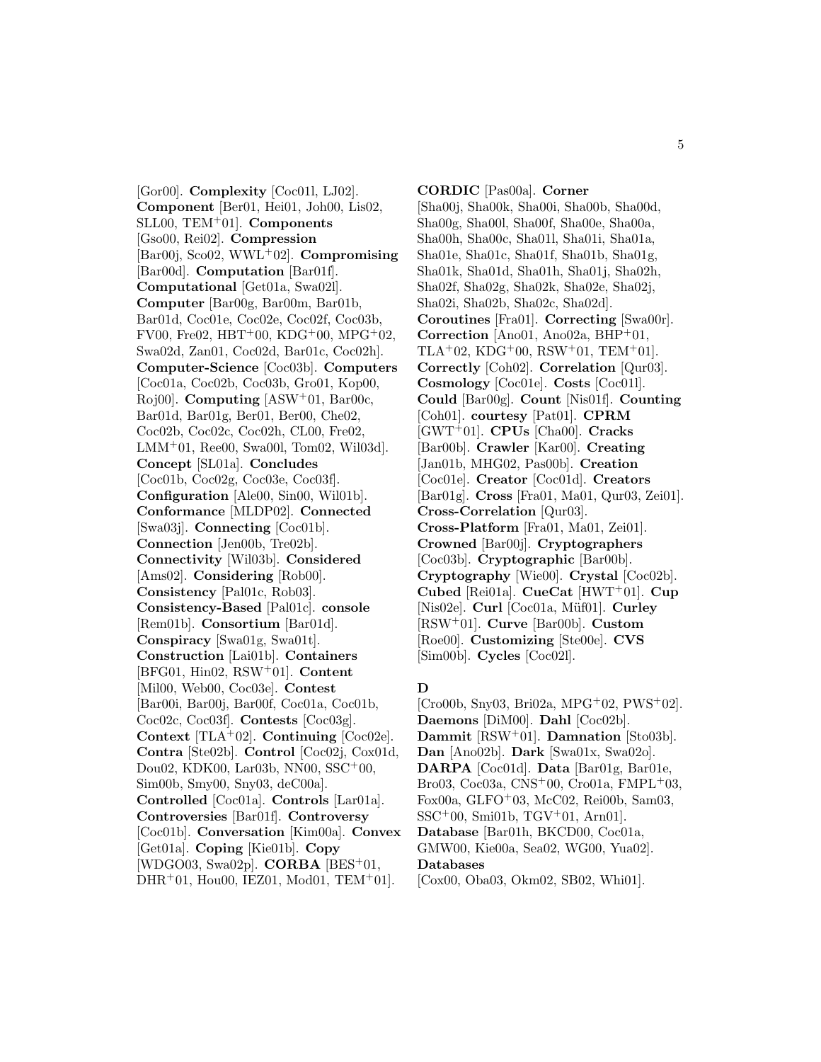[Gor00]. **Complexity** [Coc01l, LJ02]. **Component** [Ber01, Hei01, Joh00, Lis02, SLL00, TEM+01]. **Components** [Gso00, Rei02]. **Compression** [Bar00j, Sco02, WWL+02]. **Compromising** [Bar00d]. **Computation** [Bar01f]. **Computational** [Get01a, Swa02l]. **Computer** [Bar00g, Bar00m, Bar01b, Bar01d, Coc01e, Coc02e, Coc02f, Coc03b, FV00, Fre02, HBT+00, KDG+00, MPG+02, Swa02d, Zan01, Coc02d, Bar01c, Coc02h]. **Computer-Science** [Coc03b]. **Computers** [Coc01a, Coc02b, Coc03b, Gro01, Kop00, Roj00]. **Computing** [ASW+01, Bar00c, Bar01d, Bar01g, Ber01, Ber00, Che02, Coc02b, Coc02c, Coc02h, CL00, Fre02, LMM+01, Ree00, Swa00l, Tom02, Wil03d]. **Concept** [SL01a]. **Concludes** [Coc01b, Coc02g, Coc03e, Coc03f]. **Configuration** [Ale00, Sin00, Wil01b]. **Conformance** [MLDP02]. **Connected** [Swa03j]. **Connecting** [Coc01b]. **Connection** [Jen00b, Tre02b]. **Connectivity** [Wil03b]. **Considered** [Ams02]. **Considering** [Rob00]. **Consistency** [Pal01c, Rob03]. **Consistency-Based** [Pal01c]. **console** [Rem01b]. **Consortium** [Bar01d]. **Conspiracy** [Swa01g, Swa01t]. **Construction** [Lai01b]. **Containers** [BFG01, Hin02, RSW+01]. **Content** [Mil00, Web00, Coc03e]. **Contest** [Bar00i, Bar00j, Bar00f, Coc01a, Coc01b, Coc02c, Coc03f]. **Contests** [Coc03g]. **Context** [TLA+02]. **Continuing** [Coc02e]. **Contra** [Ste02b]. **Control** [Coc02j, Cox01d, Dou02, KDK00, Lar03b, NN00, SSC+00, Sim00b, Smy00, Sny03, deC00a]. **Controlled** [Coc01a]. **Controls** [Lar01a]. **Controversies** [Bar01f]. **Controversy** [Coc01b]. **Conversation** [Kim00a]. **Convex** [Get01a]. **Coping** [Kie01b]. **Copy** [WDGO03, Swa02p]. **CORBA** [BES+01, DHR+01, Hou00, IEZ01, Mod01, TEM+01].

**CORDIC** [Pas00a]. **Corner** [Sha00j, Sha00k, Sha00i, Sha00b, Sha00d, Sha00g, Sha00l, Sha00f, Sha00e, Sha00a, Sha00h, Sha00c, Sha01l, Sha01i, Sha01a, Sha01e, Sha01c, Sha01f, Sha01b, Sha01g, Sha01k, Sha01d, Sha01h, Sha01j, Sha02h, Sha02f, Sha02g, Sha02k, Sha02e, Sha02j, Sha02i, Sha02b, Sha02c, Sha02d]. **Coroutines** [Fra01]. **Correcting** [Swa00r]. **Correction** [Ano01, Ano02a, BHP+01, TLA+02, KDG+00, RSW+01, TEM+01]. **Correctly** [Coh02]. **Correlation** [Qur03]. **Cosmology** [Coc01e]. **Costs** [Coc01l]. **Could** [Bar00g]. **Count** [Nis01f]. **Counting** [Coh01]. **courtesy** [Pat01]. **CPRM** [GWT+01]. **CPUs** [Cha00]. **Cracks** [Bar00b]. **Crawler** [Kar00]. **Creating** [Jan01b, MHG02, Pas00b]. **Creation** [Coc01e]. **Creator** [Coc01d]. **Creators** [Bar01g]. **Cross** [Fra01, Ma01, Qur03, Zei01]. **Cross-Correlation** [Qur03]. **Cross-Platform** [Fra01, Ma01, Zei01]. **Crowned** [Bar00j]. **Cryptographers** [Coc03b]. **Cryptographic** [Bar00b]. **Cryptography** [Wie00]. **Crystal** [Coc02b]. **Cubed** [Rei01a]. **CueCat** [HWT+01]. **Cup** [Nis02e]. **Curl** [Coc01a, Müf01]. **Curley** [RSW+01]. **Curve** [Bar00b]. **Custom** [Roe00]. **Customizing** [Ste00e]. **CVS** [Sim00b]. **Cycles** [Coc02l].

## D

[Cro00b, Sny03, Bri02a, MPG+02, PWS+02]. **Daemons** [DiM00]. **Dahl** [Coc02b]. **Dammit** [RSW+01]. **Damnation** [Sto03b]. **Dan** [Ano02b]. **Dark** [Swa01x, Swa02o]. **DARPA** [Coc01d]. **Data** [Bar01g, Bar01e, Bro03, Coc03a, CNS+00, Cro01a, FMPL+03, Fox00a, GLFO+03, McC02, Rei00b, Sam03, SSC+00, Smi01b, TGV+01, Arn01]. **Database** [Bar01h, BKCD00, Coc01a, GMW00, Kie00a, Sea02, WG00, Yua02]. **Databases** [Cox00, Oba03, Okm02, SB02, Whi01].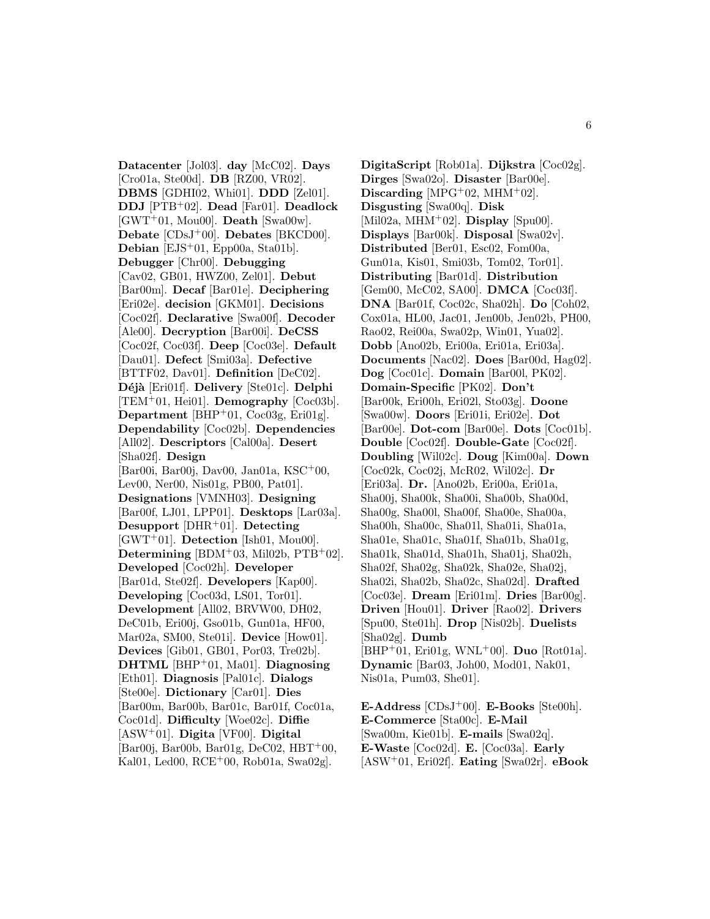**Datacenter** [Jol03]. **day** [McC02]. **Days** [Cro01a, Ste00d]. **DB** [RZ00, VR02]. **DBMS** [GDHI02, Whi01]. **DDD** [Zel01]. **DDJ** [PTB+02]. **Dead** [Far01]. **Deadlock** [GWT+01, Mou00]. **Death** [Swa00w]. **Debate** [CDsJ+00]. **Debates** [BKCD00]. **Debian** [EJS+01, Epp00a, Sta01b]. **Debugger** [Chr00]. **Debugging** [Cav02, GB01, HWZ00, Zel01]. **Debut** [Bar00m]. **Decaf** [Bar01e]. **Deciphering** [Eri02e]. **decision** [GKM01]. **Decisions** [Coc02f]. **Declarative** [Swa00f]. **Decoder** [Ale00]. **Decryption** [Bar00i]. **DeCSS** [Coc02f, Coc03f]. **Deep** [Coc03e]. **Default** [Dau01]. **Defect** [Smi03a]. **Defective** [BTTF02, Dav01]. **Definition** [DeC02]. **Déjà** [Eri01f]. **Delivery** [Ste01c]. **Delphi** [TEM+01, Hei01]. **Demography** [Coc03b]. **Department** [BHP+01, Coc03g, Eri01g]. **Dependability** [Coc02b]. **Dependencies** [All02]. **Descriptors** [Cal00a]. **Desert** [Sha02f]. **Design** [Bar00i, Bar00j, Dav00, Jan01a, KSC+00, Lev00, Ner00, Nis01g, PB00, Pat01]. **Designations** [VMNH03]. **Designing** [Bar00f, LJ01, LPP01]. **Desktops** [Lar03a]. **Desupport** [DHR+01]. **Detecting** [GWT+01]. **Detection** [Ish01, Mou00]. **Determining** [BDM+03, Mil02b, PTB+02]. **Developed** [Coc02h]. **Developer** [Bar01d, Ste02f]. **Developers** [Kap00]. **Developing** [Coc03d, LS01, Tor01]. **Development** [All02, BRVW00, DH02, DeC01b, Eri00j, Gso01b, Gun01a, HF00, Mar02a, SM00, Ste01i]. **Device** [How01]. **Devices** [Gib01, GB01, Por03, Tre02b]. **DHTML** [BHP+01, Ma01]. **Diagnosing** [Eth01]. **Diagnosis** [Pal01c]. **Dialogs** [Ste00e]. **Dictionary** [Car01]. **Dies** [Bar00m, Bar00b, Bar01c, Bar01f, Coc01a, Coc01d]. **Difficulty** [Woe02c]. **Diffie** [ASW+01]. **Digita** [VF00]. **Digital** [Bar00j, Bar00b, Bar01g, DeC02, HBT+00, Kal01, Led00, RCE+00, Rob01a, Swa02g]. **DigitaScript** [Rob01a]. **Dijkstra** [Coc02g]. **Dirges** [Swa02o]. **Disaster** [Bar00e]. **Discarding** [MPG+02, MHM+02]. **Disgusting** [Swa00q]. **Disk** [Mil02a, MHM+02]. **Display** [Spu00]. **Displays** [Bar00k]. **Disposal** [Swa02v]. **Distributed** [Ber01, Esc02, Fom00a, Gun01a, Kis01, Smi03b, Tom02, Tor01]. **Distributing** [Bar01d]. **Distribution** [Gem00, McC02, SA00]. **DMCA** [Coc03f]. **DNA** [Bar01f, Coc02c, Sha02h]. **Do** [Coh02, Cox01a, HL00, Jac01, Jen00b, Jen02b, PH00, Rao02, Rei00a, Swa02p, Win01, Yua02]. **Dobb** [Ano02b, Eri00a, Eri01a, Eri03a]. **Documents** [Nac02]. **Does** [Bar00d, Hag02]. **Dog** [Coc01c]. **Domain** [Bar00l, PK02]. **Domain-Specific** [PK02]. **Don't** [Bar00k, Eri00h, Eri02l, Sto03g]. **Doone** [Swa00w]. **Doors** [Eri01i, Eri02e]. **Dot** [Bar00e]. **Dot-com** [Bar00e]. **Dots** [Coc01b]. **Double** [Coc02f]. **Double-Gate** [Coc02f]. **Doubling** [Wil02c]. **Doug** [Kim00a]. **Down** [Coc02k, Coc02j, McR02, Wil02c]. **Dr** [Eri03a]. **Dr.** [Ano02b, Eri00a, Eri01a, Sha00j, Sha00k, Sha00i, Sha00b, Sha00d, Sha00g, Sha00l, Sha00f, Sha00e, Sha00a, Sha00h, Sha00c, Sha01l, Sha01i, Sha01a, Sha01e, Sha01c, Sha01f, Sha01b, Sha01g, Sha01k, Sha01d, Sha01h, Sha01j, Sha02h, Sha02f, Sha02g, Sha02k, Sha02e, Sha02j, Sha02i, Sha02b, Sha02c, Sha02d]. **Drafted** [Coc03e]. **Dream** [Eri01m]. **Dries** [Bar00g]. **Driven** [Hou01]. **Driver** [Rao02]. **Drivers** [Spu00, Ste01h]. **Drop** [Nis02b]. **Duelists** [Sha02g]. **Dumb** [BHP+01, Eri01g, WNL+00]. **Duo** [Rot01a]. **Dynamic** [Bar03, Joh00, Mod01, Nak01, Nis01a, Pum03, She01].

**E-Address** [CDsJ+00]. **E-Books** [Ste00h]. **E-Commerce** [Sta00c]. **E-Mail** [Swa00m, Kie01b]. **E-mails** [Swa02q]. **E-Waste** [Coc02d]. **E.** [Coc03a]. **Early** [ASW+01, Eri02f]. **Eating** [Swa02r]. **eBook**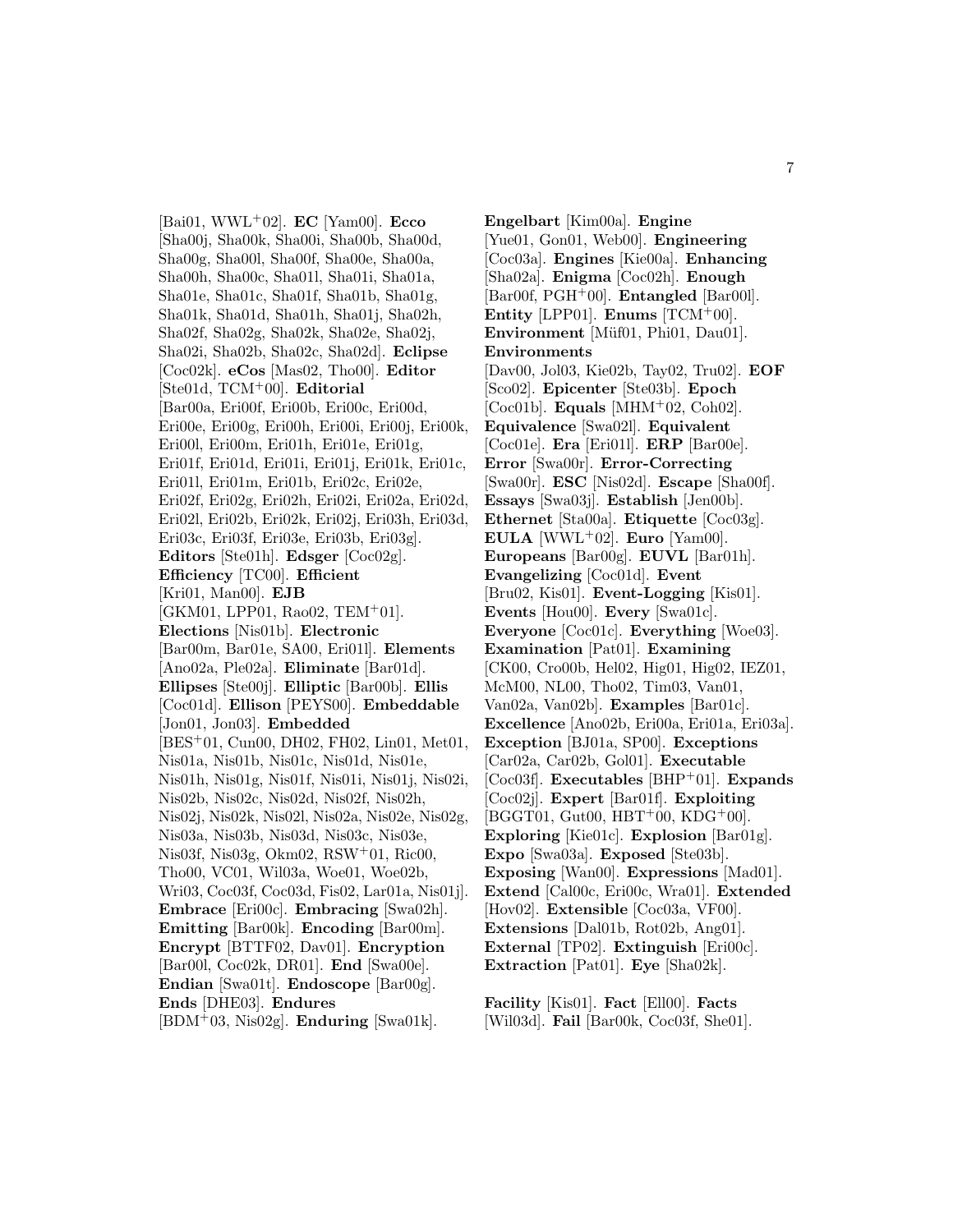[Bai01, WWL+02]. **EC** [Yam00]. **Ecco** [Sha00j, Sha00k, Sha00i, Sha00b, Sha00d, Sha00g, Sha00l, Sha00f, Sha00e, Sha00a, Sha00h, Sha00c, Sha01l, Sha01i, Sha01a, Sha01e, Sha01c, Sha01f, Sha01b, Sha01g, Sha01k, Sha01d, Sha01h, Sha01j, Sha02h, Sha02f, Sha02g, Sha02k, Sha02e, Sha02j, Sha02i, Sha02b, Sha02c, Sha02d]. **Eclipse** [Coc02k]. **eCos** [Mas02, Tho00]. **Editor** [Ste01d, TCM+00]. **Editorial** [Bar00a, Eri00f, Eri00b, Eri00c, Eri00d, Eri00e, Eri00g, Eri00h, Eri00i, Eri00j, Eri00k, Eri00l, Eri00m, Eri01h, Eri01e, Eri01g, Eri01f, Eri01d, Eri01i, Eri01j, Eri01k, Eri01c, Eri01l, Eri01m, Eri01b, Eri02c, Eri02e, Eri02f, Eri02g, Eri02h, Eri02i, Eri02a, Eri02d, Eri02l, Eri02b, Eri02k, Eri02j, Eri03h, Eri03d, Eri03c, Eri03f, Eri03e, Eri03b, Eri03g]. **Editors** [Ste01h]. **Edsger** [Coc02g]. **Efficiency** [TC00]. **Efficient** [Kri01, Man00]. **EJB** [GKM01, LPP01, Rao02, TEM+01]. **Elections** [Nis01b]. **Electronic** [Bar00m, Bar01e, SA00, Eri01l]. **Elements** [Ano02a, Ple02a]. **Eliminate** [Bar01d]. **Ellipses** [Ste00j]. **Elliptic** [Bar00b]. **Ellis** [Coc01d]. **Ellison** [PEYS00]. **Embeddable** [Jon01, Jon03]. **Embedded** [BES+01, Cun00, DH02, FH02, Lin01, Met01, Nis01a, Nis01b, Nis01c, Nis01d, Nis01e, Nis01h, Nis01g, Nis01f, Nis01i, Nis01j, Nis02i, Nis02b, Nis02c, Nis02d, Nis02f, Nis02h, Nis02j, Nis02k, Nis02l, Nis02a, Nis02e, Nis02g, Nis03a, Nis03b, Nis03d, Nis03c, Nis03e, Nis03f, Nis03g, Okm02, RSW+01, Ric00, Tho00, VC01, Wil03a, Woe01, Woe02b, Wri03, Coc03f, Coc03d, Fis02, Lar01a, Nis01j]. **Embrace** [Eri00c]. **Embracing** [Swa02h]. **Emitting** [Bar00k]. **Encoding** [Bar00m]. **Encrypt** [BTTF02, Dav01]. **Encryption** [Bar00l, Coc02k, DR01]. **End** [Swa00e]. **Endian** [Swa01t]. **Endoscope** [Bar00g]. **Ends** [DHE03]. **Endures** [BDM+03, Nis02g]. **Enduring** [Swa01k].

**Engelbart** [Kim00a]. **Engine** [Yue01, Gon01, Web00]. **Engineering** [Coc03a]. **Engines** [Kie00a]. **Enhancing** [Sha02a]. **Enigma** [Coc02h]. **Enough** [Bar00f, PGH+00]. **Entangled** [Bar00l]. **Entity** [LPP01]. **Enums** [TCM+00]. **Environment** [Müf01, Phi01, Dau01]. **Environments** [Dav00, Jol03, Kie02b, Tay02, Tru02]. **EOF** [Sco02]. **Epicenter** [Ste03b]. **Epoch** [Coc01b]. **Equals** [MHM+02, Coh02]. **Equivalence** [Swa02l]. **Equivalent** [Coc01e]. **Era** [Eri01l]. **ERP** [Bar00e]. **Error** [Swa00r]. **Error-Correcting** [Swa00r]. **ESC** [Nis02d]. **Escape** [Sha00f]. **Essays** [Swa03j]. **Establish** [Jen00b]. **Ethernet** [Sta00a]. **Etiquette** [Coc03g]. **EULA** [WWL+02]. **Euro** [Yam00]. **Europeans** [Bar00g]. **EUVL** [Bar01h]. **Evangelizing** [Coc01d]. **Event** [Bru02, Kis01]. **Event-Logging** [Kis01]. **Events** [Hou00]. **Every** [Swa01c]. **Everyone** [Coc01c]. **Everything** [Woe03]. **Examination** [Pat01]. **Examining** [CK00, Cro00b, Hel02, Hig01, Hig02, IEZ01, McM00, NL00, Tho02, Tim03, Van01, Van02a, Van02b]. **Examples** [Bar01c]. **Excellence** [Ano02b, Eri00a, Eri01a, Eri03a]. **Exception** [BJ01a, SP00]. **Exceptions** [Car02a, Car02b, Gol01]. **Executable** [Coc03f]. **Executables** [BHP+01]. **Expands** [Coc02j]. **Expert** [Bar01f]. **Exploiting** [BGGT01, Gut00, HBT+00, KDG+00]. **Exploring** [Kie01c]. **Explosion** [Bar01g]. **Expo** [Swa03a]. **Exposed** [Ste03b]. **Exposing** [Wan00]. **Expressions** [Mad01]. **Extend** [Cal00c, Eri00c, Wra01]. **Extended** [Hov02]. **Extensible** [Coc03a, VF00]. **Extensions** [Dal01b, Rot02b, Ang01]. **External** [TP02]. **Extinguish** [Eri00c]. **Extraction** [Pat01]. **Eye** [Sha02k].

**Facility** [Kis01]. **Fact** [Ell00]. **Facts** [Wil03d]. **Fail** [Bar00k, Coc03f, She01].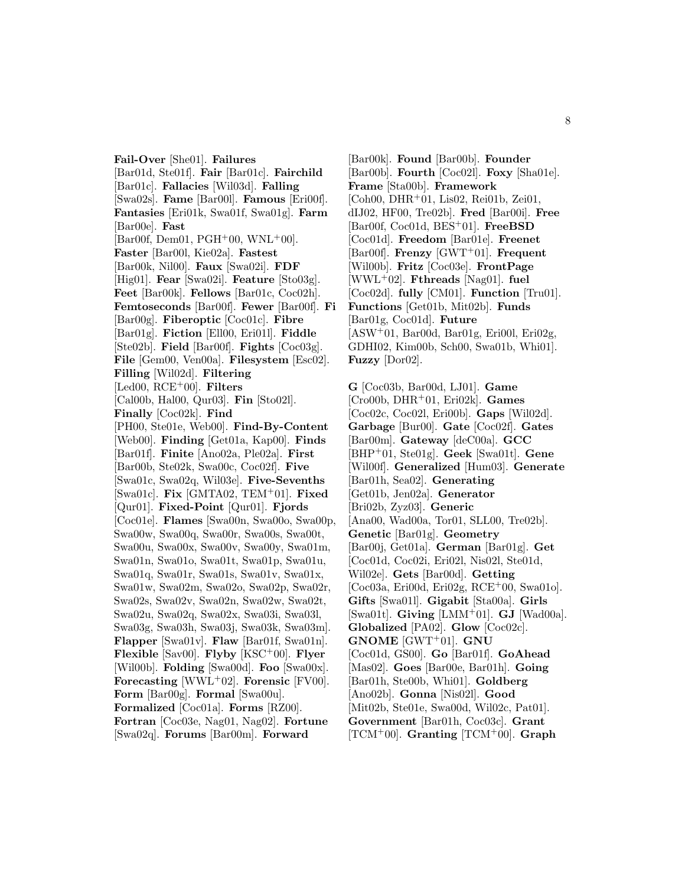**Fail-Over** [She01]. **Failures** [Bar01d, Ste01f]. **Fair** [Bar01c]. **Fairchild** [Bar01c]. **Fallacies** [Wil03d]. **Falling** [Swa02s]. **Fame** [Bar00l]. **Famous** [Eri00f]. **Fantasies** [Eri01k, Swa01f, Swa01g]. **Farm** [Bar00e]. **Fast** [Bar00f, Dem01, PGH+00, WNL+00]. **Faster** [Bar00l, Kie02a]. **Fastest** [Bar00k, Nil00]. **Faux** [Swa02i]. **FDF** [Hig01]. **Fear** [Swa02i]. **Feature** [Sto03g]. **Feet** [Bar00k]. **Fellows** [Bar01c, Coc02h]. **Femtoseconds** [Bar00f]. **Fewer** [Bar00f]. **Fi** [Bar00g]. **Fiberoptic** [Coc01c]. **Fibre** [Bar01g]. **Fiction** [Ell00, Eri01l]. **Fiddle** [Ste02b]. **Field** [Bar00f]. **Fights** [Coc03g]. **File** [Gem00, Ven00a]. **Filesystem** [Esc02]. **Filling** [Wil02d]. **Filtering** [Led00, RCE+00]. **Filters** [Cal00b, Hal00, Qur03]. **Fin** [Sto02l]. **Finally** [Coc02k]. **Find** [PH00, Ste01e, Web00]. **Find-By-Content** [Web00]. **Finding** [Get01a, Kap00]. **Finds** [Bar01f]. **Finite** [Ano02a, Ple02a]. **First** [Bar00b, Ste02k, Swa00c, Coc02f]. **Five** [Swa01c, Swa02q, Wil03e]. **Five-Sevenths** [Swa01c]. **Fix** [GMTA02, TEM+01]. **Fixed** [Qur01]. **Fixed-Point** [Qur01]. **Fjords** [Coc01e]. **Flames** [Swa00n, Swa00o, Swa00p, Swa00w, Swa00q, Swa00r, Swa00s, Swa00t, Swa00u, Swa00x, Swa00v, Swa00y, Swa01m, Swa01n, Swa01o, Swa01t, Swa01p, Swa01u, Swa01q, Swa01r, Swa01s, Swa01v, Swa01x, Swa01w, Swa02m, Swa02o, Swa02p, Swa02r, Swa02s, Swa02v, Swa02n, Swa02w, Swa02t, Swa02u, Swa02q, Swa02x, Swa03i, Swa03l, Swa03g, Swa03h, Swa03j, Swa03k, Swa03m]. **Flapper** [Swa01v]. **Flaw** [Bar01f, Swa01n]. **Flexible** [Sav00]. **Flyby** [KSC+00]. **Flyer** [Wil00b]. **Folding** [Swa00d]. **Foo** [Swa00x]. **Forecasting** [WWL+02]. **Forensic** [FV00]. **Form** [Bar00g]. **Formal** [Swa00u]. **Formalized** [Coc01a]. **Forms** [RZ00]. **Fortran** [Coc03e, Nag01, Nag02]. **Fortune** [Swa02q]. **Forums** [Bar00m]. **Forward** [Bar00k]. **Found** [Bar00b]. **Founder** [Bar00b]. **Fourth** [Coc02l]. **Foxy** [Sha01e]. **Frame** [Sta00b]. **Framework** [Coh00, DHR+01, Lis02, Rei01b, Zei01, dIJ02, HF00, Tre02b]. **Fred** [Bar00i]. **Free** [Bar00f, Coc01d, BES+01]. **FreeBSD** [Coc01d]. **Freedom** [Bar01e]. **Freenet** [Bar00f]. **Frenzy** [GWT+01]. **Frequent** [Wil00b]. **Fritz** [Coc03e]. **FrontPage** [WWL+02]. **Fthreads** [Nag01]. **fuel** [Coc02d]. **fully** [CM01]. **Function** [Tru01]. **Functions** [Get01b, Mit02b]. **Funds** [Bar01g, Coc01d]. **Future** [ASW+01, Bar00d, Bar01g, Eri00l, Eri02g, GDHI02, Kim00b, Sch00, Swa01b, Whi01]. **Fuzzy** [Dor02].

**G** [Coc03b, Bar00d, LJ01]. **Game** [Cro00b, DHR+01, Eri02k]. **Games** [Coc02c, Coc02l, Eri00b]. **Gaps** [Wil02d]. **Garbage** [Bur00]. **Gate** [Coc02f]. **Gates** [Bar00m]. **Gateway** [deC00a]. **GCC** [BHP+01, Ste01g]. **Geek** [Swa01t]. **Gene** [Wil00f]. **Generalized** [Hum03]. **Generate** [Bar01h, Sea02]. **Generating** [Get01b, Jen02a]. **Generator** [Bri02b, Zyz03]. **Generic** [Ana00, Wad00a, Tor01, SLL00, Tre02b]. **Genetic** [Bar01g]. **Geometry** [Bar00j, Get01a]. **German** [Bar01g]. **Get** [Coc01d, Coc02i, Eri02l, Nis02l, Ste01d, Wil02e]. **Gets** [Bar00d]. **Getting** [Coc03a, Eri00d, Eri02g, RCE+00, Swa01o]. **Gifts** [Swa01l]. **Gigabit** [Sta00a]. **Girls** [Swa01t]. **Giving** [LMM+01]. **GJ** [Wad00a]. **Globalized** [PA02]. **Glow** [Coc02c]. **GNOME** [GWT+01]. **GNU** [Coc01d, GS00]. **Go** [Bar01f]. **GoAhead** [Mas02]. **Goes** [Bar00e, Bar01h]. **Going** [Bar01h, Ste00b, Whi01]. **Goldberg** [Ano02b]. **Gonna** [Nis02l]. **Good** [Mit02b, Ste01e, Swa00d, Wil02c, Pat01]. **Government** [Bar01h, Coc03c]. **Grant** [TCM+00]. **Granting** [TCM+00]. **Graph**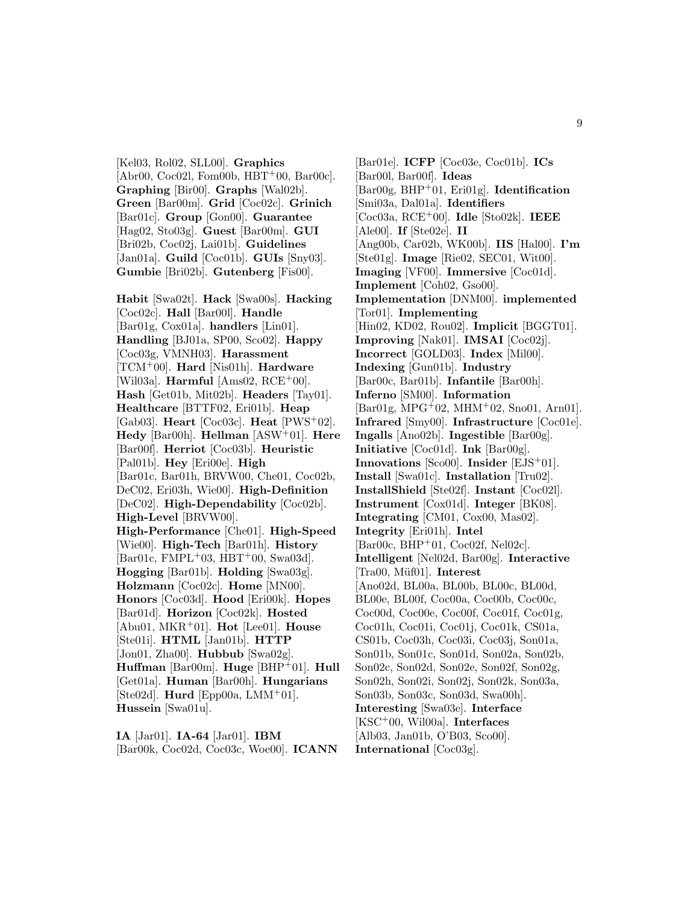[Kel03, Rol02, SLL00]. **Graphics** [Abr00, Coc02l, Fom00b, HBT+00, Bar00c]. **Graphing** [Bir00]. **Graphs** [Wal02b]. **Green** [Bar00m]. **Grid** [Coc02c]. **Grinich** [Bar01c]. **Group** [Gon00]. **Guarantee** [Hag02, Sto03g]. **Guest** [Bar00m]. **GUI** [Bri02b, Coc02j, Lai01b]. **Guidelines** [Jan01a]. **Guild** [Coc01b]. **GUIs** [Sny03]. **Gumbie** [Bri02b]. **Gutenberg** [Fis00].

**Habit** [Swa02t]. **Hack** [Swa00s]. **Hacking** [Coc02c]. **Hall** [Bar00l]. **Handle** [Bar01g, Cox01a]. **handlers** [Lin01]. **Handling** [BJ01a, SP00, Sco02]. **Happy** [Coc03g, VMNH03]. **Harassment** [TCM+00]. **Hard** [Nis01h]. **Hardware** [Wil03a]. **Harmful** [Ams02, RCE+00]. **Hash** [Get01b, Mit02b]. **Headers** [Tay01]. **Healthcare** [BTTF02, Eri01b]. **Heap** [Gab03]. **Heart** [Coc03c]. **Heat** [PWS+02]. **Hedy** [Bar00h]. **Hellman** [ASW+01]. **Here** [Bar00f]. **Herriot** [Coc03b]. **Heuristic** [Pal01b]. **Hey** [Eri00e]. **High** [Bar01c, Bar01h, BRVW00, Che01, Coc02b, DeC02, Eri03h, Wie00]. **High-Definition** [DeC02]. **High-Dependability** [Coc02b]. **High-Level** [BRVW00]. **High-Performance** [Che01]. **High-Speed** [Wie00]. **High-Tech** [Bar01h]. **History** [Bar01c, FMPL+03, HBT+00, Swa03d]. **Hogging** [Bar01b]. **Holding** [Swa03g]. **Holzmann** [Coc02c]. **Home** [MN00]. **Honors** [Coc03d]. **Hood** [Eri00k]. **Hopes** [Bar01d]. **Horizon** [Coc02k]. **Hosted** [Abu01, MKR+01]. **Hot** [Lee01]. **House** [Ste01i]. **HTML** [Jan01b]. **HTTP** [Jon01, Zha00]. **Hubbub** [Swa02g]. **Huffman** [Bar00m]. **Huge** [BHP+01]. **Hull** [Get01a]. **Human** [Bar00h]. **Hungarians** [Ste02d]. **Hurd** [Epp00a, LMM+01]. **Hussein** [Swa01u].

**IA** [Jar01]. **IA-64** [Jar01]. **IBM** [Bar00k, Coc02d, Coc03c, Woe00]. **ICANN** [Bar01e]. **ICFP** [Coc03e, Coc01b]. **ICs** [Bar00l, Bar00f]. **Ideas** [Bar00g, BHP+01, Eri01g]. **Identification** [Smi03a, Dal01a]. **Identifiers** [Coc03a, RCE+00]. **Idle** [Sto02k]. **IEEE** [Ale00]. **If** [Ste02e]. **II** [Ang00b, Car02b, WK00b]. **IIS** [Hal00]. **I'm** [Ste01g]. **Image** [Rie02, SEC01, Wit00]. **Imaging** [VF00]. **Immersive** [Coc01d]. **Implement** [Coh02, Gso00]. **Implementation** [DNM00]. **implemented** [Tor01]. **Implementing** [Hin02, KD02, Rou02]. **Implicit** [BGGT01]. **Improving** [Nak01]. **IMSAI** [Coc02j]. **Incorrect** [GOLD03]. **Index** [Mil00]. **Indexing** [Gun01b]. **Industry** [Bar00c, Bar01b]. **Infantile** [Bar00h]. **Inferno** [SM00]. **Information** [Bar01g, MPG+02, MHM+02, Sno01, Arn01]. **Infrared** [Smy00]. **Infrastructure** [Coc01e]. **Ingalls** [Ano02b]. **Ingestible** [Bar00g]. **Initiative** [Coc01d]. **Ink** [Bar00g]. **Innovations** [Sco00]. **Insider** [EJS+01]. **Install** [Swa01c]. **Installation** [Tru02]. **InstallShield** [Ste02f]. **Instant** [Coc02l]. **Instrument** [Cox01d]. **Integer** [BK08]. **Integrating** [CM01, Cox00, Mas02]. **Integrity** [Eri01h]. **Intel** [Bar00c, BHP+01, Coc02f, Nel02c]. **Intelligent** [Nel02d, Bar00g]. **Interactive** [Tra00, Müf01]. **Interest** [Ano02d, BL00a, BL00b, BL00c, BL00d, BL00e, BL00f, Coc00a, Coc00b, Coc00c, Coc00d, Coc00e, Coc00f, Coc01f, Coc01g, Coc01h, Coc01i, Coc01j, Coc01k, CS01a, CS01b, Coc03h, Coc03i, Coc03j, Son01a, Son01b, Son01c, Son01d, Son02a, Son02b, Son02c, Son02d, Son02e, Son02f, Son02g, Son02h, Son02i, Son02j, Son02k, Son03a, Son03b, Son03c, Son03d, Swa00h]. **Interesting** [Swa03e]. **Interface** [KSC+00, Wil00a]. **Interfaces** [Alb03, Jan01b, O'B03, Sco00]. **International** [Coc03g].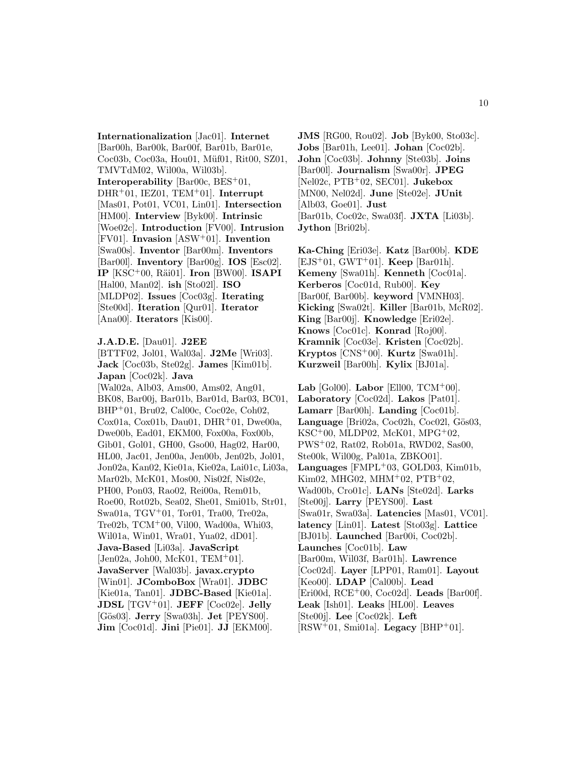**Internationalization** [Jac01]. **Internet** [Bar00h, Bar00k, Bar00f, Bar01b, Bar01e, Coc03b, Coc03a, Hou01, Müf01, Rit00, SZ01, TMVTdM02, Wil00a, Wil03b]. **Interoperability** [Bar00c, BES+01, DHR+01, IEZ01, TEM+01]. **Interrupt** [Mas01, Pot01, VC01, Lin01]. **Intersection** [HM00]. **Interview** [Byk00]. **Intrinsic** [Woe02c]. **Introduction** [FV00]. **Intrusion** [FV01]. **Invasion** [ASW+01]. **Invention** [Swa00s]. **Inventor** [Bar00m]. **Inventors** [Bar00l]. **Inventory** [Bar00g]. **IOS** [Esc02]. **IP** [KSC+00, Räi01]. **Iron** [BW00]. **ISAPI** [Hal00, Man02]. **ish** [Sto02l]. **ISO** [MLDP02]. **Issues** [Coc03g]. **Iterating** [Ste00d]. **Iteration** [Qur01]. **Iterator** [Ana00]. **Iterators** [Kis00].

**J.A.D.E.** [Dau01]. **J2EE** [BTTF02, Jol01, Wal03a]. **J2Me** [Wri03]. **Jack** [Coc03b, Ste02g]. **James** [Kim01b]. **Japan** [Coc02k]. **Java** [Wal02a, Alb03, Ams00, Ams02, Ang01, BK08, Bar00j, Bar01b, Bar01d, Bar03, BC01, BHP+01, Bru02, Cal00c, Coc02e, Coh02, Cox01a, Cox01b, Dau01, DHR+01, Dwe00a, Dwe00b, Ead01, EKM00, Fox00a, Fox00b, Gib01, Gol01, GH00, Gso00, Hag02, Har00, HL00, Jac01, Jen00a, Jen00b, Jen02b, Jol01, Jon02a, Kan02, Kie01a, Kie02a, Lai01c, Li03a, Mar02b, McK01, Mos00, Nis02f, Nis02e, PH00, Pon03, Rao02, Rei00a, Rem01b, Roe00, Rot02b, Sea02, She01, Smi01b, Str01, Swa01a, TGV+01, Tor01, Tra00, Tre02a, Tre02b, TCM+00, Vil00, Wad00a, Whi03, Wil01a, Win01, Wra01, Yua02, dD01]. **Java-Based** [Li03a]. **JavaScript** [Jen02a, Joh00, McK01, TEM+01]. **JavaServer** [Wal03b]. **javax.crypto** [Win01]. **JComboBox** [Wra01]. **JDBC** [Kie01a, Tan01]. **JDBC-Based** [Kie01a]. **JDSL** [TGV+01]. **JEFF** [Coc02e]. **Jelly** [Gös03]. **Jerry** [Swa03h]. **Jet** [PEYS00]. **Jim** [Coc01d]. **Jini** [Pie01]. **JJ** [EKM00]. **JMS** [RG00, Rou02]. **Job** [Byk00, Sto03c]. **Jobs** [Bar01h, Lee01]. **Johan** [Coc02b]. **John** [Coc03b]. **Johnny** [Ste03b]. **Joins** [Bar00l]. **Journalism** [Swa00r]. **JPEG** [Nel02c, PTB+02, SEC01]. **Jukebox** [MN00, Nel02d]. **June** [Ste02e]. **JUnit** [Alb03, Goe01]. **Just** [Bar01b, Coc02c, Swa03f]. **JXTA** [Li03b]. **Jython** [Bri02b].

**Ka-Ching** [Eri03e]. **Katz** [Bar00b]. **KDE** [EJS+01, GWT+01]. **Keep** [Bar01h]. **Kemeny** [Swa01h]. **Kenneth** [Coc01a]. **Kerberos** [Coc01d, Rub00]. **Key** [Bar00f, Bar00b]. **keyword** [VMNH03]. **Kicking** [Swa02t]. **Killer** [Bar01b, McR02]. **King** [Bar00j]. **Knowledge** [Eri02e]. **Knows** [Coc01c]. **Konrad** [Roj00]. **Kramnik** [Coc03e]. **Kristen** [Coc02b]. **Kryptos** [CNS+00]. **Kurtz** [Swa01h]. **Kurzweil** [Bar00h]. **Kylix** [BJ01a].

**Lab** [Gol00]. **Labor** [Ell00, TCM+00]. **Laboratory** [Coc02d]. **Lakos** [Pat01]. **Lamarr** [Bar00h]. **Landing** [Coc01b]. **Language** [Bri02a, Coc02h, Coc02l, Gös03, KSC+00, MLDP02, McK01, MPG+02, PWS+02, Rat02, Rob01a, RWD02, Sas00, Ste00k, Wil00g, Pal01a, ZBKO01]. **Languages** [FMPL+03, GOLD03, Kim01b, Kim02, MHG02, MHM+02, PTB+02, Wad00b, Cro01c]. **LANs** [Ste02d]. **Larks** [Ste00j]. **Larry** [PEYS00]. **Last** [Swa01r, Swa03a]. **Latencies** [Mas01, VC01]. **latency** [Lin01]. **Latest** [Sto03g]. **Lattice** [BJ01b]. **Launched** [Bar00i, Coc02b]. **Launches** [Coc01b]. **Law** [Bar00m, Wil03f, Bar01h]. **Lawrence** [Coc02d]. **Layer** [LPP01, Ram01]. **Layout** [Keo00]. **LDAP** [Cal00b]. **Lead** [Eri00d, RCE+00, Coc02d]. **Leads** [Bar00f]. **Leak** [Ish01]. **Leaks** [HL00]. **Leaves** [Ste00j]. **Lee** [Coc02k]. **Left** [RSW+01, Smi01a]. **Legacy** [BHP+01].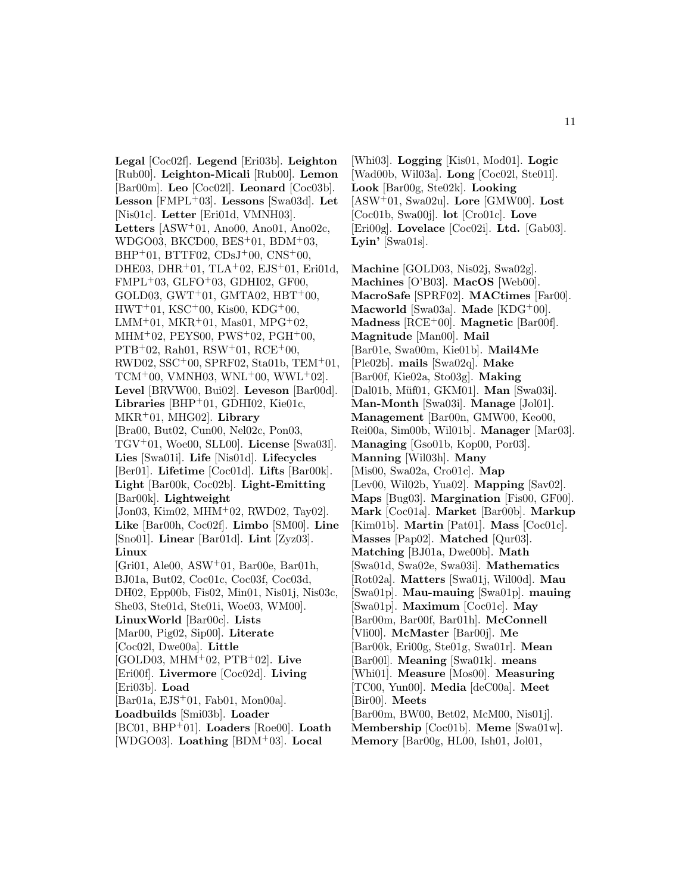**Legal** [Coc02f]. **Legend** [Eri03b]. **Leighton** [Rub00]. **Leighton-Micali** [Rub00]. **Lemon** [Bar00m]. **Leo** [Coc02l]. **Leonard** [Coc03b]. **Lesson** [FMPL+03]. **Lessons** [Swa03d]. **Let** [Nis01c]. **Letter** [Eri01d, VMNH03]. **Letters** [ASW+01, Ano00, Ano01, Ano02c, WDGO03, BKCD00, BES+01, BDM+03, BHP+01, BTTF02, CDsJ+00, CNS+00, DHE03, DHR+01, TLA+02, EJS+01, Eri01d, FMPL+03, GLFO+03, GDHI02, GF00, GOLD03, GWT+01, GMTA02, HBT+00, HWT+01, KSC+00, Kis00, KDG+00, LMM+01, MKR+01, Mas01, MPG+02, MHM+02, PEYS00, PWS+02, PGH+00, PTB+02, Rah01, RSW+01, RCE+00, RWD02, SSC+00, SPRF02, Sta01b, TEM+01, TCM+00, VMNH03, WNL+00, WWL+02]. **Level** [BRVW00, Bui02]. **Leveson** [Bar00d]. **Libraries** [BHP+01, GDHI02, Kie01c, MKR+01, MHG02]. **Library** [Bra00, But02, Cun00, Nel02c, Pon03, TGV+01, Woe00, SLL00]. **License** [Swa03l]. **Lies** [Swa01i]. **Life** [Nis01d]. **Lifecycles** [Ber01]. **Lifetime** [Coc01d]. **Lifts** [Bar00k]. **Light** [Bar00k, Coc02b]. **Light-Emitting** [Bar00k]. **Lightweight** [Jon03, Kim02, MHM+02, RWD02, Tay02]. **Like** [Bar00h, Coc02f]. **Limbo** [SM00]. **Line** [Sno01]. **Linear** [Bar01d]. **Lint** [Zyz03]. **Linux** [Gri01, Ale00, ASW+01, Bar00e, Bar01h, BJ01a, But02, Coc01c, Coc03f, Coc03d, DH02, Epp00b, Fis02, Min01, Nis01j, Nis03c, She03, Ste01d, Ste01i, Woe03, WM00]. **LinuxWorld** [Bar00c]. **Lists** [Mar00, Pig02, Sip00]. **Literate** [Coc02l, Dwe00a]. **Little** [GOLD03, MHM+02, PTB+02]. **Live** [Eri00f]. **Livermore** [Coc02d]. **Living** [Eri03b]. **Load** [Bar01a, EJS+01, Fab01, Mon00a]. **Loadbuilds** [Smi03b]. **Loader** [BC01, BHP+01]. **Loaders** [Roe00]. **Loath** [WDGO03]. **Loathing** [BDM+03]. **Local** [Whi03]. **Logging** [Kis01, Mod01]. **Logic** [Wad00b, Wil03a]. **Long** [Coc02l, Ste01l]. **Look** [Bar00g, Ste02k]. **Looking** [ASW+01, Swa02u]. **Lore** [GMW00]. **Lost** [Coc01b, Swa00j]. **lot** [Cro01c]. **Love** [Eri00g]. **Lovelace** [Coc02i]. **Ltd.** [Gab03]. **Lyin'** [Swa01s].

**Machine** [GOLD03, Nis02j, Swa02g]. **Machines** [O'B03]. **MacOS** [Web00]. **MacroSafe** [SPRF02]. **MACtimes** [Far00]. **Macworld** [Swa03a]. **Made** [KDG+00]. **Madness** [RCE+00]. **Magnetic** [Bar00f]. **Magnitude** [Man00]. **Mail** [Bar01e, Swa00m, Kie01b]. **Mail4Me** [Ple02b]. **mails** [Swa02q]. **Make** [Bar00f, Kie02a, Sto03g]. **Making** [Dal01b, Müf01, GKM01]. **Man** [Swa03i]. **Man-Month** [Swa03i]. **Manage** [Jol01]. **Management** [Bar00n, GMW00, Keo00, Rei00a, Sim00b, Wil01b]. **Manager** [Mar03]. **Managing** [Gso01b, Kop00, Por03]. **Manning** [Wil03h]. **Many** [Mis00, Swa02a, Cro01c]. **Map** [Lev00, Wil02b, Yua02]. **Mapping** [Sav02]. **Maps** [Bug03]. **Margination** [Fis00, GF00]. **Mark** [Coc01a]. **Market** [Bar00b]. **Markup** [Kim01b]. **Martin** [Pat01]. **Mass** [Coc01c]. **Masses** [Pap02]. **Matched** [Qur03]. **Matching** [BJ01a, Dwe00b]. **Math** [Swa01d, Swa02e, Swa03i]. **Mathematics** [Rot02a]. **Matters** [Swa01j, Wil00d]. **Mau** [Swa01p]. **Mau-mauing** [Swa01p]. **mauing** [Swa01p]. **Maximum** [Coc01c]. **May** [Bar00m, Bar00f, Bar01h]. **McConnell** [Vli00]. **McMaster** [Bar00j]. **Me** [Bar00k, Eri00g, Ste01g, Swa01r]. **Mean** [Bar00l]. **Meaning** [Swa01k]. **means** [Whi01]. **Measure** [Mos00]. **Measuring** [TC00, Yun00]. **Media** [deC00a]. **Meet** [Bir00]. **Meets** [Bar00m, BW00, Bet02, McM00, Nis01j]. **Membership** [Coc01b]. **Meme** [Swa01w]. **Memory** [Bar00g, HL00, Ish01, Jol01,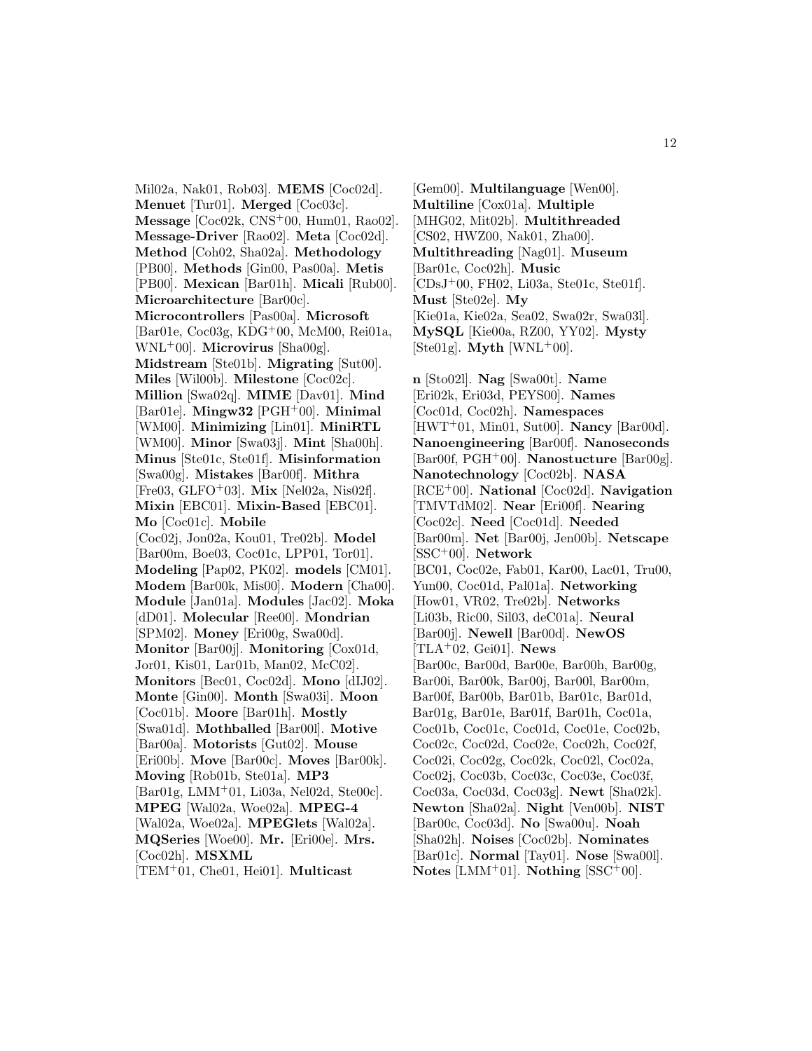Mil02a, Nak01, Rob03]. **MEMS** [Coc02d]. **Menuet** [Tur01]. **Merged** [Coc03c]. **Message** [Coc02k, CNS+00, Hum01, Rao02]. **Message-Driver** [Rao02]. **Meta** [Coc02d]. **Method** [Coh02, Sha02a]. **Methodology** [PB00]. **Methods** [Gin00, Pas00a]. **Metis** [PB00]. **Mexican** [Bar01h]. **Micali** [Rub00]. **Microarchitecture** [Bar00c]. **Microcontrollers** [Pas00a]. **Microsoft** [Bar01e, Coc03g, KDG+00, McM00, Rei01a, WNL+00]. **Microvirus** [Sha00g]. **Midstream** [Ste01b]. **Migrating** [Sut00]. **Miles** [Wil00b]. **Milestone** [Coc02c]. **Million** [Swa02q]. **MIME** [Dav01]. **Mind** [Bar01e]. **Mingw32** [PGH+00]. **Minimal** [WM00]. **Minimizing** [Lin01]. **MiniRTL** [WM00]. **Minor** [Swa03j]. **Mint** [Sha00h]. **Minus** [Ste01c, Ste01f]. **Misinformation** [Swa00g]. **Mistakes** [Bar00f]. **Mithra** [Fre03, GLFO+03]. **Mix** [Nel02a, Nis02f]. **Mixin** [EBC01]. **Mixin-Based** [EBC01]. **Mo** [Coc01c]. **Mobile** [Coc02j, Jon02a, Kou01, Tre02b]. **Model** [Bar00m, Boe03, Coc01c, LPP01, Tor01]. **Modeling** [Pap02, PK02]. **models** [CM01]. **Modem** [Bar00k, Mis00]. **Modern** [Cha00]. **Module** [Jan01a]. **Modules** [Jac02]. **Moka** [dD01]. **Molecular** [Ree00]. **Mondrian** [SPM02]. **Money** [Eri00g, Swa00d]. **Monitor** [Bar00j]. **Monitoring** [Cox01d, Jor01, Kis01, Lar01b, Man02, McC02]. **Monitors** [Bec01, Coc02d]. **Mono** [dIJ02]. **Monte** [Gin00]. **Month** [Swa03i]. **Moon** [Coc01b]. **Moore** [Bar01h]. **Mostly** [Swa01d]. **Mothballed** [Bar00l]. **Motive** [Bar00a]. **Motorists** [Gut02]. **Mouse** [Eri00b]. **Move** [Bar00c]. **Moves** [Bar00k]. **Moving** [Rob01b, Ste01a]. **MP3** [Bar01g, LMM+01, Li03a, Nel02d, Ste00c]. **MPEG** [Wal02a, Woe02a]. **MPEG-4** [Wal02a, Woe02a]. **MPEGlets** [Wal02a]. **MQSeries** [Woe00]. **Mr.** [Eri00e]. **Mrs.** [Coc02h]. **MSXML** [TEM+01, Che01, Hei01]. **Multicast** [Gem00]. **Multilanguage** [Wen00]. **Multiline** [Cox01a]. **Multiple** [MHG02, Mit02b]. **Multithreaded** [CS02, HWZ00, Nak01, Zha00]. **Multithreading** [Nag01]. **Museum** [Bar01c, Coc02h]. **Music** [CDsJ+00, FH02, Li03a, Ste01c, Ste01f]. **Must** [Ste02e]. **My** [Kie01a, Kie02a, Sea02, Swa02r, Swa03l]. **MySQL** [Kie00a, RZ00, YY02]. **Mysty** [Ste01g]. **Myth** [WNL+00].

**n** [Sto02l]. **Nag** [Swa00t]. **Name** [Eri02k, Eri03d, PEYS00]. **Names** [Coc01d, Coc02h]. **Namespaces** [HWT+01, Min01, Sut00]. **Nancy** [Bar00d]. **Nanoengineering** [Bar00f]. **Nanoseconds** [Bar00f, PGH+00]. **Nanostucture** [Bar00g]. **Nanotechnology** [Coc02b]. **NASA** [RCE+00]. **National** [Coc02d]. **Navigation** [TMVTdM02]. **Near** [Eri00f]. **Nearing** [Coc02c]. **Need** [Coc01d]. **Needed** [Bar00m]. **Net** [Bar00j, Jen00b]. **Netscape** [SSC+00]. **Network** [BC01, Coc02e, Fab01, Kar00, Lac01, Tru00, Yun00, Coc01d, Pal01a]. **Networking** [How01, VR02, Tre02b]. **Networks** [Li03b, Ric00, Sil03, deC01a]. **Neural** [Bar00j]. **Newell** [Bar00d]. **NewOS** [TLA+02, Gei01]. **News** [Bar00c, Bar00d, Bar00e, Bar00h, Bar00g, Bar00i, Bar00k, Bar00j, Bar00l, Bar00m, Bar00f, Bar00b, Bar01b, Bar01c, Bar01d, Bar01g, Bar01e, Bar01f, Bar01h, Coc01a, Coc01b, Coc01c, Coc01d, Coc01e, Coc02b, Coc02c, Coc02d, Coc02e, Coc02h, Coc02f, Coc02i, Coc02g, Coc02k, Coc02l, Coc02a, Coc02j, Coc03b, Coc03c, Coc03e, Coc03f, Coc03a, Coc03d, Coc03g]. **Newt** [Sha02k]. **Newton** [Sha02a]. **Night** [Ven00b]. **NIST** [Bar00c, Coc03d]. **No** [Swa00u]. **Noah** [Sha02h]. **Noises** [Coc02b]. **Nominates** [Bar01c]. **Normal** [Tay01]. **Nose** [Swa00l]. **Notes** [LMM+01]. **Nothing** [SSC+00].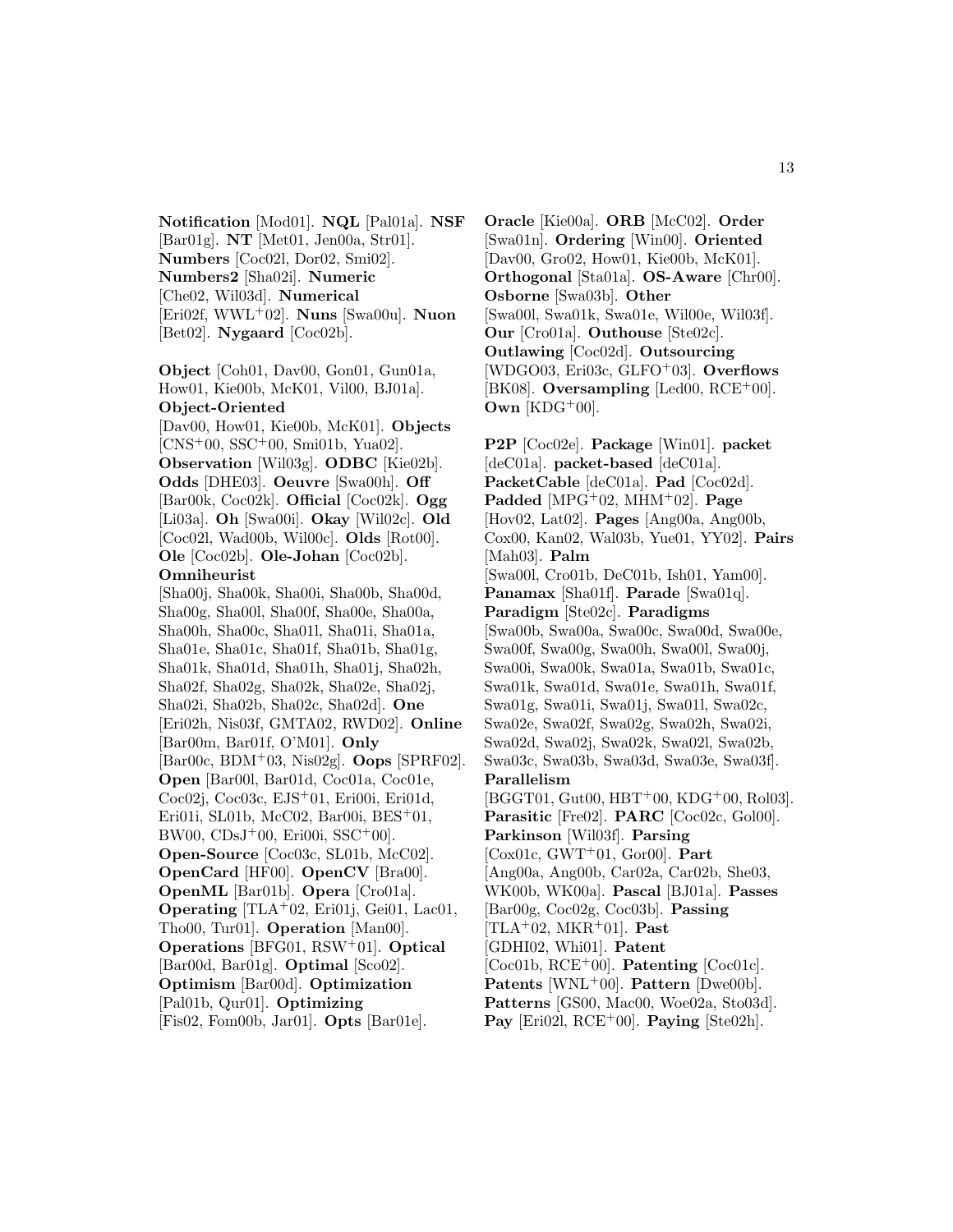**Notification** [Mod01]. **NQL** [Pal01a]. **NSF** [Bar01g]. **NT** [Met01, Jen00a, Str01]. **Numbers** [Coc02l, Dor02, Smi02]. **Numbers2** [Sha02i]. **Numeric** [Che02, Wil03d]. **Numerical** [Eri02f, WWL+02]. **Nuns** [Swa00u]. **Nuon** [Bet02]. **Nygaard** [Coc02b].

**Object** [Coh01, Dav00, Gon01, Gun01a, How01, Kie00b, McK01, Vil00, BJ01a]. **Object-Oriented** [Dav00, How01, Kie00b, McK01]. **Objects** [CNS+00, SSC+00, Smi01b, Yua02]. **Observation** [Wil03g]. **ODBC** [Kie02b]. **Odds** [DHE03]. **Oeuvre** [Swa00h]. **Off** [Bar00k, Coc02k]. **Official** [Coc02k]. **Ogg** [Li03a]. **Oh** [Swa00i]. **Okay** [Wil02c]. **Old** [Coc02l, Wad00b, Wil00c]. **Olds** [Rot00]. **Ole** [Coc02b]. **Ole-Johan** [Coc02b]. **Omniheurist** [Sha00j, Sha00k, Sha00i, Sha00b, Sha00d, Sha00g, Sha00l, Sha00f, Sha00e, Sha00a, Sha00h, Sha00c, Sha01l, Sha01i, Sha01a, Sha01e, Sha01c, Sha01f, Sha01b, Sha01g, Sha01k, Sha01d, Sha01h, Sha01j, Sha02h, Sha02f, Sha02g, Sha02k, Sha02e, Sha02j, Sha02i, Sha02b, Sha02c, Sha02d]. **One** [Eri02h, Nis03f, GMTA02, RWD02]. **Online** [Bar00m, Bar01f, O'M01]. **Only** [Bar00c, BDM+03, Nis02g]. **Oops** [SPRF02]. **Open** [Bar00l, Bar01d, Coc01a, Coc01e, Coc02j, Coc03c, EJS+01, Eri00i, Eri01d, Eri01i, SL01b, McC02, Bar00i, BES+01, BW00, CDsJ+00, Eri00i, SSC+00]. **Open-Source** [Coc03c, SL01b, McC02]. **OpenCard** [HF00]. **OpenCV** [Bra00]. **OpenML** [Bar01b]. **Opera** [Cro01a]. **Operating** [TLA+02, Eri01j, Gei01, Lac01, Tho00, Tur01]. **Operation** [Man00]. **Operations** [BFG01, RSW+01]. **Optical** [Bar00d, Bar01g]. **Optimal** [Sco02]. **Optimism** [Bar00d]. **Optimization** [Pal01b, Qur01]. **Optimizing** [Fis02, Fom00b, Jar01]. **Opts** [Bar01e].

**Oracle** [Kie00a]. **ORB** [McC02]. **Order** [Swa01n]. **Ordering** [Win00]. **Oriented** [Dav00, Gro02, How01, Kie00b, McK01]. **Orthogonal** [Sta01a]. **OS-Aware** [Chr00]. **Osborne** [Swa03b]. **Other** [Swa00l, Swa01k, Swa01e, Wil00e, Wil03f]. **Our** [Cro01a]. **Outhouse** [Ste02c]. **Outlawing** [Coc02d]. **Outsourcing** [WDGO03, Eri03c, GLFO+03]. **Overflows** [BK08]. **Oversampling** [Led00, RCE+00]. **Own** [KDG+00].

**P2P** [Coc02e]. **Package** [Win01]. **packet** [deC01a]. **packet-based** [deC01a]. **PacketCable** [deC01a]. **Pad** [Coc02d]. **Padded** [MPG+02, MHM+02]. **Page** [Hov02, Lat02]. **Pages** [Ang00a, Ang00b, Cox00, Kan02, Wal03b, Yue01, YY02]. **Pairs** [Mah03]. **Palm** [Swa00l, Cro01b, DeC01b, Ish01, Yam00]. **Panamax** [Sha01f]. **Parade** [Swa01q]. **Paradigm** [Ste02c]. **Paradigms** [Swa00b, Swa00a, Swa00c, Swa00d, Swa00e, Swa00f, Swa00g, Swa00h, Swa00l, Swa00j, Swa00i, Swa00k, Swa01a, Swa01b, Swa01c, Swa01k, Swa01d, Swa01e, Swa01h, Swa01f, Swa01g, Swa01i, Swa01j, Swa01l, Swa02c, Swa02e, Swa02f, Swa02g, Swa02h, Swa02i, Swa02d, Swa02j, Swa02k, Swa02l, Swa02b, Swa03c, Swa03b, Swa03d, Swa03e, Swa03f]. **Parallelism** [BGGT01, Gut00, HBT+00, KDG+00, Rol03]. **Parasitic** [Fre02]. **PARC** [Coc02c, Gol00]. **Parkinson** [Wil03f]. **Parsing** [Cox01c, GWT+01, Gor00]. **Part** [Ang00a, Ang00b, Car02a, Car02b, She03, WK00b, WK00a]. **Pascal** [BJ01a]. **Passes** [Bar00g, Coc02g, Coc03b]. **Passing** [TLA+02, MKR+01]. **Past** [GDHI02, Whi01]. **Patent** [Coc01b, RCE+00]. **Patenting** [Coc01c]. **Patents** [WNL+00]. **Pattern** [Dwe00b]. **Patterns** [GS00, Mac00, Woe02a, Sto03d]. **Pay** [Eri02l, RCE+00]. **Paying** [Ste02h].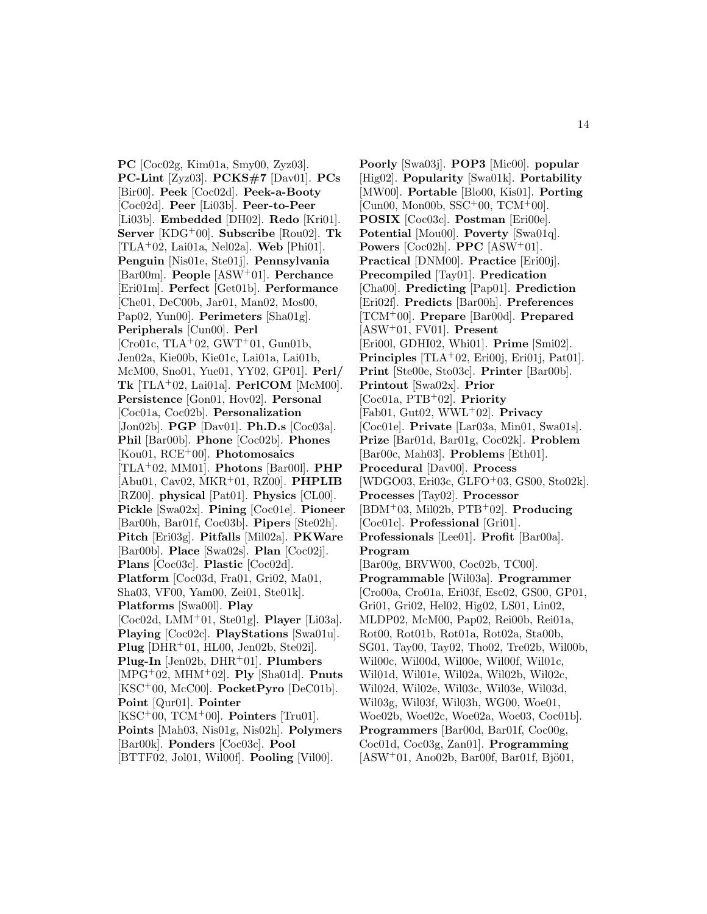**PC** [Coc02g, Kim01a, Smy00, Zyz03]. **PC-Lint** [Zyz03]. **PCKS#7** [Dav01]. **PCs** [Bir00]. **Peek** [Coc02d]. **Peek-a-Booty** [Coc02d]. **Peer** [Li03b]. **Peer-to-Peer** [Li03b]. **Embedded** [DH02]. **Redo** [Kri01]. **Server** [KDG$^+$00]. **Subscribe** [Rou02]. **Tk** [TLA$^+$02, Lai01a, Nel02a]. **Web** [Phi01]. **Penguin** [Nis01e, Ste01j]. **Pennsylvania** [Bar00m]. **People** [ASW$^+$01]. **Perchance** [Eri01m]. **Perfect** [Get01b]. **Performance** [Che01, DeC00b, Jar01, Man02, Mos00, Pap02, Yun00]. **Perimeters** [Sha01g]. **Peripherals** [Cun00]. **Perl** [Cro01c, TLA$^+$02, GWT$^+$01, Gun01b, Jen02a, Kie00b, Kie01c, Lai01a, Lai01b, McM00, Sno01, Yue01, YY02, GP01]. **Perl/Tk** [TLA$^+$02, Lai01a]. **PerlCOM** [McM00]. **Persistence** [Gon01, Hov02]. **Personal** [Coc01a, Coc02b]. **Personalization** [Jon02b]. **PGP** [Dav01]. **Ph.D.s** [Coc03a]. **Phil** [Bar00b]. **Phone** [Coc02b]. **Phones** [Kou01, RCE$^+$00]. **Photomosaics** [TLA$^+$02, MM01]. **Photons** [Bar00l]. **PHP** [Abu01, Cav02, MKR$^+$01, RZ00]. **PHPLIB** [RZ00]. **physical** [Pat01]. **Physics** [CL00]. **Pickle** [Swa02x]. **Pining** [Coc01e]. **Pioneer** [Bar00h, Bar01f, Coc03b]. **Pipers** [Ste02h]. **Pitch** [Eri03g]. **Pitfalls** [Mil02a]. **PKWare** [Bar00b]. **Place** [Swa02s]. **Plan** [Coc02j]. **Plans** [Coc03c]. **Plastic** [Coc02d]. **Platform** [Coc03d, Fra01, Gri02, Ma01, Sha03, VF00, Yam00, Zei01, Ste01k]. **Platforms** [Swa00l]. **Play** [Coc02d, LMM$^+$01, Ste01g]. **Player** [Li03a]. **Playing** [Coc02c]. **PlayStations** [Swa01u]. **Plug** [DHR$^+$01, HL00, Jen02b, Ste02i]. **Plug-In** [Jen02b, DHR$^+$01]. **Plumbers** [MPG$^+$02, MHM$^+$02]. **Ply** [Sha01d]. **Pnuts** [KSC$^+$00, McC00]. **PocketPyro** [DeC01b]. **Point** [Qur01]. **Pointer** [KSC$^+$00, TCM$^+$00]. **Pointers** [Tru01]. **Points** [Mah03, Nis01g, Nis02h]. **Polymers** [Bar00k]. **Ponders** [Coc03c]. **Pool** [BTTF02, Jol01, Wil00f]. **Pooling** [Vil00].

**Poorly** [Swa03j]. **POP3** [Mic00]. **popular** [Hig02]. **Popularity** [Swa01k]. **Portability** [MW00]. **Portable** [Blo00, Kis01]. **Porting** [Cun00, Mon00b, SSC$^+$00, TCM$^+$00]. **POSIX** [Coc03c]. **Postman** [Eri00e]. **Potential** [Mou00]. **Poverty** [Swa01q]. **Powers** [Coc02h]. **PPC** [ASW$^+$01]. **Practical** [DNM00]. **Practice** [Eri00j]. **Precompiled** [Tay01]. **Predication** [Cha00]. **Predicting** [Pap01]. **Prediction** [Eri02f]. **Predicts** [Bar00h]. **Preferences** [TCM$^+$00]. **Prepare** [Bar00d]. **Prepared** [ASW$^+$01, FV01]. **Present** [Eri00l, GDHI02, Whi01]. **Prime** [Smi02]. **Principles** [TLA$^+$02, Eri00j, Eri01j, Pat01]. **Print** [Ste00e, Sto03c]. **Printer** [Bar00b]. **Printout** [Swa02x]. **Prior** [Coc01a, PTB$^+$02]. **Priority** [Fab01, Gut02, WWL$^+$02]. **Privacy** [Coc01e]. **Private** [Lar03a, Min01, Swa01s]. **Prize** [Bar01d, Bar01g, Coc02k]. **Problem** [Bar00c, Mah03]. **Problems** [Eth01]. **Procedural** [Dav00]. **Process** [WDGO03, Eri03c, GLFO$^+$03, GS00, Sto02k]. **Processes** [Tay02]. **Processor** [BDM$^+$03, Mil02b, PTB$^+$02]. **Producing** [Coc01c]. **Professional** [Gri01]. **Professionals** [Lee01]. **Profit** [Bar00a]. **Program** [Bar00g, BRVW00, Coc02b, TC00]. **Programmable** [Wil03a]. **Programmer** [Cro00a, Cro01a, Eri03f, Esc02, GS00, GP01, Gri01, Gri02, Hel02, Hig02, LS01, Lin02, MLDP02, McM00, Pap02, Rei00b, Rei01a, Rot00, Rot01b, Rot01a, Rot02a, Sta00b, SG01, Tay00, Tay02, Tho02, Tre02b, Wil00b, Wil00c, Wil00d, Wil00e, Wil00f, Wil01c, Wil01d, Wil01e, Wil02a, Wil02b, Wil02c, Wil02d, Wil02e, Wil03c, Wil03e, Wil03d, Wil03g, Wil03f, Wil03h, WG00, Woe01, Woe02b, Woe02c, Woe02a, Woe03, Coc01b]. **Programmers** [Bar00d, Bar01f, Coc00g, Coc01d, Coc03g, Zan01]. **Programming** [ASW$^+$01, Ano02b, Bar00f, Bar01f, Bjö01,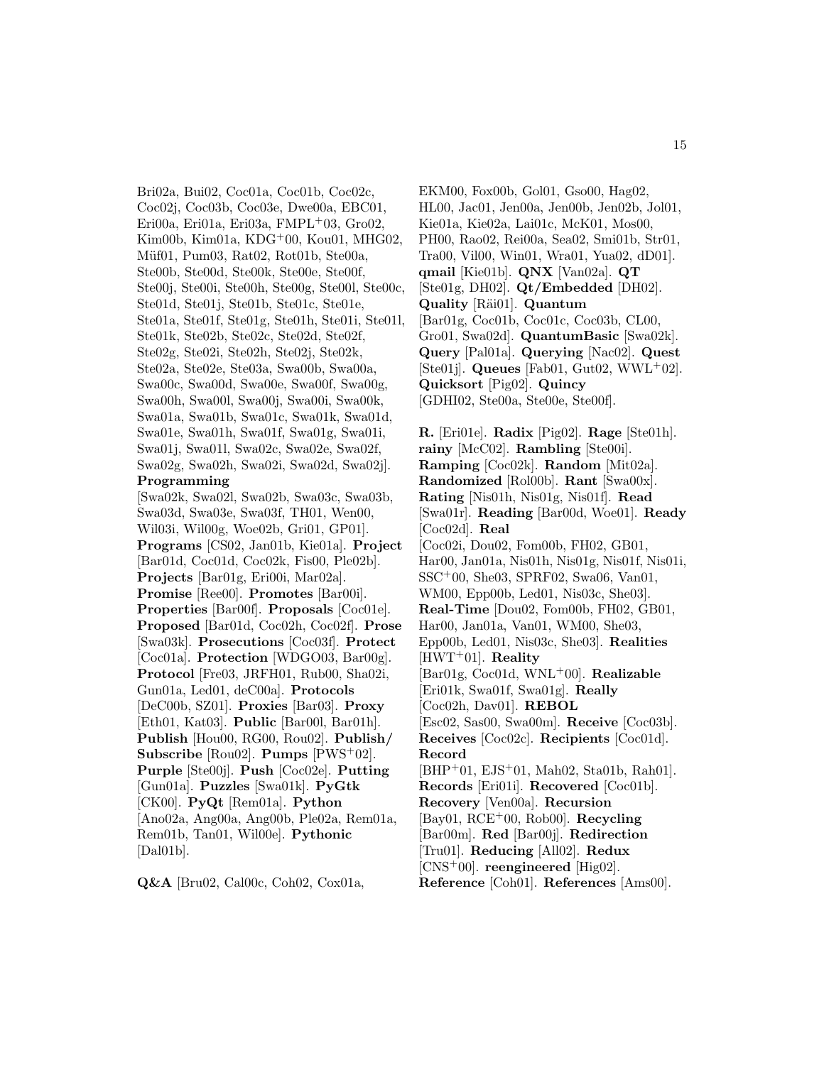Bri02a, Bui02, Coc01a, Coc01b, Coc02c, Coc02j, Coc03b, Coc03e, Dwe00a, EBC01, Eri00a, Eri01a, Eri03a, FMPL[+]03, Gro02, Kim00b, Kim01a, KDG[+]00, Kou01, MHG02, Müf01, Pum03, Rat02, Rot01b, Ste00a, Ste00b, Ste00d, Ste00k, Ste00e, Ste00f, Ste00j, Ste00i, Ste00h, Ste00g, Ste00l, Ste00c, Ste01d, Ste01j, Ste01b, Ste01c, Ste01e, Ste01a, Ste01f, Ste01g, Ste01h, Ste01i, Ste01l, Ste01k, Ste02b, Ste02c, Ste02d, Ste02f, Ste02g, Ste02i, Ste02h, Ste02j, Ste02k, Ste02a, Ste02e, Ste03a, Swa00b, Swa00a, Swa00c, Swa00d, Swa00e, Swa00f, Swa00g, Swa00h, Swa00l, Swa00j, Swa00i, Swa00k, Swa01a, Swa01b, Swa01c, Swa01k, Swa01d, Swa01e, Swa01h, Swa01f, Swa01g, Swa01i, Swa01j, Swa01l, Swa02c, Swa02e, Swa02f, Swa02g, Swa02h, Swa02i, Swa02d, Swa02j]. **Programming** [Swa02k, Swa02l, Swa02b, Swa03c, Swa03b, Swa03d, Swa03e, Swa03f, TH01, Wen00, Wil03i, Wil00g, Woe02b, Gri01, GP01]. **Programs** [CS02, Jan01b, Kie01a]. **Project** [Bar01d, Coc01d, Coc02k, Fis00, Ple02b]. **Projects** [Bar01g, Eri00i, Mar02a]. **Promise** [Ree00]. **Promotes** [Bar00i]. **Properties** [Bar00f]. **Proposals** [Coc01e]. **Proposed** [Bar01d, Coc02h, Coc02f]. **Prose** [Swa03k]. **Prosecutions** [Coc03f]. **Protect** [Coc01a]. **Protection** [WDGO03, Bar00g]. **Protocol** [Fre03, JRFH01, Rub00, Sha02i, Gun01a, Led01, deC00a]. **Protocols** [DeC00b, SZ01]. **Proxies** [Bar03]. **Proxy** [Eth01, Kat03]. **Public** [Bar00l, Bar01h]. **Publish** [Hou00, RG00, Rou02]. **Publish/Subscribe** [Rou02]. **Pumps** [PWS[+]02]. **Purple** [Ste00j]. **Push** [Coc02e]. **Putting** [Gun01a]. **Puzzles** [Swa01k]. **PyGtk** [CK00]. **PyQt** [Rem01a]. **Python** [Ano02a, Ang00a, Ang00b, Ple02a, Rem01a, Rem01b, Tan01, Wil00e]. **Pythonic** [Dal01b].

**Q&A** [Bru02, Cal00c, Coh02, Cox01a, EKM00, Fox00b, Gol01, Gso00, Hag02, HL00, Jac01, Jen00a, Jen00b, Jen02b, Jol01, Kie01a, Kie02a, Lai01c, McK01, Mos00, PH00, Rao02, Rei00a, Sea02, Smi01b, Str01, Tra00, Vil00, Win01, Wra01, Yua02, dD01]. **qmail** [Kie01b]. **QNX** [Van02a]. **QT** [Ste01g, DH02]. **Qt/Embedded** [DH02]. **Quality** [Räi01]. **Quantum** [Bar01g, Coc01b, Coc01c, Coc03b, CL00, Gro01, Swa02d]. **QuantumBasic** [Swa02k]. **Query** [Pal01a]. **Querying** [Nac02]. **Quest** [Ste01j]. **Queues** [Fab01, Gut02, WWL[+]02]. **Quicksort** [Pig02]. **Quincy** [GDHI02, Ste00a, Ste00e, Ste00f].

**R.** [Eri01e]. **Radix** [Pig02]. **Rage** [Ste01h]. **rainy** [McC02]. **Rambling** [Ste00i]. **Ramping** [Coc02k]. **Random** [Mit02a]. **Randomized** [Rol00b]. **Rant** [Swa00x]. **Rating** [Nis01h, Nis01g, Nis01f]. **Read** [Swa01r]. **Reading** [Bar00d, Woe01]. **Ready** [Coc02d]. **Real** [Coc02i, Dou02, Fom00b, FH02, GB01, Har00, Jan01a, Nis01h, Nis01g, Nis01f, Nis01i, SSC[+]00, She03, SPRF02, Swa06, Van01, WM00, Epp00b, Led01, Nis03c, She03]. **Real-Time** [Dou02, Fom00b, FH02, GB01, Har00, Jan01a, Van01, WM00, She03, Epp00b, Led01, Nis03c, She03]. **Realities** [HWT[+]01]. **Reality** [Bar01g, Coc01d, WNL[+]00]. **Realizable** [Eri01k, Swa01f, Swa01g]. **Really** [Coc02h, Dav01]. **REBOL** [Esc02, Sas00, Swa00m]. **Receive** [Coc03b]. **Receives** [Coc02c]. **Recipients** [Coc01d]. **Record** [BHP[+]01, EJS[+]01, Mah02, Sta01b, Rah01]. **Records** [Eri01i]. **Recovered** [Coc01b]. **Recovery** [Ven00a]. **Recursion** [Bay01, RCE[+]00, Rob00]. **Recycling** [Bar00m]. **Red** [Bar00j]. **Redirection** [Tru01]. **Reducing** [All02]. **Redux** [CNS[+]00]. **reengineered** [Hig02]. **Reference** [Coh01]. **References** [Ams00].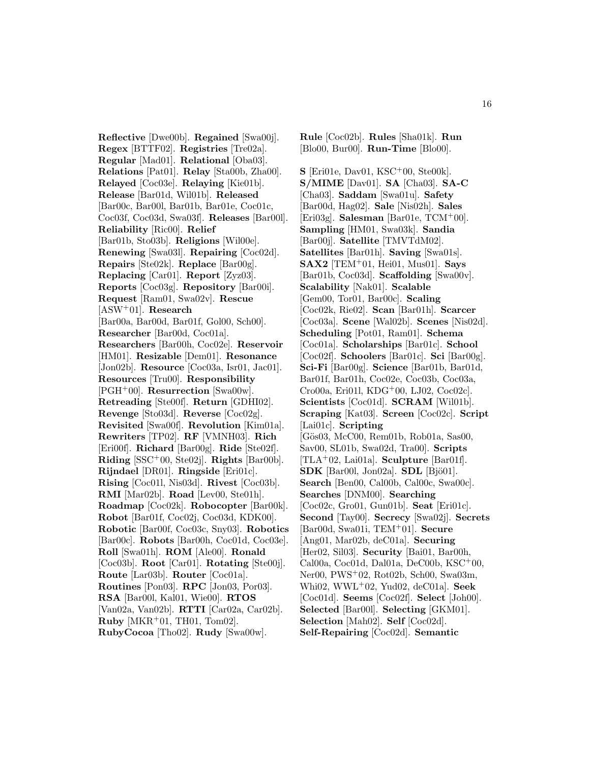**Reflective** [Dwe00b]. **Regained** [Swa00j]. **Regex** [BTTF02]. **Registries** [Tre02a]. **Regular** [Mad01]. **Relational** [Oba03]. **Relations** [Pat01]. **Relay** [Sta00b, Zha00]. **Relayed** [Coc03e]. **Relaying** [Kie01b]. **Release** [Bar01d, Wil01b]. **Released** [Bar00c, Bar00l, Bar01b, Bar01e, Coc01c, Coc03f, Coc03d, Swa03f]. **Releases** [Bar00l]. **Reliability** [Ric00]. **Relief** [Bar01b, Sto03b]. **Religions** [Wil00e]. **Renewing** [Swa03l]. **Repairing** [Coc02d]. **Repairs** [Ste02k]. **Replace** [Bar00g]. **Replacing** [Car01]. **Report** [Zyz03]. **Reports** [Coc03g]. **Repository** [Bar00i]. **Request** [Ram01, Swa02v]. **Rescue** [ASW+01]. **Research** [Bar00a, Bar00d, Bar01f, Gol00, Sch00]. **Researcher** [Bar00d, Coc01a]. **Researchers** [Bar00h, Coc02e]. **Reservoir** [HM01]. **Resizable** [Dem01]. **Resonance** [Jon02b]. **Resource** [Coc03a, Isr01, Jac01]. **Resources** [Tru00]. **Responsibility** [PGH+00]. **Resurrection** [Swa00w]. **Retreading** [Ste00f]. **Return** [GDHI02]. **Revenge** [Sto03d]. **Reverse** [Coc02g]. **Revisited** [Swa00f]. **Revolution** [Kim01a]. **Rewriters** [TP02]. **RF** [VMNH03]. **Rich** [Eri00f]. **Richard** [Bar00g]. **Ride** [Ste02f]. **Riding** [SSC+00, Ste02j]. **Rights** [Bar00b]. **Rijndael** [DR01]. **Ringside** [Eri01c]. **Rising** [Coc01l, Nis03d]. **Rivest** [Coc03b]. **RMI** [Mar02b]. **Road** [Lev00, Ste01h]. **Roadmap** [Coc02k]. **Robocopter** [Bar00k]. **Robot** [Bar01f, Coc02j, Coc03d, KDK00]. **Robotic** [Bar00f, Coc03c, Sny03]. **Robotics** [Bar00c]. **Robots** [Bar00h, Coc01d, Coc03e]. **Roll** [Swa01h]. **ROM** [Ale00]. **Ronald** [Coc03b]. **Root** [Car01]. **Rotating** [Ste00j]. **Route** [Lar03b]. **Router** [Coc01a]. **Routines** [Pon03]. **RPC** [Jon03, Por03]. **RSA** [Bar00l, Kal01, Wie00]. **RTOS** [Van02a, Van02b]. **RTTI** [Car02a, Car02b]. **Ruby** [MKR+01, TH01, Tom02]. **RubyCocoa** [Tho02]. **Rudy** [Swa00w]. **Rule** [Coc02b]. **Rules** [Sha01k]. **Run** [Blo00, Bur00]. **Run-Time** [Blo00].

**S** [Eri01e, Dav01, KSC+00, Ste00k]. **S/MIME** [Dav01]. **SA** [Cha03]. **SA-C** [Cha03]. **Saddam** [Swa01u]. **Safety** [Bar00d, Hag02]. **Sale** [Nis02h]. **Sales** [Eri03g]. **Salesman** [Bar01e, TCM+00]. **Sampling** [HM01, Swa03k]. **Sandia** [Bar00j]. **Satellite** [TMVTdM02]. **Satellites** [Bar01h]. **Saving** [Swa01s]. **SAX2** [TEM+01, Hei01, Mus01]. **Says** [Bar01b, Coc03d]. **Scaffolding** [Swa00v]. **Scalability** [Nak01]. **Scalable** [Gem00, Tor01, Bar00c]. **Scaling** [Coc02k, Rie02]. **Scan** [Bar01h]. **Scarcer** [Coc03a]. **Scene** [Wal02b]. **Scenes** [Nis02d]. **Scheduling** [Pot01, Ram01]. **Schema** [Coc01a]. **Scholarships** [Bar01c]. **School** [Coc02f]. **Schoolers** [Bar01c]. **Sci** [Bar00g]. **Sci-Fi** [Bar00g]. **Science** [Bar01b, Bar01d, Bar01f, Bar01h, Coc02e, Coc03b, Coc03a, Cro00a, Eri01l, KDG+00, LJ02, Coc02c]. **Scientists** [Coc01d]. **SCRAM** [Wil01b]. **Scraping** [Kat03]. **Screen** [Coc02c]. **Script** [Lai01c]. **Scripting** [Gös03, McC00, Rem01b, Rob01a, Sas00, Sav00, SL01b, Swa02d, Tra00]. **Scripts** [TLA+02, Lai01a]. **Sculpture** [Bar01f]. **SDK** [Bar00l, Jon02a]. **SDL** [Bjö01]. **Search** [Ben00, Cal00b, Cal00c, Swa00c]. **Searches** [DNM00]. **Searching** [Coc02c, Gro01, Gun01b]. **Seat** [Eri01c]. **Second** [Tay00]. **Secrecy** [Swa02j]. **Secrets** [Bar00d, Swa01i, TEM+01]. **Secure** [Ang01, Mar02b, deC01a]. **Securing** [Her02, Sil03]. **Security** [Bai01, Bar00h, Cal00a, Coc01d, Dal01a, DeC00b, KSC+00, Ner00, PWS+02, Rot02b, Sch00, Swa03m, Whi02, WWL+02, Yud02, deC01a]. **Seek** [Coc01d]. **Seems** [Coc02f]. **Select** [Joh00]. **Selected** [Bar00l]. **Selecting** [GKM01]. **Selection** [Mah02]. **Self** [Coc02d]. **Self-Repairing** [Coc02d]. **Semantic**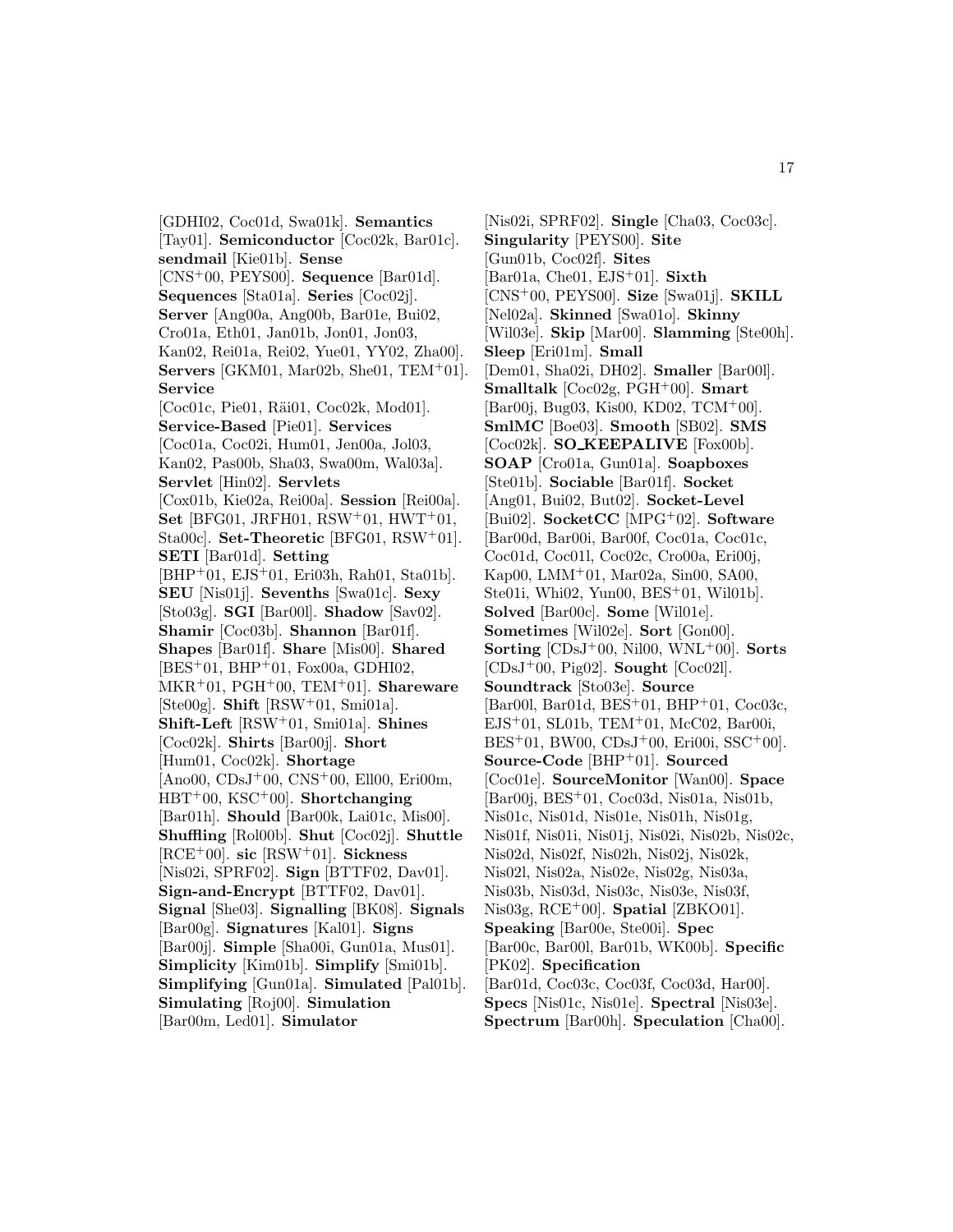[GDHI02, Coc01d, Swa01k]. **Semantics** [Tay01]. **Semiconductor** [Coc02k, Bar01c]. **sendmail** [Kie01b]. **Sense** [CNS+00, PEYS00]. **Sequence** [Bar01d]. **Sequences** [Sta01a]. **Series** [Coc02j]. **Server** [Ang00a, Ang00b, Bar01e, Bui02, Cro01a, Eth01, Jan01b, Jon01, Jon03, Kan02, Rei01a, Rei02, Yue01, YY02, Zha00]. **Servers** [GKM01, Mar02b, She01, TEM+01]. **Service** [Coc01c, Pie01, Räi01, Coc02k, Mod01]. **Service-Based** [Pie01]. **Services** [Coc01a, Coc02i, Hum01, Jen00a, Jol03, Kan02, Pas00b, Sha03, Swa00m, Wal03a]. **Servlet** [Hin02]. **Servlets** [Cox01b, Kie02a, Rei00a]. **Session** [Rei00a]. **Set** [BFG01, JRFH01, RSW+01, HWT+01, Sta00c]. **Set-Theoretic** [BFG01, RSW+01]. **SETI** [Bar01d]. **Setting** [BHP+01, EJS+01, Eri03h, Rah01, Sta01b]. **SEU** [Nis01j]. **Sevenths** [Swa01c]. **Sexy** [Sto03g]. **SGI** [Bar00l]. **Shadow** [Sav02]. **Shamir** [Coc03b]. **Shannon** [Bar01f]. **Shapes** [Bar01f]. **Share** [Mis00]. **Shared** [BES+01, BHP+01, Fox00a, GDHI02, MKR+01, PGH+00, TEM+01]. **Shareware** [Ste00g]. **Shift** [RSW+01, Smi01a]. **Shift-Left** [RSW+01, Smi01a]. **Shines** [Coc02k]. **Shirts** [Bar00j]. **Short** [Hum01, Coc02k]. **Shortage** [Ano00, CDsJ+00, CNS+00, Ell00, Eri00m, HBT+00, KSC+00]. **Shortchanging** [Bar01h]. **Should** [Bar00k, Lai01c, Mis00]. **Shuffling** [Rol00b]. **Shut** [Coc02j]. **Shuttle** [RCE+00]. **sic** [RSW+01]. **Sickness** [Nis02i, SPRF02]. **Sign** [BTTF02, Dav01]. **Sign-and-Encrypt** [BTTF02, Dav01]. **Signal** [She03]. **Signalling** [BK08]. **Signals** [Bar00g]. **Signatures** [Kal01]. **Signs** [Bar00j]. **Simple** [Sha00i, Gun01a, Mus01]. **Simplicity** [Kim01b]. **Simplify** [Smi01b]. **Simplifying** [Gun01a]. **Simulated** [Pal01b]. **Simulating** [Roj00]. **Simulation** [Bar00m, Led01]. **Simulator** [Nis02i, SPRF02]. **Single** [Cha03, Coc03c]. **Singularity** [PEYS00]. **Site** [Gun01b, Coc02f]. **Sites** [Bar01a, Che01, EJS+01]. **Sixth** [CNS+00, PEYS00]. **Size** [Swa01j]. **SKILL** [Nel02a]. **Skinned** [Swa01o]. **Skinny** [Wil03e]. **Skip** [Mar00]. **Slamming** [Ste00h]. **Sleep** [Eri01m]. **Small** [Dem01, Sha02i, DH02]. **Smaller** [Bar00l]. **Smalltalk** [Coc02g, PGH+00]. **Smart** [Bar00j, Bug03, Kis00, KD02, TCM+00]. **SmlMC** [Boe03]. **Smooth** [SB02]. **SMS** [Coc02k]. **SO_KEEPALIVE** [Fox00b]. **SOAP** [Cro01a, Gun01a]. **Soapboxes** [Ste01b]. **Sociable** [Bar01f]. **Socket** [Ang01, Bui02, But02]. **Socket-Level** [Bui02]. **SocketCC** [MPG+02]. **Software** [Bar00d, Bar00i, Bar00f, Coc01a, Coc01c, Coc01d, Coc01l, Coc02c, Cro00a, Eri00j, Kap00, LMM+01, Mar02a, Sin00, SA00, Ste01i, Whi02, Yun00, BES+01, Wil01b]. **Solved** [Bar00c]. **Some** [Wil01e]. **Sometimes** [Wil02e]. **Sort** [Gon00]. **Sorting** [CDsJ+00, Nil00, WNL+00]. **Sorts** [CDsJ+00, Pig02]. **Sought** [Coc02l]. **Soundtrack** [Sto03e]. **Source** [Bar00l, Bar01d, BES+01, BHP+01, Coc03c, EJS+01, SL01b, TEM+01, McC02, Bar00i, BES+01, BW00, CDsJ+00, Eri00i, SSC+00]. **Source-Code** [BHP+01]. **Sourced** [Coc01e]. **SourceMonitor** [Wan00]. **Space** [Bar00j, BES+01, Coc03d, Nis01a, Nis01b, Nis01c, Nis01d, Nis01e, Nis01h, Nis01g, Nis01f, Nis01i, Nis01j, Nis02i, Nis02b, Nis02c, Nis02d, Nis02f, Nis02h, Nis02j, Nis02k, Nis02l, Nis02a, Nis02e, Nis02g, Nis03a, Nis03b, Nis03d, Nis03c, Nis03e, Nis03f, Nis03g, RCE+00]. **Spatial** [ZBKO01]. **Speaking** [Bar00e, Ste00i]. **Spec** [Bar00c, Bar00l, Bar01b, WK00b]. **Specific** [PK02]. **Specification** [Bar01d, Coc03c, Coc03f, Coc03d, Har00]. **Specs** [Nis01c, Nis01e]. **Spectral** [Nis03e]. **Spectrum** [Bar00h]. **Speculation** [Cha00].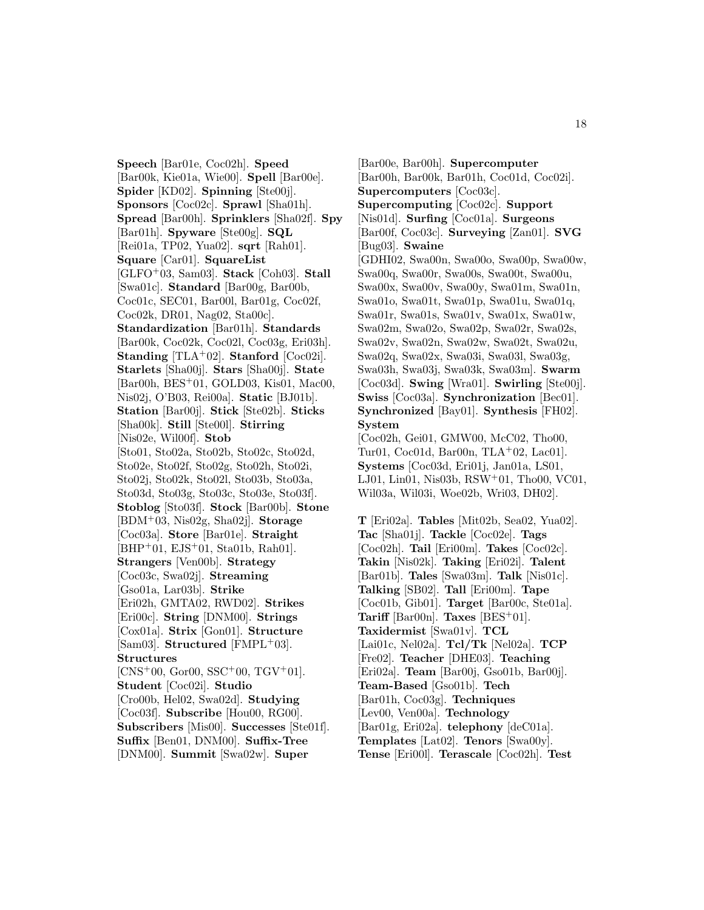**Speech** [Bar01e, Coc02h]. **Speed** [Bar00k, Kie01a, Wie00]. **Spell** [Bar00e]. **Spider** [KD02]. **Spinning** [Ste00j]. **Sponsors** [Coc02c]. **Sprawl** [Sha01h]. **Spread** [Bar00h]. **Sprinklers** [Sha02f]. **Spy** [Bar01h]. **Spyware** [Ste00g]. **SQL** [Rei01a, TP02, Yua02]. **sqrt** [Rah01]. **Square** [Car01]. **SquareList** [GLFO+03, Sam03]. **Stack** [Coh03]. **Stall** [Swa01c]. **Standard** [Bar00g, Bar00b, Coc01c, SEC01, Bar00l, Bar01g, Coc02f, Coc02k, DR01, Nag02, Sta00c]. **Standardization** [Bar01h]. **Standards** [Bar00k, Coc02k, Coc02l, Coc03g, Eri03h]. **Standing** [TLA+02]. **Stanford** [Coc02i]. **Starlets** [Sha00j]. **Stars** [Sha00j]. **State** [Bar00h, BES+01, GOLD03, Kis01, Mac00, Nis02j, O'B03, Rei00a]. **Static** [BJ01b]. **Station** [Bar00j]. **Stick** [Ste02b]. **Sticks** [Sha00k]. **Still** [Ste00l]. **Stirring** [Nis02e, Wil00f]. **Stob** [Sto01, Sto02a, Sto02b, Sto02c, Sto02d, Sto02e, Sto02f, Sto02g, Sto02h, Sto02i, Sto02j, Sto02k, Sto02l, Sto03b, Sto03a, Sto03d, Sto03g, Sto03c, Sto03e, Sto03f]. **Stoblog** [Sto03f]. **Stock** [Bar00b]. **Stone** [BDM+03, Nis02g, Sha02j]. **Storage** [Coc03a]. **Store** [Bar01e]. **Straight** [BHP+01, EJS+01, Sta01b, Rah01]. **Strangers** [Ven00b]. **Strategy** [Coc03c, Swa02j]. **Streaming** [Gso01a, Lar03b]. **Strike** [Eri02h, GMTA02, RWD02]. **Strikes** [Eri00c]. **String** [DNM00]. **Strings** [Cox01a]. **Strix** [Gon01]. **Structure** [Sam03]. **Structured** [FMPL+03]. **Structures** [CNS+00, Gor00, SSC+00, TGV+01]. **Student** [Coc02i]. **Studio** [Cro00b, Hel02, Swa02d]. **Studying** [Coc03f]. **Subscribe** [Hou00, RG00]. **Subscribers** [Mis00]. **Successes** [Ste01f]. **Suffix** [Ben01, DNM00]. **Suffix-Tree** [DNM00]. **Summit** [Swa02w]. **Super** [Bar00e, Bar00h]. **Supercomputer** [Bar00h, Bar00k, Bar01h, Coc01d, Coc02i]. **Supercomputers** [Coc03c]. **Supercomputing** [Coc02c]. **Support** [Nis01d]. **Surfing** [Coc01a]. **Surgeons** [Bar00f, Coc03c]. **Surveying** [Zan01]. **SVG** [Bug03]. **Swaine** [GDHI02, Swa00n, Swa00o, Swa00p, Swa00w, Swa00q, Swa00r, Swa00s, Swa00t, Swa00u, Swa00x, Swa00v, Swa00y, Swa01m, Swa01n, Swa01o, Swa01t, Swa01p, Swa01u, Swa01q, Swa01r, Swa01s, Swa01v, Swa01x, Swa01w, Swa02m, Swa02o, Swa02p, Swa02r, Swa02s, Swa02v, Swa02n, Swa02w, Swa02t, Swa02u, Swa02q, Swa02x, Swa03i, Swa03l, Swa03g, Swa03h, Swa03j, Swa03k, Swa03m]. **Swarm** [Coc03d]. **Swing** [Wra01]. **Swirling** [Ste00j]. **Swiss** [Coc03a]. **Synchronization** [Bec01]. **Synchronized** [Bay01]. **Synthesis** [FH02]. **System** [Coc02h, Gei01, GMW00, McC02, Tho00, Tur01, Coc01d, Bar00n, TLA+02, Lac01]. **Systems** [Coc03d, Eri01j, Jan01a, LS01, LJ01, Lin01, Nis03b, RSW+01, Tho00, VC01, Wil03a, Wil03i, Woe02b, Wri03, DH02].

**T** [Eri02a]. **Tables** [Mit02b, Sea02, Yua02]. **Tac** [Sha01j]. **Tackle** [Coc02e]. **Tags** [Coc02c]. **Tail** [Eri00m]. **Takes** [Coc02c]. **Takin** [Nis02k]. **Taking** [Eri02i]. **Talent** [Bar01b]. **Tales** [Swa03m]. **Talk** [Nis01c]. **Talking** [SB02]. **Tall** [Eri00m]. **Tape** [Coc01b, Gib01]. **Target** [Bar00c, Ste01a]. **Tariff** [Bar00n]. **Taxes** [BES+01]. **Taxidermist** [Swa01v]. **TCL** [Lai01c, Nel02a]. **Tcl/Tk** [Nel02a]. **TCP** [Fre02]. **Teacher** [DHE03]. **Teaching** [Eri02a]. **Team** [Bar00j, Gso01b, Bar00j]. **Team-Based** [Gso01b]. **Tech** [Bar01h, Coc03g]. **Techniques** [Lev00, Ven00a]. **Technology** [Bar01g, Eri02a]. **telephony** [deC01a]. **Templates** [Lat02]. **Tenors** [Swa00y]. **Tense** [Eri00l]. **Terascale** [Coc02h]. **Test**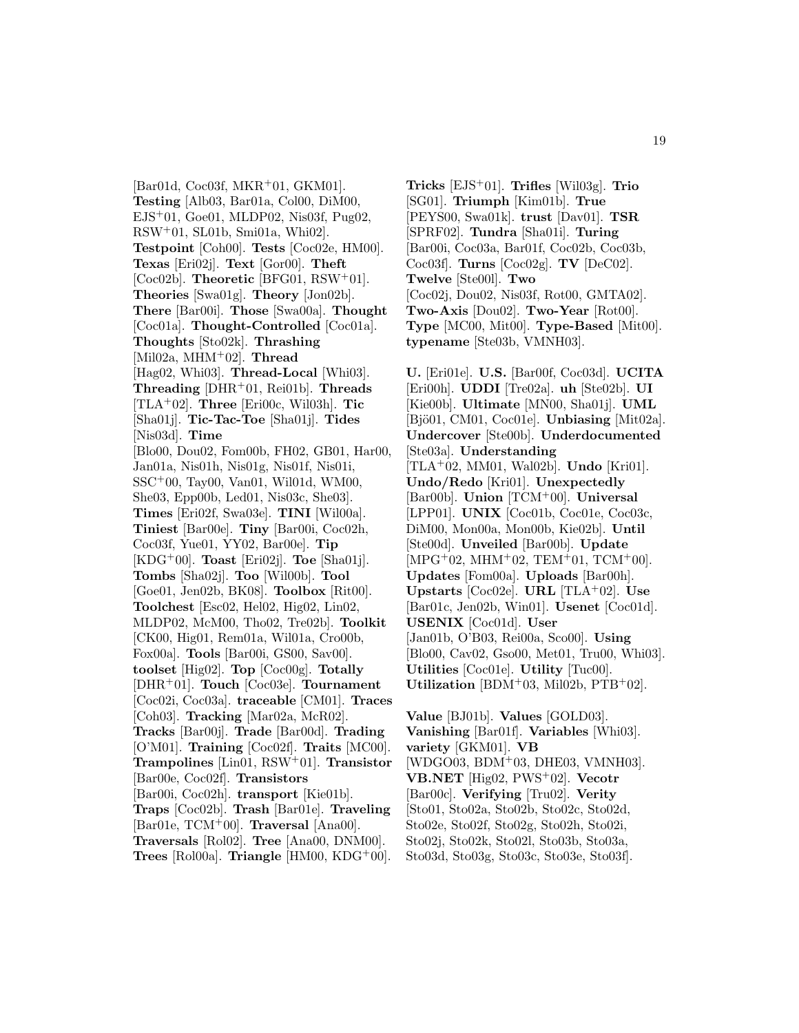[Bar01d, Coc03f, MKR+01, GKM01]. **Testing** [Alb03, Bar01a, Col00, DiM00, EJS+01, Goe01, MLDP02, Nis03f, Pug02, RSW+01, SL01b, Smi01a, Whi02]. **Testpoint** [Coh00]. **Tests** [Coc02e, HM00]. **Texas** [Eri02j]. **Text** [Gor00]. **Theft** [Coc02b]. **Theoretic** [BFG01, RSW+01]. **Theories** [Swa01g]. **Theory** [Jon02b]. **There** [Bar00i]. **Those** [Swa00a]. **Thought** [Coc01a]. **Thought-Controlled** [Coc01a]. **Thoughts** [Sto02k]. **Thrashing** [Mil02a, MHM+02]. **Thread** [Hag02, Whi03]. **Thread-Local** [Whi03]. **Threading** [DHR+01, Rei01b]. **Threads** [TLA+02]. **Three** [Eri00c, Wil03h]. **Tic** [Sha01j]. **Tic-Tac-Toe** [Sha01j]. **Tides** [Nis03d]. **Time** [Blo00, Dou02, Fom00b, FH02, GB01, Har00, Jan01a, Nis01h, Nis01g, Nis01f, Nis01i, SSC+00, Tay00, Van01, Wil01d, WM00, She03, Epp00b, Led01, Nis03c, She03]. **Times** [Eri02f, Swa03e]. **TINI** [Wil00a]. **Tiniest** [Bar00e]. **Tiny** [Bar00i, Coc02h, Coc03f, Yue01, YY02, Bar00e]. **Tip** [KDG+00]. **Toast** [Eri02j]. **Toe** [Sha01j]. **Tombs** [Sha02j]. **Too** [Wil00b]. **Tool** [Goe01, Jen02b, BK08]. **Toolbox** [Rit00]. **Toolchest** [Esc02, Hel02, Hig02, Lin02, MLDP02, McM00, Tho02, Tre02b]. **Toolkit** [CK00, Hig01, Rem01a, Wil01a, Cro00b, Fox00a]. **Tools** [Bar00i, GS00, Sav00]. **toolset** [Hig02]. **Top** [Coc00g]. **Totally** [DHR+01]. **Touch** [Coc03e]. **Tournament** [Coc02i, Coc03a]. **traceable** [CM01]. **Traces** [Coh03]. **Tracking** [Mar02a, McR02]. **Tracks** [Bar00j]. **Trade** [Bar00d]. **Trading** [O'M01]. **Training** [Coc02f]. **Traits** [MC00]. **Trampolines** [Lin01, RSW+01]. **Transistor** [Bar00e, Coc02f]. **Transistors** [Bar00i, Coc02h]. **transport** [Kie01b]. **Traps** [Coc02b]. **Trash** [Bar01e]. **Traveling** [Bar01e, TCM+00]. **Traversal** [Ana00]. **Traversals** [Rol02]. **Tree** [Ana00, DNM00]. **Trees** [Rol00a]. **Triangle** [HM00, KDG+00].

**Tricks** [EJS+01]. **Trifles** [Wil03g]. **Trio** [SG01]. **Triumph** [Kim01b]. **True** [PEYS00, Swa01k]. **trust** [Dav01]. **TSR** [SPRF02]. **Tundra** [Sha01i]. **Turing** [Bar00i, Coc03a, Bar01f, Coc02b, Coc03b, Coc03f]. **Turns** [Coc02g]. **TV** [DeC02]. **Twelve** [Ste00l]. **Two** [Coc02j, Dou02, Nis03f, Rot00, GMTA02]. **Two-Axis** [Dou02]. **Two-Year** [Rot00]. **Type** [MC00, Mit00]. **Type-Based** [Mit00]. **typename** [Ste03b, VMNH03].

**U.** [Eri01e]. **U.S.** [Bar00f, Coc03d]. **UCITA** [Eri00h]. **UDDI** [Tre02a]. **uh** [Ste02b]. **UI** [Kie00b]. **Ultimate** [MN00, Sha01j]. **UML** [Bjö01, CM01, Coc01e]. **Unbiasing** [Mit02a]. **Undercover** [Ste00b]. **Underdocumented** [Ste03a]. **Understanding** [TLA+02, MM01, Wal02b]. **Undo** [Kri01]. **Undo/Redo** [Kri01]. **Unexpectedly** [Bar00b]. **Union** [TCM+00]. **Universal** [LPP01]. **UNIX** [Coc01b, Coc01e, Coc03c, DiM00, Mon00a, Mon00b, Kie02b]. **Until** [Ste00d]. **Unveiled** [Bar00b]. **Update** [MPG+02, MHM+02, TEM+01, TCM+00]. **Updates** [Fom00a]. **Uploads** [Bar00h]. **Upstarts** [Coc02e]. **URL** [TLA+02]. **Use** [Bar01c, Jen02b, Win01]. **Usenet** [Coc01d]. **USENIX** [Coc01d]. **User** [Jan01b, O'B03, Rei00a, Sco00]. **Using** [Blo00, Cav02, Gso00, Met01, Tru00, Whi03]. **Utilities** [Coc01e]. **Utility** [Tuc00]. **Utilization** [BDM+03, Mil02b, PTB+02].

**Value** [BJ01b]. **Values** [GOLD03]. **Vanishing** [Bar01f]. **Variables** [Whi03]. **variety** [GKM01]. **VB** [WDGO03, BDM+03, DHE03, VMNH03]. **VB.NET** [Hig02, PWS+02]. **Vecotr** [Bar00c]. **Verifying** [Tru02]. **Verity** [Sto01, Sto02a, Sto02b, Sto02c, Sto02d, Sto02e, Sto02f, Sto02g, Sto02h, Sto02i, Sto02j, Sto02k, Sto02l, Sto03b, Sto03a, Sto03d, Sto03g, Sto03c, Sto03e, Sto03f].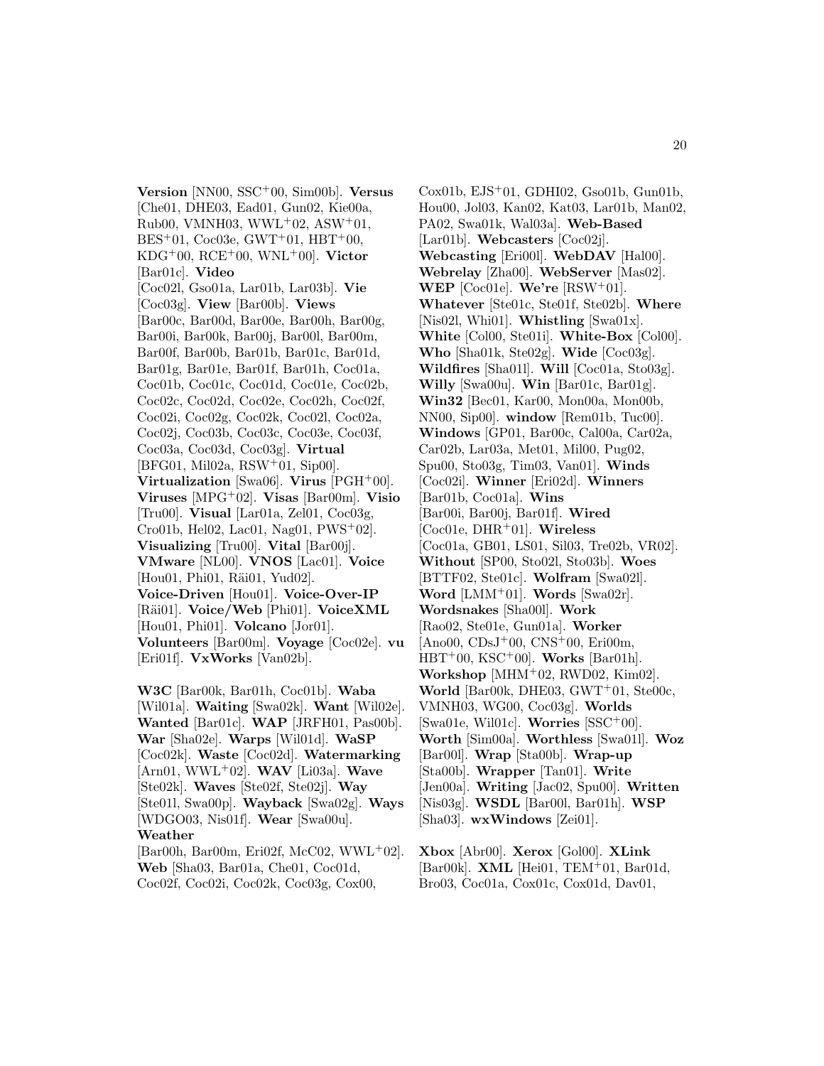**Version** [NN00, SSC+00, Sim00b]. **Versus** [Che01, DHE03, Ead01, Gun02, Kie00a, Rub00, VMNH03, WWL+02, ASW+01, BES+01, Coc03e, GWT+01, HBT+00, KDG+00, RCE+00, WNL+00]. **Victor** [Bar01c]. **Video** [Coc02l, Gso01a, Lar01b, Lar03b]. **Vie** [Coc03g]. **View** [Bar00b]. **Views** [Bar00c, Bar00d, Bar00e, Bar00h, Bar00g, Bar00i, Bar00k, Bar00j, Bar00l, Bar00m, Bar00f, Bar00b, Bar01b, Bar01c, Bar01d, Bar01g, Bar01e, Bar01f, Bar01h, Coc01a, Coc01b, Coc01c, Coc01d, Coc01e, Coc02b, Coc02c, Coc02d, Coc02e, Coc02h, Coc02f, Coc02i, Coc02g, Coc02k, Coc02l, Coc02a, Coc02j, Coc03b, Coc03c, Coc03e, Coc03f, Coc03a, Coc03d, Coc03g]. **Virtual** [BFG01, Mil02a, RSW+01, Sip00]. **Virtualization** [Swa06]. **Virus** [PGH+00]. **Viruses** [MPG+02]. **Visas** [Bar00m]. **Visio** [Tru00]. **Visual** [Lar01a, Zel01, Coc03g, Cro01b, Hel02, Lac01, Nag01, PWS+02]. **Visualizing** [Tru00]. **Vital** [Bar00j]. **VMware** [NL00]. **VNOS** [Lac01]. **Voice** [Hou01, Phi01, Räi01, Yud02]. **Voice-Driven** [Hou01]. **Voice-Over-IP** [Räi01]. **Voice/Web** [Phi01]. **VoiceXML** [Hou01, Phi01]. **Volcano** [Jor01]. **Volunteers** [Bar00m]. **Voyage** [Coc02e]. **vu** [Eri01f]. **VxWorks** [Van02b].

**W3C** [Bar00k, Bar01h, Coc01b]. **Waba** [Wil01a]. **Waiting** [Swa02k]. **Want** [Wil02e]. **Wanted** [Bar01c]. **WAP** [JRFH01, Pas00b]. **War** [Sha02e]. **Warps** [Wil01d]. **WaSP** [Coc02k]. **Waste** [Coc02d]. **Watermarking** [Arn01, WWL+02]. **WAV** [Li03a]. **Wave** [Ste02k]. **Waves** [Ste02f, Ste02j]. **Way** [Ste01l, Swa00p]. **Wayback** [Swa02g]. **Ways** [WDGO03, Nis01f]. **Wear** [Swa00u]. **Weather** [Bar00h, Bar00m, Eri02f, McC02, WWL+02]. **Web** [Sha03, Bar01a, Che01, Coc01d, Coc02f, Coc02i, Coc02k, Coc03g, Cox00, Cox01b, EJS+01, GDHI02, Gso01b, Gun01b, Hou00, Jol03, Kan02, Kat03, Lar01b, Man02, PA02, Swa01k, Wal03a]. **Web-Based** [Lar01b]. **Webcasters** [Coc02j]. **Webcasting** [Eri00l]. **WebDAV** [Hal00]. **Webrelay** [Zha00]. **WebServer** [Mas02]. **WEP** [Coc01e]. **We're** [RSW+01]. **Whatever** [Ste01c, Ste01f, Ste02b]. **Where** [Nis02l, Whi01]. **Whistling** [Swa01x]. **White** [Col00, Ste01i]. **White-Box** [Col00]. **Who** [Sha01k, Ste02g]. **Wide** [Coc03g]. **Wildfires** [Sha01l]. **Will** [Coc01a, Sto03g]. **Willy** [Swa00u]. **Win** [Bar01c, Bar01g]. **Win32** [Bec01, Kar00, Mon00a, Mon00b, NN00, Sip00]. **window** [Rem01b, Tuc00]. **Windows** [GP01, Bar00c, Cal00a, Car02a, Car02b, Lar03a, Met01, Mil00, Pug02, Spu00, Sto03g, Tim03, Van01]. **Winds** [Coc02i]. **Winner** [Eri02d]. **Winners** [Bar01b, Coc01a]. **Wins** [Bar00i, Bar00j, Bar01f]. **Wired** [Coc01e, DHR+01]. **Wireless** [Coc01a, GB01, LS01, Sil03, Tre02b, VR02]. **Without** [SP00, Sto02l, Sto03b]. **Woes** [BTTF02, Ste01c]. **Wolfram** [Swa02l]. **Word** [LMM+01]. **Words** [Swa02r]. **Wordsnakes** [Sha00l]. **Work** [Rao02, Ste01e, Gun01a]. **Worker** [Ano00, CDsJ+00, CNS+00, Eri00m, HBT+00, KSC+00]. **Works** [Bar01h]. **Workshop** [MHM+02, RWD02, Kim02]. **World** [Bar00k, DHE03, GWT+01, Ste00c, VMNH03, WG00, Coc03g]. **Worlds** [Swa01e, Wil01c]. **Worries** [SSC+00]. **Worth** [Sim00a]. **Worthless** [Swa01l]. **Woz** [Bar00l]. **Wrap** [Sta00b]. **Wrap-up** [Sta00b]. **Wrapper** [Tan01]. **Write** [Jen00a]. **Writing** [Jac02, Spu00]. **Written** [Nis03g]. **WSDL** [Bar00l, Bar01h]. **WSP** [Sha03]. **wxWindows** [Zei01].

**Xbox** [Abr00]. **Xerox** [Gol00]. **XLink** [Bar00k]. **XML** [Hei01, TEM+01, Bar01d, Bro03, Coc01a, Cox01c, Cox01d, Dav01,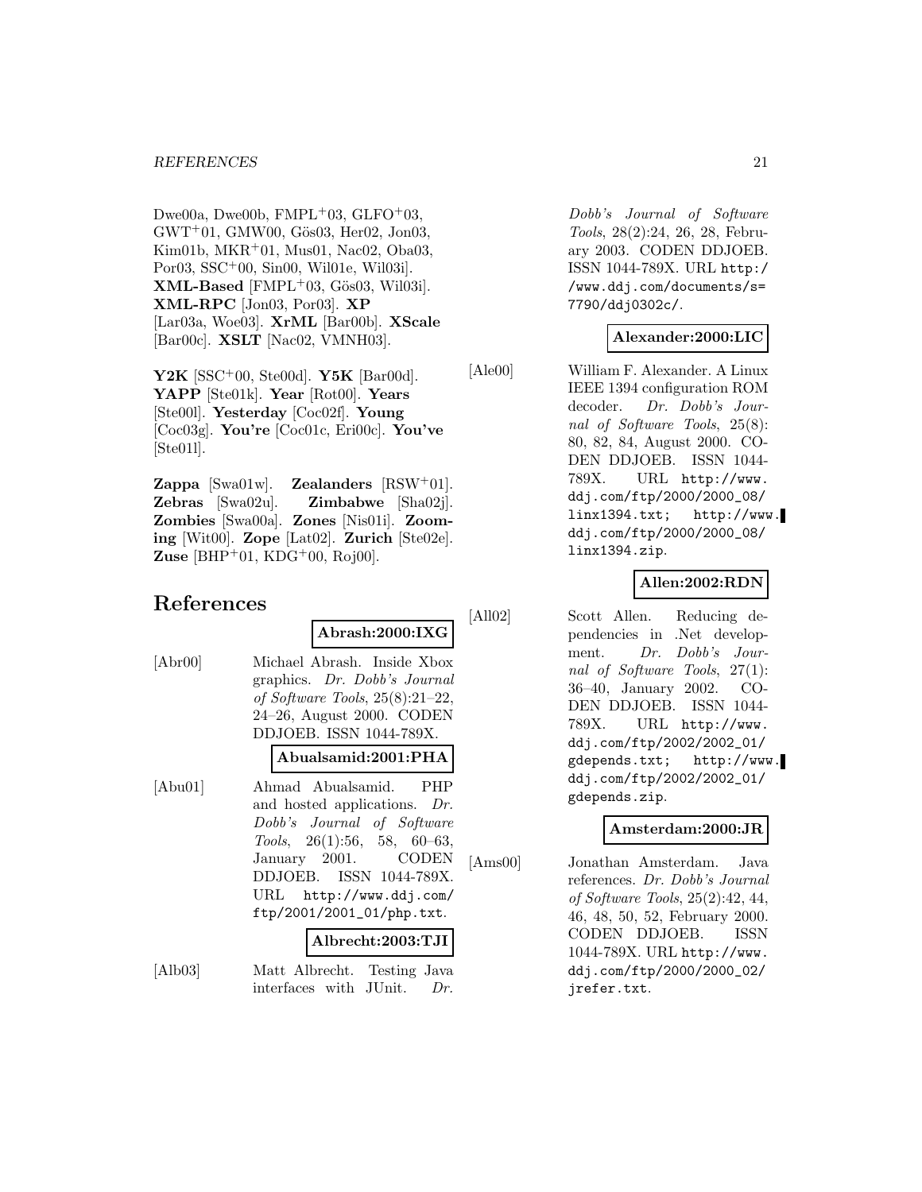Dwe00a, Dwe00b, FMPL[+]03, GLFO[+]03, GWT[+]01, GMW00, Gös03, Her02, Jon03, Kim01b, MKR[+]01, Mus01, Nac02, Oba03, Por03, SSC[+]00, Sin00, Wil01e, Wil03i]. **XML-Based** [FMPL[+]03, Gös03, Wil03i]. **XML-RPC** [Jon03, Por03]. **XP** [Lar03a, Woe03]. **XrML** [Bar00b]. **XScale** [Bar00c]. **XSLT** [Nac02, VMNH03].

**Y2K** [SSC[+]00, Ste00d]. **Y5K** [Bar00d]. **YAPP** [Ste01k]. **Year** [Rot00]. **Years** [Ste00l]. **Yesterday** [Coc02f]. **Young** [Coc03g]. **You're** [Coc01c, Eri00c]. **You've** [Ste01l].

**Zappa** [Swa01w]. **Zealanders** [RSW[+]01]. **Zebras** [Swa02u]. **Zimbabwe** [Sha02j]. **Zombies** [Swa00a]. **Zones** [Nis01i]. **Zooming** [Wit00]. **Zope** [Lat02]. **Zurich** [Ste02e]. **Zuse** [BHP[+]01, KDG[+]00, Roj00].

# References

**Abrash:2000:IXG**

[Abr00] Michael Abrash. Inside Xbox graphics. *Dr. Dobb's Journal of Software Tools*, 25(8):21–22, 24–26, August 2000. CODEN DDJOEB. ISSN 1044-789X.

**Abualsamid:2001:PHA**

[Abu01] Ahmad Abualsamid. PHP and hosted applications. *Dr. Dobb's Journal of Software Tools*, 26(1):56, 58, 60–63, January 2001. CODEN DDJOEB. ISSN 1044-789X. URL http://www.ddj.com/ftp/2001/2001_01/php.txt.

**Albrecht:2003:TJI**

[Alb03] Matt Albrecht. Testing Java interfaces with JUnit. *Dr. Dobb's Journal of Software Tools*, 28(2):24, 26, 28, February 2003. CODEN DDJOEB. ISSN 1044-789X. URL http://www.ddj.com/documents/s=7790/ddj0302c/.

**Alexander:2000:LIC**

[Ale00] William F. Alexander. A Linux IEEE 1394 configuration ROM decoder. *Dr. Dobb's Journal of Software Tools*, 25(8): 80, 82, 84, August 2000. CODEN DDJOEB. ISSN 1044-789X. URL http://www.ddj.com/ftp/2000/2000_08/linx1394.txt; http://www.ddj.com/ftp/2000/2000_08/linx1394.zip.

**Allen:2002:RDN**

[All02] Scott Allen. Reducing dependencies in .Net development. *Dr. Dobb's Journal of Software Tools*, 27(1): 36–40, January 2002. CODEN DDJOEB. ISSN 1044-789X. URL http://www.ddj.com/ftp/2002/2002_01/gdepends.txt; http://www.ddj.com/ftp/2002/2002_01/gdepends.zip.

**Amsterdam:2000:JR**

[Ams00] Jonathan Amsterdam. Java references. *Dr. Dobb's Journal of Software Tools*, 25(2):42, 44, 46, 48, 50, 52, February 2000. CODEN DDJOEB. ISSN 1044-789X. URL http://www.ddj.com/ftp/2000/2000_02/jrefer.txt.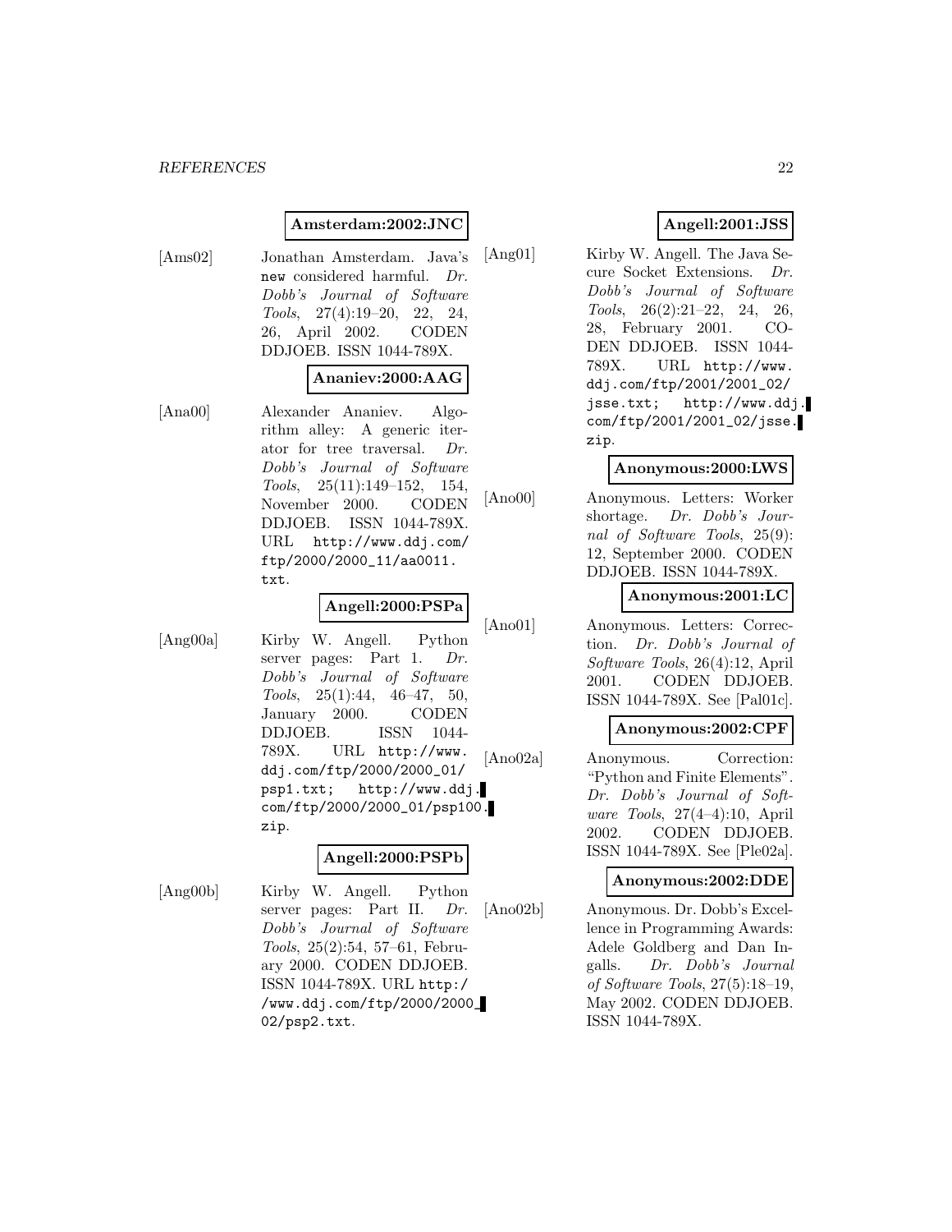**Amsterdam:2002:JNC**

[Ams02] Jonathan Amsterdam. Java's `new` considered harmful. *Dr. Dobb's Journal of Software Tools*, 27(4):19–20, 22, 24, 26, April 2002. CODEN DDJOEB. ISSN 1044-789X.

**Ananiev:2000:AAG**

[Ana00] Alexander Ananiev. Algorithm alley: A generic iterator for tree traversal. *Dr. Dobb's Journal of Software Tools*, 25(11):149–152, 154, November 2000. CODEN DDJOEB. ISSN 1044-789X. URL http://www.ddj.com/ftp/2000/2000_11/aa0011.txt.

**Angell:2000:PSPa**

[Ang00a] Kirby W. Angell. Python server pages: Part 1. *Dr. Dobb's Journal of Software Tools*, 25(1):44, 46–47, 50, January 2000. CODEN DDJOEB. ISSN 1044-789X. URL http://www.ddj.com/ftp/2000/2000_01/psp1.txt; http://www.ddj.com/ftp/2000/2000_01/psp100.zip.

**Angell:2000:PSPb**

[Ang00b] Kirby W. Angell. Python server pages: Part II. *Dr. Dobb's Journal of Software Tools*, 25(2):54, 57–61, February 2000. CODEN DDJOEB. ISSN 1044-789X. URL http://www.ddj.com/ftp/2000/2000_02/psp2.txt.

**Angell:2001:JSS**

[Ang01] Kirby W. Angell. The Java Secure Socket Extensions. *Dr. Dobb's Journal of Software Tools*, 26(2):21–22, 24, 26, 28, February 2001. CODEN DDJOEB. ISSN 1044-789X. URL http://www.ddj.com/ftp/2001/2001_02/jsse.txt; http://www.ddj.com/ftp/2001/2001_02/jsse.zip.

**Anonymous:2000:LWS**

[Ano00] Anonymous. Letters: Worker shortage. *Dr. Dobb's Journal of Software Tools*, 25(9):12, September 2000. CODEN DDJOEB. ISSN 1044-789X.

**Anonymous:2001:LC**

[Ano01] Anonymous. Letters: Correction. *Dr. Dobb's Journal of Software Tools*, 26(4):12, April 2001. CODEN DDJOEB. ISSN 1044-789X. See [Pal01c].

**Anonymous:2002:CPF**

[Ano02a] Anonymous. Correction: "Python and Finite Elements". *Dr. Dobb's Journal of Software Tools*, 27(4–4):10, April 2002. CODEN DDJOEB. ISSN 1044-789X. See [Ple02a].

**Anonymous:2002:DDE**

[Ano02b] Anonymous. Dr. Dobb's Excellence in Programming Awards: Adele Goldberg and Dan Ingalls. *Dr. Dobb's Journal of Software Tools*, 27(5):18–19, May 2002. CODEN DDJOEB. ISSN 1044-789X.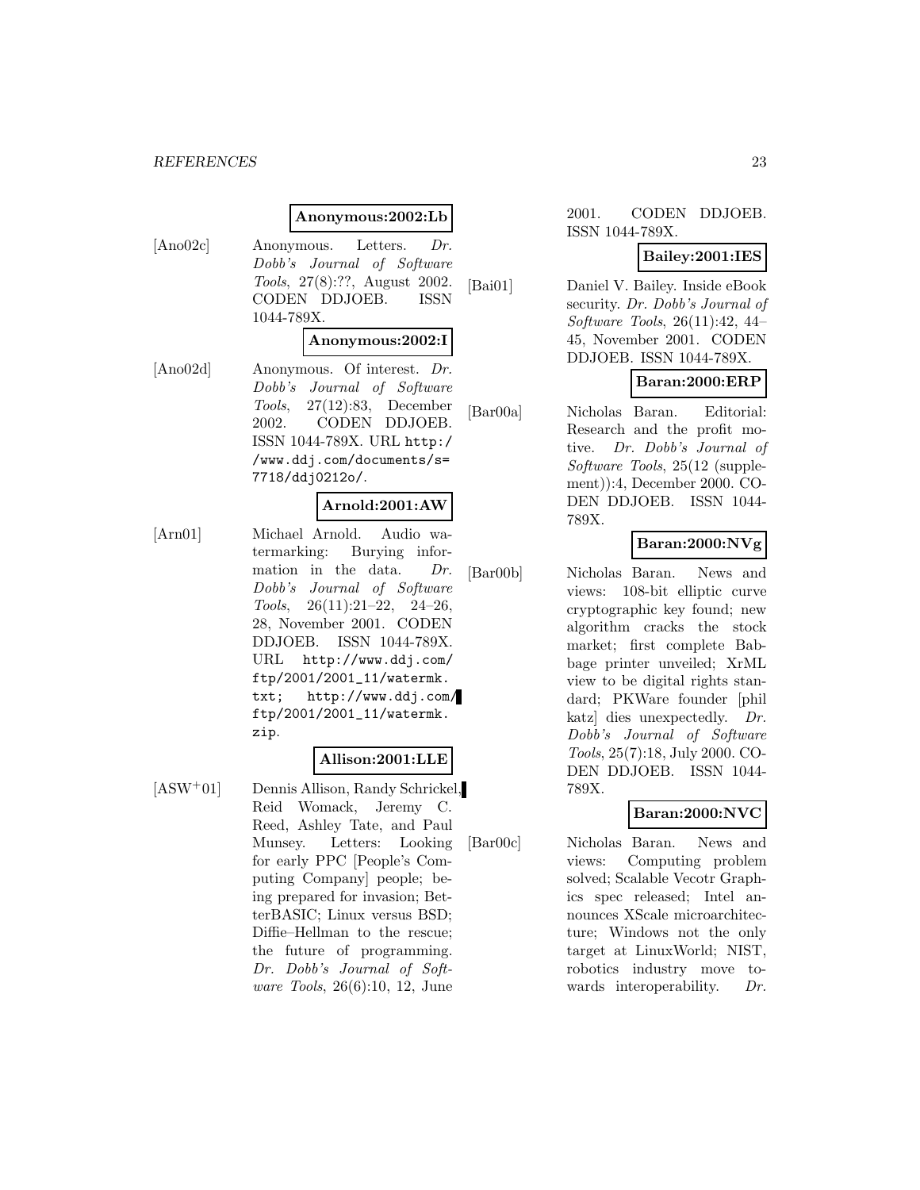**Anonymous:2002:Lb**

[Ano02c] Anonymous. Letters. *Dr. Dobb's Journal of Software Tools*, 27(8):??, August 2002. CODEN DDJOEB. ISSN 1044-789X.

**Anonymous:2002:I**

[Ano02d] Anonymous. Of interest. *Dr. Dobb's Journal of Software Tools*, 27(12):83, December 2002. CODEN DDJOEB. ISSN 1044-789X. URL http://www.ddj.com/documents/s=7718/ddj0212o/.

**Arnold:2001:AW**

[Arn01] Michael Arnold. Audio watermarking: Burying information in the data. *Dr. Dobb's Journal of Software Tools*, 26(11):21–22, 24–26, 28, November 2001. CODEN DDJOEB. ISSN 1044-789X. URL http://www.ddj.com/ftp/2001/2001_11/watermk.txt; http://www.ddj.com/ftp/2001/2001_11/watermk.zip.

**Allison:2001:LLE**

[ASW+01] Dennis Allison, Randy Schrickel, Reid Womack, Jeremy C. Reed, Ashley Tate, and Paul Munsey. Letters: Looking for early PPC [People's Computing Company] people; being prepared for invasion; BetterBASIC; Linux versus BSD; Diffie–Hellman to the rescue; the future of programming. *Dr. Dobb's Journal of Software Tools*, 26(6):10, 12, June 2001. CODEN DDJOEB. ISSN 1044-789X.

**Bailey:2001:IES**

[Bai01] Daniel V. Bailey. Inside eBook security. *Dr. Dobb's Journal of Software Tools*, 26(11):42, 44–45, November 2001. CODEN DDJOEB. ISSN 1044-789X.

**Baran:2000:ERP**

[Bar00a] Nicholas Baran. Editorial: Research and the profit motive. *Dr. Dobb's Journal of Software Tools*, 25(12 (supplement)):4, December 2000. CODEN DDJOEB. ISSN 1044-789X.

**Baran:2000:NVg**

[Bar00b] Nicholas Baran. News and views: 108-bit elliptic curve cryptographic key found; new algorithm cracks the stock market; first complete Babbage printer unveiled; XrML view to be digital rights standard; PKWare founder [phil katz] dies unexpectedly. *Dr. Dobb's Journal of Software Tools*, 25(7):18, July 2000. CODEN DDJOEB. ISSN 1044-789X.

**Baran:2000:NVC**

[Bar00c] Nicholas Baran. News and views: Computing problem solved; Scalable Vecotr Graphics spec released; Intel announces XScale microarchitecture; Windows not the only target at LinuxWorld; NIST, robotics industry move towards interoperability. *Dr.*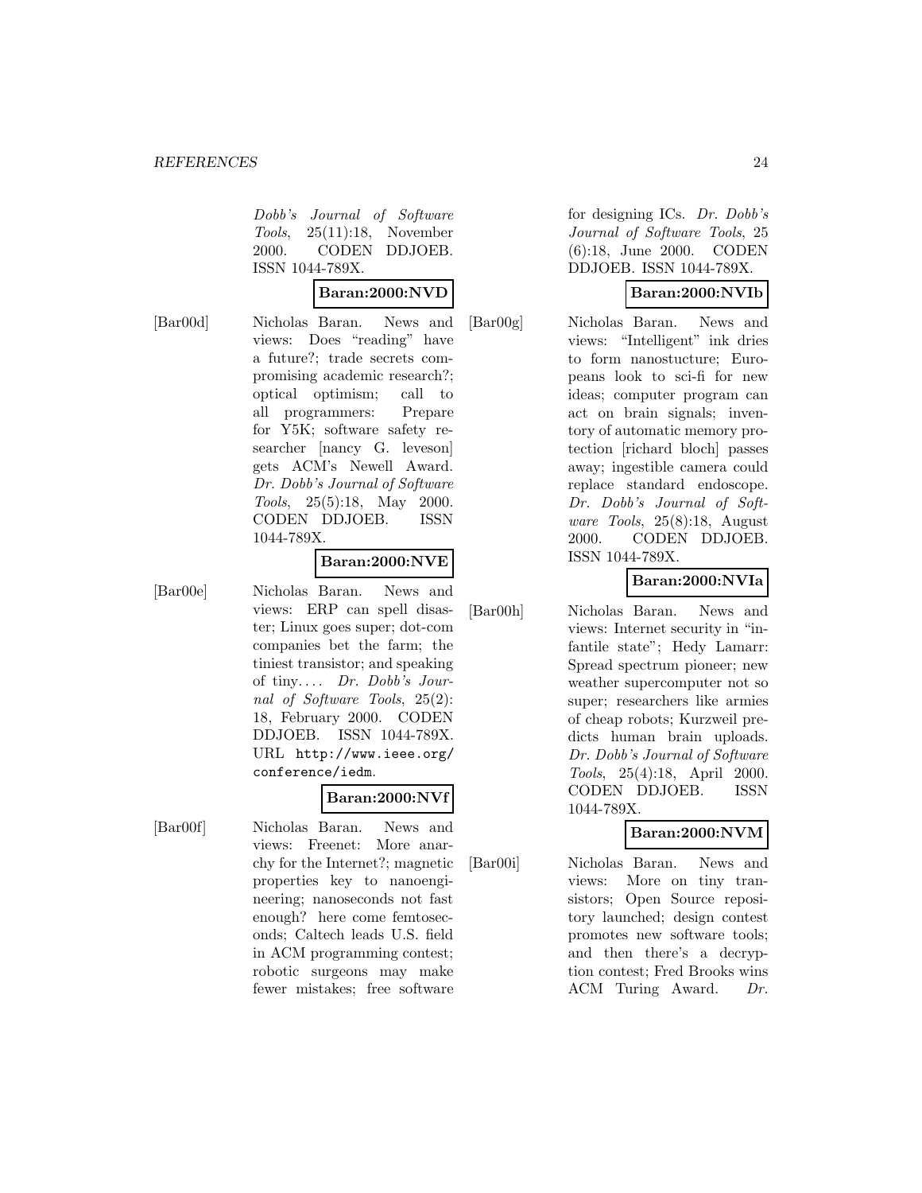Dobb's Journal of Software Tools*, 25(11):18, November 2000. CODEN DDJOEB. ISSN 1044-789X.

**Baran:2000:NVD**

[Bar00d] Nicholas Baran. News and views: Does “reading” have a future?; trade secrets compromising academic research?; optical optimism; call to all programmers: Prepare for Y5K; software safety researcher [nancy G. leveson] gets ACM's Newell Award. *Dr. Dobb's Journal of Software Tools*, 25(5):18, May 2000. CODEN DDJOEB. ISSN 1044-789X.

**Baran:2000:NVE**

[Bar00e] Nicholas Baran. News and views: ERP can spell disaster; Linux goes super; dot-com companies bet the farm; the tiniest transistor; and speaking of tiny.... *Dr. Dobb's Journal of Software Tools*, 25(2): 18, February 2000. CODEN DDJOEB. ISSN 1044-789X. URL `http://www.ieee.org/conference/iedm`.

**Baran:2000:NVf**

[Bar00f] Nicholas Baran. News and views: Freenet: More anarchy for the Internet?; magnetic properties key to nanoengineering; nanoseconds not fast enough? here come femtoseconds; Caltech leads U.S. field in ACM programming contest; robotic surgeons may make fewer mistakes; free software for designing ICs. *Dr. Dobb's Journal of Software Tools*, 25 (6):18, June 2000. CODEN DDJOEB. ISSN 1044-789X.

**Baran:2000:NVIb**

[Bar00g] Nicholas Baran. News and views: “Intelligent” ink dries to form nanostucture; Europeans look to sci-fi for new ideas; computer program can act on brain signals; inventory of automatic memory protection [richard bloch] passes away; ingestible camera could replace standard endoscope. *Dr. Dobb's Journal of Software Tools*, 25(8):18, August 2000. CODEN DDJOEB. ISSN 1044-789X.

**Baran:2000:NVIa**

[Bar00h] Nicholas Baran. News and views: Internet security in “infantile state”; Hedy Lamarr: Spread spectrum pioneer; new weather supercomputer not so super; researchers like armies of cheap robots; Kurzweil predicts human brain uploads. *Dr. Dobb's Journal of Software Tools*, 25(4):18, April 2000. CODEN DDJOEB. ISSN 1044-789X.

**Baran:2000:NVM**

[Bar00i] Nicholas Baran. News and views: More on tiny transistors; Open Source repository launched; design contest promotes new software tools; and then there's a decryption contest; Fred Brooks wins ACM Turing Award. *Dr.*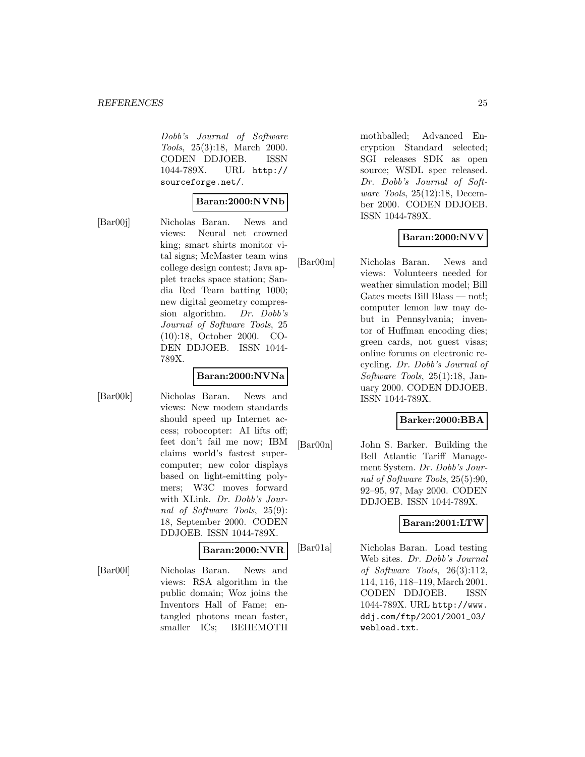*Dobb's Journal of Software Tools*, 25(3):18, March 2000. CODEN DDJOEB. ISSN 1044-789X. URL http://sourceforge.net/.

**Baran:2000:NVNb**

[Bar00j] Nicholas Baran. News and views: Neural net crowned king; smart shirts monitor vital signs; McMaster team wins college design contest; Java applet tracks space station; Sandia Red Team batting 1000; new digital geometry compression algorithm. *Dr. Dobb's Journal of Software Tools*, 25 (10):18, October 2000. CODEN DDJOEB. ISSN 1044-789X.

**Baran:2000:NVNa**

[Bar00k] Nicholas Baran. News and views: New modem standards should speed up Internet access; robocopter: AI lifts off; feet don't fail me now; IBM claims world's fastest supercomputer; new color displays based on light-emitting polymers; W3C moves forward with XLink. *Dr. Dobb's Journal of Software Tools*, 25(9): 18, September 2000. CODEN DDJOEB. ISSN 1044-789X.

**Baran:2000:NVR**

[Bar00l] Nicholas Baran. News and views: RSA algorithm in the public domain; Woz joins the Inventors Hall of Fame; entangled photons mean faster, smaller ICs; BEHEMOTH mothballed; Advanced Encryption Standard selected; SGI releases SDK as open source; WSDL spec released. *Dr. Dobb's Journal of Software Tools*, 25(12):18, December 2000. CODEN DDJOEB. ISSN 1044-789X.

**Baran:2000:NVV**

[Bar00m] Nicholas Baran. News and views: Volunteers needed for weather simulation model; Bill Gates meets Bill Blass — not!; computer lemon law may debut in Pennsylvania; inventor of Huffman encoding dies; green cards, not guest visas; online forums on electronic recycling. *Dr. Dobb's Journal of Software Tools*, 25(1):18, January 2000. CODEN DDJOEB. ISSN 1044-789X.

**Barker:2000:BBA**

[Bar00n] John S. Barker. Building the Bell Atlantic Tariff Management System. *Dr. Dobb's Journal of Software Tools*, 25(5):90, 92–95, 97, May 2000. CODEN DDJOEB. ISSN 1044-789X.

**Baran:2001:LTW**

[Bar01a] Nicholas Baran. Load testing Web sites. *Dr. Dobb's Journal of Software Tools*, 26(3):112, 114, 116, 118–119, March 2001. CODEN DDJOEB. ISSN 1044-789X. URL http://www.ddj.com/ftp/2001/2001_03/webload.txt.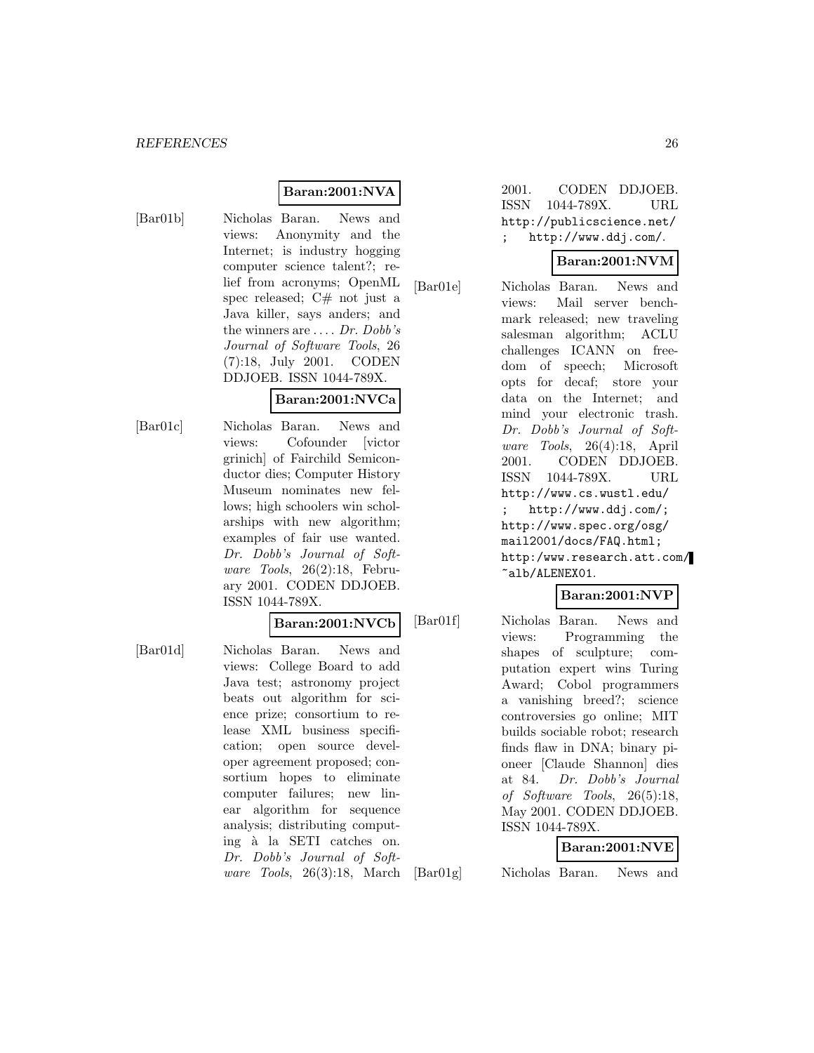**Baran:2001:NVA**

[Bar01b] Nicholas Baran. News and views: Anonymity and the Internet; is industry hogging computer science talent?; relief from acronyms; OpenML spec released; C# not just a Java killer, says anders; and the winners are .... *Dr. Dobb's Journal of Software Tools*, 26 (7):18, July 2001. CODEN DDJOEB. ISSN 1044-789X.

**Baran:2001:NVCa**

[Bar01c] Nicholas Baran. News and views: Cofounder [victor grinich] of Fairchild Semiconductor dies; Computer History Museum nominates new fellows; high schoolers win scholarships with new algorithm; examples of fair use wanted. *Dr. Dobb's Journal of Software Tools*, 26(2):18, February 2001. CODEN DDJOEB. ISSN 1044-789X.

**Baran:2001:NVCb**

[Bar01d] Nicholas Baran. News and views: College Board to add Java test; astronomy project beats out algorithm for science prize; consortium to release XML business specification; open source developer agreement proposed; consortium hopes to eliminate computer failures; new linear algorithm for sequence analysis; distributing computing à la SETI catches on. *Dr. Dobb's Journal of Software Tools*, 26(3):18, March 2001. CODEN DDJOEB. ISSN 1044-789X. URL http://publicscience.net/ ; http://www.ddj.com/.

**Baran:2001:NVM**

[Bar01e] Nicholas Baran. News and views: Mail server benchmark released; new traveling salesman algorithm; ACLU challenges ICANN on freedom of speech; Microsoft opts for decaf; store your data on the Internet; and mind your electronic trash. *Dr. Dobb's Journal of Software Tools*, 26(4):18, April 2001. CODEN DDJOEB. ISSN 1044-789X. URL http://www.cs.wustl.edu/ ; http://www.ddj.com/; http://www.spec.org/osg/mail2001/docs/FAQ.html; http://www.research.att.com/~alb/ALENEX01.

**Baran:2001:NVP**

[Bar01f] Nicholas Baran. News and views: Programming the shapes of sculpture; computation expert wins Turing Award; Cobol programmers a vanishing breed?; science controversies go online; MIT builds sociable robot; research finds flaw in DNA; binary pioneer [Claude Shannon] dies at 84. *Dr. Dobb's Journal of Software Tools*, 26(5):18, May 2001. CODEN DDJOEB. ISSN 1044-789X.

**Baran:2001:NVE**

[Bar01g] Nicholas Baran. News and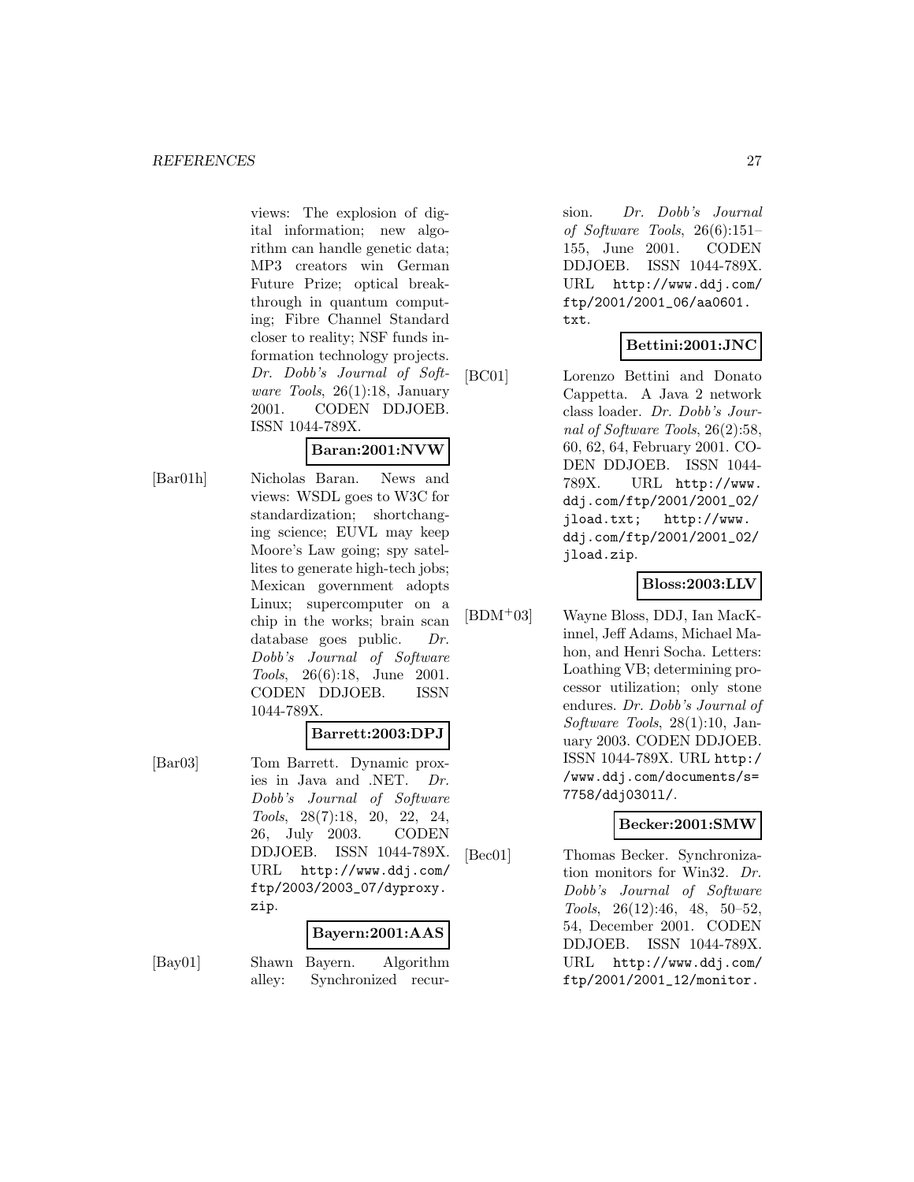views: The explosion of digital information; new algorithm can handle genetic data; MP3 creators win German Future Prize; optical breakthrough in quantum computing; Fibre Channel Standard closer to reality; NSF funds information technology projects. *Dr. Dobb's Journal of Software Tools*, 26(1):18, January 2001. CODEN DDJOEB. ISSN 1044-789X.

**Baran:2001:NVW**

[Bar01h] Nicholas Baran. News and views: WSDL goes to W3C for standardization; shortchanging science; EUVL may keep Moore's Law going; spy satellites to generate high-tech jobs; Mexican government adopts Linux; supercomputer on a chip in the works; brain scan database goes public. *Dr. Dobb's Journal of Software Tools*, 26(6):18, June 2001. CODEN DDJOEB. ISSN 1044-789X.

**Barrett:2003:DPJ**

[Bar03] Tom Barrett. Dynamic proxies in Java and .NET. *Dr. Dobb's Journal of Software Tools*, 28(7):18, 20, 22, 24, 26, July 2003. CODEN DDJOEB. ISSN 1044-789X. URL http://www.ddj.com/ftp/2003/2003_07/dyproxy.zip.

**Bayern:2001:AAS**

[Bay01] Shawn Bayern. Algorithm alley: Synchronized recursion. *Dr. Dobb's Journal of Software Tools*, 26(6):151–155, June 2001. CODEN DDJOEB. ISSN 1044-789X. URL http://www.ddj.com/ftp/2001/2001_06/aa0601.txt.

**Bettini:2001:JNC**

[BC01] Lorenzo Bettini and Donato Cappetta. A Java 2 network class loader. *Dr. Dobb's Journal of Software Tools*, 26(2):58, 60, 62, 64, February 2001. CODEN DDJOEB. ISSN 1044-789X. URL http://www.ddj.com/ftp/2001/2001_02/jload.txt; http://www.ddj.com/ftp/2001/2001_02/jload.zip.

**Bloss:2003:LLV**

[BDM+03] Wayne Bloss, DDJ, Ian MacKinnel, Jeff Adams, Michael Mahon, and Henri Socha. Letters: Loathing VB; determining processor utilization; only stone endures. *Dr. Dobb's Journal of Software Tools*, 28(1):10, January 2003. CODEN DDJOEB. ISSN 1044-789X. URL http://www.ddj.com/documents/s=7758/ddj0301l/.

**Becker:2001:SMW**

[Bec01] Thomas Becker. Synchronization monitors for Win32. *Dr. Dobb's Journal of Software Tools*, 26(12):46, 48, 50–52, 54, December 2001. CODEN DDJOEB. ISSN 1044-789X. URL http://www.ddj.com/ftp/2001/2001_12/monitor.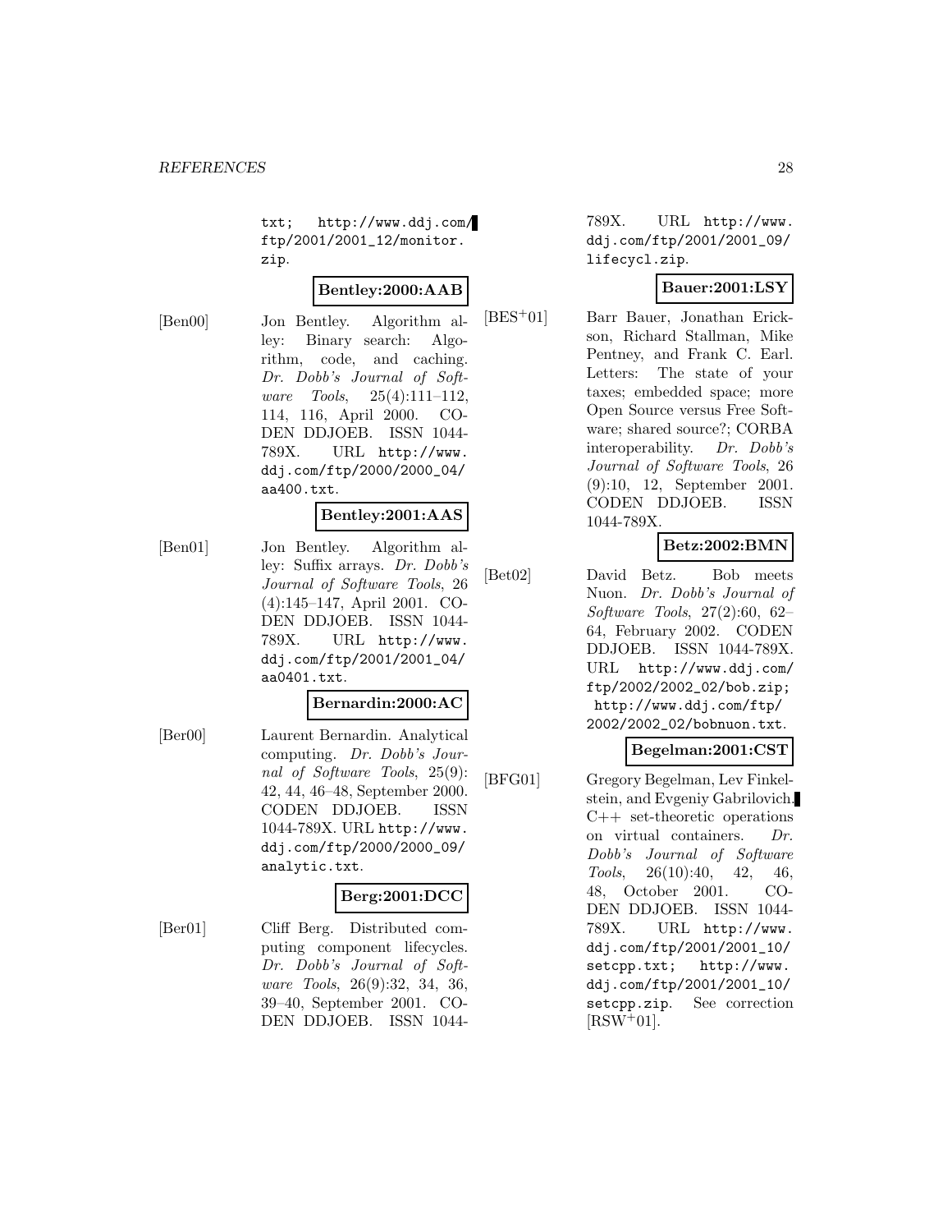txt; http://www.ddj.com/ftp/2001/2001_12/monitor.zip.

**Bentley:2000:AAB**

[Ben00] Jon Bentley. Algorithm alley: Binary search: Algorithm, code, and caching. *Dr. Dobb's Journal of Software Tools*, 25(4):111–112, 114, 116, April 2000. CODEN DDJOEB. ISSN 1044-789X. URL http://www.ddj.com/ftp/2000/2000_04/aa400.txt.

**Bentley:2001:AAS**

[Ben01] Jon Bentley. Algorithm alley: Suffix arrays. *Dr. Dobb's Journal of Software Tools*, 26(4):145–147, April 2001. CODEN DDJOEB. ISSN 1044-789X. URL http://www.ddj.com/ftp/2001/2001_04/aa0401.txt.

**Bernardin:2000:AC**

[Ber00] Laurent Bernardin. Analytical computing. *Dr. Dobb's Journal of Software Tools*, 25(9):42, 44, 46–48, September 2000. CODEN DDJOEB. ISSN 1044-789X. URL http://www.ddj.com/ftp/2000/2000_09/analytic.txt.

**Berg:2001:DCC**

[Ber01] Cliff Berg. Distributed computing component lifecycles. *Dr. Dobb's Journal of Software Tools*, 26(9):32, 34, 36, 39–40, September 2001. CODEN DDJOEB. ISSN 1044-789X. URL http://www.ddj.com/ftp/2001/2001_09/lifecycl.zip.

**Bauer:2001:LSY**

[BES+01] Barr Bauer, Jonathan Erickson, Richard Stallman, Mike Pentney, and Frank C. Earl. Letters: The state of your taxes; embedded space; more Open Source versus Free Software; shared source?; CORBA interoperability. *Dr. Dobb's Journal of Software Tools*, 26(9):10, 12, September 2001. CODEN DDJOEB. ISSN 1044-789X.

**Betz:2002:BMN**

[Bet02] David Betz. Bob meets Nuon. *Dr. Dobb's Journal of Software Tools*, 27(2):60, 62–64, February 2002. CODEN DDJOEB. ISSN 1044-789X. URL http://www.ddj.com/ftp/2002/2002_02/bob.zip; http://www.ddj.com/ftp/2002/2002_02/bobnuon.txt.

**Begelman:2001:CST**

[BFG01] Gregory Begelman, Lev Finkelstein, and Evgeniy Gabrilovich. C++ set-theoretic operations on virtual containers. *Dr. Dobb's Journal of Software Tools*, 26(10):40, 42, 46, 48, October 2001. CODEN DDJOEB. ISSN 1044-789X. URL http://www.ddj.com/ftp/2001/2001_10/setcpp.txt; http://www.ddj.com/ftp/2001/2001_10/setcpp.zip. See correction [RSW+01].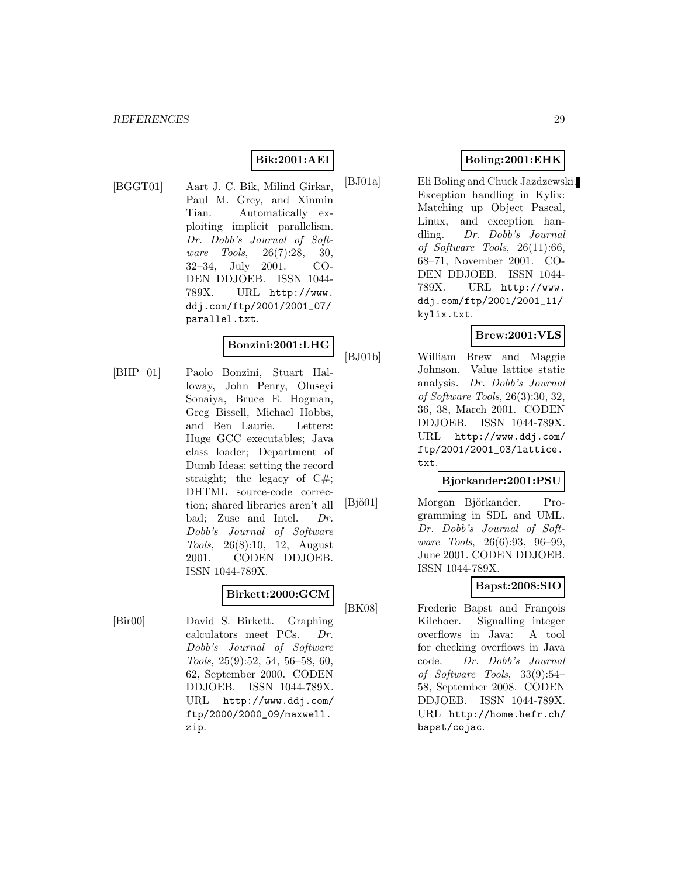**Bik:2001:AEI**

[BGGT01] Aart J. C. Bik, Milind Girkar, Paul M. Grey, and Xinmin Tian. Automatically exploiting implicit parallelism. *Dr. Dobb's Journal of Software Tools*, 26(7):28, 30, 32–34, July 2001. CODEN DDJOEB. ISSN 1044-789X. URL http://www.ddj.com/ftp/2001/2001_07/parallel.txt.

**Bonzini:2001:LHG**

[BHP+01] Paolo Bonzini, Stuart Halloway, John Penry, Oluseyi Sonaiya, Bruce E. Hogman, Greg Bissell, Michael Hobbs, and Ben Laurie. Letters: Huge GCC executables; Java class loader; Department of Dumb Ideas; setting the record straight; the legacy of C#; DHTML source-code correction; shared libraries aren't all bad; Zuse and Intel. *Dr. Dobb's Journal of Software Tools*, 26(8):10, 12, August 2001. CODEN DDJOEB. ISSN 1044-789X.

**Birkett:2000:GCM**

[Bir00] David S. Birkett. Graphing calculators meet PCs. *Dr. Dobb's Journal of Software Tools*, 25(9):52, 54, 56–58, 60, 62, September 2000. CODEN DDJOEB. ISSN 1044-789X. URL http://www.ddj.com/ftp/2000/2000_09/maxwell.zip.

**Boling:2001:EHK**

[BJ01a] Eli Boling and Chuck Jazdzewski. Exception handling in Kylix: Matching up Object Pascal, Linux, and exception handling. *Dr. Dobb's Journal of Software Tools*, 26(11):66, 68–71, November 2001. CODEN DDJOEB. ISSN 1044-789X. URL http://www.ddj.com/ftp/2001/2001_11/kylix.txt.

**Brew:2001:VLS**

[BJ01b] William Brew and Maggie Johnson. Value lattice static analysis. *Dr. Dobb's Journal of Software Tools*, 26(3):30, 32, 36, 38, March 2001. CODEN DDJOEB. ISSN 1044-789X. URL http://www.ddj.com/ftp/2001/2001_03/lattice.txt.

**Bjorkander:2001:PSU**

[Bjö01] Morgan Björkander. Programming in SDL and UML. *Dr. Dobb's Journal of Software Tools*, 26(6):93, 96–99, June 2001. CODEN DDJOEB. ISSN 1044-789X.

**Bapst:2008:SIO**

[BK08] Frederic Bapst and François Kilchoer. Signalling integer overflows in Java: A tool for checking overflows in Java code. *Dr. Dobb's Journal of Software Tools*, 33(9):54–58, September 2008. CODEN DDJOEB. ISSN 1044-789X. URL http://home.hefr.ch/bapst/cojac.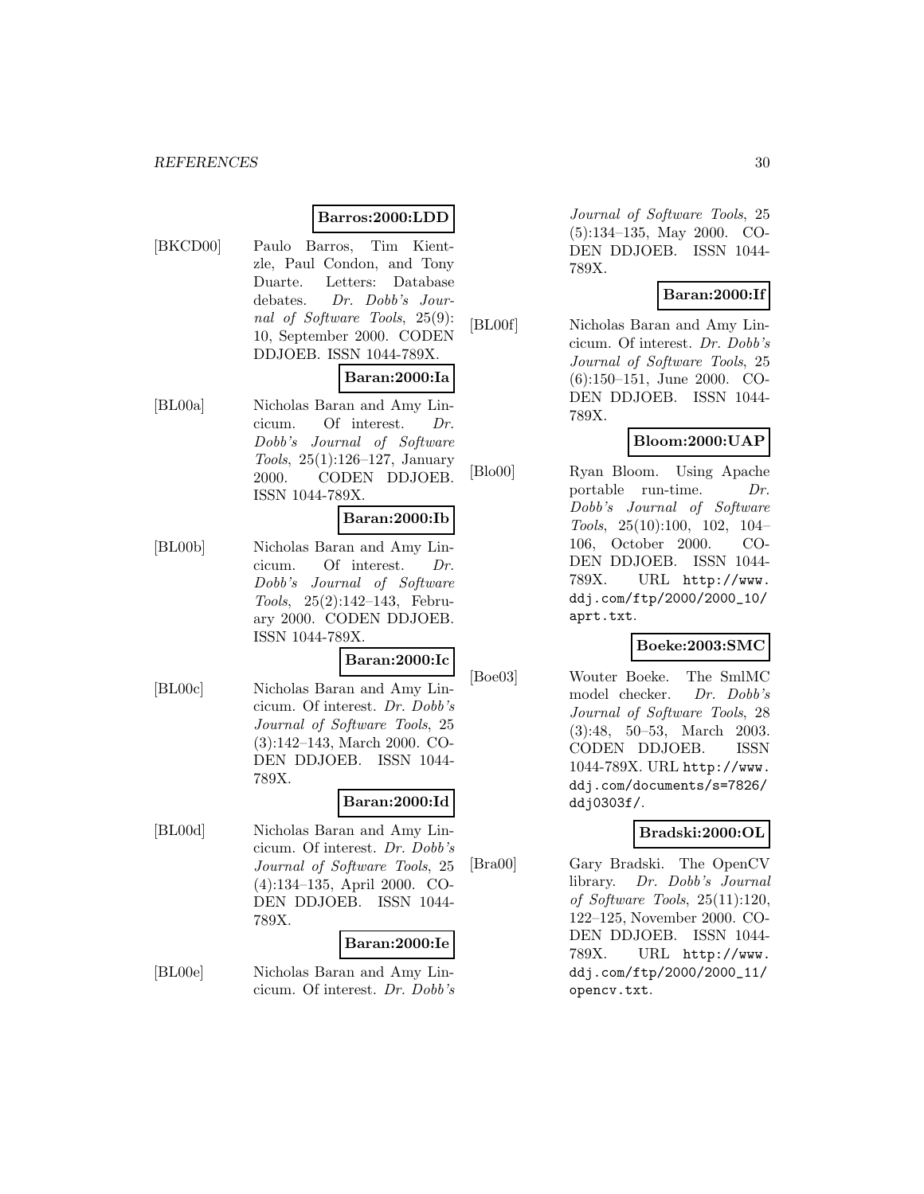**Barros:2000:LDD**

[BKCD00] Paulo Barros, Tim Kientzle, Paul Condon, and Tony Duarte. Letters: Database debates. *Dr. Dobb's Journal of Software Tools*, 25(9): 10, September 2000. CODEN DDJOEB. ISSN 1044-789X.

**Baran:2000:Ia**

[BL00a] Nicholas Baran and Amy Lincicum. Of interest. *Dr. Dobb's Journal of Software Tools*, 25(1):126–127, January 2000. CODEN DDJOEB. ISSN 1044-789X.

**Baran:2000:Ib**

[BL00b] Nicholas Baran and Amy Lincicum. Of interest. *Dr. Dobb's Journal of Software Tools*, 25(2):142–143, February 2000. CODEN DDJOEB. ISSN 1044-789X.

**Baran:2000:Ic**

[BL00c] Nicholas Baran and Amy Lincicum. Of interest. *Dr. Dobb's Journal of Software Tools*, 25 (3):142–143, March 2000. CODEN DDJOEB. ISSN 1044-789X.

**Baran:2000:Id**

[BL00d] Nicholas Baran and Amy Lincicum. Of interest. *Dr. Dobb's Journal of Software Tools*, 25 (4):134–135, April 2000. CODEN DDJOEB. ISSN 1044-789X.

**Baran:2000:Ie**

[BL00e] Nicholas Baran and Amy Lincicum. Of interest. *Dr. Dobb's Journal of Software Tools*, 25 (5):134–135, May 2000. CODEN DDJOEB. ISSN 1044-789X.

**Baran:2000:If**

[BL00f] Nicholas Baran and Amy Lincicum. Of interest. *Dr. Dobb's Journal of Software Tools*, 25 (6):150–151, June 2000. CODEN DDJOEB. ISSN 1044-789X.

**Bloom:2000:UAP**

[Blo00] Ryan Bloom. Using Apache portable run-time. *Dr. Dobb's Journal of Software Tools*, 25(10):100, 102, 104–106, October 2000. CODEN DDJOEB. ISSN 1044-789X. URL http://www.ddj.com/ftp/2000/2000_10/aprt.txt.

**Boeke:2003:SMC**

[Boe03] Wouter Boeke. The SmlMC model checker. *Dr. Dobb's Journal of Software Tools*, 28 (3):48, 50–53, March 2003. CODEN DDJOEB. ISSN 1044-789X. URL http://www.ddj.com/documents/s=7826/ddj0303f/.

**Bradski:2000:OL**

[Bra00] Gary Bradski. The OpenCV library. *Dr. Dobb's Journal of Software Tools*, 25(11):120, 122–125, November 2000. CODEN DDJOEB. ISSN 1044-789X. URL http://www.ddj.com/ftp/2000/2000_11/opencv.txt.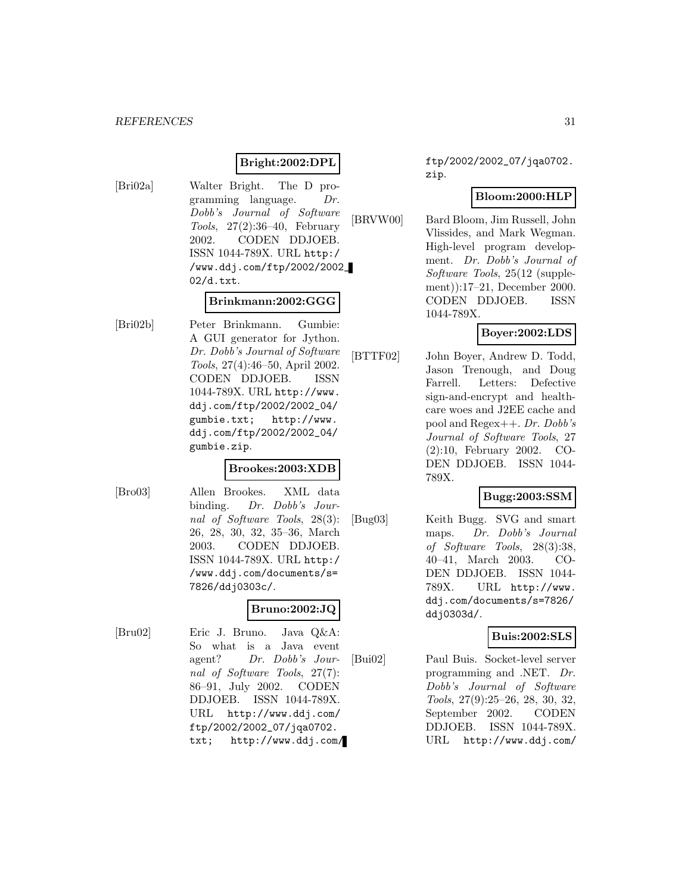**Bright:2002:DPL**

[Bri02a] Walter Bright. The D programming language. *Dr. Dobb's Journal of Software Tools*, 27(2):36–40, February 2002. CODEN DDJOEB. ISSN 1044-789X. URL http://www.ddj.com/ftp/2002/2002_02/d.txt.

**Brinkmann:2002:GGG**

[Bri02b] Peter Brinkmann. Gumbie: A GUI generator for Jython. *Dr. Dobb's Journal of Software Tools*, 27(4):46–50, April 2002. CODEN DDJOEB. ISSN 1044-789X. URL http://www.ddj.com/ftp/2002/2002_04/gumbie.txt; http://www.ddj.com/ftp/2002/2002_04/gumbie.zip.

**Brookes:2003:XDB**

[Bro03] Allen Brookes. XML data binding. *Dr. Dobb's Journal of Software Tools*, 28(3): 26, 28, 30, 32, 35–36, March 2003. CODEN DDJOEB. ISSN 1044-789X. URL http://www.ddj.com/documents/s=7826/ddj0303c/.

**Bruno:2002:JQ**

[Bru02] Eric J. Bruno. Java Q&A: So what is a Java event agent? *Dr. Dobb's Journal of Software Tools*, 27(7): 86–91, July 2002. CODEN DDJOEB. ISSN 1044-789X. URL http://www.ddj.com/ftp/2002/2002_07/jqa0702.txt; http://www.ddj.com/ftp/2002/2002_07/jqa0702.zip.

**Bloom:2000:HLP**

[BRVW00] Bard Bloom, Jim Russell, John Vlissides, and Mark Wegman. High-level program development. *Dr. Dobb's Journal of Software Tools*, 25(12 (supplement)):17–21, December 2000. CODEN DDJOEB. ISSN 1044-789X.

**Boyer:2002:LDS**

[BTTF02] John Boyer, Andrew D. Todd, Jason Trenough, and Doug Farrell. Letters: Defective sign-and-encrypt and healthcare woes and J2EE cache and pool and Regex++. *Dr. Dobb's Journal of Software Tools*, 27 (2):10, February 2002. CODEN DDJOEB. ISSN 1044-789X.

**Bugg:2003:SSM**

[Bug03] Keith Bugg. SVG and smart maps. *Dr. Dobb's Journal of Software Tools*, 28(3):38, 40–41, March 2003. CODEN DDJOEB. ISSN 1044-789X. URL http://www.ddj.com/documents/s=7826/ddj0303d/.

**Buis:2002:SLS**

[Bui02] Paul Buis. Socket-level server programming and .NET. *Dr. Dobb's Journal of Software Tools*, 27(9):25–26, 28, 30, 32, September 2002. CODEN DDJOEB. ISSN 1044-789X. URL http://www.ddj.com/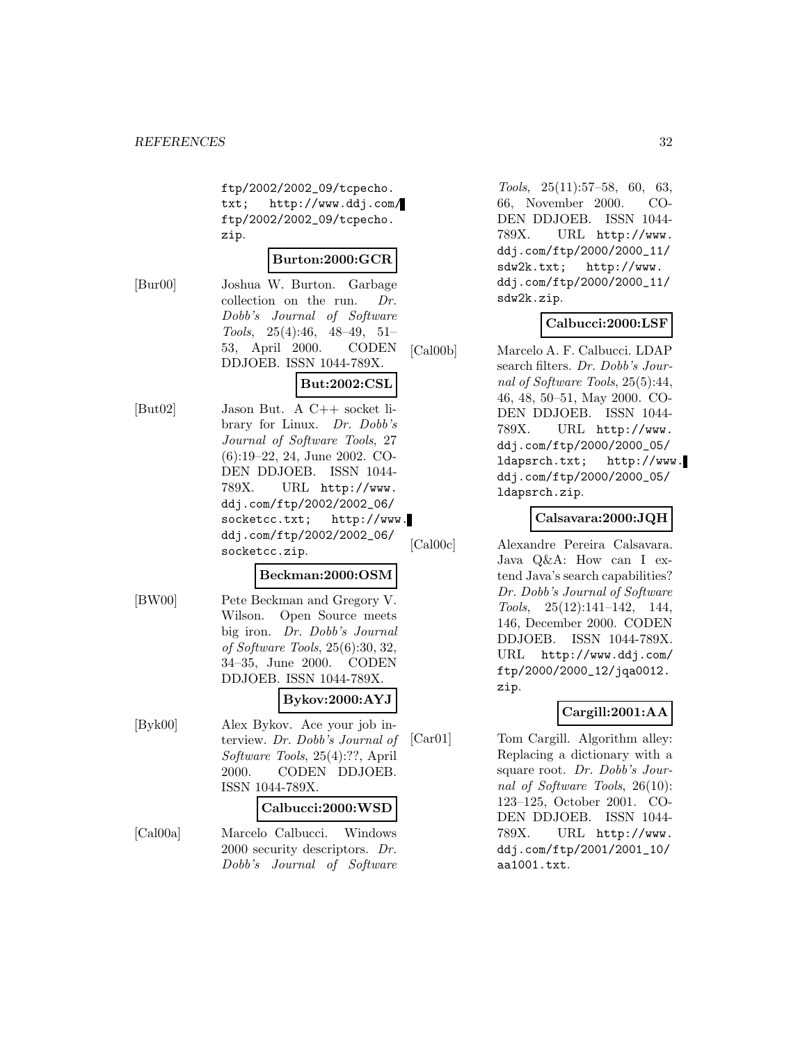ftp/2002/2002_09/tcpecho.txt; http://www.ddj.com/ftp/2002/2002_09/tcpecho.zip.

**Burton:2000:GCR**

[Bur00] Joshua W. Burton. Garbage collection on the run. *Dr. Dobb's Journal of Software Tools*, 25(4):46, 48–49, 51–53, April 2000. CODEN DDJOEB. ISSN 1044-789X.

**But:2002:CSL**

[But02] Jason But. A C++ socket library for Linux. *Dr. Dobb's Journal of Software Tools*, 27 (6):19–22, 24, June 2002. CODEN DDJOEB. ISSN 1044-789X. URL http://www.ddj.com/ftp/2002/2002_06/socketcc.txt; http://www.ddj.com/ftp/2002/2002_06/socketcc.zip.

**Beckman:2000:OSM**

[BW00] Pete Beckman and Gregory V. Wilson. Open Source meets big iron. *Dr. Dobb's Journal of Software Tools*, 25(6):30, 32, 34–35, June 2000. CODEN DDJOEB. ISSN 1044-789X.

**Bykov:2000:AYJ**

[Byk00] Alex Bykov. Ace your job interview. *Dr. Dobb's Journal of Software Tools*, 25(4):??, April 2000. CODEN DDJOEB. ISSN 1044-789X.

**Calbucci:2000:WSD**

[Cal00a] Marcelo Calbucci. Windows 2000 security descriptors. *Dr. Dobb's Journal of Software Tools*, 25(11):57–58, 60, 63, 66, November 2000. CODEN DDJOEB. ISSN 1044-789X. URL http://www.ddj.com/ftp/2000/2000_11/sdw2k.txt; http://www.ddj.com/ftp/2000/2000_11/sdw2k.zip.

**Calbucci:2000:LSF**

[Cal00b] Marcelo A. F. Calbucci. LDAP search filters. *Dr. Dobb's Journal of Software Tools*, 25(5):44, 46, 48, 50–51, May 2000. CODEN DDJOEB. ISSN 1044-789X. URL http://www.ddj.com/ftp/2000/2000_05/ldapsrch.txt; http://www.ddj.com/ftp/2000/2000_05/ldapsrch.zip.

**Calsavara:2000:JQH**

[Cal00c] Alexandre Pereira Calsavara. Java Q&A: How can I extend Java's search capabilities? *Dr. Dobb's Journal of Software Tools*, 25(12):141–142, 144, 146, December 2000. CODEN DDJOEB. ISSN 1044-789X. URL http://www.ddj.com/ftp/2000/2000_12/jqa0012.zip.

**Cargill:2001:AA**

[Car01] Tom Cargill. Algorithm alley: Replacing a dictionary with a square root. *Dr. Dobb's Journal of Software Tools*, 26(10):123–125, October 2001. CODEN DDJOEB. ISSN 1044-789X. URL http://www.ddj.com/ftp/2001/2001_10/aa1001.txt.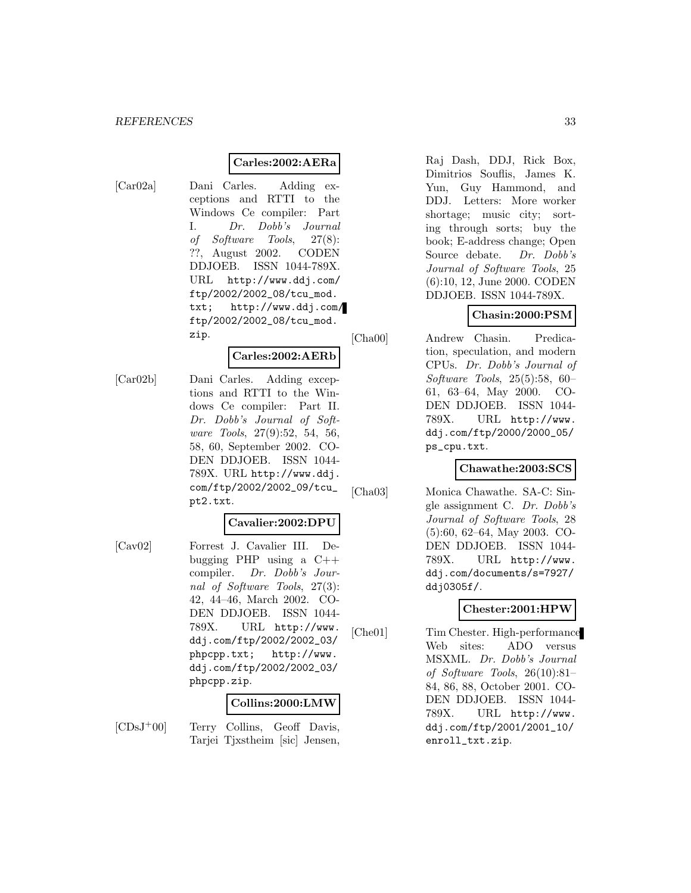**Carles:2002:AERa**

[Car02a] Dani Carles. Adding exceptions and RTTI to the Windows Ce compiler: Part I. *Dr. Dobb's Journal of Software Tools*, 27(8): ??, August 2002. CODEN DDJOEB. ISSN 1044-789X. URL `http://www.ddj.com/ftp/2002/2002_08/tcu_mod.txt`; `http://www.ddj.com/ftp/2002/2002_08/tcu_mod.zip`.

**Carles:2002:AERb**

[Car02b] Dani Carles. Adding exceptions and RTTI to the Windows Ce compiler: Part II. *Dr. Dobb's Journal of Software Tools*, 27(9):52, 54, 56, 58, 60, September 2002. CODEN DDJOEB. ISSN 1044-789X. URL `http://www.ddj.com/ftp/2002/2002_09/tcu_pt2.txt`.

**Cavalier:2002:DPU**

[Cav02] Forrest J. Cavalier III. Debugging PHP using a C++ compiler. *Dr. Dobb's Journal of Software Tools*, 27(3): 42, 44–46, March 2002. CODEN DDJOEB. ISSN 1044-789X. URL `http://www.ddj.com/ftp/2002/2002_03/phpcpp.txt`; `http://www.ddj.com/ftp/2002/2002_03/phpcpp.zip`.

**Collins:2000:LMW**

[CDsJ+00] Terry Collins, Geoff Davis, Tarjei Tjxstheim [sic] Jensen, Raj Dash, DDJ, Rick Box, Dimitrios Souflis, James K. Yun, Guy Hammond, and DDJ. Letters: More worker shortage; music city; sorting through sorts; buy the book; E-address change; Open Source debate. *Dr. Dobb's Journal of Software Tools*, 25 (6):10, 12, June 2000. CODEN DDJOEB. ISSN 1044-789X.

**Chasin:2000:PSM**

[Cha00] Andrew Chasin. Predication, speculation, and modern CPUs. *Dr. Dobb's Journal of Software Tools*, 25(5):58, 60–61, 63–64, May 2000. CODEN DDJOEB. ISSN 1044-789X. URL `http://www.ddj.com/ftp/2000/2000_05/ps_cpu.txt`.

**Chawathe:2003:SCS**

[Cha03] Monica Chawathe. SA-C: Single assignment C. *Dr. Dobb's Journal of Software Tools*, 28 (5):60, 62–64, May 2003. CODEN DDJOEB. ISSN 1044-789X. URL `http://www.ddj.com/documents/s=7927/ddj0305f/`.

**Chester:2001:HPW**

[Che01] Tim Chester. High-performance Web sites: ADO versus MSXML. *Dr. Dobb's Journal of Software Tools*, 26(10):81–84, 86, 88, October 2001. CODEN DDJOEB. ISSN 1044-789X. URL `http://www.ddj.com/ftp/2001/2001_10/enroll_txt.zip`.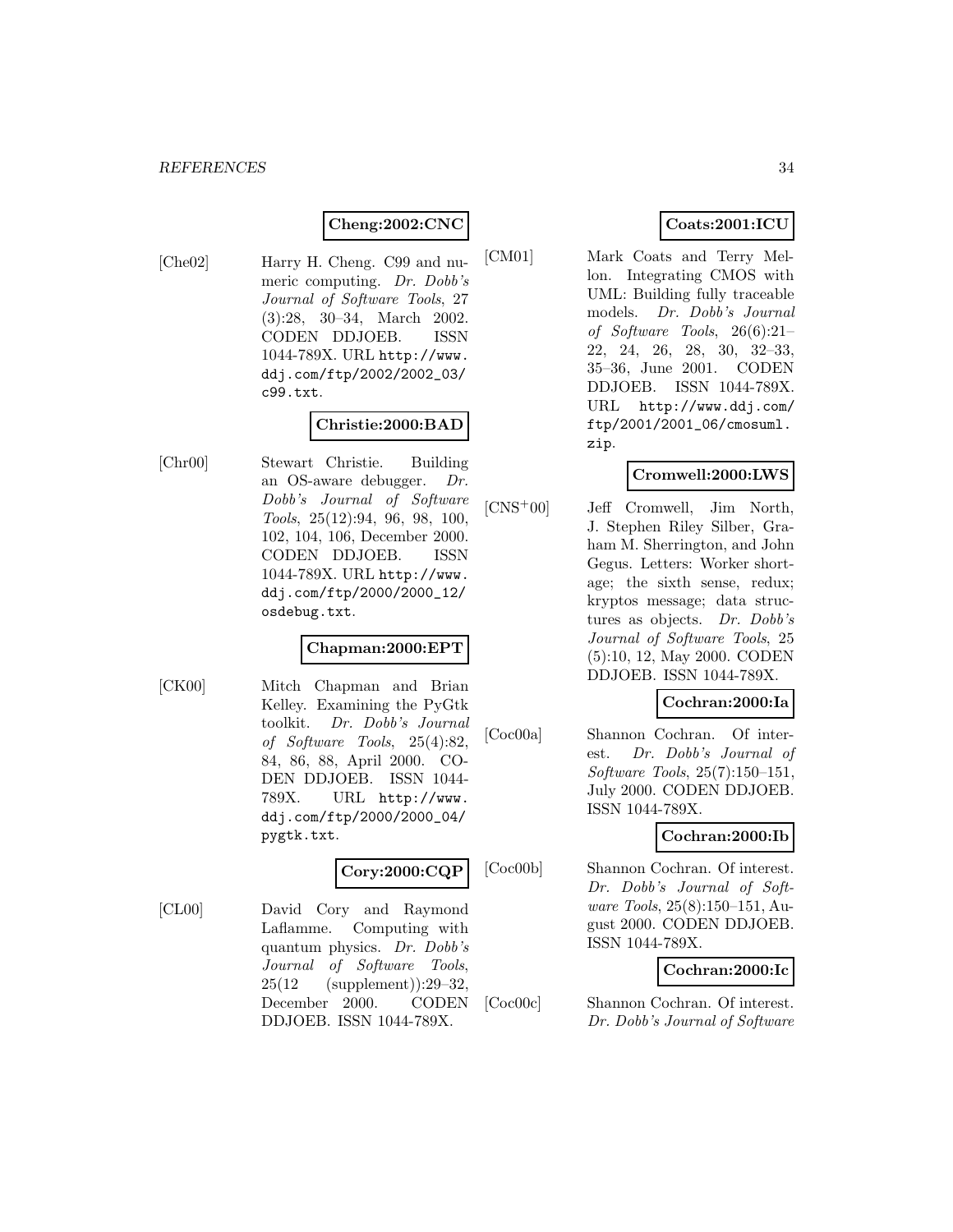**Cheng:2002:CNC**

[Che02] Harry H. Cheng. C99 and numeric computing. *Dr. Dobb's Journal of Software Tools*, 27 (3):28, 30–34, March 2002. CODEN DDJOEB. ISSN 1044-789X. URL http://www.ddj.com/ftp/2002/2002_03/c99.txt.

**Christie:2000:BAD**

[Chr00] Stewart Christie. Building an OS-aware debugger. *Dr. Dobb's Journal of Software Tools*, 25(12):94, 96, 98, 100, 102, 104, 106, December 2000. CODEN DDJOEB. ISSN 1044-789X. URL http://www.ddj.com/ftp/2000/2000_12/osdebug.txt.

**Chapman:2000:EPT**

[CK00] Mitch Chapman and Brian Kelley. Examining the PyGtk toolkit. *Dr. Dobb's Journal of Software Tools*, 25(4):82, 84, 86, 88, April 2000. CODEN DDJOEB. ISSN 1044-789X. URL http://www.ddj.com/ftp/2000/2000_04/pygtk.txt.

**Cory:2000:CQP**

[CL00] David Cory and Raymond Laflamme. Computing with quantum physics. *Dr. Dobb's Journal of Software Tools*, 25(12 (supplement)):29–32, December 2000. CODEN DDJOEB. ISSN 1044-789X.

**Coats:2001:ICU**

[CM01] Mark Coats and Terry Mellon. Integrating CMOS with UML: Building fully traceable models. *Dr. Dobb's Journal of Software Tools*, 26(6):21–22, 24, 26, 28, 30, 32–33, 35–36, June 2001. CODEN DDJOEB. ISSN 1044-789X. URL http://www.ddj.com/ftp/2001/2001_06/cmosuml.zip.

**Cromwell:2000:LWS**

[CNS+00] Jeff Cromwell, Jim North, J. Stephen Riley Silber, Graham M. Sherrington, and John Gegus. Letters: Worker shortage; the sixth sense, redux; kryptos message; data structures as objects. *Dr. Dobb's Journal of Software Tools*, 25 (5):10, 12, May 2000. CODEN DDJOEB. ISSN 1044-789X.

**Cochran:2000:Ia**

[Coc00a] Shannon Cochran. Of interest. *Dr. Dobb's Journal of Software Tools*, 25(7):150–151, July 2000. CODEN DDJOEB. ISSN 1044-789X.

**Cochran:2000:Ib**

[Coc00b] Shannon Cochran. Of interest. *Dr. Dobb's Journal of Software Tools*, 25(8):150–151, August 2000. CODEN DDJOEB. ISSN 1044-789X.

**Cochran:2000:Ic**

[Coc00c] Shannon Cochran. Of interest. *Dr. Dobb's Journal of Software*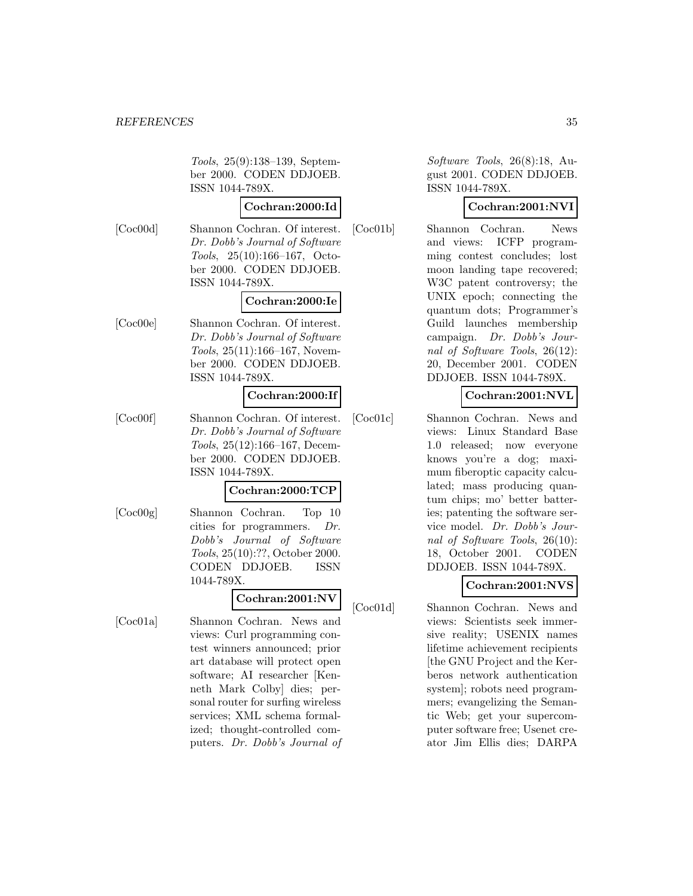*Tools*, 25(9):138–139, September 2000. CODEN DDJOEB. ISSN 1044-789X.

**Cochran:2000:Id**

[Coc00d] Shannon Cochran. Of interest. *Dr. Dobb's Journal of Software Tools*, 25(10):166–167, October 2000. CODEN DDJOEB. ISSN 1044-789X.

**Cochran:2000:Ie**

[Coc00e] Shannon Cochran. Of interest. *Dr. Dobb's Journal of Software Tools*, 25(11):166–167, November 2000. CODEN DDJOEB. ISSN 1044-789X.

**Cochran:2000:If**

[Coc00f] Shannon Cochran. Of interest. *Dr. Dobb's Journal of Software Tools*, 25(12):166–167, December 2000. CODEN DDJOEB. ISSN 1044-789X.

**Cochran:2000:TCP**

[Coc00g] Shannon Cochran. Top 10 cities for programmers. *Dr. Dobb's Journal of Software Tools*, 25(10):??, October 2000. CODEN DDJOEB. ISSN 1044-789X.

**Cochran:2001:NV**

[Coc01a] Shannon Cochran. News and views: Curl programming contest winners announced; prior art database will protect open software; AI researcher [Kenneth Mark Colby] dies; personal router for surfing wireless services; XML schema formalized; thought-controlled computers. *Dr. Dobb's Journal of Software Tools*, 26(8):18, August 2001. CODEN DDJOEB. ISSN 1044-789X.

**Cochran:2001:NVI**

[Coc01b] Shannon Cochran. News and views: ICFP programming contest concludes; lost moon landing tape recovered; W3C patent controversy; the UNIX epoch; connecting the quantum dots; Programmer's Guild launches membership campaign. *Dr. Dobb's Journal of Software Tools*, 26(12): 20, December 2001. CODEN DDJOEB. ISSN 1044-789X.

**Cochran:2001:NVL**

[Coc01c] Shannon Cochran. News and views: Linux Standard Base 1.0 released; now everyone knows you're a dog; maximum fiberoptic capacity calculated; mass producing quantum chips; mo' better batteries; patenting the software service model. *Dr. Dobb's Journal of Software Tools*, 26(10): 18, October 2001. CODEN DDJOEB. ISSN 1044-789X.

**Cochran:2001:NVS**

[Coc01d] Shannon Cochran. News and views: Scientists seek immersive reality; USENIX names lifetime achievement recipients [the GNU Project and the Kerberos network authentication system]; robots need programmers; evangelizing the Semantic Web; get your supercomputer software free; Usenet creator Jim Ellis dies; DARPA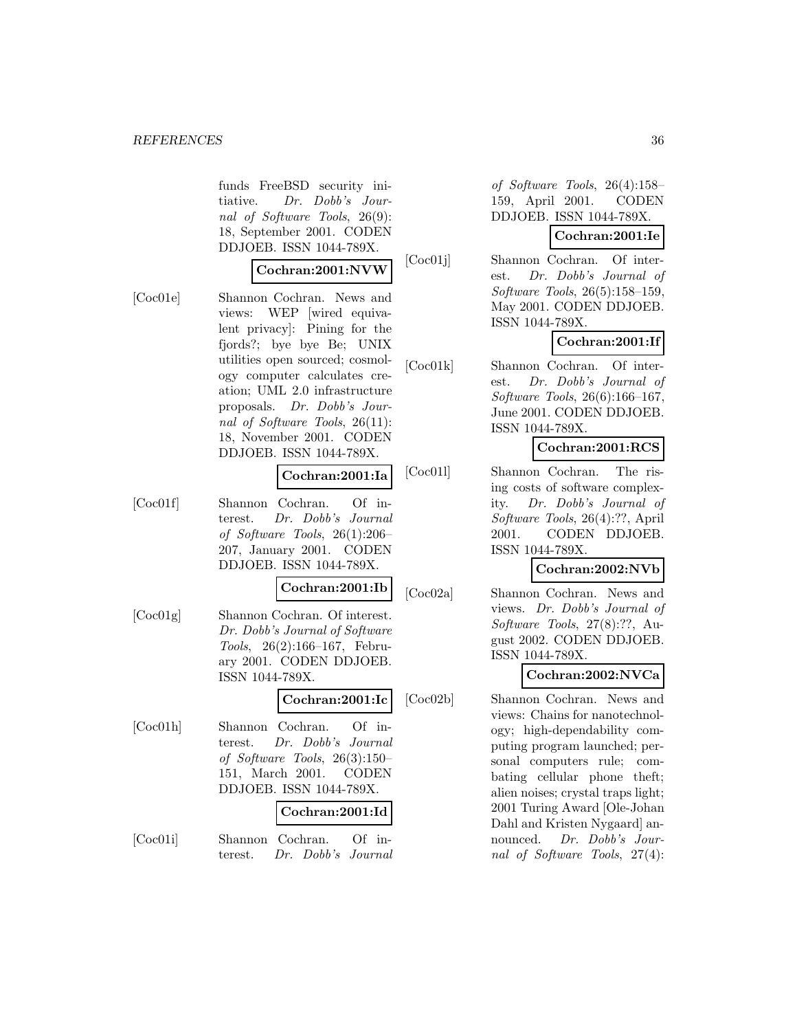funds FreeBSD security initiative. *Dr. Dobb's Journal of Software Tools*, 26(9): 18, September 2001. CODEN DDJOEB. ISSN 1044-789X.

**Cochran:2001:NVW**

[Coc01e] Shannon Cochran. News and views: WEP [wired equivalent privacy]: Pining for the fjords?; bye bye Be; UNIX utilities open sourced; cosmology computer calculates creation; UML 2.0 infrastructure proposals. *Dr. Dobb's Journal of Software Tools*, 26(11): 18, November 2001. CODEN DDJOEB. ISSN 1044-789X.

**Cochran:2001:Ia**

[Coc01f] Shannon Cochran. Of interest. *Dr. Dobb's Journal of Software Tools*, 26(1):206–207, January 2001. CODEN DDJOEB. ISSN 1044-789X.

**Cochran:2001:Ib**

[Coc01g] Shannon Cochran. Of interest. *Dr. Dobb's Journal of Software Tools*, 26(2):166–167, February 2001. CODEN DDJOEB. ISSN 1044-789X.

**Cochran:2001:Ic**

[Coc01h] Shannon Cochran. Of interest. *Dr. Dobb's Journal of Software Tools*, 26(3):150–151, March 2001. CODEN DDJOEB. ISSN 1044-789X.

**Cochran:2001:Id**

[Coc01i] Shannon Cochran. Of interest. *Dr. Dobb's Journal of Software Tools*, 26(4):158–159, April 2001. CODEN DDJOEB. ISSN 1044-789X.

**Cochran:2001:Ie**

[Coc01j] Shannon Cochran. Of interest. *Dr. Dobb's Journal of Software Tools*, 26(5):158–159, May 2001. CODEN DDJOEB. ISSN 1044-789X.

**Cochran:2001:If**

[Coc01k] Shannon Cochran. Of interest. *Dr. Dobb's Journal of Software Tools*, 26(6):166–167, June 2001. CODEN DDJOEB. ISSN 1044-789X.

**Cochran:2001:RCS**

[Coc01l] Shannon Cochran. The rising costs of software complexity. *Dr. Dobb's Journal of Software Tools*, 26(4):??, April 2001. CODEN DDJOEB. ISSN 1044-789X.

**Cochran:2002:NVb**

[Coc02a] Shannon Cochran. News and views. *Dr. Dobb's Journal of Software Tools*, 27(8):??, August 2002. CODEN DDJOEB. ISSN 1044-789X.

**Cochran:2002:NVCa**

[Coc02b] Shannon Cochran. News and views: Chains for nanotechnology; high-dependability computing program launched; personal computers rule; combating cellular phone theft; alien noises; crystal traps light; 2001 Turing Award [Ole-Johan Dahl and Kristen Nygaard] announced. *Dr. Dobb's Journal of Software Tools*, 27(4):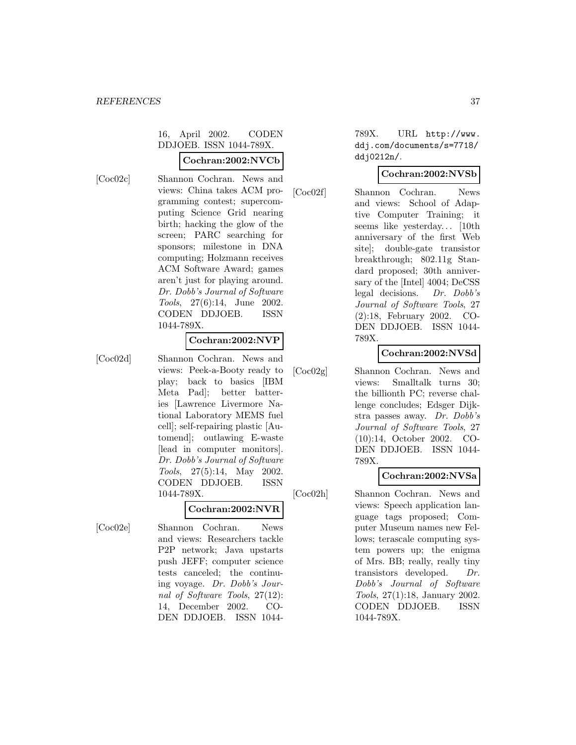16, April 2002. CODEN DDJOEB. ISSN 1044-789X.

**Cochran:2002:NVCb**

[Coc02c] Shannon Cochran. News and views: China takes ACM programming contest; supercomputing Science Grid nearing birth; hacking the glow of the screen; PARC searching for sponsors; milestone in DNA computing; Holzmann receives ACM Software Award; games aren't just for playing around. *Dr. Dobb's Journal of Software Tools*, 27(6):14, June 2002. CODEN DDJOEB. ISSN 1044-789X.

**Cochran:2002:NVP**

[Coc02d] Shannon Cochran. News and views: Peek-a-Booty ready to play; back to basics [IBM Meta Pad]; better batteries [Lawrence Livermore National Laboratory MEMS fuel cell]; self-repairing plastic [Automend]; outlawing E-waste [lead in computer monitors]. *Dr. Dobb's Journal of Software Tools*, 27(5):14, May 2002. CODEN DDJOEB. ISSN 1044-789X.

**Cochran:2002:NVR**

[Coc02e] Shannon Cochran. News and views: Researchers tackle P2P network; Java upstarts push JEFF; computer science tests canceled; the continuing voyage. *Dr. Dobb's Journal of Software Tools*, 27(12):14, December 2002. CODEN DDJOEB. ISSN 1044-789X. URL http://www.ddj.com/documents/s=7718/ddj0212n/.

**Cochran:2002:NVSb**

[Coc02f] Shannon Cochran. News and views: School of Adaptive Computer Training; it seems like yesterday... [10th anniversary of the first Web site]; double-gate transistor breakthrough; 802.11g Standard proposed; 30th anniversary of the [Intel] 4004; DeCSS legal decisions. *Dr. Dobb's Journal of Software Tools*, 27(2):18, February 2002. CODEN DDJOEB. ISSN 1044-789X.

**Cochran:2002:NVSd**

[Coc02g] Shannon Cochran. News and views: Smalltalk turns 30; the billionth PC; reverse challenge concludes; Edsger Dijkstra passes away. *Dr. Dobb's Journal of Software Tools*, 27(10):14, October 2002. CODEN DDJOEB. ISSN 1044-789X.

**Cochran:2002:NVSa**

[Coc02h] Shannon Cochran. News and views: Speech application language tags proposed; Computer Museum names new Fellows; terascale computing system powers up; the enigma of Mrs. BB; really, really tiny transistors developed. *Dr. Dobb's Journal of Software Tools*, 27(1):18, January 2002. CODEN DDJOEB. ISSN 1044-789X.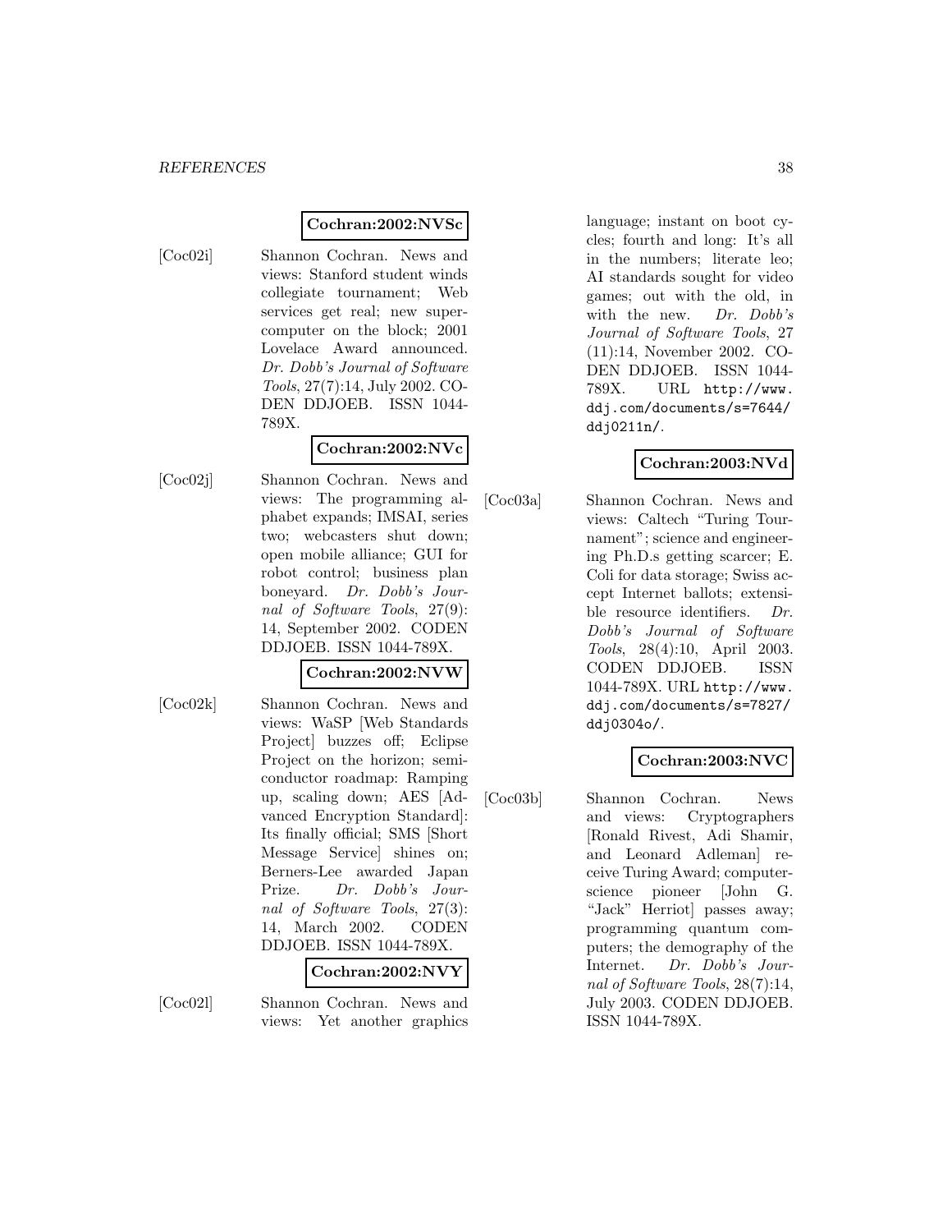**Cochran:2002:NVSc**

[Coc02i] Shannon Cochran. News and views: Stanford student winds collegiate tournament; Web services get real; new supercomputer on the block; 2001 Lovelace Award announced. *Dr. Dobb's Journal of Software Tools*, 27(7):14, July 2002. CODEN DDJOEB. ISSN 1044-789X.

**Cochran:2002:NVc**

[Coc02j] Shannon Cochran. News and views: The programming alphabet expands; IMSAI, series two; webcasters shut down; open mobile alliance; GUI for robot control; business plan boneyard. *Dr. Dobb's Journal of Software Tools*, 27(9): 14, September 2002. CODEN DDJOEB. ISSN 1044-789X.

**Cochran:2002:NVW**

[Coc02k] Shannon Cochran. News and views: WaSP [Web Standards Project] buzzes off; Eclipse Project on the horizon; semiconductor roadmap: Ramping up, scaling down; AES [Advanced Encryption Standard]: Its finally official; SMS [Short Message Service] shines on; Berners-Lee awarded Japan Prize. *Dr. Dobb's Journal of Software Tools*, 27(3): 14, March 2002. CODEN DDJOEB. ISSN 1044-789X.

**Cochran:2002:NVY**

[Coc02l] Shannon Cochran. News and views: Yet another graphics language; instant on boot cycles; fourth and long: It's all in the numbers; literate leo; AI standards sought for video games; out with the old, in with the new. *Dr. Dobb's Journal of Software Tools*, 27 (11):14, November 2002. CODEN DDJOEB. ISSN 1044-789X. URL http://www.ddj.com/documents/s=7644/ddj0211n/.

**Cochran:2003:NVd**

[Coc03a] Shannon Cochran. News and views: Caltech "Turing Tournament"; science and engineering Ph.D.s getting scarcer; E. Coli for data storage; Swiss accept Internet ballots; extensible resource identifiers. *Dr. Dobb's Journal of Software Tools*, 28(4):10, April 2003. CODEN DDJOEB. ISSN 1044-789X. URL http://www.ddj.com/documents/s=7827/ddj0304o/.

**Cochran:2003:NVC**

[Coc03b] Shannon Cochran. News and views: Cryptographers [Ronald Rivest, Adi Shamir, and Leonard Adleman] receive Turing Award; computer-science pioneer [John G. "Jack" Herriot] passes away; programming quantum computers; the demography of the Internet. *Dr. Dobb's Journal of Software Tools*, 28(7):14, July 2003. CODEN DDJOEB. ISSN 1044-789X.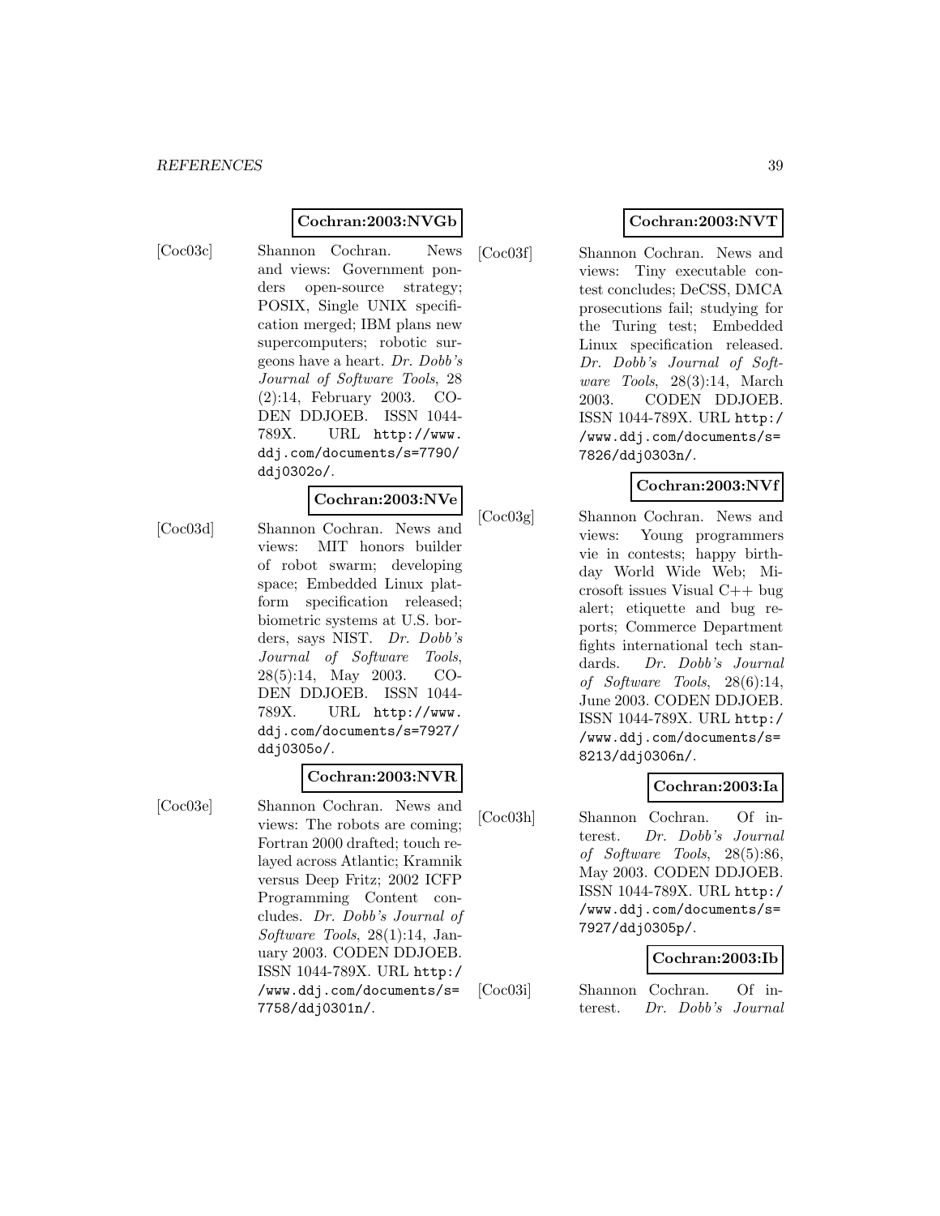**Cochran:2003:NVGb**

[Coc03c] Shannon Cochran. News and views: Government ponders open-source strategy; POSIX, Single UNIX specification merged; IBM plans new supercomputers; robotic surgeons have a heart. *Dr. Dobb's Journal of Software Tools*, 28 (2):14, February 2003. CODEN DDJOEB. ISSN 1044-789X. URL `http://www.ddj.com/documents/s=7790/ddj0302o/`.

**Cochran:2003:NVe**

[Coc03d] Shannon Cochran. News and views: MIT honors builder of robot swarm; developing space; Embedded Linux platform specification released; biometric systems at U.S. borders, says NIST. *Dr. Dobb's Journal of Software Tools*, 28(5):14, May 2003. CODEN DDJOEB. ISSN 1044-789X. URL `http://www.ddj.com/documents/s=7927/ddj0305o/`.

**Cochran:2003:NVR**

[Coc03e] Shannon Cochran. News and views: The robots are coming; Fortran 2000 drafted; touch relayed across Atlantic; Kramnik versus Deep Fritz; 2002 ICFP Programming Content concludes. *Dr. Dobb's Journal of Software Tools*, 28(1):14, January 2003. CODEN DDJOEB. ISSN 1044-789X. URL `http://www.ddj.com/documents/s=7758/ddj0301n/`.

**Cochran:2003:NVT**

[Coc03f] Shannon Cochran. News and views: Tiny executable contest concludes; DeCSS, DMCA prosecutions fail; studying for the Turing test; Embedded Linux specification released. *Dr. Dobb's Journal of Software Tools*, 28(3):14, March 2003. CODEN DDJOEB. ISSN 1044-789X. URL `http://www.ddj.com/documents/s=7826/ddj0303n/`.

**Cochran:2003:NVf**

[Coc03g] Shannon Cochran. News and views: Young programmers vie in contests; happy birthday World Wide Web; Microsoft issues Visual C++ bug alert; etiquette and bug reports; Commerce Department fights international tech standards. *Dr. Dobb's Journal of Software Tools*, 28(6):14, June 2003. CODEN DDJOEB. ISSN 1044-789X. URL `http://www.ddj.com/documents/s=8213/ddj0306n/`.

**Cochran:2003:Ia**

[Coc03h] Shannon Cochran. Of interest. *Dr. Dobb's Journal of Software Tools*, 28(5):86, May 2003. CODEN DDJOEB. ISSN 1044-789X. URL `http://www.ddj.com/documents/s=7927/ddj0305p/`.

**Cochran:2003:Ib**

[Coc03i] Shannon Cochran. Of interest. *Dr. Dobb's Journal*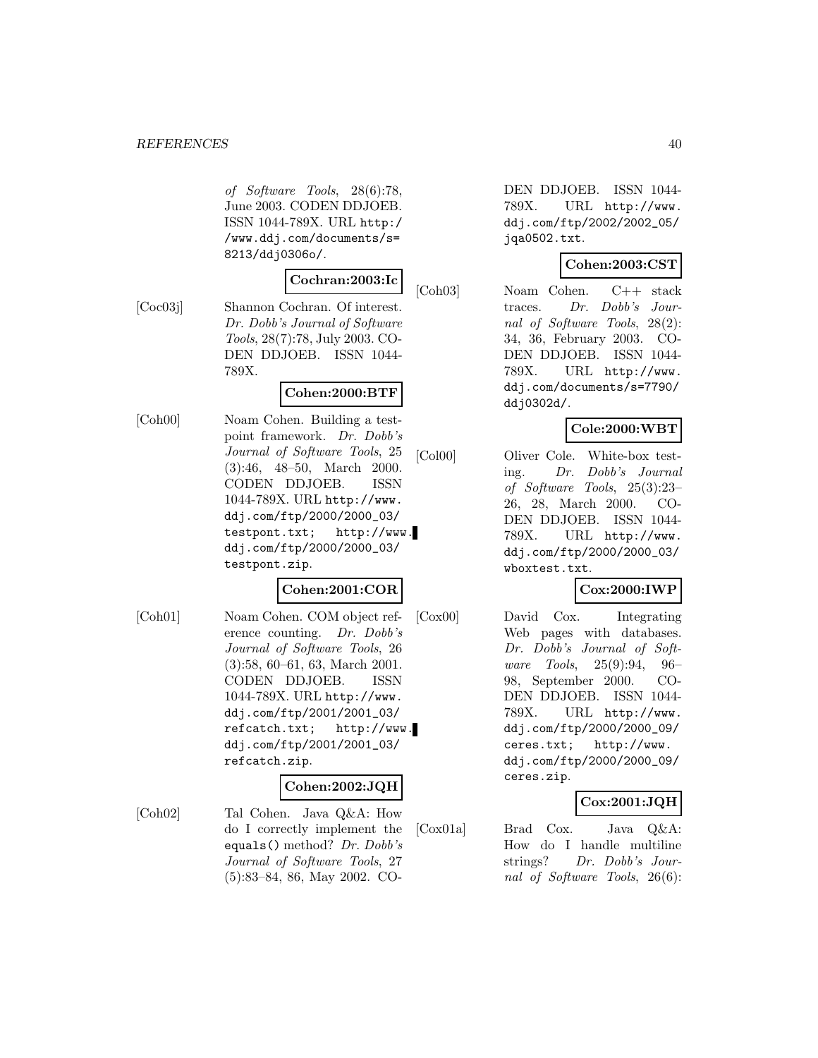*of Software Tools*, 28(6):78, June 2003. CODEN DDJOEB. ISSN 1044-789X. URL http://www.ddj.com/documents/s=8213/ddj0306o/.

**Cochran:2003:Ic**

[Coc03j] Shannon Cochran. Of interest. *Dr. Dobb's Journal of Software Tools*, 28(7):78, July 2003. CODEN DDJOEB. ISSN 1044-789X.

**Cohen:2000:BTF**

[Coh00] Noam Cohen. Building a testpoint framework. *Dr. Dobb's Journal of Software Tools*, 25(3):46, 48–50, March 2000. CODEN DDJOEB. ISSN 1044-789X. URL http://www.ddj.com/ftp/2000/2000_03/testpont.txt; http://www.ddj.com/ftp/2000/2000_03/testpont.zip.

**Cohen:2001:COR**

[Coh01] Noam Cohen. COM object reference counting. *Dr. Dobb's Journal of Software Tools*, 26(3):58, 60–61, 63, March 2001. CODEN DDJOEB. ISSN 1044-789X. URL http://www.ddj.com/ftp/2001/2001_03/refcatch.txt; http://www.ddj.com/ftp/2001/2001_03/refcatch.zip.

**Cohen:2002:JQH**

[Coh02] Tal Cohen. Java Q&A: How do I correctly implement the `equals()` method? *Dr. Dobb's Journal of Software Tools*, 27(5):83–84, 86, May 2002. CODEN DDJOEB. ISSN 1044-789X. URL http://www.ddj.com/ftp/2002/2002_05/jqa0502.txt.

**Cohen:2003:CST**

[Coh03] Noam Cohen. C++ stack traces. *Dr. Dobb's Journal of Software Tools*, 28(2):34, 36, February 2003. CODEN DDJOEB. ISSN 1044-789X. URL http://www.ddj.com/documents/s=7790/ddj0302d/.

**Cole:2000:WBT**

[Col00] Oliver Cole. White-box testing. *Dr. Dobb's Journal of Software Tools*, 25(3):23–26, 28, March 2000. CODEN DDJOEB. ISSN 1044-789X. URL http://www.ddj.com/ftp/2000/2000_03/wboxtest.txt.

**Cox:2000:IWP**

[Cox00] David Cox. Integrating Web pages with databases. *Dr. Dobb's Journal of Software Tools*, 25(9):94, 96–98, September 2000. CODEN DDJOEB. ISSN 1044-789X. URL http://www.ddj.com/ftp/2000/2000_09/ceres.txt; http://www.ddj.com/ftp/2000/2000_09/ceres.zip.

**Cox:2001:JQH**

[Cox01a] Brad Cox. Java Q&A: How do I handle multiline strings? *Dr. Dobb's Journal of Software Tools*, 26(6):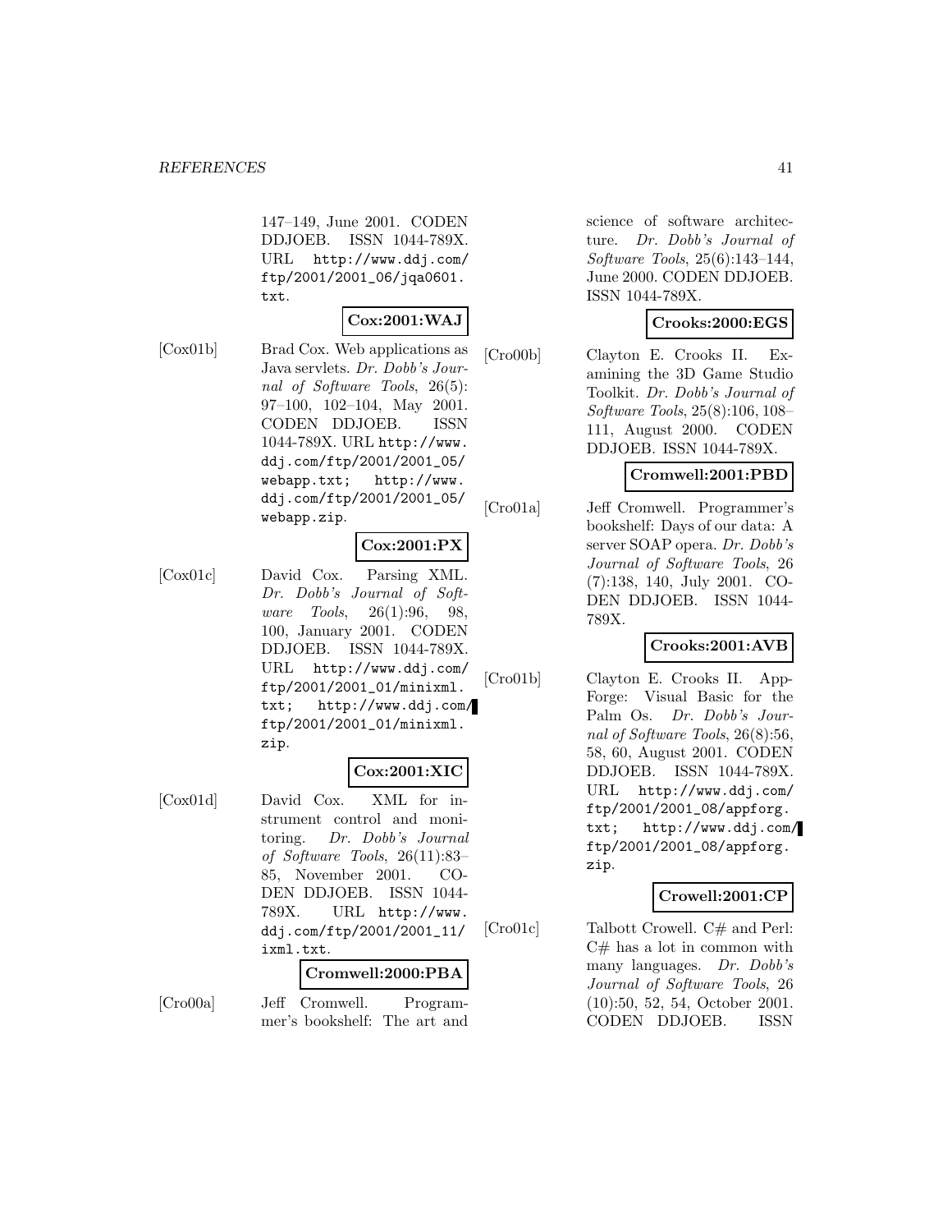147–149, June 2001. CODEN DDJOEB. ISSN 1044-789X. URL http://www.ddj.com/ftp/2001/2001_06/jqa0601.txt.

**Cox:2001:WAJ**

[Cox01b] Brad Cox. Web applications as Java servlets. *Dr. Dobb's Journal of Software Tools*, 26(5): 97–100, 102–104, May 2001. CODEN DDJOEB. ISSN 1044-789X. URL http://www.ddj.com/ftp/2001/2001_05/webapp.txt; http://www.ddj.com/ftp/2001/2001_05/webapp.zip.

**Cox:2001:PX**

[Cox01c] David Cox. Parsing XML. *Dr. Dobb's Journal of Software Tools*, 26(1):96, 98, 100, January 2001. CODEN DDJOEB. ISSN 1044-789X. URL http://www.ddj.com/ftp/2001/2001_01/minixml.txt; http://www.ddj.com/ftp/2001/2001_01/minixml.zip.

**Cox:2001:XIC**

[Cox01d] David Cox. XML for instrument control and monitoring. *Dr. Dobb's Journal of Software Tools*, 26(11):83–85, November 2001. CODEN DDJOEB. ISSN 1044-789X. URL http://www.ddj.com/ftp/2001/2001_11/ixml.txt.

**Cromwell:2000:PBA**

[Cro00a] Jeff Cromwell. Programmer's bookshelf: The art and science of software architecture. *Dr. Dobb's Journal of Software Tools*, 25(6):143–144, June 2000. CODEN DDJOEB. ISSN 1044-789X.

**Crooks:2000:EGS**

[Cro00b] Clayton E. Crooks II. Examining the 3D Game Studio Toolkit. *Dr. Dobb's Journal of Software Tools*, 25(8):106, 108–111, August 2000. CODEN DDJOEB. ISSN 1044-789X.

**Cromwell:2001:PBD**

[Cro01a] Jeff Cromwell. Programmer's bookshelf: Days of our data: A server SOAP opera. *Dr. Dobb's Journal of Software Tools*, 26 (7):138, 140, July 2001. CODEN DDJOEB. ISSN 1044-789X.

**Crooks:2001:AVB**

[Cro01b] Clayton E. Crooks II. AppForge: Visual Basic for the Palm Os. *Dr. Dobb's Journal of Software Tools*, 26(8):56, 58, 60, August 2001. CODEN DDJOEB. ISSN 1044-789X. URL http://www.ddj.com/ftp/2001/2001_08/appforg.txt; http://www.ddj.com/ftp/2001/2001_08/appforg.zip.

**Crowell:2001:CP**

[Cro01c] Talbott Crowell. C# and Perl: C# has a lot in common with many languages. *Dr. Dobb's Journal of Software Tools*, 26 (10):50, 52, 54, October 2001. CODEN DDJOEB. ISSN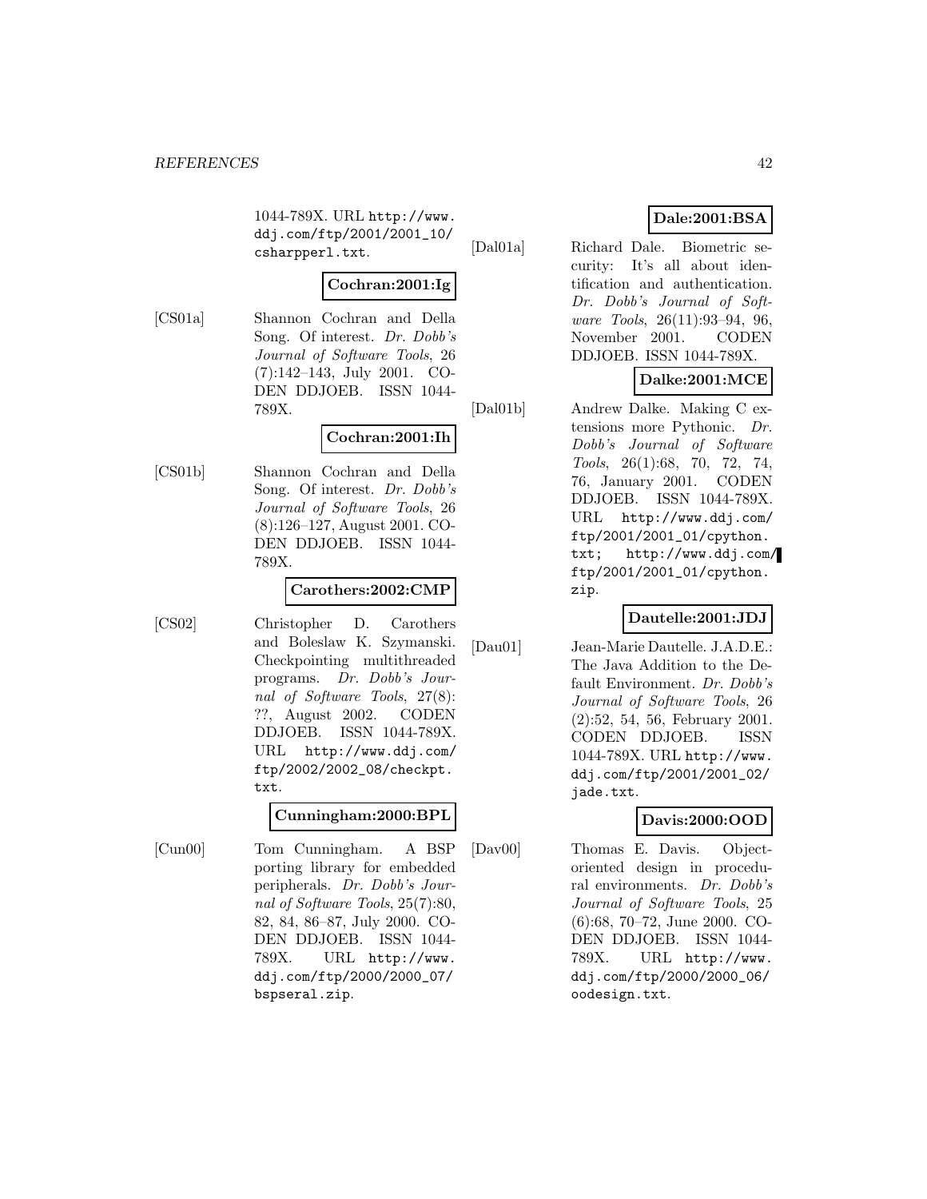1044-789X. URL http://www.ddj.com/ftp/2001/2001_10/csharpperl.txt.

**Cochran:2001:Ig**

[CS01a] Shannon Cochran and Della Song. Of interest. *Dr. Dobb's Journal of Software Tools*, 26 (7):142–143, July 2001. CODEN DDJOEB. ISSN 1044-789X.

**Cochran:2001:Ih**

[CS01b] Shannon Cochran and Della Song. Of interest. *Dr. Dobb's Journal of Software Tools*, 26 (8):126–127, August 2001. CODEN DDJOEB. ISSN 1044-789X.

**Carothers:2002:CMP**

[CS02] Christopher D. Carothers and Boleslaw K. Szymanski. Checkpointing multithreaded programs. *Dr. Dobb's Journal of Software Tools*, 27(8): ??, August 2002. CODEN DDJOEB. ISSN 1044-789X. URL http://www.ddj.com/ftp/2002/2002_08/checkpt.txt.

**Cunningham:2000:BPL**

[Cun00] Tom Cunningham. A BSP porting library for embedded peripherals. *Dr. Dobb's Journal of Software Tools*, 25(7):80, 82, 84, 86–87, July 2000. CODEN DDJOEB. ISSN 1044-789X. URL http://www.ddj.com/ftp/2000/2000_07/bspseral.zip.

**Dale:2001:BSA**

[Dal01a] Richard Dale. Biometric security: It's all about identification and authentication. *Dr. Dobb's Journal of Software Tools*, 26(11):93–94, 96, November 2001. CODEN DDJOEB. ISSN 1044-789X.

**Dalke:2001:MCE**

[Dal01b] Andrew Dalke. Making C extensions more Pythonic. *Dr. Dobb's Journal of Software Tools*, 26(1):68, 70, 72, 74, 76, January 2001. CODEN DDJOEB. ISSN 1044-789X. URL http://www.ddj.com/ftp/2001/2001_01/cpython.txt; http://www.ddj.com/ftp/2001/2001_01/cpython.zip.

**Dautelle:2001:JDJ**

[Dau01] Jean-Marie Dautelle. J.A.D.E.: The Java Addition to the Default Environment. *Dr. Dobb's Journal of Software Tools*, 26 (2):52, 54, 56, February 2001. CODEN DDJOEB. ISSN 1044-789X. URL http://www.ddj.com/ftp/2001/2001_02/jade.txt.

**Davis:2000:OOD**

[Dav00] Thomas E. Davis. Object-oriented design in procedural environments. *Dr. Dobb's Journal of Software Tools*, 25 (6):68, 70–72, June 2000. CODEN DDJOEB. ISSN 1044-789X. URL http://www.ddj.com/ftp/2000/2000_06/oodesign.txt.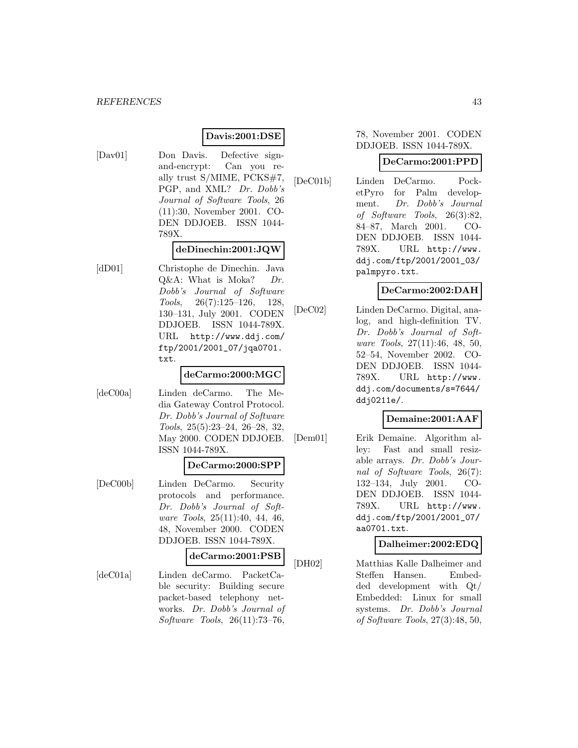**Davis:2001:DSE**

[Dav01] Don Davis. Defective sign-and-encrypt: Can you really trust S/MIME, PCKS#7, PGP, and XML? *Dr. Dobb's Journal of Software Tools*, 26 (11):30, November 2001. CODEN DDJOEB. ISSN 1044-789X.

**deDinechin:2001:JQW**

[dD01] Christophe de Dinechin. Java Q&A: What is Moka? *Dr. Dobb's Journal of Software Tools*, 26(7):125–126, 128, 130–131, July 2001. CODEN DDJOEB. ISSN 1044-789X. URL `http://www.ddj.com/ftp/2001/2001_07/jqa0701.txt`.

**deCarmo:2000:MGC**

[deC00a] Linden deCarmo. The Media Gateway Control Protocol. *Dr. Dobb's Journal of Software Tools*, 25(5):23–24, 26–28, 32, May 2000. CODEN DDJOEB. ISSN 1044-789X.

**DeCarmo:2000:SPP**

[DeC00b] Linden DeCarmo. Security protocols and performance. *Dr. Dobb's Journal of Software Tools*, 25(11):40, 44, 46, 48, November 2000. CODEN DDJOEB. ISSN 1044-789X.

**deCarmo:2001:PSB**

[deC01a] Linden deCarmo. PacketCable security: Building secure packet-based telephony networks. *Dr. Dobb's Journal of Software Tools*, 26(11):73–76, 78, November 2001. CODEN DDJOEB. ISSN 1044-789X.

**DeCarmo:2001:PPD**

[DeC01b] Linden DeCarmo. PocketPyro for Palm development. *Dr. Dobb's Journal of Software Tools*, 26(3):82, 84–87, March 2001. CODEN DDJOEB. ISSN 1044-789X. URL `http://www.ddj.com/ftp/2001/2001_03/palmpyro.txt`.

**DeCarmo:2002:DAH**

[DeC02] Linden DeCarmo. Digital, analog, and high-definition TV. *Dr. Dobb's Journal of Software Tools*, 27(11):46, 48, 50, 52–54, November 2002. CODEN DDJOEB. ISSN 1044-789X. URL `http://www.ddj.com/documents/s=7644/ddj0211e/`.

**Demaine:2001:AAF**

[Dem01] Erik Demaine. Algorithm alley: Fast and small resizable arrays. *Dr. Dobb's Journal of Software Tools*, 26(7):132–134, July 2001. CODEN DDJOEB. ISSN 1044-789X. URL `http://www.ddj.com/ftp/2001/2001_07/aa0701.txt`.

**Dalheimer:2002:EDQ**

[DH02] Matthias Kalle Dalheimer and Steffen Hansen. Embedded development with Qt/Embedded: Linux for small systems. *Dr. Dobb's Journal of Software Tools*, 27(3):48, 50,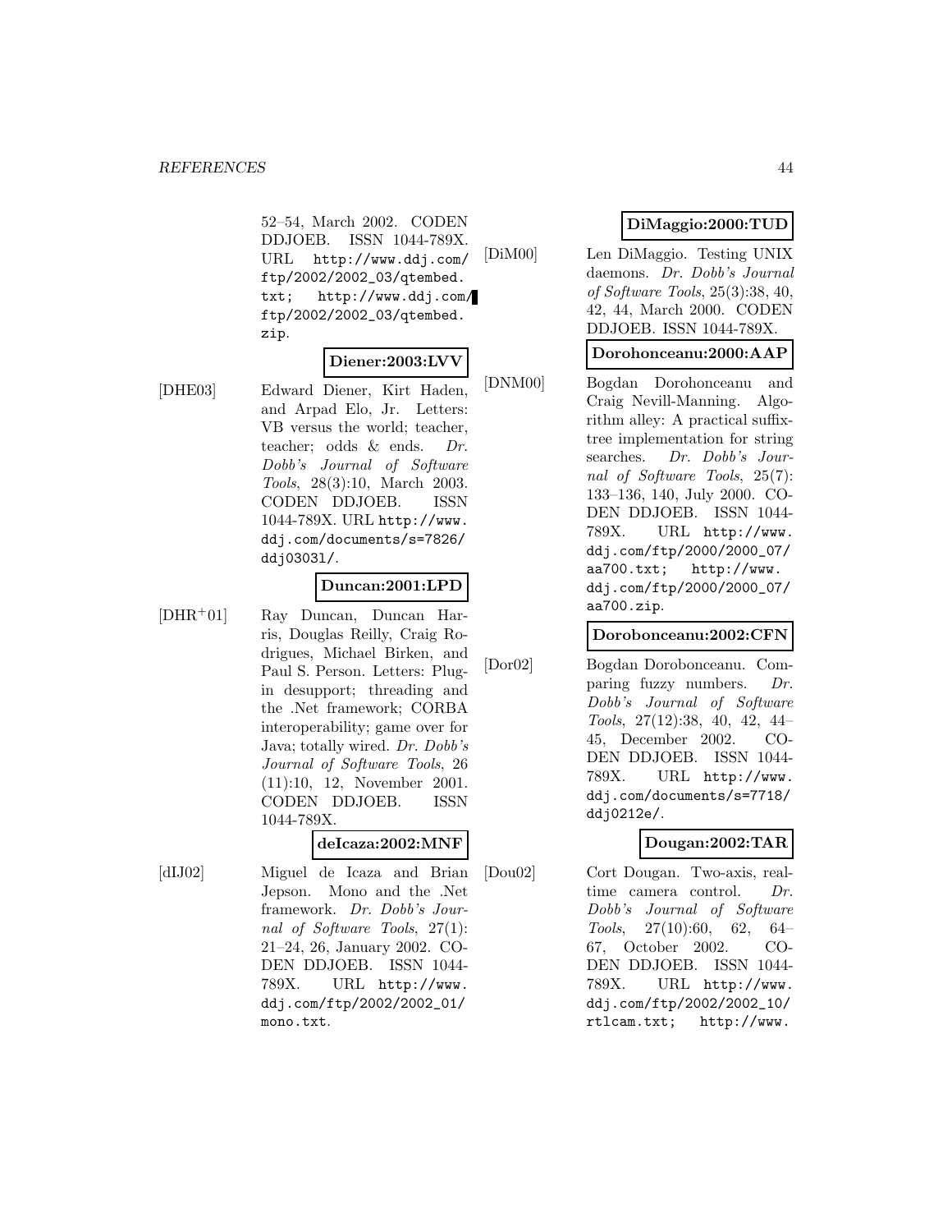52–54, March 2002. CODEN DDJOEB. ISSN 1044-789X. URL http://www.ddj.com/ftp/2002/2002_03/qtembed.txt; http://www.ddj.com/ftp/2002/2002_03/qtembed.zip.

**Diener:2003:LVV**

[DHE03] Edward Diener, Kirt Haden, and Arpad Elo, Jr. Letters: VB versus the world; teacher, teacher; odds & ends. *Dr. Dobb's Journal of Software Tools*, 28(3):10, March 2003. CODEN DDJOEB. ISSN 1044-789X. URL http://www.ddj.com/documents/s=7826/ddj0303l/.

**Duncan:2001:LPD**

[DHR+01] Ray Duncan, Duncan Harris, Douglas Reilly, Craig Rodrigues, Michael Birken, and Paul S. Person. Letters: Plug-in desupport; threading and the .Net framework; CORBA interoperability; game over for Java; totally wired. *Dr. Dobb's Journal of Software Tools*, 26(11):10, 12, November 2001. CODEN DDJOEB. ISSN 1044-789X.

**deIcaza:2002:MNF**

[dIJ02] Miguel de Icaza and Brian Jepson. Mono and the .Net framework. *Dr. Dobb's Journal of Software Tools*, 27(1):21–24, 26, January 2002. CODEN DDJOEB. ISSN 1044-789X. URL http://www.ddj.com/ftp/2002/2002_01/mono.txt.

**DiMaggio:2000:TUD**

[DiM00] Len DiMaggio. Testing UNIX daemons. *Dr. Dobb's Journal of Software Tools*, 25(3):38, 40, 42, 44, March 2000. CODEN DDJOEB. ISSN 1044-789X.

**Dorohonceanu:2000:AAP**

[DNM00] Bogdan Dorohonceanu and Craig Nevill-Manning. Algorithm alley: A practical suffix-tree implementation for string searches. *Dr. Dobb's Journal of Software Tools*, 25(7):133–136, 140, July 2000. CODEN DDJOEB. ISSN 1044-789X. URL http://www.ddj.com/ftp/2000/2000_07/aa700.txt; http://www.ddj.com/ftp/2000/2000_07/aa700.zip.

**Dorobonceanu:2002:CFN**

[Dor02] Bogdan Dorobonceanu. Comparing fuzzy numbers. *Dr. Dobb's Journal of Software Tools*, 27(12):38, 40, 42, 44–45, December 2002. CODEN DDJOEB. ISSN 1044-789X. URL http://www.ddj.com/documents/s=7718/ddj0212e/.

**Dougan:2002:TAR**

[Dou02] Cort Dougan. Two-axis, real-time camera control. *Dr. Dobb's Journal of Software Tools*, 27(10):60, 62, 64–67, October 2002. CODEN DDJOEB. ISSN 1044-789X. URL http://www.ddj.com/ftp/2002/2002_10/rtlcam.txt; http://www.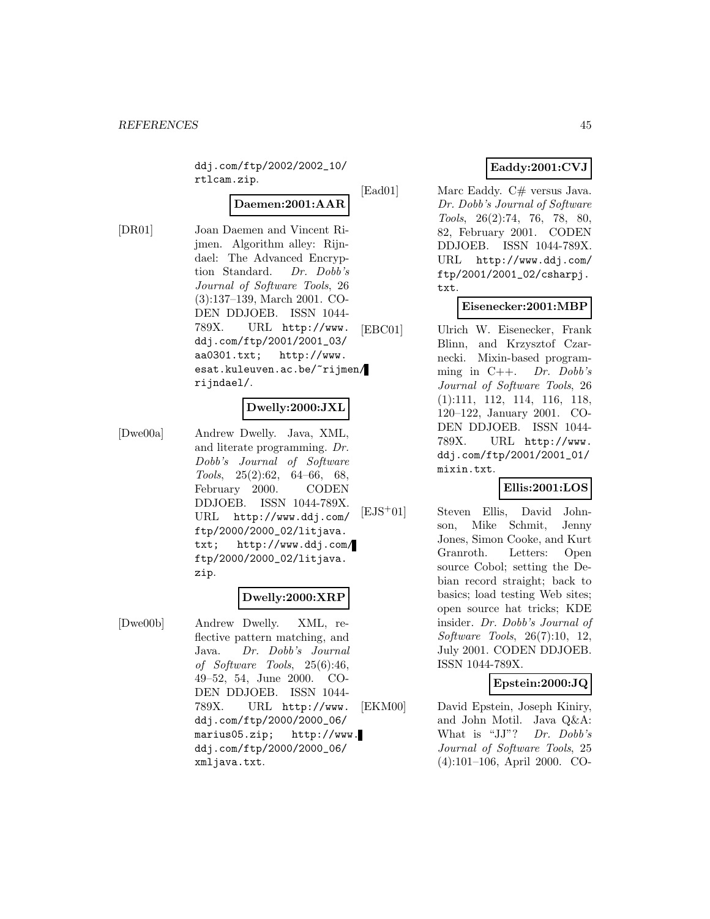ddj.com/ftp/2002/2002_10/rtlcam.zip.

**Daemen:2001:AAR**

[DR01] Joan Daemen and Vincent Rijmen. Algorithm alley: Rijndael: The Advanced Encryption Standard. *Dr. Dobb's Journal of Software Tools*, 26 (3):137–139, March 2001. CODEN DDJOEB. ISSN 1044-789X. URL http://www.ddj.com/ftp/2001/2001_03/aa0301.txt; http://www.esat.kuleuven.ac.be/~rijmen/rijndael/.

**Dwelly:2000:JXL**

[Dwe00a] Andrew Dwelly. Java, XML, and literate programming. *Dr. Dobb's Journal of Software Tools*, 25(2):62, 64–66, 68, February 2000. CODEN DDJOEB. ISSN 1044-789X. URL http://www.ddj.com/ftp/2000/2000_02/litjava.txt; http://www.ddj.com/ftp/2000/2000_02/litjava.zip.

**Dwelly:2000:XRP**

[Dwe00b] Andrew Dwelly. XML, reflective pattern matching, and Java. *Dr. Dobb's Journal of Software Tools*, 25(6):46, 49–52, 54, June 2000. CODEN DDJOEB. ISSN 1044-789X. URL http://www.ddj.com/ftp/2000/2000_06/marius05.zip; http://www.ddj.com/ftp/2000/2000_06/xmljava.txt.

**Eaddy:2001:CVJ**

[Ead01] Marc Eaddy. C# versus Java. *Dr. Dobb's Journal of Software Tools*, 26(2):74, 76, 78, 80, 82, February 2001. CODEN DDJOEB. ISSN 1044-789X. URL http://www.ddj.com/ftp/2001/2001_02/csharpj.txt.

**Eisenecker:2001:MBP**

[EBC01] Ulrich W. Eisenecker, Frank Blinn, and Krzysztof Czarnecki. Mixin-based programming in C++. *Dr. Dobb's Journal of Software Tools*, 26 (1):111, 112, 114, 116, 118, 120–122, January 2001. CODEN DDJOEB. ISSN 1044-789X. URL http://www.ddj.com/ftp/2001/2001_01/mixin.txt.

**Ellis:2001:LOS**

[EJS+01] Steven Ellis, David Johnson, Mike Schmit, Jenny Jones, Simon Cooke, and Kurt Granroth. Letters: Open source Cobol; setting the Debian record straight; back to basics; load testing Web sites; open source hat tricks; KDE insider. *Dr. Dobb's Journal of Software Tools*, 26(7):10, 12, July 2001. CODEN DDJOEB. ISSN 1044-789X.

**Epstein:2000:JQ**

[EKM00] David Epstein, Joseph Kiniry, and John Motil. Java Q&A: What is "JJ"? *Dr. Dobb's Journal of Software Tools*, 25 (4):101–106, April 2000. CO-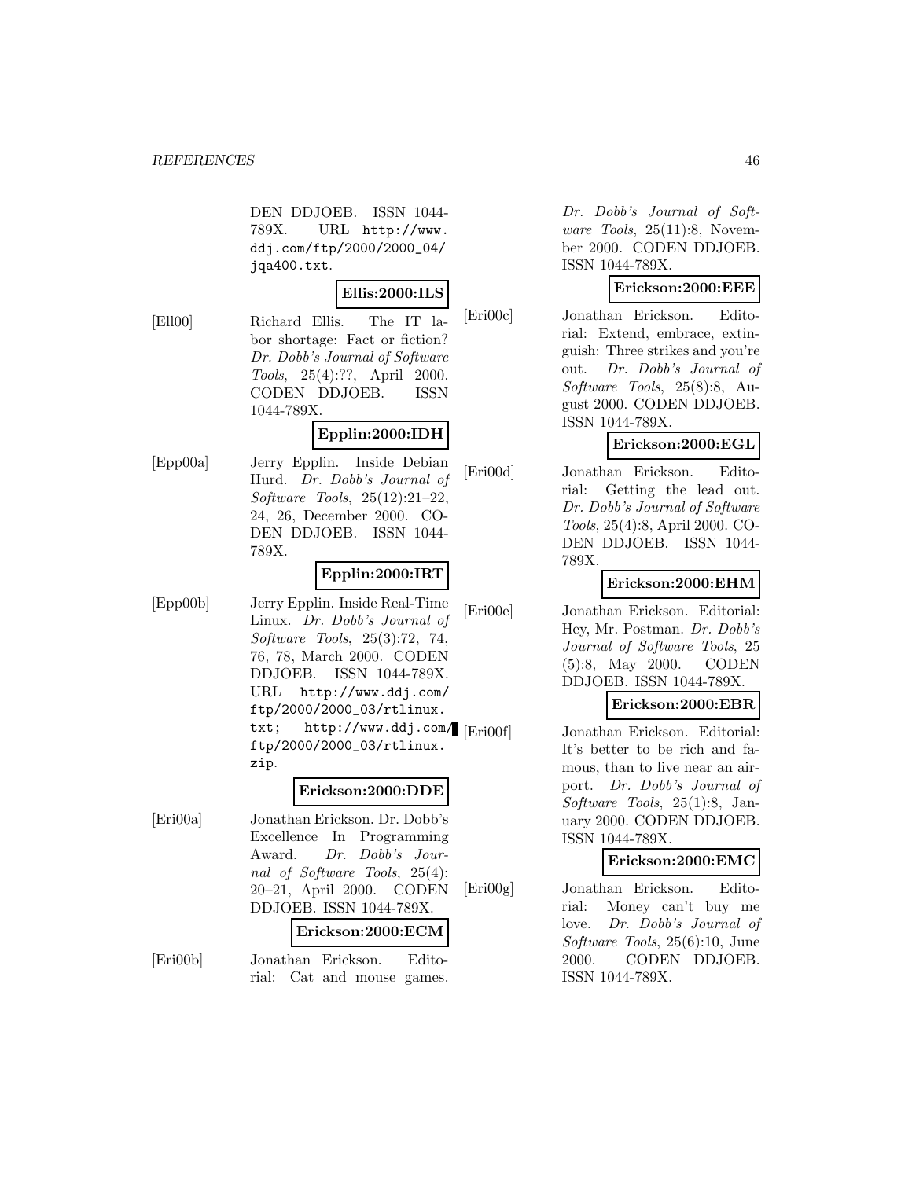DEN DDJOEB. ISSN 1044-789X. URL http://www.ddj.com/ftp/2000/2000_04/jqa400.txt.

**Ellis:2000:ILS**

[Ell00] Richard Ellis. The IT labor shortage: Fact or fiction? *Dr. Dobb's Journal of Software Tools*, 25(4):??, April 2000. CODEN DDJOEB. ISSN 1044-789X.

**Epplin:2000:IDH**

[Epp00a] Jerry Epplin. Inside Debian Hurd. *Dr. Dobb's Journal of Software Tools*, 25(12):21–22, 24, 26, December 2000. CODEN DDJOEB. ISSN 1044-789X.

**Epplin:2000:IRT**

[Epp00b] Jerry Epplin. Inside Real-Time Linux. *Dr. Dobb's Journal of Software Tools*, 25(3):72, 74, 76, 78, March 2000. CODEN DDJOEB. ISSN 1044-789X. URL http://www.ddj.com/ftp/2000/2000_03/rtlinux.txt; http://www.ddj.com/ftp/2000/2000_03/rtlinux.zip.

**Erickson:2000:DDE**

[Eri00a] Jonathan Erickson. Dr. Dobb's Excellence In Programming Award. *Dr. Dobb's Journal of Software Tools*, 25(4):20–21, April 2000. CODEN DDJOEB. ISSN 1044-789X.

**Erickson:2000:ECM**

[Eri00b] Jonathan Erickson. Editorial: Cat and mouse games. *Dr. Dobb's Journal of Software Tools*, 25(11):8, November 2000. CODEN DDJOEB. ISSN 1044-789X.

**Erickson:2000:EEE**

[Eri00c] Jonathan Erickson. Editorial: Extend, embrace, extinguish: Three strikes and you're out. *Dr. Dobb's Journal of Software Tools*, 25(8):8, August 2000. CODEN DDJOEB. ISSN 1044-789X.

**Erickson:2000:EGL**

[Eri00d] Jonathan Erickson. Editorial: Getting the lead out. *Dr. Dobb's Journal of Software Tools*, 25(4):8, April 2000. CODEN DDJOEB. ISSN 1044-789X.

**Erickson:2000:EHM**

[Eri00e] Jonathan Erickson. Editorial: Hey, Mr. Postman. *Dr. Dobb's Journal of Software Tools*, 25(5):8, May 2000. CODEN DDJOEB. ISSN 1044-789X.

**Erickson:2000:EBR**

[Eri00f] Jonathan Erickson. Editorial: It's better to be rich and famous, than to live near an airport. *Dr. Dobb's Journal of Software Tools*, 25(1):8, January 2000. CODEN DDJOEB. ISSN 1044-789X.

**Erickson:2000:EMC**

[Eri00g] Jonathan Erickson. Editorial: Money can't buy me love. *Dr. Dobb's Journal of Software Tools*, 25(6):10, June 2000. CODEN DDJOEB. ISSN 1044-789X.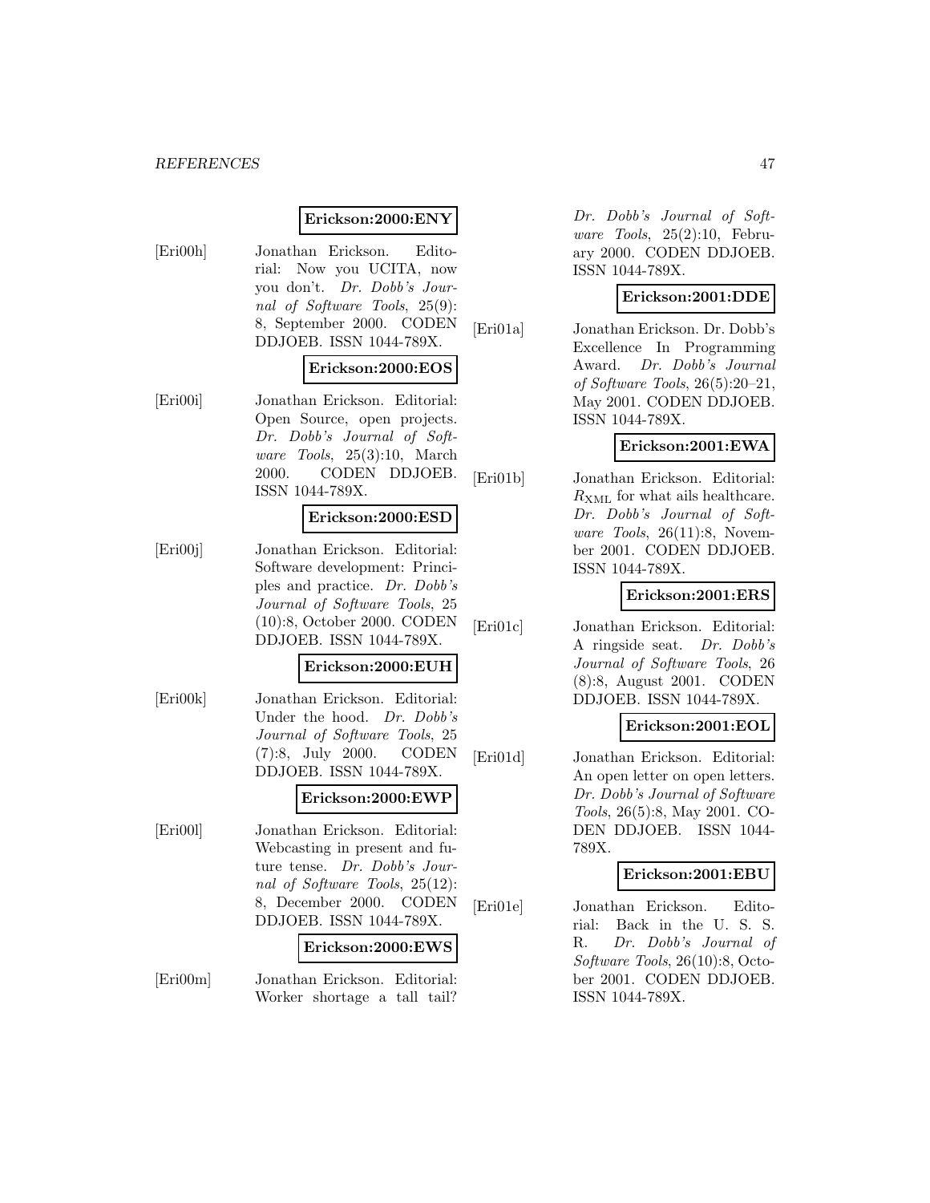**Erickson:2000:ENY**

[Eri00h] Jonathan Erickson. Editorial: Now you UCITA, now you don't. *Dr. Dobb's Journal of Software Tools*, 25(9): 8, September 2000. CODEN DDJOEB. ISSN 1044-789X.

**Erickson:2000:EOS**

[Eri00i] Jonathan Erickson. Editorial: Open Source, open projects. *Dr. Dobb's Journal of Software Tools*, 25(3):10, March 2000. CODEN DDJOEB. ISSN 1044-789X.

**Erickson:2000:ESD**

[Eri00j] Jonathan Erickson. Editorial: Software development: Principles and practice. *Dr. Dobb's Journal of Software Tools*, 25 (10):8, October 2000. CODEN DDJOEB. ISSN 1044-789X.

**Erickson:2000:EUH**

[Eri00k] Jonathan Erickson. Editorial: Under the hood. *Dr. Dobb's Journal of Software Tools*, 25 (7):8, July 2000. CODEN DDJOEB. ISSN 1044-789X.

**Erickson:2000:EWP**

[Eri00l] Jonathan Erickson. Editorial: Webcasting in present and future tense. *Dr. Dobb's Journal of Software Tools*, 25(12): 8, December 2000. CODEN DDJOEB. ISSN 1044-789X.

**Erickson:2000:EWS**

[Eri00m] Jonathan Erickson. Editorial: Worker shortage a tall tail? *Dr. Dobb's Journal of Software Tools*, 25(2):10, February 2000. CODEN DDJOEB. ISSN 1044-789X.

**Erickson:2001:DDE**

[Eri01a] Jonathan Erickson. Dr. Dobb's Excellence In Programming Award. *Dr. Dobb's Journal of Software Tools*, 26(5):20–21, May 2001. CODEN DDJOEB. ISSN 1044-789X.

**Erickson:2001:EWA**

[Eri01b] Jonathan Erickson. Editorial: $R_{\mathrm{XML}}$ for what ails healthcare. *Dr. Dobb's Journal of Software Tools*, 26(11):8, November 2001. CODEN DDJOEB. ISSN 1044-789X.

**Erickson:2001:ERS**

[Eri01c] Jonathan Erickson. Editorial: A ringside seat. *Dr. Dobb's Journal of Software Tools*, 26 (8):8, August 2001. CODEN DDJOEB. ISSN 1044-789X.

**Erickson:2001:EOL**

[Eri01d] Jonathan Erickson. Editorial: An open letter on open letters. *Dr. Dobb's Journal of Software Tools*, 26(5):8, May 2001. CODEN DDJOEB. ISSN 1044-789X.

**Erickson:2001:EBU**

[Eri01e] Jonathan Erickson. Editorial: Back in the U. S. S. R. *Dr. Dobb's Journal of Software Tools*, 26(10):8, October 2001. CODEN DDJOEB. ISSN 1044-789X.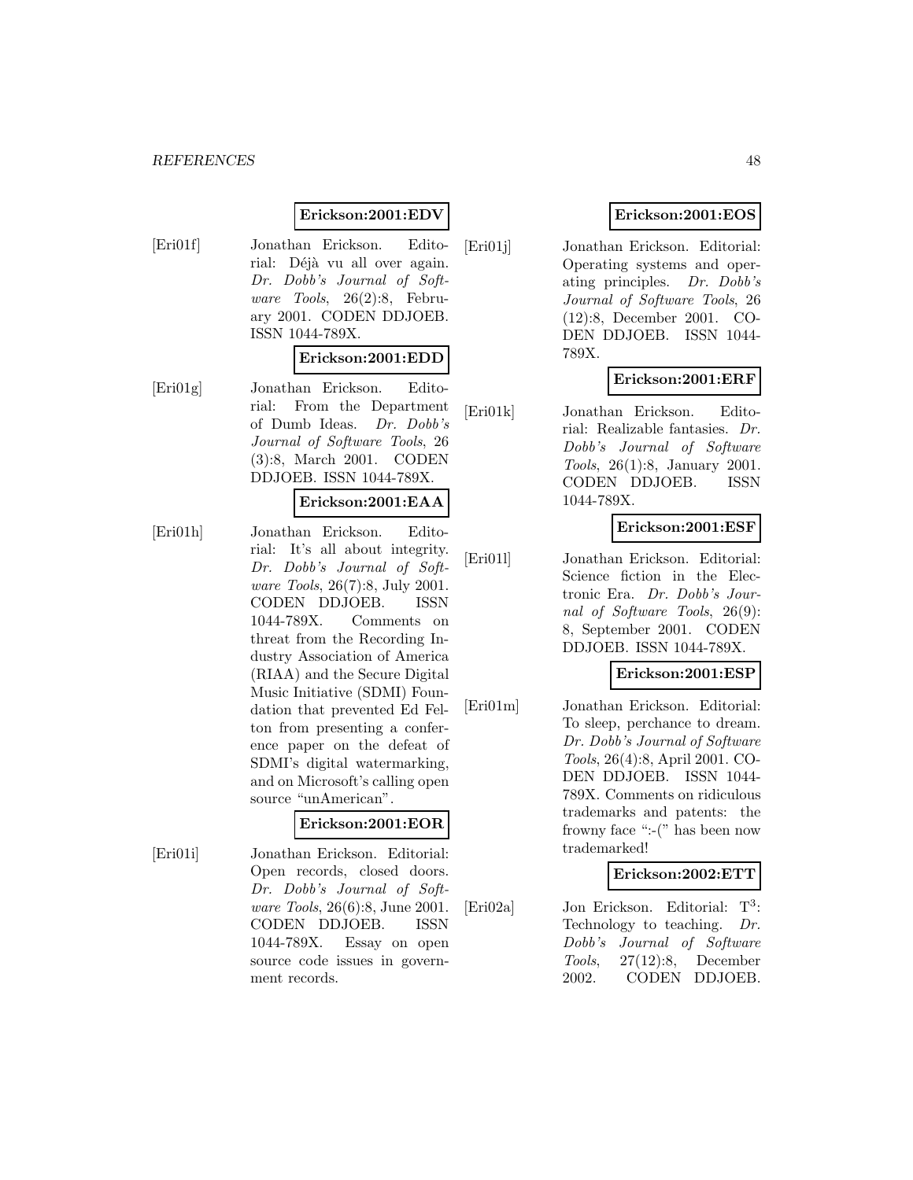**Erickson:2001:EDV**

[Eri01f] Jonathan Erickson. Editorial: Déjà vu all over again. *Dr. Dobb's Journal of Software Tools*, 26(2):8, February 2001. CODEN DDJOEB. ISSN 1044-789X.

**Erickson:2001:EDD**

[Eri01g] Jonathan Erickson. Editorial: From the Department of Dumb Ideas. *Dr. Dobb's Journal of Software Tools*, 26 (3):8, March 2001. CODEN DDJOEB. ISSN 1044-789X.

**Erickson:2001:EAA**

[Eri01h] Jonathan Erickson. Editorial: It's all about integrity. *Dr. Dobb's Journal of Software Tools*, 26(7):8, July 2001. CODEN DDJOEB. ISSN 1044-789X. Comments on threat from the Recording Industry Association of America (RIAA) and the Secure Digital Music Initiative (SDMI) Foundation that prevented Ed Felton from presenting a conference paper on the defeat of SDMI's digital watermarking, and on Microsoft's calling open source "unAmerican".

**Erickson:2001:EOR**

[Eri01i] Jonathan Erickson. Editorial: Open records, closed doors. *Dr. Dobb's Journal of Software Tools*, 26(6):8, June 2001. CODEN DDJOEB. ISSN 1044-789X. Essay on open source code issues in government records.

**Erickson:2001:EOS**

[Eri01j] Jonathan Erickson. Editorial: Operating systems and operating principles. *Dr. Dobb's Journal of Software Tools*, 26 (12):8, December 2001. CODEN DDJOEB. ISSN 1044-789X.

**Erickson:2001:ERF**

[Eri01k] Jonathan Erickson. Editorial: Realizable fantasies. *Dr. Dobb's Journal of Software Tools*, 26(1):8, January 2001. CODEN DDJOEB. ISSN 1044-789X.

**Erickson:2001:ESF**

[Eri01l] Jonathan Erickson. Editorial: Science fiction in the Electronic Era. *Dr. Dobb's Journal of Software Tools*, 26(9): 8, September 2001. CODEN DDJOEB. ISSN 1044-789X.

**Erickson:2001:ESP**

[Eri01m] Jonathan Erickson. Editorial: To sleep, perchance to dream. *Dr. Dobb's Journal of Software Tools*, 26(4):8, April 2001. CODEN DDJOEB. ISSN 1044-789X. Comments on ridiculous trademarks and patents: the frowny face ":-(" has been now trademarked!

**Erickson:2002:ETT**

[Eri02a] Jon Erickson. Editorial: $T^3$: Technology to teaching. *Dr. Dobb's Journal of Software Tools*, 27(12):8, December 2002. CODEN DDJOEB.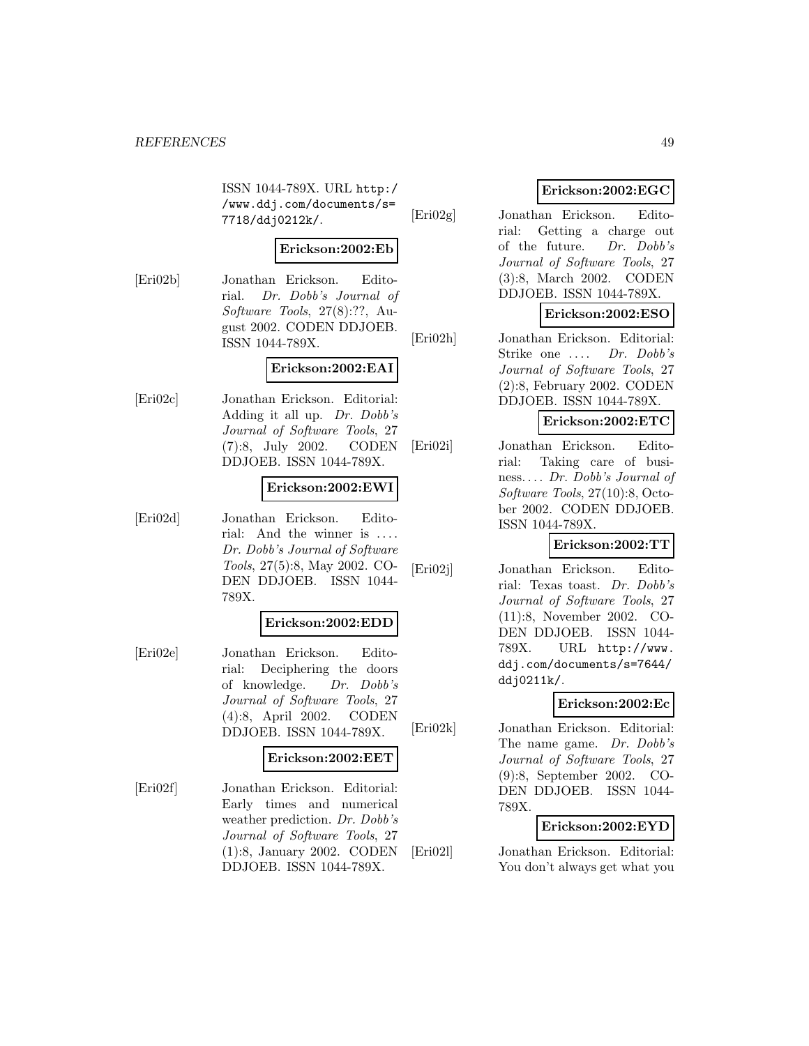ISSN 1044-789X. URL http://www.ddj.com/documents/s=7718/ddj0212k/.

**Erickson:2002:Eb**

[Eri02b] Jonathan Erickson. Editorial. *Dr. Dobb's Journal of Software Tools*, 27(8):??, August 2002. CODEN DDJOEB. ISSN 1044-789X.

**Erickson:2002:EAI**

[Eri02c] Jonathan Erickson. Editorial: Adding it all up. *Dr. Dobb's Journal of Software Tools*, 27 (7):8, July 2002. CODEN DDJOEB. ISSN 1044-789X.

**Erickson:2002:EWI**

[Eri02d] Jonathan Erickson. Editorial: And the winner is .... *Dr. Dobb's Journal of Software Tools*, 27(5):8, May 2002. CODEN DDJOEB. ISSN 1044-789X.

**Erickson:2002:EDD**

[Eri02e] Jonathan Erickson. Editorial: Deciphering the doors of knowledge. *Dr. Dobb's Journal of Software Tools*, 27 (4):8, April 2002. CODEN DDJOEB. ISSN 1044-789X.

**Erickson:2002:EET**

[Eri02f] Jonathan Erickson. Editorial: Early times and numerical weather prediction. *Dr. Dobb's Journal of Software Tools*, 27 (1):8, January 2002. CODEN DDJOEB. ISSN 1044-789X.

**Erickson:2002:EGC**

[Eri02g] Jonathan Erickson. Editorial: Getting a charge out of the future. *Dr. Dobb's Journal of Software Tools*, 27 (3):8, March 2002. CODEN DDJOEB. ISSN 1044-789X.

**Erickson:2002:ESO**

[Eri02h] Jonathan Erickson. Editorial: Strike one .... *Dr. Dobb's Journal of Software Tools*, 27 (2):8, February 2002. CODEN DDJOEB. ISSN 1044-789X.

**Erickson:2002:ETC**

[Eri02i] Jonathan Erickson. Editorial: Taking care of business.... *Dr. Dobb's Journal of Software Tools*, 27(10):8, October 2002. CODEN DDJOEB. ISSN 1044-789X.

**Erickson:2002:TT**

[Eri02j] Jonathan Erickson. Editorial: Texas toast. *Dr. Dobb's Journal of Software Tools*, 27 (11):8, November 2002. CODEN DDJOEB. ISSN 1044-789X. URL http://www.ddj.com/documents/s=7644/ddj0211k/.

**Erickson:2002:Ec**

[Eri02k] Jonathan Erickson. Editorial: The name game. *Dr. Dobb's Journal of Software Tools*, 27 (9):8, September 2002. CODEN DDJOEB. ISSN 1044-789X.

**Erickson:2002:EYD**

[Eri02l] Jonathan Erickson. Editorial: You don't always get what you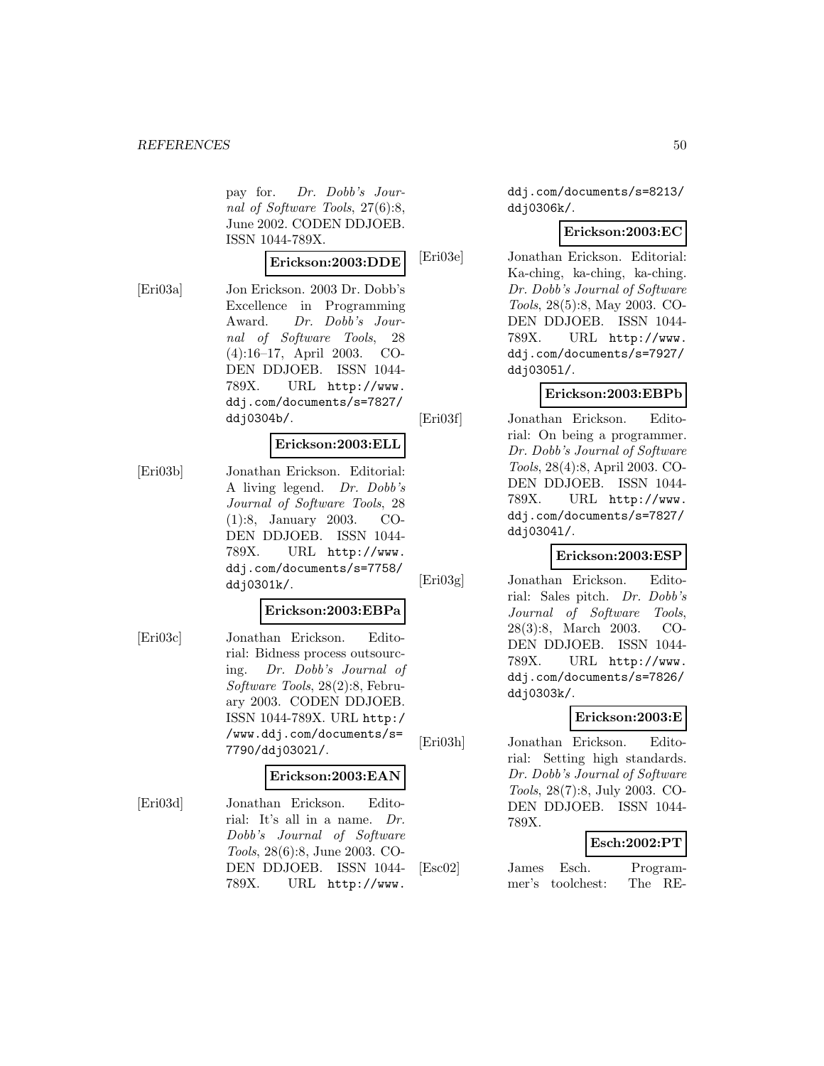pay for. *Dr. Dobb's Journal of Software Tools*, 27(6):8, June 2002. CODEN DDJOEB. ISSN 1044-789X.

**Erickson:2003:DDE**

[Eri03a] Jon Erickson. 2003 Dr. Dobb's Excellence in Programming Award. *Dr. Dobb's Journal of Software Tools*, 28 (4):16–17, April 2003. CODEN DDJOEB. ISSN 1044-789X. URL http://www.ddj.com/documents/s=7827/ddj0304b/.

**Erickson:2003:ELL**

[Eri03b] Jonathan Erickson. Editorial: A living legend. *Dr. Dobb's Journal of Software Tools*, 28 (1):8, January 2003. CODEN DDJOEB. ISSN 1044-789X. URL http://www.ddj.com/documents/s=7758/ddj0301k/.

**Erickson:2003:EBPa**

[Eri03c] Jonathan Erickson. Editorial: Bidness process outsourcing. *Dr. Dobb's Journal of Software Tools*, 28(2):8, February 2003. CODEN DDJOEB. ISSN 1044-789X. URL http://www.ddj.com/documents/s=7790/ddj0302l/.

**Erickson:2003:EAN**

[Eri03d] Jonathan Erickson. Editorial: It's all in a name. *Dr. Dobb's Journal of Software Tools*, 28(6):8, June 2003. CODEN DDJOEB. ISSN 1044-789X. URL http://www.ddj.com/documents/s=8213/ddj0306k/.

**Erickson:2003:EC**

[Eri03e] Jonathan Erickson. Editorial: Ka-ching, ka-ching, ka-ching. *Dr. Dobb's Journal of Software Tools*, 28(5):8, May 2003. CODEN DDJOEB. ISSN 1044-789X. URL http://www.ddj.com/documents/s=7927/ddj0305l/.

**Erickson:2003:EBPb**

[Eri03f] Jonathan Erickson. Editorial: On being a programmer. *Dr. Dobb's Journal of Software Tools*, 28(4):8, April 2003. CODEN DDJOEB. ISSN 1044-789X. URL http://www.ddj.com/documents/s=7827/ddj0304l/.

**Erickson:2003:ESP**

[Eri03g] Jonathan Erickson. Editorial: Sales pitch. *Dr. Dobb's Journal of Software Tools*, 28(3):8, March 2003. CODEN DDJOEB. ISSN 1044-789X. URL http://www.ddj.com/documents/s=7826/ddj0303k/.

**Erickson:2003:E**

[Eri03h] Jonathan Erickson. Editorial: Setting high standards. *Dr. Dobb's Journal of Software Tools*, 28(7):8, July 2003. CODEN DDJOEB. ISSN 1044-789X.

**Esch:2002:PT**

[Esc02] James Esch. Programmer's toolchest: The RE-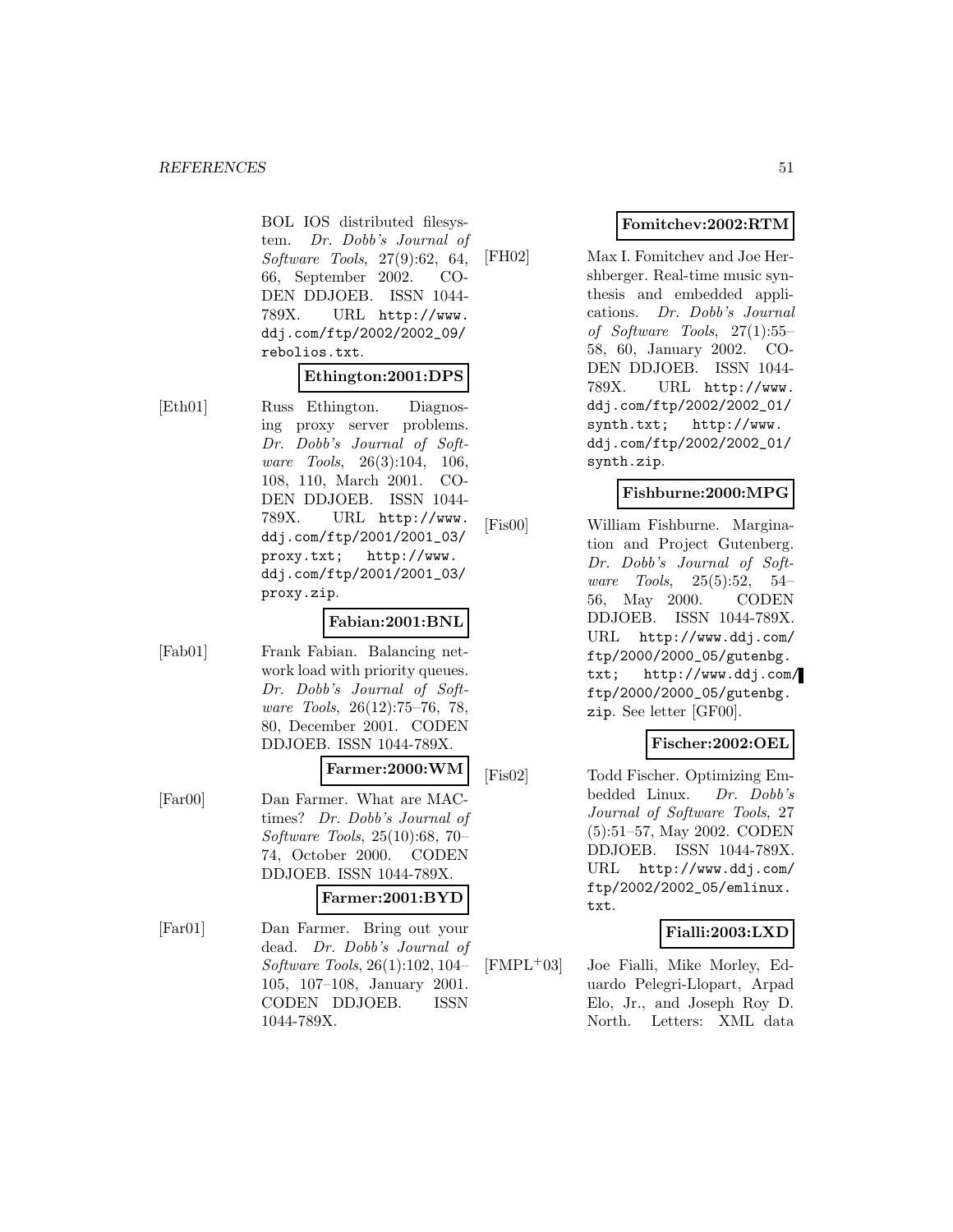BOL IOS distributed filesystem. *Dr. Dobb's Journal of Software Tools*, 27(9):62, 64, 66, September 2002. CODEN DDJOEB. ISSN 1044-789X. URL http://www.ddj.com/ftp/2002/2002_09/rebolios.txt.

**Ethington:2001:DPS**

[Eth01] Russ Ethington. Diagnosing proxy server problems. *Dr. Dobb's Journal of Software Tools*, 26(3):104, 106, 108, 110, March 2001. CODEN DDJOEB. ISSN 1044-789X. URL http://www.ddj.com/ftp/2001/2001_03/proxy.txt; http://www.ddj.com/ftp/2001/2001_03/proxy.zip.

**Fabian:2001:BNL**

[Fab01] Frank Fabian. Balancing network load with priority queues. *Dr. Dobb's Journal of Software Tools*, 26(12):75–76, 78, 80, December 2001. CODEN DDJOEB. ISSN 1044-789X.

**Farmer:2000:WM**

[Far00] Dan Farmer. What are MACtimes? *Dr. Dobb's Journal of Software Tools*, 25(10):68, 70–74, October 2000. CODEN DDJOEB. ISSN 1044-789X.

**Farmer:2001:BYD**

[Far01] Dan Farmer. Bring out your dead. *Dr. Dobb's Journal of Software Tools*, 26(1):102, 104–105, 107–108, January 2001. CODEN DDJOEB. ISSN 1044-789X.

**Fomitchev:2002:RTM**

[FH02] Max I. Fomitchev and Joe Hershberger. Real-time music synthesis and embedded applications. *Dr. Dobb's Journal of Software Tools*, 27(1):55–58, 60, January 2002. CODEN DDJOEB. ISSN 1044-789X. URL http://www.ddj.com/ftp/2002/2002_01/synth.txt; http://www.ddj.com/ftp/2002/2002_01/synth.zip.

**Fishburne:2000:MPG**

[Fis00] William Fishburne. Margination and Project Gutenberg. *Dr. Dobb's Journal of Software Tools*, 25(5):52, 54–56, May 2000. CODEN DDJOEB. ISSN 1044-789X. URL http://www.ddj.com/ftp/2000/2000_05/gutenbg.txt; http://www.ddj.com/ftp/2000/2000_05/gutenbg.zip. See letter [GF00].

**Fischer:2002:OEL**

[Fis02] Todd Fischer. Optimizing Embedded Linux. *Dr. Dobb's Journal of Software Tools*, 27(5):51–57, May 2002. CODEN DDJOEB. ISSN 1044-789X. URL http://www.ddj.com/ftp/2002/2002_05/emlinux.txt.

**Fialli:2003:LXD**

[FMPL+03] Joe Fialli, Mike Morley, Eduardo Pelegri-Llopart, Arpad Elo, Jr., and Joseph Roy D. North. Letters: XML data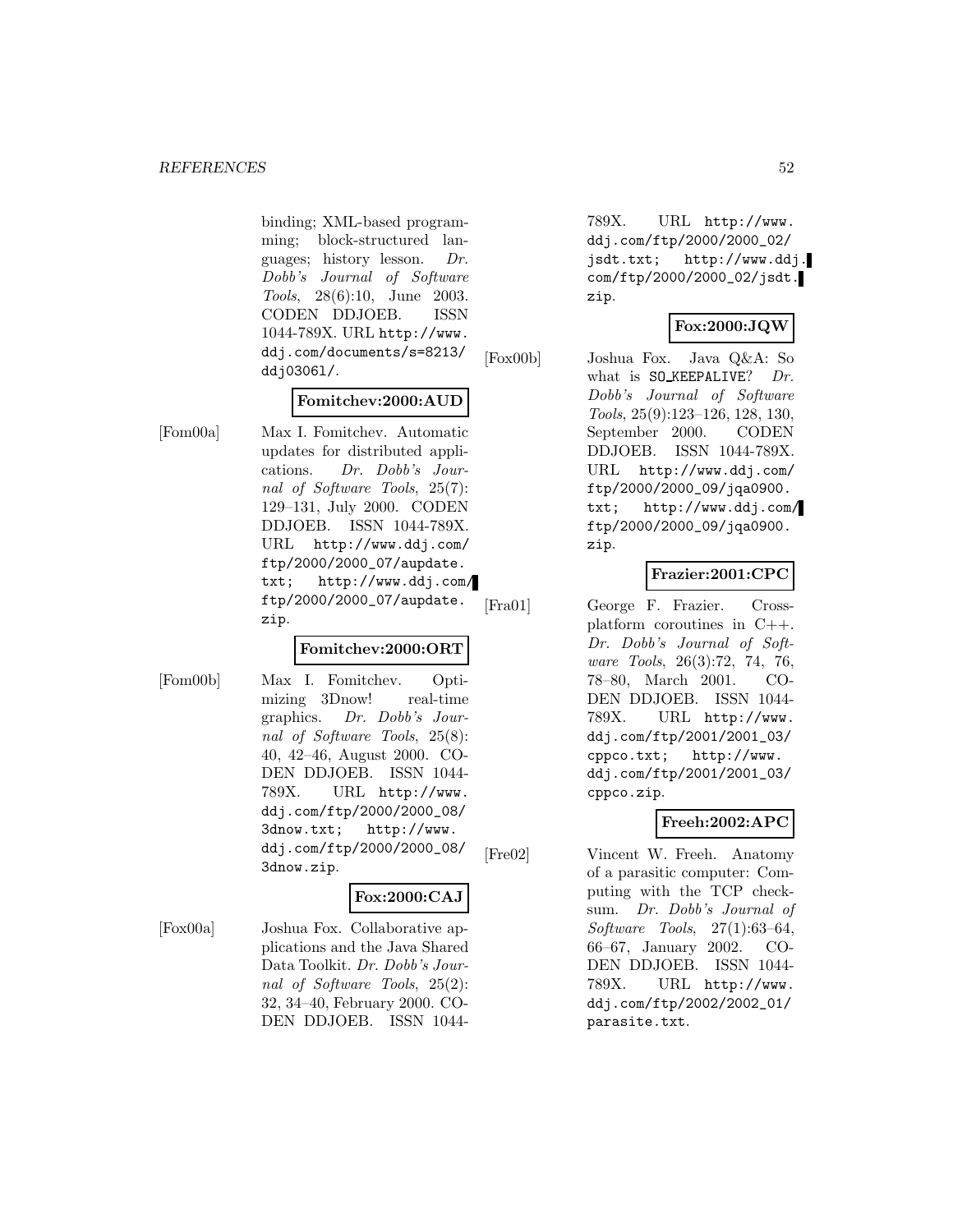binding; XML-based programming; block-structured languages; history lesson. *Dr. Dobb's Journal of Software Tools*, 28(6):10, June 2003. CODEN DDJOEB. ISSN 1044-789X. URL http://www.ddj.com/documents/s=8213/ddj0306l/.

**Fomitchev:2000:AUD**

[Fom00a] Max I. Fomitchev. Automatic updates for distributed applications. *Dr. Dobb's Journal of Software Tools*, 25(7): 129–131, July 2000. CODEN DDJOEB. ISSN 1044-789X. URL http://www.ddj.com/ftp/2000/2000_07/aupdate.txt; http://www.ddj.com/ftp/2000/2000_07/aupdate.zip.

**Fomitchev:2000:ORT**

[Fom00b] Max I. Fomitchev. Optimizing 3Dnow! real-time graphics. *Dr. Dobb's Journal of Software Tools*, 25(8): 40, 42–46, August 2000. CODEN DDJOEB. ISSN 1044-789X. URL http://www.ddj.com/ftp/2000/2000_08/3dnow.txt; http://www.ddj.com/ftp/2000/2000_08/3dnow.zip.

**Fox:2000:CAJ**

[Fox00a] Joshua Fox. Collaborative applications and the Java Shared Data Toolkit. *Dr. Dobb's Journal of Software Tools*, 25(2): 32, 34–40, February 2000. CODEN DDJOEB. ISSN 1044-789X. URL http://www.ddj.com/ftp/2000/2000_02/jsdt.txt; http://www.ddj.com/ftp/2000/2000_02/jsdt.zip.

**Fox:2000:JQW**

[Fox00b] Joshua Fox. Java Q&A: So what is SO_KEEPALIVE? *Dr. Dobb's Journal of Software Tools*, 25(9):123–126, 128, 130, September 2000. CODEN DDJOEB. ISSN 1044-789X. URL http://www.ddj.com/ftp/2000/2000_09/jqa0900.txt; http://www.ddj.com/ftp/2000/2000_09/jqa0900.zip.

**Frazier:2001:CPC**

[Fra01] George F. Frazier. Cross-platform coroutines in C++. *Dr. Dobb's Journal of Software Tools*, 26(3):72, 74, 76, 78–80, March 2001. CODEN DDJOEB. ISSN 1044-789X. URL http://www.ddj.com/ftp/2001/2001_03/cppco.txt; http://www.ddj.com/ftp/2001/2001_03/cppco.zip.

**Freeh:2002:APC**

[Fre02] Vincent W. Freeh. Anatomy of a parasitic computer: Computing with the TCP checksum. *Dr. Dobb's Journal of Software Tools*, 27(1):63–64, 66–67, January 2002. CODEN DDJOEB. ISSN 1044-789X. URL http://www.ddj.com/ftp/2002/2002_01/parasite.txt.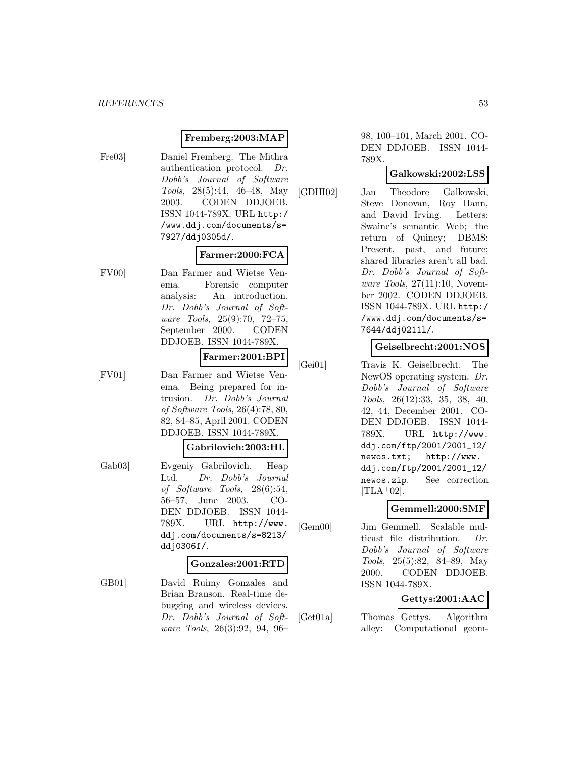**Fremberg:2003:MAP**

[Fre03] Daniel Fremberg. The Mithra authentication protocol. *Dr. Dobb's Journal of Software Tools*, 28(5):44, 46–48, May 2003. CODEN DDJOEB. ISSN 1044-789X. URL http://www.ddj.com/documents/s=7927/ddj0305d/.

**Farmer:2000:FCA**

[FV00] Dan Farmer and Wietse Venema. Forensic computer analysis: An introduction. *Dr. Dobb's Journal of Software Tools*, 25(9):70, 72–75, September 2000. CODEN DDJOEB. ISSN 1044-789X.

**Farmer:2001:BPI**

[FV01] Dan Farmer and Wietse Venema. Being prepared for intrusion. *Dr. Dobb's Journal of Software Tools*, 26(4):78, 80, 82, 84–85, April 2001. CODEN DDJOEB. ISSN 1044-789X.

**Gabrilovich:2003:HL**

[Gab03] Evgeniy Gabrilovich. Heap Ltd. *Dr. Dobb's Journal of Software Tools*, 28(6):54, 56–57, June 2003. CODEN DDJOEB. ISSN 1044-789X. URL http://www.ddj.com/documents/s=8213/ddj0306f/.

**Gonzales:2001:RTD**

[GB01] David Ruimy Gonzales and Brian Branson. Real-time debugging and wireless devices. *Dr. Dobb's Journal of Software Tools*, 26(3):92, 94, 96–98, 100–101, March 2001. CODEN DDJOEB. ISSN 1044-789X.

**Galkowski:2002:LSS**

[GDHI02] Jan Theodore Galkowski, Steve Donovan, Roy Hann, and David Irving. Letters: Swaine's semantic Web; the return of Quincy; DBMS: Present, past, and future; shared libraries aren't all bad. *Dr. Dobb's Journal of Software Tools*, 27(11):10, November 2002. CODEN DDJOEB. ISSN 1044-789X. URL http://www.ddj.com/documents/s=7644/ddj02111/.

**Geiselbrecht:2001:NOS**

[Gei01] Travis K. Geiselbrecht. The NewOS operating system. *Dr. Dobb's Journal of Software Tools*, 26(12):33, 35, 38, 40, 42, 44, December 2001. CODEN DDJOEB. ISSN 1044-789X. URL http://www.ddj.com/ftp/2001/2001_12/newos.txt; http://www.ddj.com/ftp/2001/2001_12/newos.zip. See correction [TLA+02].

**Gemmell:2000:SMF**

[Gem00] Jim Gemmell. Scalable multicast file distribution. *Dr. Dobb's Journal of Software Tools*, 25(5):82, 84–89, May 2000. CODEN DDJOEB. ISSN 1044-789X.

**Gettys:2001:AAC**

[Get01a] Thomas Gettys. Algorithm alley: Computational geom-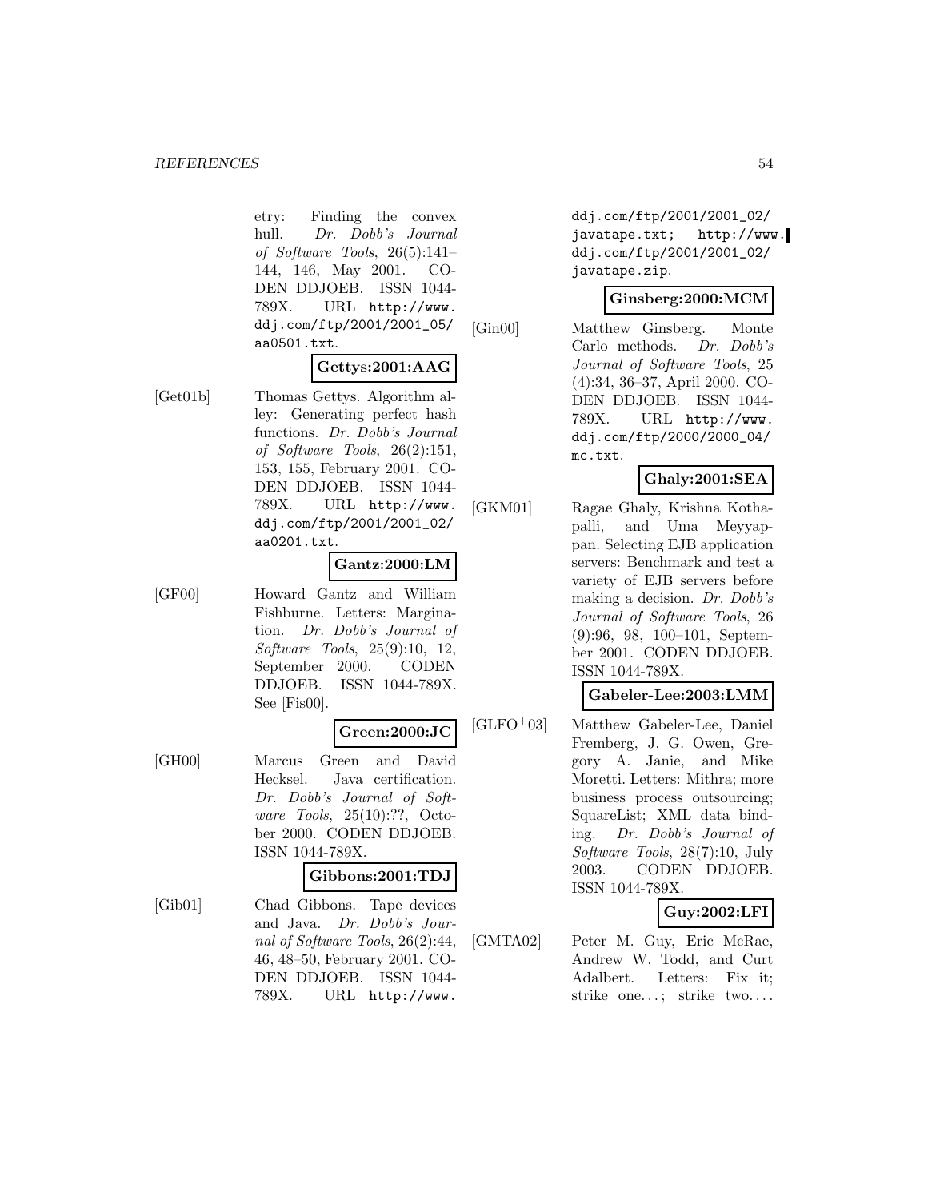etry: Finding the convex hull. *Dr. Dobb's Journal of Software Tools*, 26(5):141–144, 146, May 2001. CODEN DDJOEB. ISSN 1044-789X. URL http://www.ddj.com/ftp/2001/2001_05/aa0501.txt.

**Gettys:2001:AAG**

[Get01b] Thomas Gettys. Algorithm alley: Generating perfect hash functions. *Dr. Dobb's Journal of Software Tools*, 26(2):151, 153, 155, February 2001. CODEN DDJOEB. ISSN 1044-789X. URL http://www.ddj.com/ftp/2001/2001_02/aa0201.txt.

**Gantz:2000:LM**

[GF00] Howard Gantz and William Fishburne. Letters: Margination. *Dr. Dobb's Journal of Software Tools*, 25(9):10, 12, September 2000. CODEN DDJOEB. ISSN 1044-789X. See [Fis00].

**Green:2000:JC**

[GH00] Marcus Green and David Hecksel. Java certification. *Dr. Dobb's Journal of Software Tools*, 25(10):??, October 2000. CODEN DDJOEB. ISSN 1044-789X.

**Gibbons:2001:TDJ**

[Gib01] Chad Gibbons. Tape devices and Java. *Dr. Dobb's Journal of Software Tools*, 26(2):44, 46, 48–50, February 2001. CODEN DDJOEB. ISSN 1044-789X. URL http://www.ddj.com/ftp/2001/2001_02/javatape.txt; http://www.ddj.com/ftp/2001/2001_02/javatape.zip.

**Ginsberg:2000:MCM**

[Gin00] Matthew Ginsberg. Monte Carlo methods. *Dr. Dobb's Journal of Software Tools*, 25(4):34, 36–37, April 2000. CODEN DDJOEB. ISSN 1044-789X. URL http://www.ddj.com/ftp/2000/2000_04/mc.txt.

**Ghaly:2001:SEA**

[GKM01] Ragae Ghaly, Krishna Kothapalli, and Uma Meyyappan. Selecting EJB application servers: Benchmark and test a variety of EJB servers before making a decision. *Dr. Dobb's Journal of Software Tools*, 26(9):96, 98, 100–101, September 2001. CODEN DDJOEB. ISSN 1044-789X.

**Gabeler-Lee:2003:LMM**

[GLFO+03] Matthew Gabeler-Lee, Daniel Fremberg, J. G. Owen, Gregory A. Janie, and Mike Moretti. Letters: Mithra; more business process outsourcing; SquareList; XML data binding. *Dr. Dobb's Journal of Software Tools*, 28(7):10, July 2003. CODEN DDJOEB. ISSN 1044-789X.

**Guy:2002:LFI**

[GMTA02] Peter M. Guy, Eric McRae, Andrew W. Todd, and Curt Adalbert. Letters: Fix it; strike one...; strike two....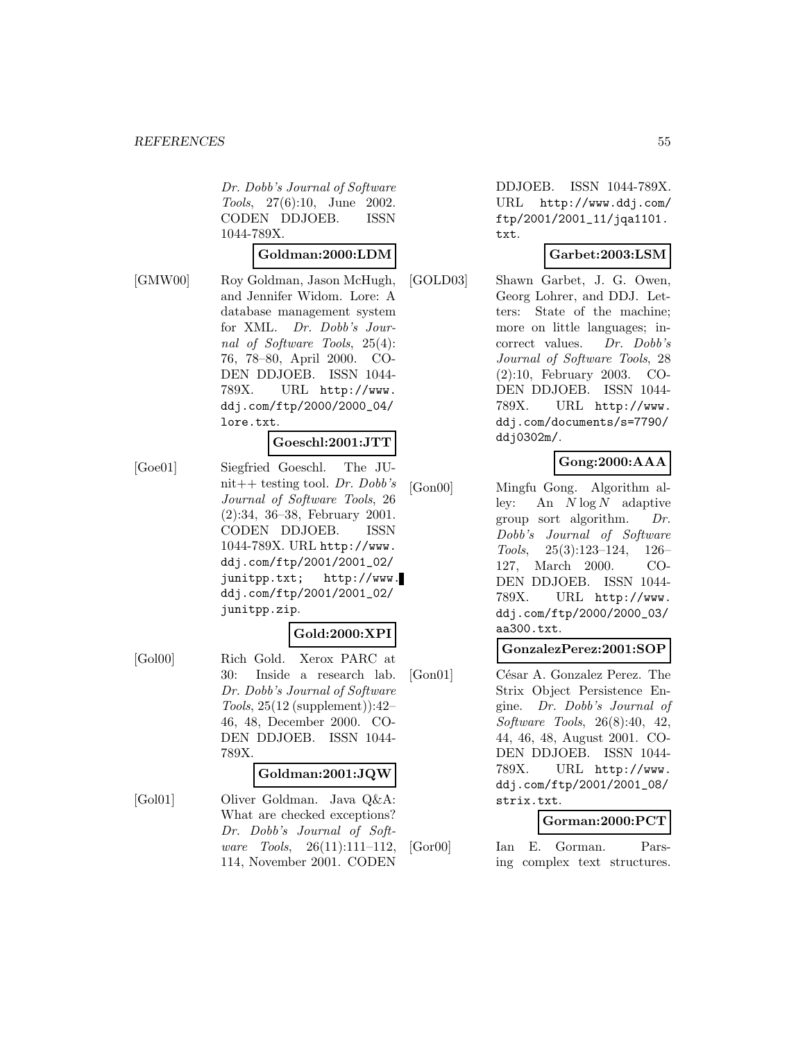Dr. Dobb's Journal of Software Tools, 27(6):10, June 2002. CODEN DDJOEB. ISSN 1044-789X.

**Goldman:2000:LDM**

[GMW00] Roy Goldman, Jason McHugh, and Jennifer Widom. Lore: A database management system for XML. *Dr. Dobb's Journal of Software Tools*, 25(4): 76, 78–80, April 2000. CODEN DDJOEB. ISSN 1044-789X. URL http://www.ddj.com/ftp/2000/2000_04/lore.txt.

**Goeschl:2001:JTT**

[Goe01] Siegfried Goeschl. The JUnit++ testing tool. *Dr. Dobb's Journal of Software Tools*, 26 (2):34, 36–38, February 2001. CODEN DDJOEB. ISSN 1044-789X. URL http://www.ddj.com/ftp/2001/2001_02/junitpp.txt; http://www.ddj.com/ftp/2001/2001_02/junitpp.zip.

**Gold:2000:XPI**

[Gol00] Rich Gold. Xerox PARC at 30: Inside a research lab. *Dr. Dobb's Journal of Software Tools*, 25(12 (supplement)):42–46, 48, December 2000. CODEN DDJOEB. ISSN 1044-789X.

**Goldman:2001:JQW**

[Gol01] Oliver Goldman. Java Q&A: What are checked exceptions? *Dr. Dobb's Journal of Software Tools*, 26(11):111–112, 114, November 2001. CODEN DDJOEB. ISSN 1044-789X. URL http://www.ddj.com/ftp/2001/2001_11/jqa1101.txt.

**Garbet:2003:LSM**

[GOLD03] Shawn Garbet, J. G. Owen, Georg Lohrer, and DDJ. Letters: State of the machine; more on little languages; incorrect values. *Dr. Dobb's Journal of Software Tools*, 28 (2):10, February 2003. CODEN DDJOEB. ISSN 1044-789X. URL http://www.ddj.com/documents/s=7790/ddj0302m/.

**Gong:2000:AAA**

[Gon00] Mingfu Gong. Algorithm alley: An $N \log N$ adaptive group sort algorithm. *Dr. Dobb's Journal of Software Tools*, 25(3):123–124, 126–127, March 2000. CODEN DDJOEB. ISSN 1044-789X. URL http://www.ddj.com/ftp/2000/2000_03/aa300.txt.

**GonzalezPerez:2001:SOP**

[Gon01] César A. Gonzalez Perez. The Strix Object Persistence Engine. *Dr. Dobb's Journal of Software Tools*, 26(8):40, 42, 44, 46, 48, August 2001. CODEN DDJOEB. ISSN 1044-789X. URL http://www.ddj.com/ftp/2001/2001_08/strix.txt.

**Gorman:2000:PCT**

[Gor00] Ian E. Gorman. Parsing complex text structures.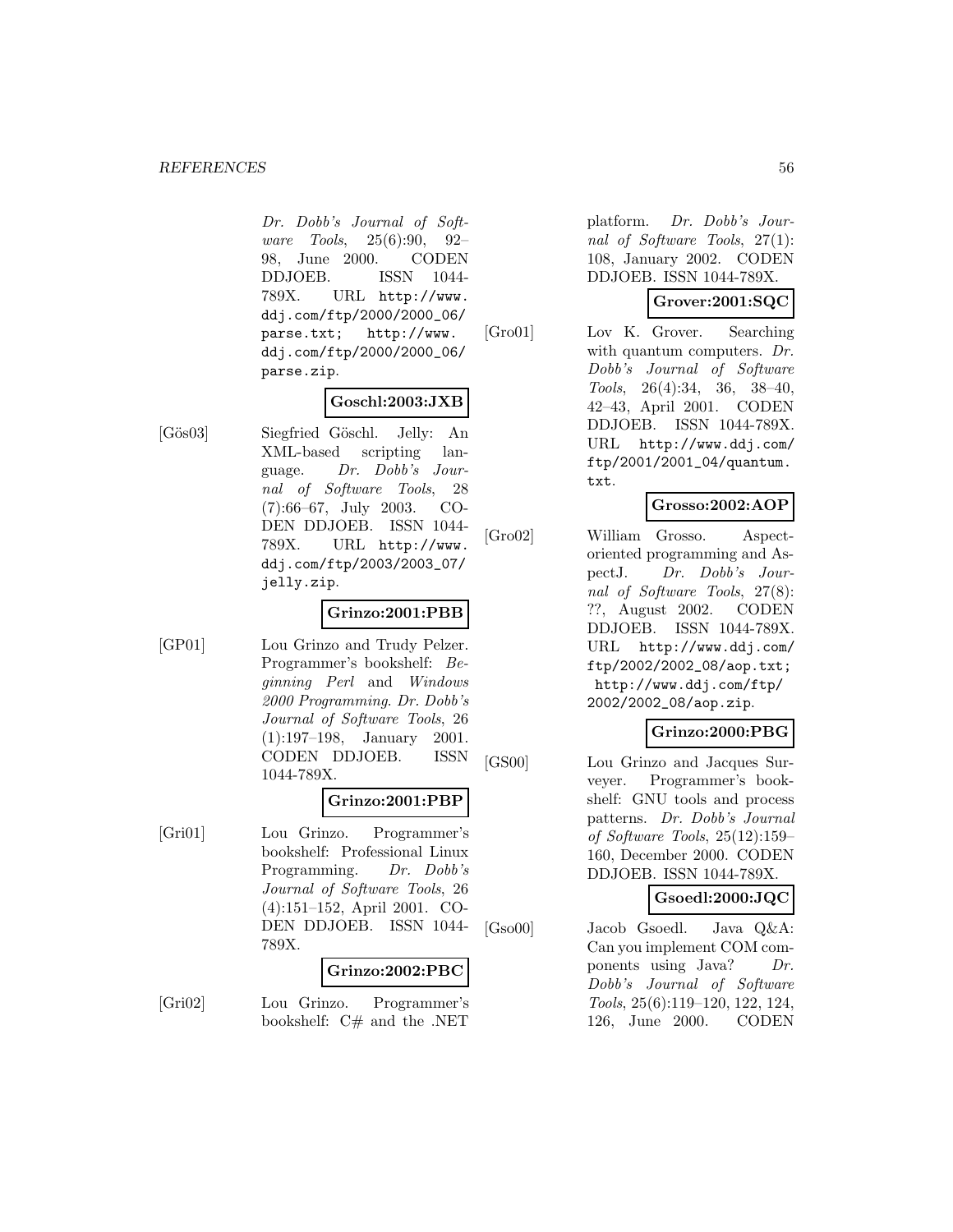*Dr. Dobb's Journal of Software Tools*, 25(6):90, 92–98, June 2000. CODEN DDJOEB. ISSN 1044-789X. URL `http://www.ddj.com/ftp/2000/2000_06/parse.txt; http://www.ddj.com/ftp/2000/2000_06/parse.zip`.

**Goschl:2003:JXB**

[Gös03] Siegfried Göschl. Jelly: An XML-based scripting language. *Dr. Dobb's Journal of Software Tools*, 28 (7):66–67, July 2003. CODEN DDJOEB. ISSN 1044-789X. URL `http://www.ddj.com/ftp/2003/2003_07/jelly.zip`.

**Grinzo:2001:PBB**

[GP01] Lou Grinzo and Trudy Pelzer. Programmer's bookshelf: *Beginning Perl* and *Windows 2000 Programming*. *Dr. Dobb's Journal of Software Tools*, 26 (1):197–198, January 2001. CODEN DDJOEB. ISSN 1044-789X.

**Grinzo:2001:PBP**

[Gri01] Lou Grinzo. Programmer's bookshelf: Professional Linux Programming. *Dr. Dobb's Journal of Software Tools*, 26 (4):151–152, April 2001. CODEN DDJOEB. ISSN 1044-789X.

**Grinzo:2002:PBC**

[Gri02] Lou Grinzo. Programmer's bookshelf: C# and the .NET platform. *Dr. Dobb's Journal of Software Tools*, 27(1): 108, January 2002. CODEN DDJOEB. ISSN 1044-789X.

**Grover:2001:SQC**

[Gro01] Lov K. Grover. Searching with quantum computers. *Dr. Dobb's Journal of Software Tools*, 26(4):34, 36, 38–40, 42–43, April 2001. CODEN DDJOEB. ISSN 1044-789X. URL `http://www.ddj.com/ftp/2001/2001_04/quantum.txt`.

**Grosso:2002:AOP**

[Gro02] William Grosso. Aspect-oriented programming and AspectJ. *Dr. Dobb's Journal of Software Tools*, 27(8): ??, August 2002. CODEN DDJOEB. ISSN 1044-789X. URL `http://www.ddj.com/ftp/2002/2002_08/aop.txt; http://www.ddj.com/ftp/2002/2002_08/aop.zip`.

**Grinzo:2000:PBG**

[GS00] Lou Grinzo and Jacques Surveyer. Programmer's bookshelf: GNU tools and process patterns. *Dr. Dobb's Journal of Software Tools*, 25(12):159–160, December 2000. CODEN DDJOEB. ISSN 1044-789X.

**Gsoedl:2000:JQC**

[Gso00] Jacob Gsoedl. Java Q&A: Can you implement COM components using Java? *Dr. Dobb's Journal of Software Tools*, 25(6):119–120, 122, 124, 126, June 2000. CODEN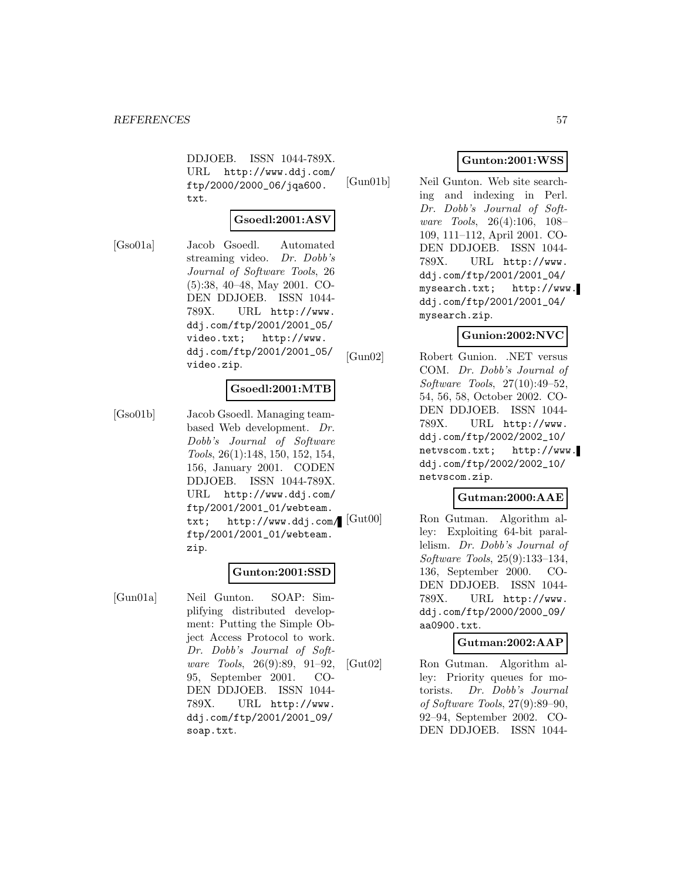DDJOEB. ISSN 1044-789X. URL http://www.ddj.com/ftp/2000/2000_06/jqa600.txt.

**Gsoedl:2001:ASV**

[Gso01a] Jacob Gsoedl. Automated streaming video. *Dr. Dobb's Journal of Software Tools*, 26 (5):38, 40–48, May 2001. CODEN DDJOEB. ISSN 1044-789X. URL http://www.ddj.com/ftp/2001/2001_05/video.txt; http://www.ddj.com/ftp/2001/2001_05/video.zip.

**Gsoedl:2001:MTB**

[Gso01b] Jacob Gsoedl. Managing team-based Web development. *Dr. Dobb's Journal of Software Tools*, 26(1):148, 150, 152, 154, 156, January 2001. CODEN DDJOEB. ISSN 1044-789X. URL http://www.ddj.com/ftp/2001/2001_01/webteam.txt; http://www.ddj.com/ftp/2001/2001_01/webteam.zip.

**Gunton:2001:SSD**

[Gun01a] Neil Gunton. SOAP: Simplifying distributed development: Putting the Simple Object Access Protocol to work. *Dr. Dobb's Journal of Software Tools*, 26(9):89, 91–92, 95, September 2001. CODEN DDJOEB. ISSN 1044-789X. URL http://www.ddj.com/ftp/2001/2001_09/soap.txt.

**Gunton:2001:WSS**

[Gun01b] Neil Gunton. Web site searching and indexing in Perl. *Dr. Dobb's Journal of Software Tools*, 26(4):106, 108–109, 111–112, April 2001. CODEN DDJOEB. ISSN 1044-789X. URL http://www.ddj.com/ftp/2001/2001_04/mysearch.txt; http://www.ddj.com/ftp/2001/2001_04/mysearch.zip.

**Gunion:2002:NVC**

[Gun02] Robert Gunion. .NET versus COM. *Dr. Dobb's Journal of Software Tools*, 27(10):49–52, 54, 56, 58, October 2002. CODEN DDJOEB. ISSN 1044-789X. URL http://www.ddj.com/ftp/2002/2002_10/netvscom.txt; http://www.ddj.com/ftp/2002/2002_10/netvscom.zip.

**Gutman:2000:AAE**

[Gut00] Ron Gutman. Algorithm alley: Exploiting 64-bit parallelism. *Dr. Dobb's Journal of Software Tools*, 25(9):133–134, 136, September 2000. CODEN DDJOEB. ISSN 1044-789X. URL http://www.ddj.com/ftp/2000/2000_09/aa0900.txt.

**Gutman:2002:AAP**

[Gut02] Ron Gutman. Algorithm alley: Priority queues for motorists. *Dr. Dobb's Journal of Software Tools*, 27(9):89–90, 92–94, September 2002. CODEN DDJOEB. ISSN 1044-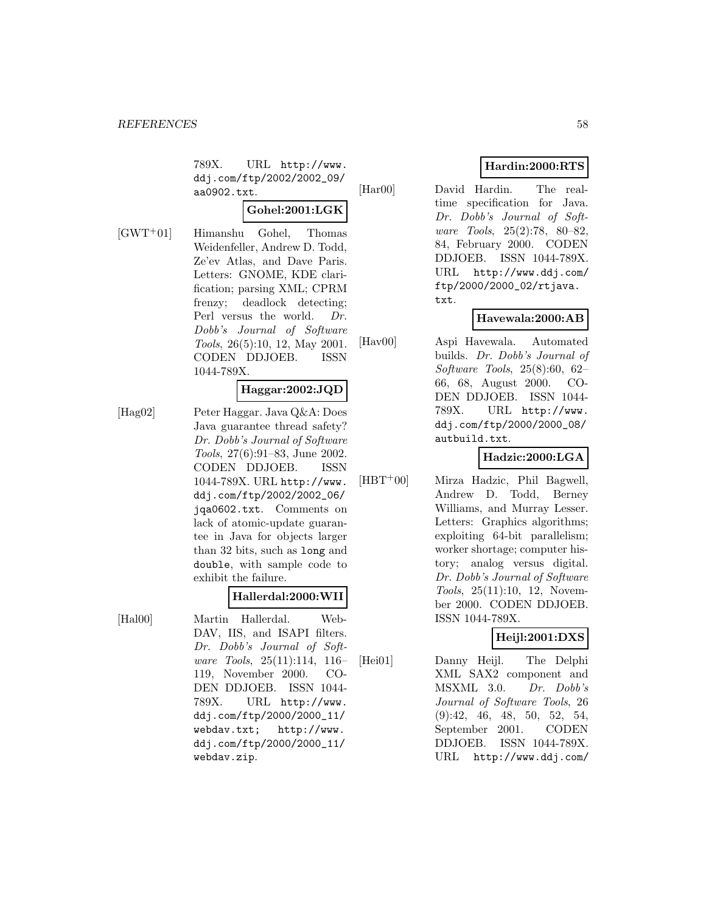789X. URL http://www.ddj.com/ftp/2002/2002_09/aa0902.txt.

**Gohel:2001:LGK**

[GWT+01] Himanshu Gohel, Thomas Weidenfeller, Andrew D. Todd, Ze'ev Atlas, and Dave Paris. Letters: GNOME, KDE clarification; parsing XML; CPRM frenzy; deadlock detecting; Perl versus the world. *Dr. Dobb's Journal of Software Tools*, 26(5):10, 12, May 2001. CODEN DDJOEB. ISSN 1044-789X.

**Haggar:2002:JQD**

[Hag02] Peter Haggar. Java Q&A: Does Java guarantee thread safety? *Dr. Dobb's Journal of Software Tools*, 27(6):91–83, June 2002. CODEN DDJOEB. ISSN 1044-789X. URL http://www.ddj.com/ftp/2002/2002_06/jqa0602.txt. Comments on lack of atomic-update guarantee in Java for objects larger than 32 bits, such as `long` and `double`, with sample code to exhibit the failure.

**Hallerdal:2000:WII**

[Hal00] Martin Hallerdal. WebDAV, IIS, and ISAPI filters. *Dr. Dobb's Journal of Software Tools*, 25(11):114, 116–119, November 2000. CODEN DDJOEB. ISSN 1044-789X. URL http://www.ddj.com/ftp/2000/2000_11/webdav.txt; http://www.ddj.com/ftp/2000/2000_11/webdav.zip.

**Hardin:2000:RTS**

[Har00] David Hardin. The real-time specification for Java. *Dr. Dobb's Journal of Software Tools*, 25(2):78, 80–82, 84, February 2000. CODEN DDJOEB. ISSN 1044-789X. URL http://www.ddj.com/ftp/2000/2000_02/rtjava.txt.

**Havewala:2000:AB**

[Hav00] Aspi Havewala. Automated builds. *Dr. Dobb's Journal of Software Tools*, 25(8):60, 62–66, 68, August 2000. CODEN DDJOEB. ISSN 1044-789X. URL http://www.ddj.com/ftp/2000/2000_08/autbuild.txt.

**Hadzic:2000:LGA**

[HBT+00] Mirza Hadzic, Phil Bagwell, Andrew D. Todd, Berney Williams, and Murray Lesser. Letters: Graphics algorithms; exploiting 64-bit parallelism; worker shortage; computer history; analog versus digital. *Dr. Dobb's Journal of Software Tools*, 25(11):10, 12, November 2000. CODEN DDJOEB. ISSN 1044-789X.

**Heijl:2001:DXS**

[Hei01] Danny Heijl. The Delphi XML SAX2 component and MSXML 3.0. *Dr. Dobb's Journal of Software Tools*, 26(9):42, 46, 48, 50, 52, 54, September 2001. CODEN DDJOEB. ISSN 1044-789X. URL http://www.ddj.com/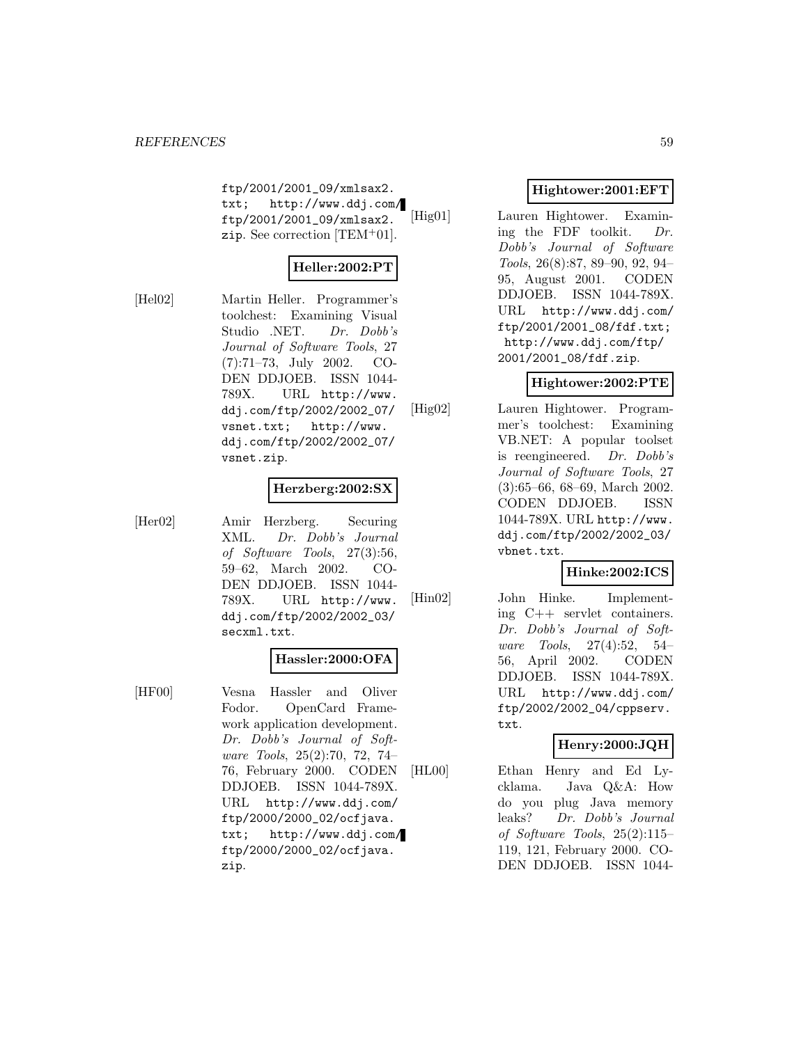ftp/2001/2001_09/xmlsax2.txt; http://www.ddj.com/ftp/2001/2001_09/xmlsax2.zip. See correction [TEM+01].

**Heller:2002:PT**

[Hel02] Martin Heller. Programmer's toolchest: Examining Visual Studio .NET. *Dr. Dobb's Journal of Software Tools*, 27 (7):71–73, July 2002. CODEN DDJOEB. ISSN 1044-789X. URL http://www.ddj.com/ftp/2002/2002_07/vsnet.txt; http://www.ddj.com/ftp/2002/2002_07/vsnet.zip.

**Herzberg:2002:SX**

[Her02] Amir Herzberg. Securing XML. *Dr. Dobb's Journal of Software Tools*, 27(3):56, 59–62, March 2002. CODEN DDJOEB. ISSN 1044-789X. URL http://www.ddj.com/ftp/2002/2002_03/secxml.txt.

**Hassler:2000:OFA**

[HF00] Vesna Hassler and Oliver Fodor. OpenCard Framework application development. *Dr. Dobb's Journal of Software Tools*, 25(2):70, 72, 74–76, February 2000. CODEN DDJOEB. ISSN 1044-789X. URL http://www.ddj.com/ftp/2000/2000_02/ocfjava.txt; http://www.ddj.com/ftp/2000/2000_02/ocfjava.zip.

**Hightower:2001:EFT**

[Hig01] Lauren Hightower. Examining the FDF toolkit. *Dr. Dobb's Journal of Software Tools*, 26(8):87, 89–90, 92, 94–95, August 2001. CODEN DDJOEB. ISSN 1044-789X. URL http://www.ddj.com/ftp/2001/2001_08/fdf.txt; http://www.ddj.com/ftp/2001/2001_08/fdf.zip.

**Hightower:2002:PTE**

[Hig02] Lauren Hightower. Programmer's toolchest: Examining VB.NET: A popular toolset is reengineered. *Dr. Dobb's Journal of Software Tools*, 27 (3):65–66, 68–69, March 2002. CODEN DDJOEB. ISSN 1044-789X. URL http://www.ddj.com/ftp/2002/2002_03/vbnet.txt.

**Hinke:2002:ICS**

[Hin02] John Hinke. Implementing C++ servlet containers. *Dr. Dobb's Journal of Software Tools*, 27(4):52, 54–56, April 2002. CODEN DDJOEB. ISSN 1044-789X. URL http://www.ddj.com/ftp/2002/2002_04/cppserv.txt.

**Henry:2000:JQH**

[HL00] Ethan Henry and Ed Lycklama. Java Q&A: How do you plug Java memory leaks? *Dr. Dobb's Journal of Software Tools*, 25(2):115–119, 121, February 2000. CODEN DDJOEB. ISSN 1044-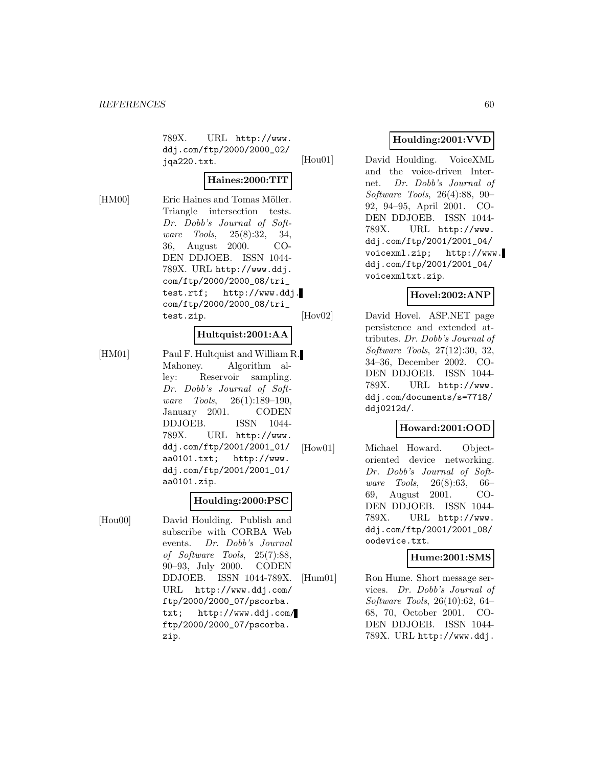789X. URL http://www.ddj.com/ftp/2000/2000_02/jqa220.txt.

**Haines:2000:TIT**

[HM00] Eric Haines and Tomas Möller. Triangle intersection tests. *Dr. Dobb's Journal of Software Tools*, 25(8):32, 34, 36, August 2000. CODEN DDJOEB. ISSN 1044-789X. URL http://www.ddj.com/ftp/2000/2000_08/tri_test.rtf; http://www.ddj.com/ftp/2000/2000_08/tri_test.zip.

**Hultquist:2001:AA**

[HM01] Paul F. Hultquist and William R. Mahoney. Algorithm alley: Reservoir sampling. *Dr. Dobb's Journal of Software Tools*, 26(1):189–190, January 2001. CODEN DDJOEB. ISSN 1044-789X. URL http://www.ddj.com/ftp/2001/2001_01/aa0101.txt; http://www.ddj.com/ftp/2001/2001_01/aa0101.zip.

**Houlding:2000:PSC**

[Hou00] David Houlding. Publish and subscribe with CORBA Web events. *Dr. Dobb's Journal of Software Tools*, 25(7):88, 90–93, July 2000. CODEN DDJOEB. ISSN 1044-789X. URL http://www.ddj.com/ftp/2000/2000_07/pscorba.txt; http://www.ddj.com/ftp/2000/2000_07/pscorba.zip.

**Houlding:2001:VVD**

[Hou01] David Houlding. VoiceXML and the voice-driven Internet. *Dr. Dobb's Journal of Software Tools*, 26(4):88, 90–92, 94–95, April 2001. CODEN DDJOEB. ISSN 1044-789X. URL http://www.ddj.com/ftp/2001/2001_04/voicexml.zip; http://www.ddj.com/ftp/2001/2001_04/voicexmltxt.zip.

**Hovel:2002:ANP**

[Hov02] David Hovel. ASP.NET page persistence and extended attributes. *Dr. Dobb's Journal of Software Tools*, 27(12):30, 32, 34–36, December 2002. CODEN DDJOEB. ISSN 1044-789X. URL http://www.ddj.com/documents/s=7718/ddj0212d/.

**Howard:2001:OOD**

[How01] Michael Howard. Object-oriented device networking. *Dr. Dobb's Journal of Software Tools*, 26(8):63, 66–69, August 2001. CODEN DDJOEB. ISSN 1044-789X. URL http://www.ddj.com/ftp/2001/2001_08/oodevice.txt.

**Hume:2001:SMS**

[Hum01] Ron Hume. Short message services. *Dr. Dobb's Journal of Software Tools*, 26(10):62, 64–68, 70, October 2001. CODEN DDJOEB. ISSN 1044-789X. URL http://www.ddj.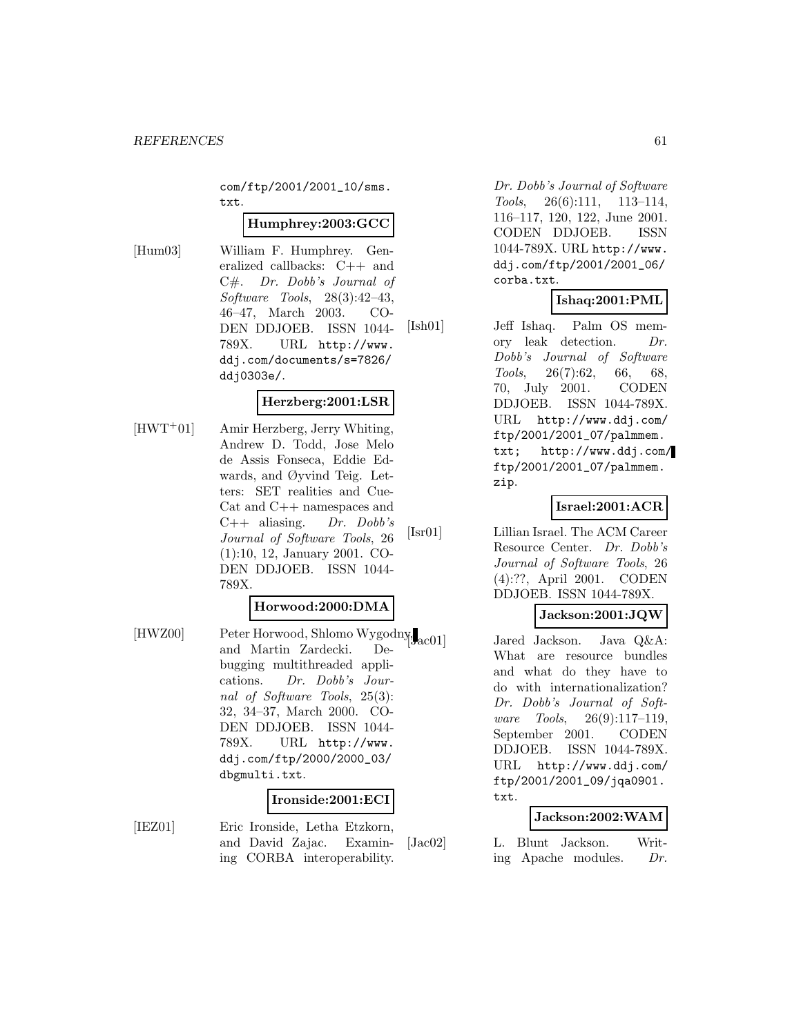com/ftp/2001/2001_10/sms.txt.

**Humphrey:2003:GCC**

[Hum03] William F. Humphrey. Generalized callbacks: C++ and C#. *Dr. Dobb's Journal of Software Tools*, 28(3):42–43, 46–47, March 2003. CODEN DDJOEB. ISSN 1044-789X. URL http://www.ddj.com/documents/s=7826/ddj0303e/.

**Herzberg:2001:LSR**

[HWT+01] Amir Herzberg, Jerry Whiting, Andrew D. Todd, Jose Melo de Assis Fonseca, Eddie Edwards, and Øyvind Teig. Letters: SET realities and Cue-Cat and C++ namespaces and C++ aliasing. *Dr. Dobb's Journal of Software Tools*, 26 (1):10, 12, January 2001. CODEN DDJOEB. ISSN 1044-789X.

**Horwood:2000:DMA**

[HWZ00] Peter Horwood, Shlomo Wygodny, and Martin Zardecki. Debugging multithreaded applications. *Dr. Dobb's Journal of Software Tools*, 25(3): 32, 34–37, March 2000. CODEN DDJOEB. ISSN 1044-789X. URL http://www.ddj.com/ftp/2000/2000_03/dbgmulti.txt.

**Ironside:2001:ECI**

[IEZ01] Eric Ironside, Letha Etzkorn, and David Zajac. Examining CORBA interoperability. *Dr. Dobb's Journal of Software Tools*, 26(6):111, 113–114, 116–117, 120, 122, June 2001. CODEN DDJOEB. ISSN 1044-789X. URL http://www.ddj.com/ftp/2001/2001_06/corba.txt.

**Ishaq:2001:PML**

[Ish01] Jeff Ishaq. Palm OS memory leak detection. *Dr. Dobb's Journal of Software Tools*, 26(7):62, 66, 68, 70, July 2001. CODEN DDJOEB. ISSN 1044-789X. URL http://www.ddj.com/ftp/2001/2001_07/palmmem.txt; http://www.ddj.com/ftp/2001/2001_07/palmmem.zip.

**Israel:2001:ACR**

[Isr01] Lillian Israel. The ACM Career Resource Center. *Dr. Dobb's Journal of Software Tools*, 26 (4):??, April 2001. CODEN DDJOEB. ISSN 1044-789X.

**Jackson:2001:JQW**

[Jac01] Jared Jackson. Java Q&A: What are resource bundles and what do they have to do with internationalization? *Dr. Dobb's Journal of Software Tools*, 26(9):117–119, September 2001. CODEN DDJOEB. ISSN 1044-789X. URL http://www.ddj.com/ftp/2001/2001_09/jqa0901.txt.

**Jackson:2002:WAM**

[Jac02] L. Blunt Jackson. Writing Apache modules. *Dr.*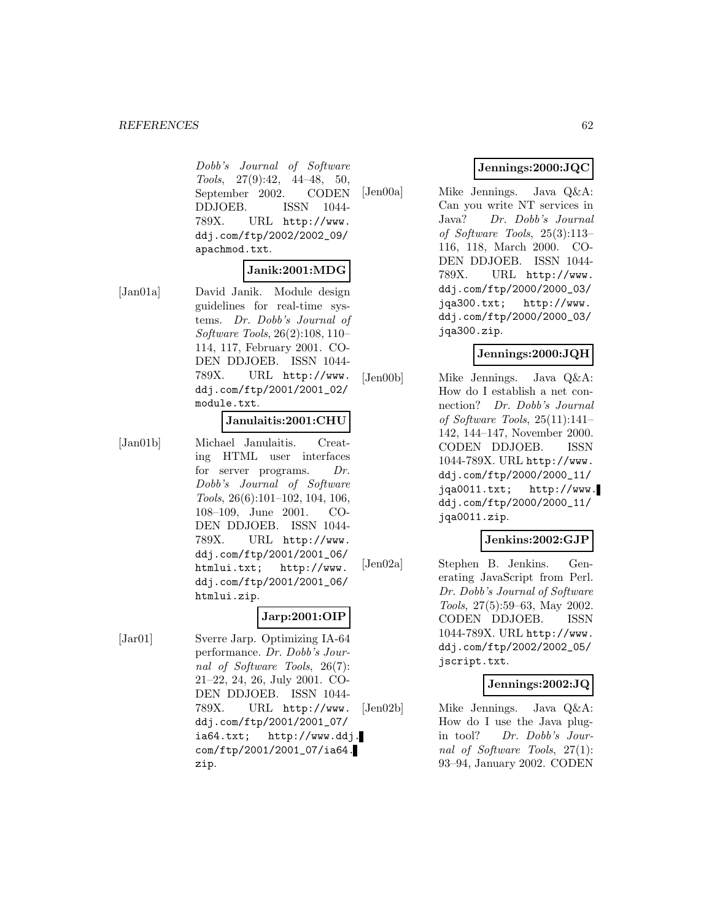*Dobb's Journal of Software Tools*, 27(9):42, 44–48, 50, September 2002. CODEN DDJOEB. ISSN 1044-789X. URL `http://www.ddj.com/ftp/2002/2002_09/apachmod.txt`.

**Janik:2001:MDG**

[Jan01a] David Janik. Module design guidelines for real-time systems. *Dr. Dobb's Journal of Software Tools*, 26(2):108, 110–114, 117, February 2001. CODEN DDJOEB. ISSN 1044-789X. URL `http://www.ddj.com/ftp/2001/2001_02/module.txt`.

**Janulaitis:2001:CHU**

[Jan01b] Michael Janulaitis. Creating HTML user interfaces for server programs. *Dr. Dobb's Journal of Software Tools*, 26(6):101–102, 104, 106, 108–109, June 2001. CODEN DDJOEB. ISSN 1044-789X. URL `http://www.ddj.com/ftp/2001/2001_06/htmlui.txt`; `http://www.ddj.com/ftp/2001/2001_06/htmlui.zip`.

**Jarp:2001:OIP**

[Jar01] Sverre Jarp. Optimizing IA-64 performance. *Dr. Dobb's Journal of Software Tools*, 26(7):21–22, 24, 26, July 2001. CODEN DDJOEB. ISSN 1044-789X. URL `http://www.ddj.com/ftp/2001/2001_07/ia64.txt`; `http://www.ddj.com/ftp/2001/2001_07/ia64.zip`.

**Jennings:2000:JQC**

[Jen00a] Mike Jennings. Java Q&A: Can you write NT services in Java? *Dr. Dobb's Journal of Software Tools*, 25(3):113–116, 118, March 2000. CODEN DDJOEB. ISSN 1044-789X. URL `http://www.ddj.com/ftp/2000/2000_03/jqa300.txt`; `http://www.ddj.com/ftp/2000/2000_03/jqa300.zip`.

**Jennings:2000:JQH**

[Jen00b] Mike Jennings. Java Q&A: How do I establish a net connection? *Dr. Dobb's Journal of Software Tools*, 25(11):141–142, 144–147, November 2000. CODEN DDJOEB. ISSN 1044-789X. URL `http://www.ddj.com/ftp/2000/2000_11/jqa0011.txt`; `http://www.ddj.com/ftp/2000/2000_11/jqa0011.zip`.

**Jenkins:2002:GJP**

[Jen02a] Stephen B. Jenkins. Generating JavaScript from Perl. *Dr. Dobb's Journal of Software Tools*, 27(5):59–63, May 2002. CODEN DDJOEB. ISSN 1044-789X. URL `http://www.ddj.com/ftp/2002/2002_05/jscript.txt`.

**Jennings:2002:JQ**

[Jen02b] Mike Jennings. Java Q&A: How do I use the Java plug-in tool? *Dr. Dobb's Journal of Software Tools*, 27(1):93–94, January 2002. CODEN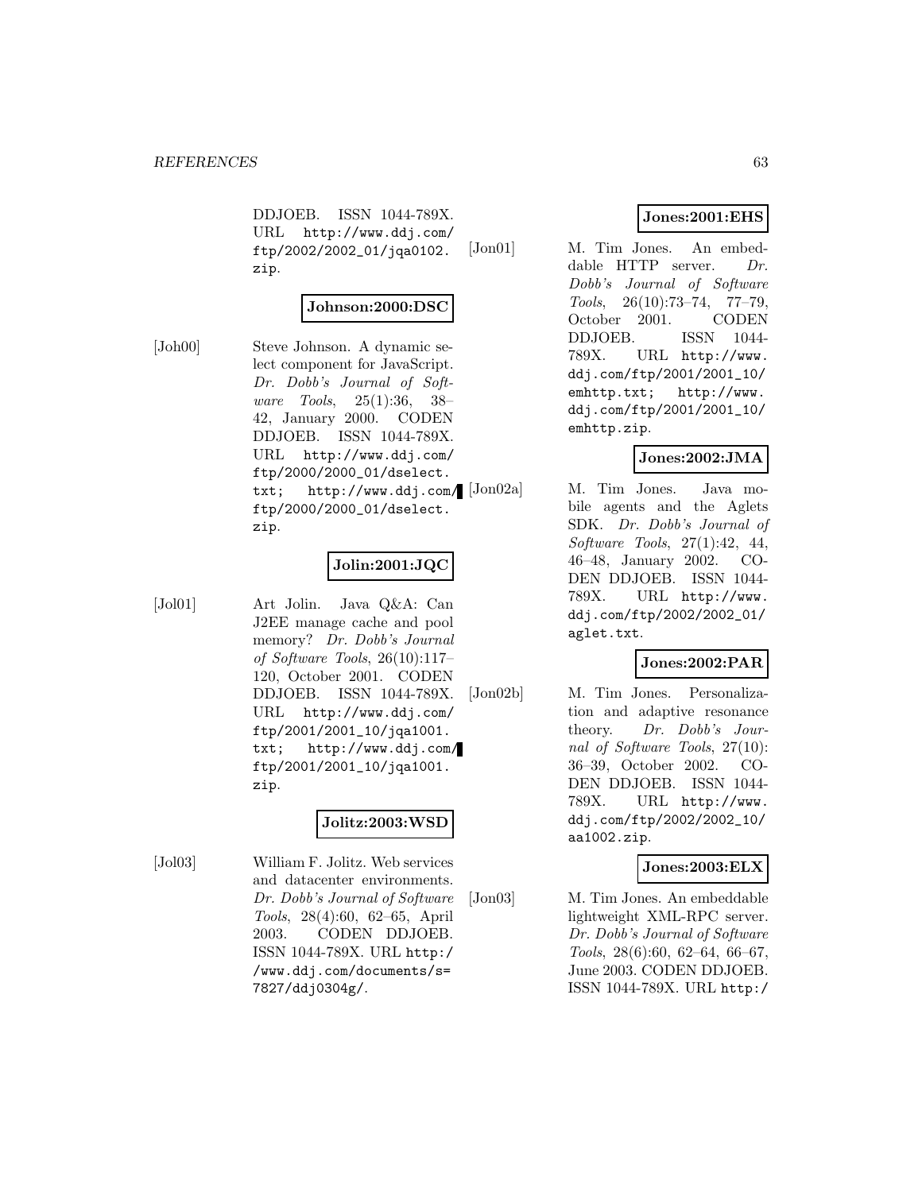DDJOEB. ISSN 1044-789X. URL http://www.ddj.com/ftp/2002/2002_01/jqa0102.zip.

**Johnson:2000:DSC**

[Joh00] Steve Johnson. A dynamic select component for JavaScript. *Dr. Dobb's Journal of Software Tools*, 25(1):36, 38–42, January 2000. CODEN DDJOEB. ISSN 1044-789X. URL http://www.ddj.com/ftp/2000/2000_01/dselect.txt; http://www.ddj.com/ftp/2000/2000_01/dselect.zip.

**Jolin:2001:JQC**

[Jol01] Art Jolin. Java Q&A: Can J2EE manage cache and pool memory? *Dr. Dobb's Journal of Software Tools*, 26(10):117–120, October 2001. CODEN DDJOEB. ISSN 1044-789X. URL http://www.ddj.com/ftp/2001/2001_10/jqa1001.txt; http://www.ddj.com/ftp/2001/2001_10/jqa1001.zip.

**Jolitz:2003:WSD**

[Jol03] William F. Jolitz. Web services and datacenter environments. *Dr. Dobb's Journal of Software Tools*, 28(4):60, 62–65, April 2003. CODEN DDJOEB. ISSN 1044-789X. URL http://www.ddj.com/documents/s=7827/ddj0304g/.

**Jones:2001:EHS**

[Jon01] M. Tim Jones. An embeddable HTTP server. *Dr. Dobb's Journal of Software Tools*, 26(10):73–74, 77–79, October 2001. CODEN DDJOEB. ISSN 1044-789X. URL http://www.ddj.com/ftp/2001/2001_10/emhttp.txt; http://www.ddj.com/ftp/2001/2001_10/emhttp.zip.

**Jones:2002:JMA**

[Jon02a] M. Tim Jones. Java mobile agents and the Aglets SDK. *Dr. Dobb's Journal of Software Tools*, 27(1):42, 44, 46–48, January 2002. CODEN DDJOEB. ISSN 1044-789X. URL http://www.ddj.com/ftp/2002/2002_01/aglet.txt.

**Jones:2002:PAR**

[Jon02b] M. Tim Jones. Personalization and adaptive resonance theory. *Dr. Dobb's Journal of Software Tools*, 27(10):36–39, October 2002. CODEN DDJOEB. ISSN 1044-789X. URL http://www.ddj.com/ftp/2002/2002_10/aa1002.zip.

**Jones:2003:ELX**

[Jon03] M. Tim Jones. An embeddable lightweight XML-RPC server. *Dr. Dobb's Journal of Software Tools*, 28(6):60, 62–64, 66–67, June 2003. CODEN DDJOEB. ISSN 1044-789X. URL http:/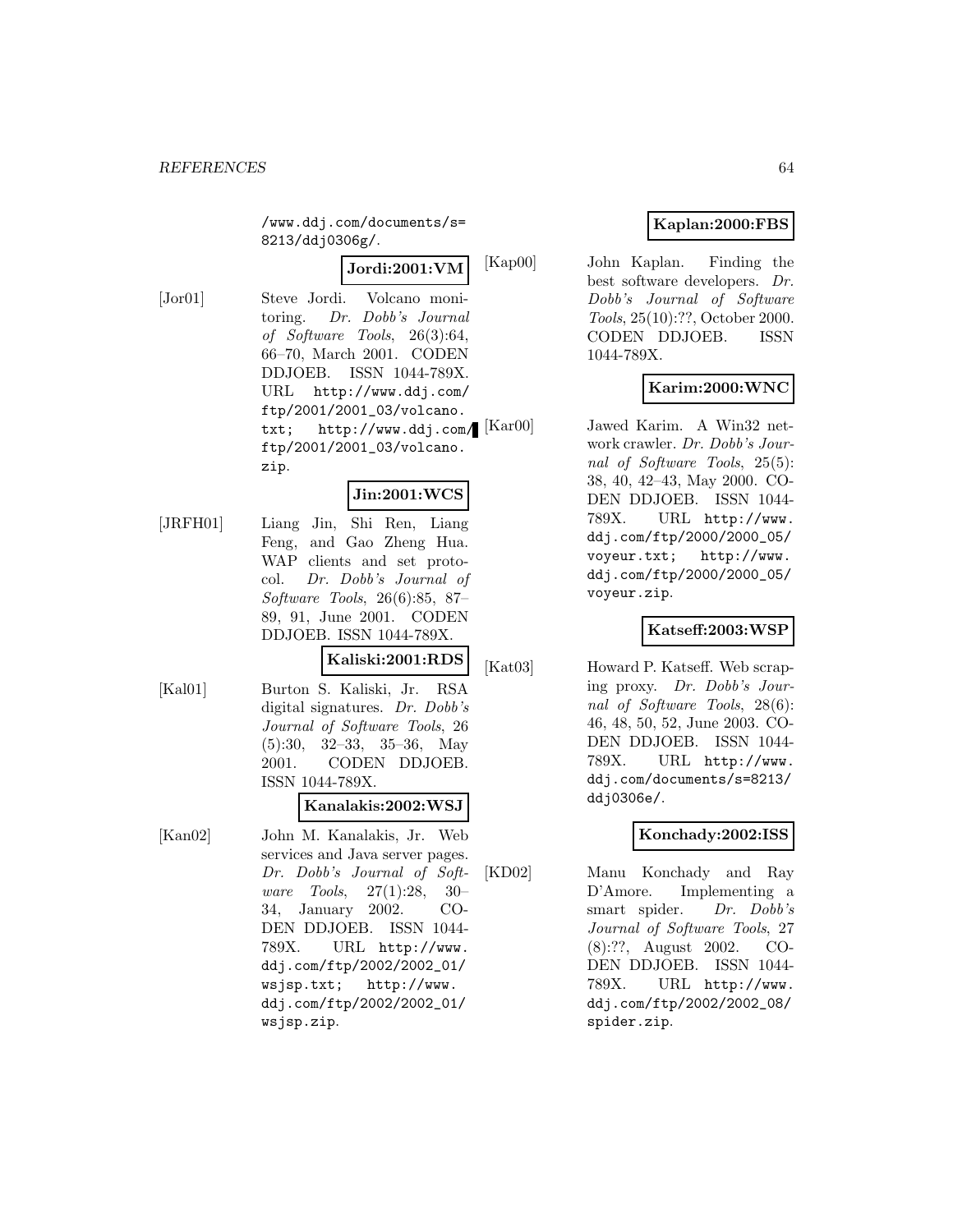/www.ddj.com/documents/s=8213/ddj0306g/.

**Jordi:2001:VM**

[Jor01] Steve Jordi. Volcano monitoring. *Dr. Dobb's Journal of Software Tools*, 26(3):64, 66–70, March 2001. CODEN DDJOEB. ISSN 1044-789X. URL http://www.ddj.com/ftp/2001/2001_03/volcano.txt; http://www.ddj.com/ftp/2001/2001_03/volcano.zip.

**Jin:2001:WCS**

[JRFH01] Liang Jin, Shi Ren, Liang Feng, and Gao Zheng Hua. WAP clients and set protocol. *Dr. Dobb's Journal of Software Tools*, 26(6):85, 87–89, 91, June 2001. CODEN DDJOEB. ISSN 1044-789X.

**Kaliski:2001:RDS**

[Kal01] Burton S. Kaliski, Jr. RSA digital signatures. *Dr. Dobb's Journal of Software Tools*, 26 (5):30, 32–33, 35–36, May 2001. CODEN DDJOEB. ISSN 1044-789X.

**Kanalakis:2002:WSJ**

[Kan02] John M. Kanalakis, Jr. Web services and Java server pages. *Dr. Dobb's Journal of Software Tools*, 27(1):28, 30–34, January 2002. CODEN DDJOEB. ISSN 1044-789X. URL http://www.ddj.com/ftp/2002/2002_01/wsjsp.txt; http://www.ddj.com/ftp/2002/2002_01/wsjsp.zip.

**Kaplan:2000:FBS**

[Kap00] John Kaplan. Finding the best software developers. *Dr. Dobb's Journal of Software Tools*, 25(10):??, October 2000. CODEN DDJOEB. ISSN 1044-789X.

**Karim:2000:WNC**

[Kar00] Jawed Karim. A Win32 network crawler. *Dr. Dobb's Journal of Software Tools*, 25(5): 38, 40, 42–43, May 2000. CODEN DDJOEB. ISSN 1044-789X. URL http://www.ddj.com/ftp/2000/2000_05/voyeur.txt; http://www.ddj.com/ftp/2000/2000_05/voyeur.zip.

**Katseff:2003:WSP**

[Kat03] Howard P. Katseff. Web scraping proxy. *Dr. Dobb's Journal of Software Tools*, 28(6): 46, 48, 50, 52, June 2003. CODEN DDJOEB. ISSN 1044-789X. URL http://www.ddj.com/documents/s=8213/ddj0306e/.

**Konchady:2002:ISS**

[KD02] Manu Konchady and Ray D'Amore. Implementing a smart spider. *Dr. Dobb's Journal of Software Tools*, 27 (8):??, August 2002. CODEN DDJOEB. ISSN 1044-789X. URL http://www.ddj.com/ftp/2002/2002_08/spider.zip.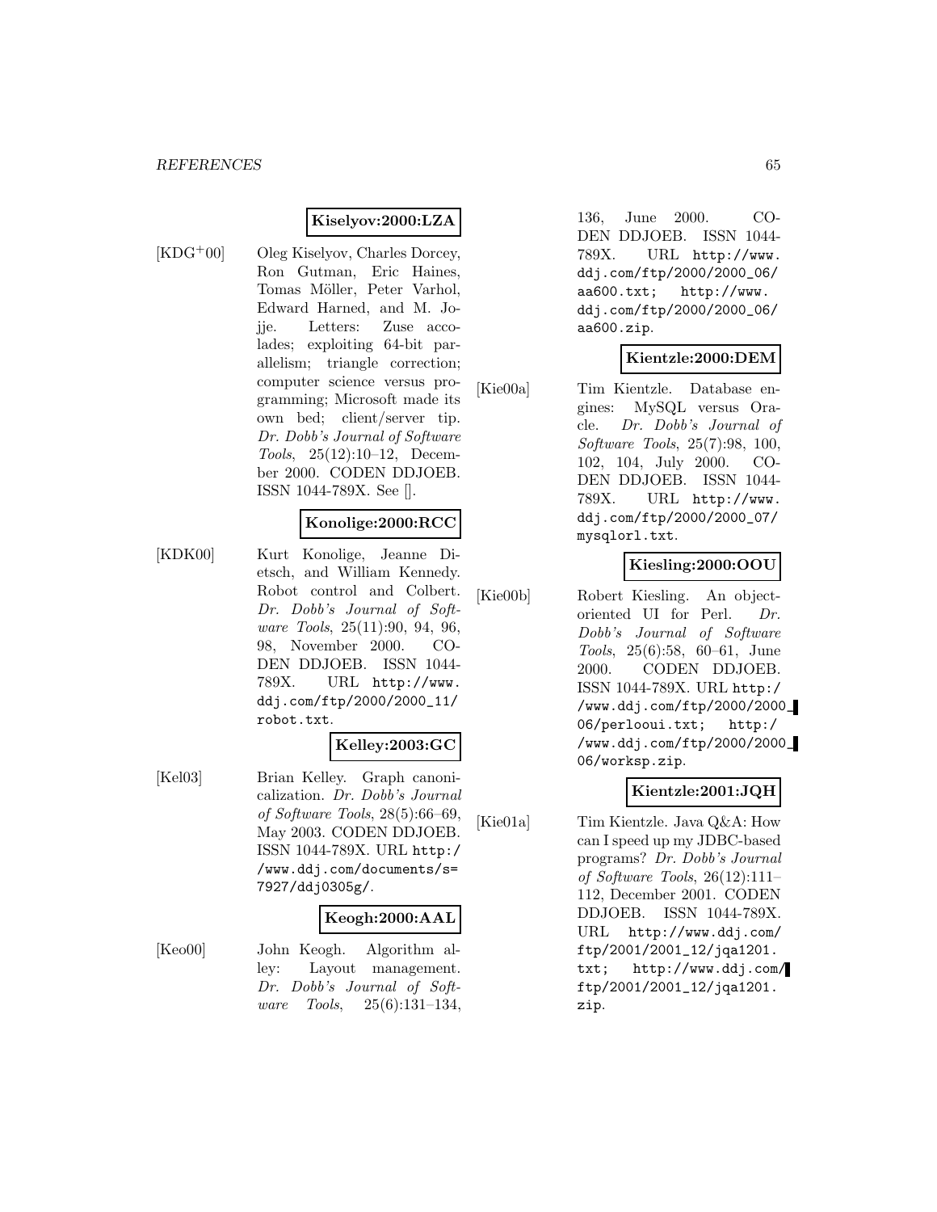**Kiselyov:2000:LZA**

[KDG+00] Oleg Kiselyov, Charles Dorcey, Ron Gutman, Eric Haines, Tomas Möller, Peter Varhol, Edward Harned, and M. Jojje. Letters: Zuse accolades; exploiting 64-bit parallelism; triangle correction; computer science versus programming; Microsoft made its own bed; client/server tip. *Dr. Dobb's Journal of Software Tools*, 25(12):10–12, December 2000. CODEN DDJOEB. ISSN 1044-789X. See [].

**Konolige:2000:RCC**

[KDK00] Kurt Konolige, Jeanne Dietsch, and William Kennedy. Robot control and Colbert. *Dr. Dobb's Journal of Software Tools*, 25(11):90, 94, 96, 98, November 2000. CODEN DDJOEB. ISSN 1044-789X. URL `http://www.ddj.com/ftp/2000/2000_11/robot.txt`.

**Kelley:2003:GC**

[Kel03] Brian Kelley. Graph canonicalization. *Dr. Dobb's Journal of Software Tools*, 28(5):66–69, May 2003. CODEN DDJOEB. ISSN 1044-789X. URL `http://www.ddj.com/documents/s=7927/ddj0305g/`.

**Keogh:2000:AAL**

[Keo00] John Keogh. Algorithm alley: Layout management. *Dr. Dobb's Journal of Software Tools*, 25(6):131–134, 136, June 2000. CODEN DDJOEB. ISSN 1044-789X. URL `http://www.ddj.com/ftp/2000/2000_06/aa600.txt`; `http://www.ddj.com/ftp/2000/2000_06/aa600.zip`.

**Kientzle:2000:DEM**

[Kie00a] Tim Kientzle. Database engines: MySQL versus Oracle. *Dr. Dobb's Journal of Software Tools*, 25(7):98, 100, 102, 104, July 2000. CODEN DDJOEB. ISSN 1044-789X. URL `http://www.ddj.com/ftp/2000/2000_07/mysqlorl.txt`.

**Kiesling:2000:OOU**

[Kie00b] Robert Kiesling. An object-oriented UI for Perl. *Dr. Dobb's Journal of Software Tools*, 25(6):58, 60–61, June 2000. CODEN DDJOEB. ISSN 1044-789X. URL `http://www.ddj.com/ftp/2000/2000_06/perlooui.txt`; `http://www.ddj.com/ftp/2000/2000_06/worksp.zip`.

**Kientzle:2001:JQH**

[Kie01a] Tim Kientzle. Java Q&A: How can I speed up my JDBC-based programs? *Dr. Dobb's Journal of Software Tools*, 26(12):111–112, December 2001. CODEN DDJOEB. ISSN 1044-789X. URL `http://www.ddj.com/ftp/2001/2001_12/jqa1201.txt`; `http://www.ddj.com/ftp/2001/2001_12/jqa1201.zip`.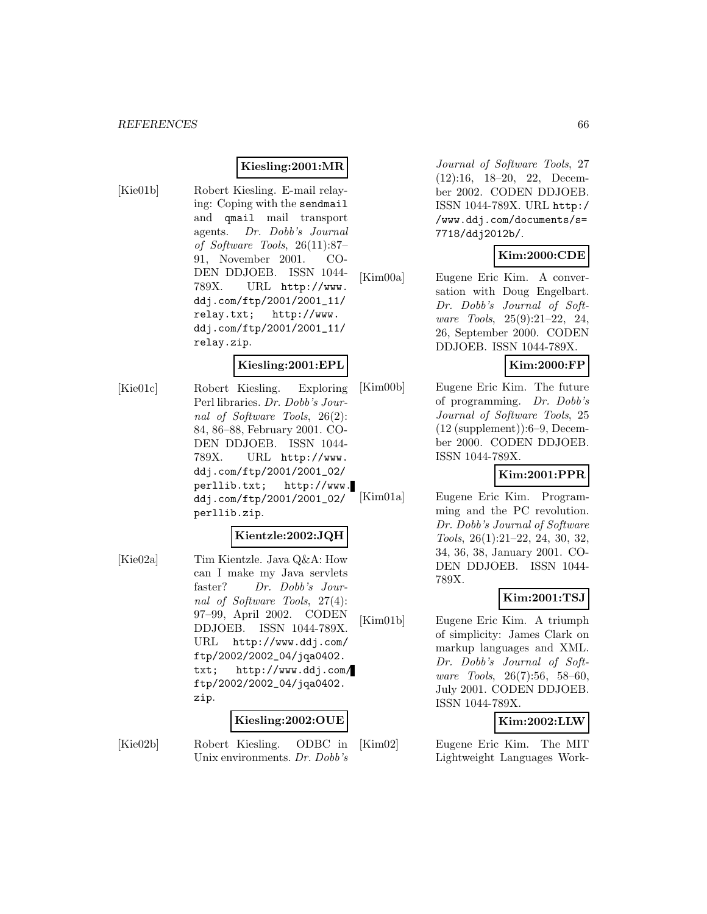**Kiesling:2001:MR**

[Kie01b] Robert Kiesling. E-mail relaying: Coping with the `sendmail` and `qmail` mail transport agents. *Dr. Dobb's Journal of Software Tools*, 26(11):87–91, November 2001. CODEN DDJOEB. ISSN 1044-789X. URL `http://www.ddj.com/ftp/2001/2001_11/relay.txt`; `http://www.ddj.com/ftp/2001/2001_11/relay.zip`.

**Kiesling:2001:EPL**

[Kie01c] Robert Kiesling. Exploring Perl libraries. *Dr. Dobb's Journal of Software Tools*, 26(2):84, 86–88, February 2001. CODEN DDJOEB. ISSN 1044-789X. URL `http://www.ddj.com/ftp/2001/2001_02/perllib.txt`; `http://www.ddj.com/ftp/2001/2001_02/perllib.zip`.

**Kientzle:2002:JQH**

[Kie02a] Tim Kientzle. Java Q&A: How can I make my Java servlets faster? *Dr. Dobb's Journal of Software Tools*, 27(4):97–99, April 2002. CODEN DDJOEB. ISSN 1044-789X. URL `http://www.ddj.com/ftp/2002/2002_04/jqa0402.txt`; `http://www.ddj.com/ftp/2002/2002_04/jqa0402.zip`.

**Kiesling:2002:OUE**

[Kie02b] Robert Kiesling. ODBC in Unix environments. *Dr. Dobb's Journal of Software Tools*, 27(12):16, 18–20, 22, December 2002. CODEN DDJOEB. ISSN 1044-789X. URL `http://www.ddj.com/documents/s=7718/ddj2012b/`.

**Kim:2000:CDE**

[Kim00a] Eugene Eric Kim. A conversation with Doug Engelbart. *Dr. Dobb's Journal of Software Tools*, 25(9):21–22, 24, 26, September 2000. CODEN DDJOEB. ISSN 1044-789X.

**Kim:2000:FP**

[Kim00b] Eugene Eric Kim. The future of programming. *Dr. Dobb's Journal of Software Tools*, 25(12 (supplement)):6–9, December 2000. CODEN DDJOEB. ISSN 1044-789X.

**Kim:2001:PPR**

[Kim01a] Eugene Eric Kim. Programming and the PC revolution. *Dr. Dobb's Journal of Software Tools*, 26(1):21–22, 24, 30, 32, 34, 36, 38, January 2001. CODEN DDJOEB. ISSN 1044-789X.

**Kim:2001:TSJ**

[Kim01b] Eugene Eric Kim. A triumph of simplicity: James Clark on markup languages and XML. *Dr. Dobb's Journal of Software Tools*, 26(7):56, 58–60, July 2001. CODEN DDJOEB. ISSN 1044-789X.

**Kim:2002:LLW**

[Kim02] Eugene Eric Kim. The MIT Lightweight Languages Work-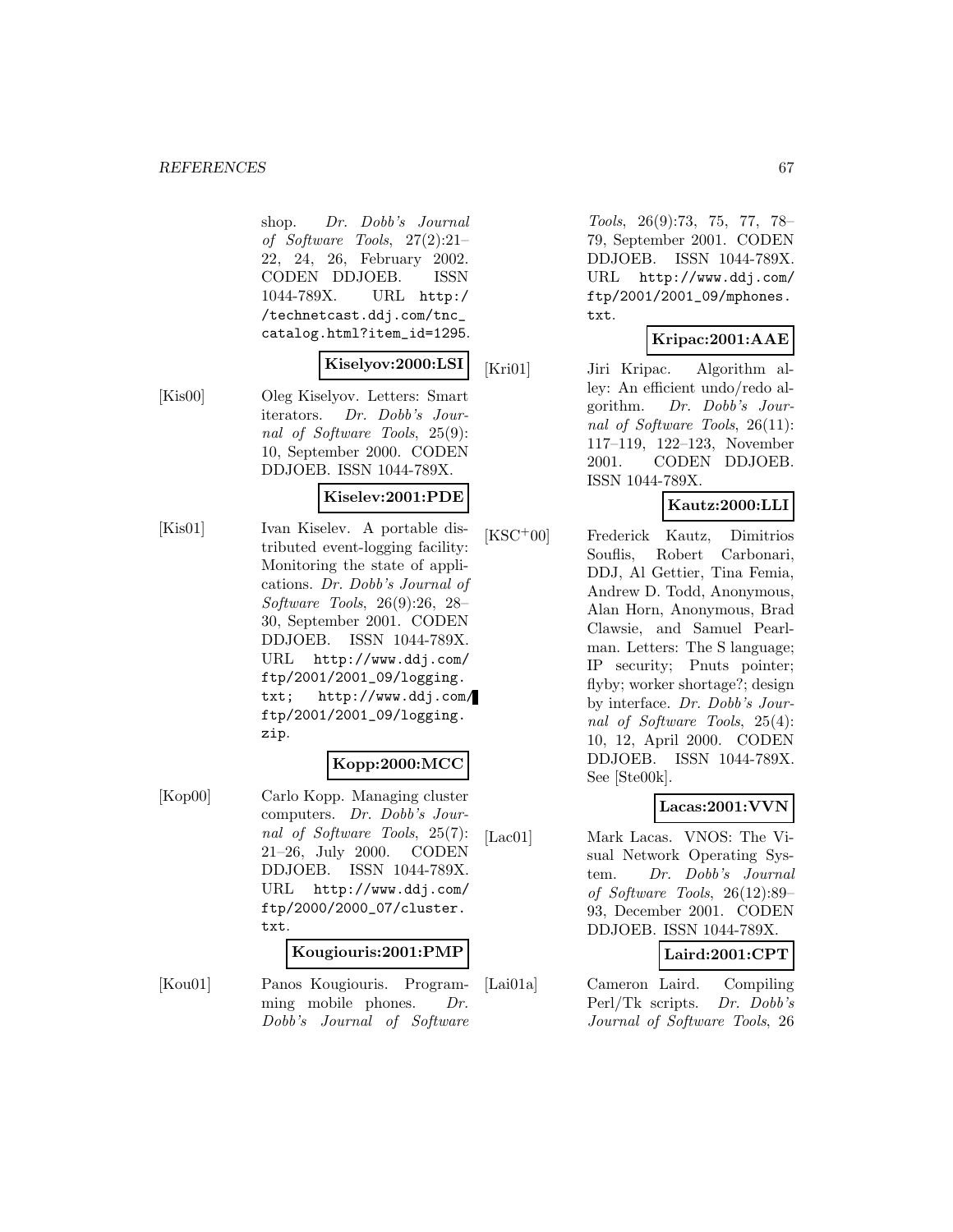shop. *Dr. Dobb's Journal of Software Tools*, 27(2):21–22, 24, 26, February 2002. CODEN DDJOEB. ISSN 1044-789X. URL http://technetcast.ddj.com/tnc_catalog.html?item_id=1295.

**Kiselyov:2000:LSI**

[Kis00] Oleg Kiselyov. Letters: Smart iterators. *Dr. Dobb's Journal of Software Tools*, 25(9): 10, September 2000. CODEN DDJOEB. ISSN 1044-789X.

**Kiselev:2001:PDE**

[Kis01] Ivan Kiselev. A portable distributed event-logging facility: Monitoring the state of applications. *Dr. Dobb's Journal of Software Tools*, 26(9):26, 28–30, September 2001. CODEN DDJOEB. ISSN 1044-789X. URL http://www.ddj.com/ftp/2001/2001_09/logging.txt; http://www.ddj.com/ftp/2001/2001_09/logging.zip.

**Kopp:2000:MCC**

[Kop00] Carlo Kopp. Managing cluster computers. *Dr. Dobb's Journal of Software Tools*, 25(7): 21–26, July 2000. CODEN DDJOEB. ISSN 1044-789X. URL http://www.ddj.com/ftp/2000/2000_07/cluster.txt.

**Kougiouris:2001:PMP**

[Kou01] Panos Kougiouris. Programming mobile phones. *Dr. Dobb's Journal of Software Tools*, 26(9):73, 75, 77, 78–79, September 2001. CODEN DDJOEB. ISSN 1044-789X. URL http://www.ddj.com/ftp/2001/2001_09/mphones.txt.

**Kripac:2001:AAE**

[Kri01] Jiri Kripac. Algorithm alley: An efficient undo/redo algorithm. *Dr. Dobb's Journal of Software Tools*, 26(11): 117–119, 122–123, November 2001. CODEN DDJOEB. ISSN 1044-789X.

**Kautz:2000:LLI**

[KSC+00] Frederick Kautz, Dimitrios Souflis, Robert Carbonari, DDJ, Al Gettier, Tina Femia, Andrew D. Todd, Anonymous, Alan Horn, Anonymous, Brad Clawsie, and Samuel Pearlman. Letters: The S language; IP security; Pnuts pointer; flyby; worker shortage?; design by interface. *Dr. Dobb's Journal of Software Tools*, 25(4): 10, 12, April 2000. CODEN DDJOEB. ISSN 1044-789X. See [Ste00k].

**Lacas:2001:VVN**

[Lac01] Mark Lacas. VNOS: The Visual Network Operating System. *Dr. Dobb's Journal of Software Tools*, 26(12):89–93, December 2001. CODEN DDJOEB. ISSN 1044-789X.

**Laird:2001:CPT**

[Lai01a] Cameron Laird. Compiling Perl/Tk scripts. *Dr. Dobb's Journal of Software Tools*, 26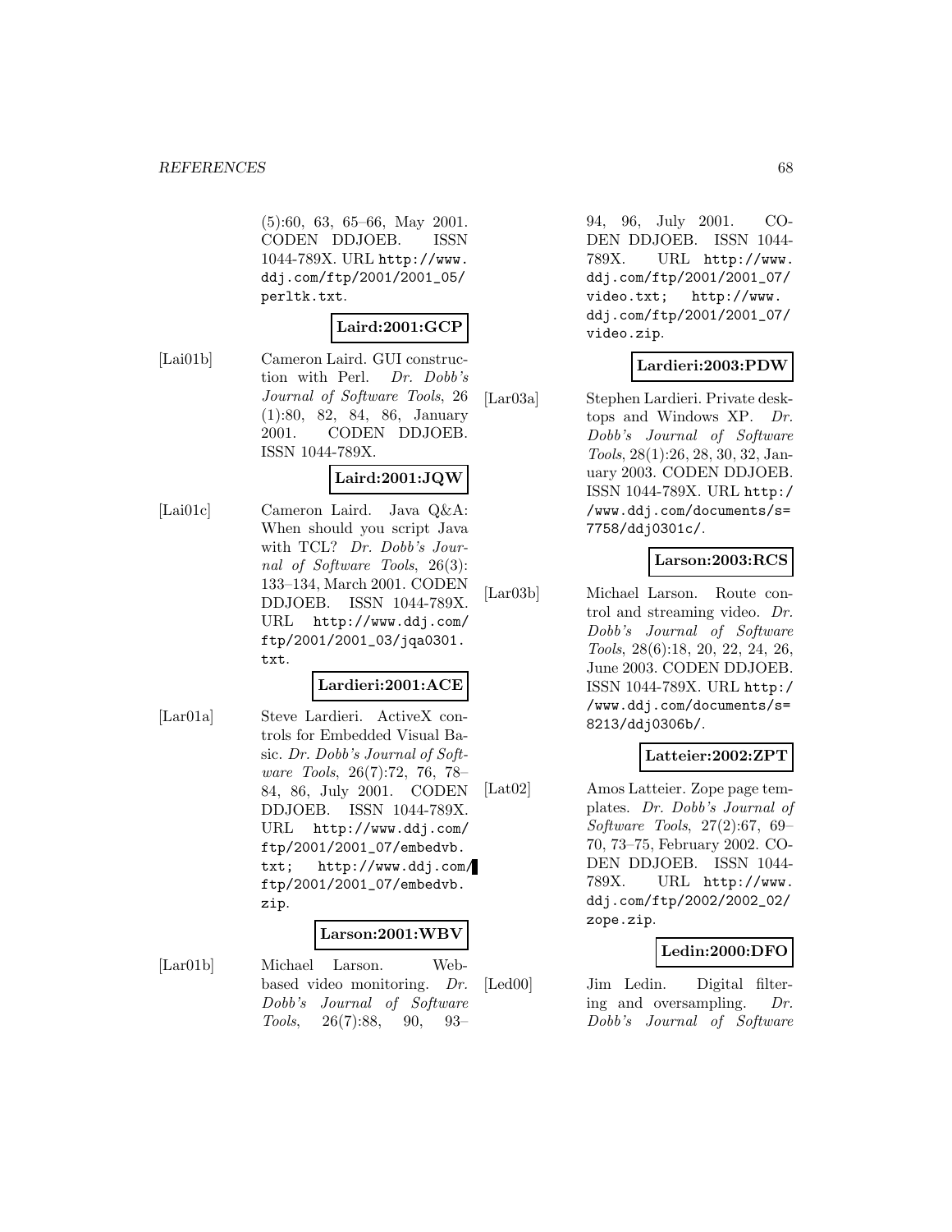(5):60, 63, 65–66, May 2001. CODEN DDJOEB. ISSN 1044-789X. URL http://www.ddj.com/ftp/2001/2001_05/perltk.txt.

**Laird:2001:GCP**

[Lai01b] Cameron Laird. GUI construction with Perl. *Dr. Dobb's Journal of Software Tools*, 26 (1):80, 82, 84, 86, January 2001. CODEN DDJOEB. ISSN 1044-789X.

**Laird:2001:JQW**

[Lai01c] Cameron Laird. Java Q&A: When should you script Java with TCL? *Dr. Dobb's Journal of Software Tools*, 26(3): 133–134, March 2001. CODEN DDJOEB. ISSN 1044-789X. URL http://www.ddj.com/ftp/2001/2001_03/jqa0301.txt.

**Lardieri:2001:ACE**

[Lar01a] Steve Lardieri. ActiveX controls for Embedded Visual Basic. *Dr. Dobb's Journal of Software Tools*, 26(7):72, 76, 78–84, 86, July 2001. CODEN DDJOEB. ISSN 1044-789X. URL http://www.ddj.com/ftp/2001/2001_07/embedvb.txt; http://www.ddj.com/ftp/2001/2001_07/embedvb.zip.

**Larson:2001:WBV**

[Lar01b] Michael Larson. Web-based video monitoring. *Dr. Dobb's Journal of Software Tools*, 26(7):88, 90, 93–94, 96, July 2001. CODEN DDJOEB. ISSN 1044-789X. URL http://www.ddj.com/ftp/2001/2001_07/video.txt; http://www.ddj.com/ftp/2001/2001_07/video.zip.

**Lardieri:2003:PDW**

[Lar03a] Stephen Lardieri. Private desktops and Windows XP. *Dr. Dobb's Journal of Software Tools*, 28(1):26, 28, 30, 32, January 2003. CODEN DDJOEB. ISSN 1044-789X. URL http://www.ddj.com/documents/s=7758/ddj0301c/.

**Larson:2003:RCS**

[Lar03b] Michael Larson. Route control and streaming video. *Dr. Dobb's Journal of Software Tools*, 28(6):18, 20, 22, 24, 26, June 2003. CODEN DDJOEB. ISSN 1044-789X. URL http://www.ddj.com/documents/s=8213/ddj0306b/.

**Latteier:2002:ZPT**

[Lat02] Amos Latteier. Zope page templates. *Dr. Dobb's Journal of Software Tools*, 27(2):67, 69–70, 73–75, February 2002. CODEN DDJOEB. ISSN 1044-789X. URL http://www.ddj.com/ftp/2002/2002_02/zope.zip.

**Ledin:2000:DFO**

[Led00] Jim Ledin. Digital filtering and oversampling. *Dr. Dobb's Journal of Software*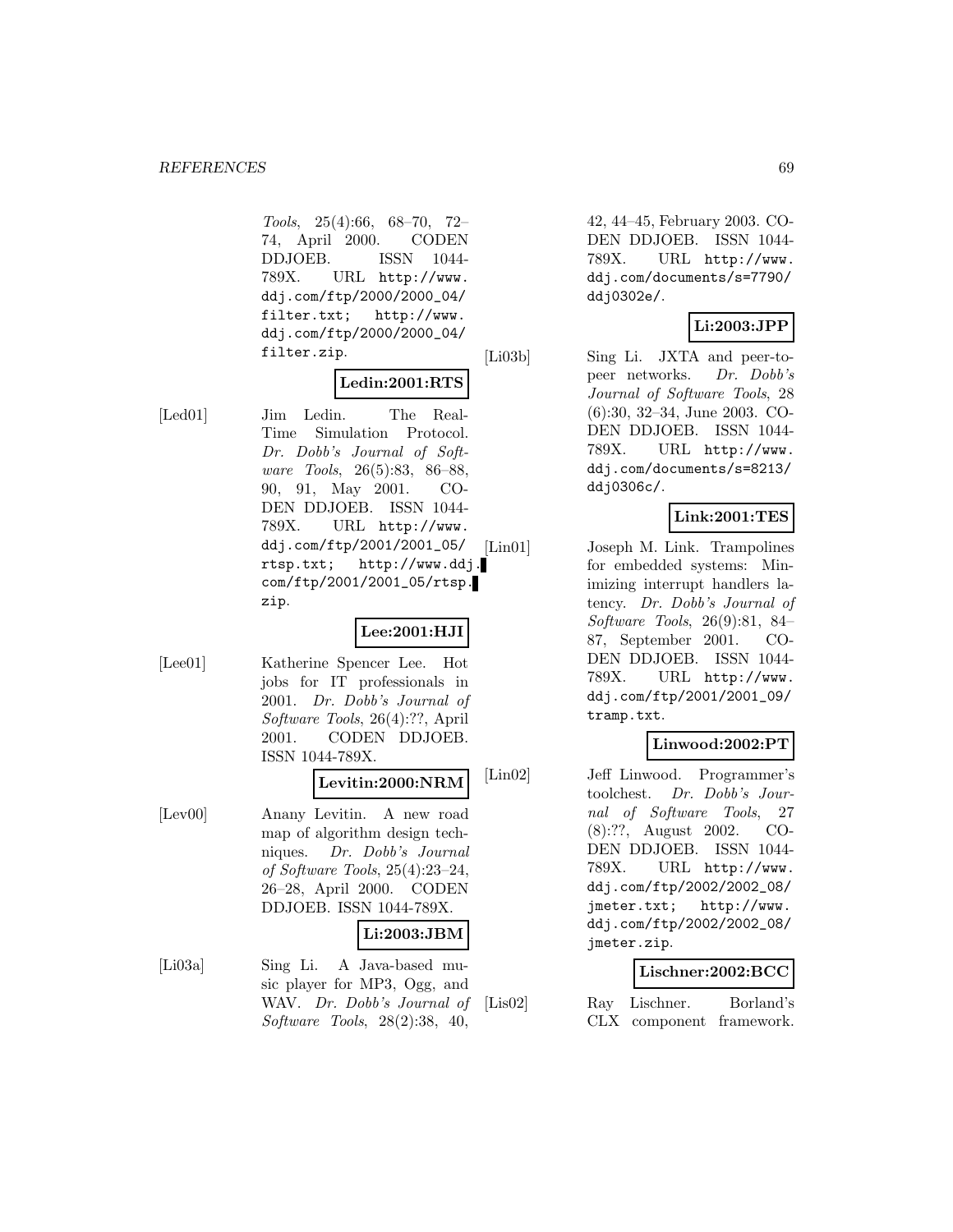*Tools*, 25(4):66, 68–70, 72–74, April 2000. CODEN DDJOEB. ISSN 1044-789X. URL http://www.ddj.com/ftp/2000/2000_04/filter.txt; http://www.ddj.com/ftp/2000/2000_04/filter.zip.

**Ledin:2001:RTS**

[Led01] Jim Ledin. The Real-Time Simulation Protocol. *Dr. Dobb's Journal of Software Tools*, 26(5):83, 86–88, 90, 91, May 2001. CODEN DDJOEB. ISSN 1044-789X. URL http://www.ddj.com/ftp/2001/2001_05/rtsp.txt; http://www.ddj.com/ftp/2001/2001_05/rtsp.zip.

**Lee:2001:HJI**

[Lee01] Katherine Spencer Lee. Hot jobs for IT professionals in 2001. *Dr. Dobb's Journal of Software Tools*, 26(4):??, April 2001. CODEN DDJOEB. ISSN 1044-789X.

**Levitin:2000:NRM**

[Lev00] Anany Levitin. A new road map of algorithm design techniques. *Dr. Dobb's Journal of Software Tools*, 25(4):23–24, 26–28, April 2000. CODEN DDJOEB. ISSN 1044-789X.

**Li:2003:JBM**

[Li03a] Sing Li. A Java-based music player for MP3, Ogg, and WAV. *Dr. Dobb's Journal of Software Tools*, 28(2):38, 40, 42, 44–45, February 2003. CODEN DDJOEB. ISSN 1044-789X. URL http://www.ddj.com/documents/s=7790/ddj0302e/.

**Li:2003:JPP**

[Li03b] Sing Li. JXTA and peer-to-peer networks. *Dr. Dobb's Journal of Software Tools*, 28(6):30, 32–34, June 2003. CODEN DDJOEB. ISSN 1044-789X. URL http://www.ddj.com/documents/s=8213/ddj0306c/.

**Link:2001:TES**

[Lin01] Joseph M. Link. Trampolines for embedded systems: Minimizing interrupt handlers latency. *Dr. Dobb's Journal of Software Tools*, 26(9):81, 84–87, September 2001. CODEN DDJOEB. ISSN 1044-789X. URL http://www.ddj.com/ftp/2001/2001_09/tramp.txt.

**Linwood:2002:PT**

[Lin02] Jeff Linwood. Programmer's toolchest. *Dr. Dobb's Journal of Software Tools*, 27(8):??, August 2002. CODEN DDJOEB. ISSN 1044-789X. URL http://www.ddj.com/ftp/2002/2002_08/jmeter.txt; http://www.ddj.com/ftp/2002/2002_08/jmeter.zip.

**Lischner:2002:BCC**

[Lis02] Ray Lischner. Borland's CLX component framework.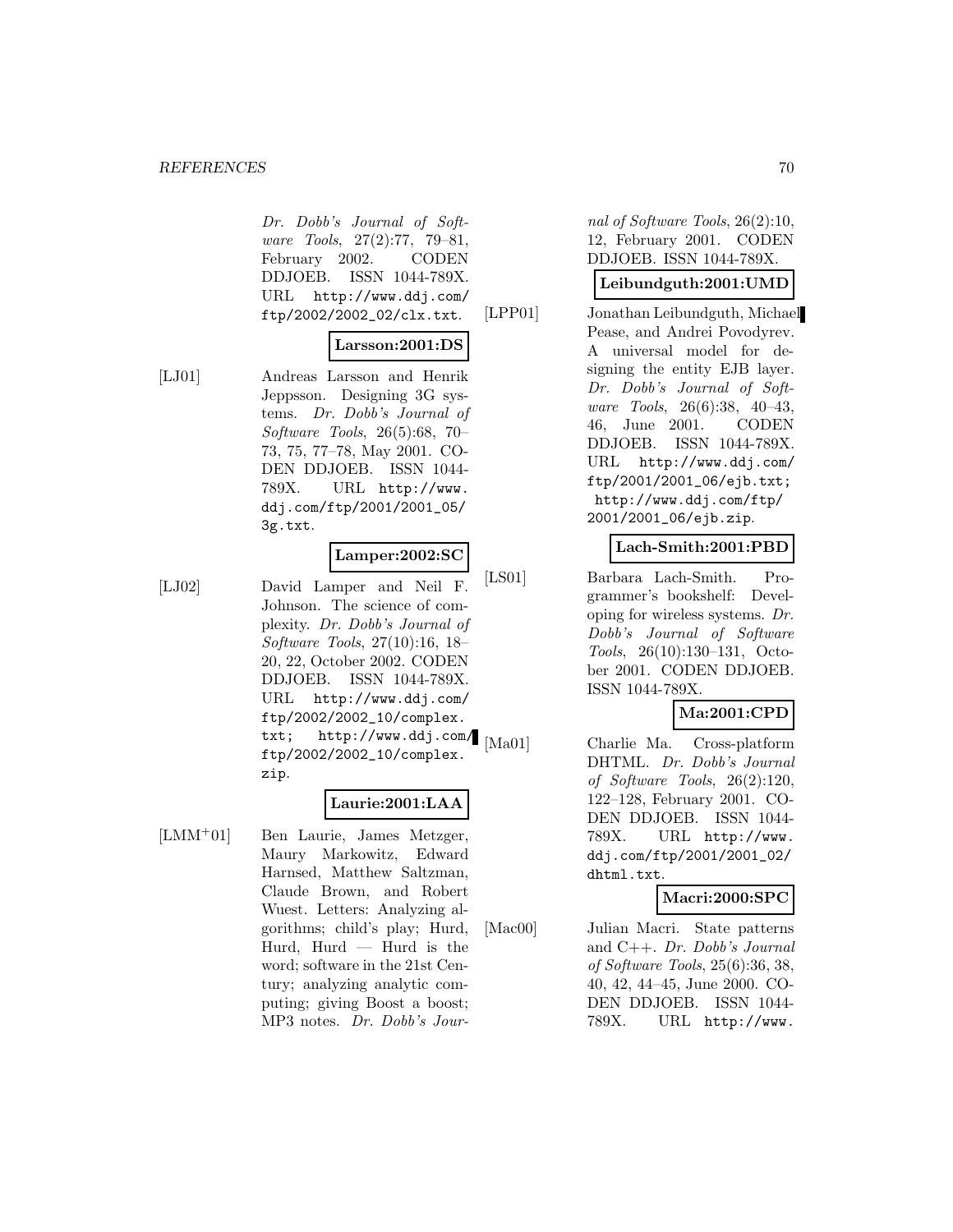Dr. Dobb's Journal of Software Tools, 27(2):77, 79–81, February 2002. CODEN DDJOEB. ISSN 1044-789X. URL http://www.ddj.com/ftp/2002/2002_02/clx.txt.

**Larsson:2001:DS**

[LJ01] Andreas Larsson and Henrik Jeppsson. Designing 3G systems. *Dr. Dobb's Journal of Software Tools*, 26(5):68, 70–73, 75, 77–78, May 2001. CODEN DDJOEB. ISSN 1044-789X. URL http://www.ddj.com/ftp/2001/2001_05/3g.txt.

**Lamper:2002:SC**

[LJ02] David Lamper and Neil F. Johnson. The science of complexity. *Dr. Dobb's Journal of Software Tools*, 27(10):16, 18–20, 22, October 2002. CODEN DDJOEB. ISSN 1044-789X. URL http://www.ddj.com/ftp/2002/2002_10/complex.txt; http://www.ddj.com/ftp/2002/2002_10/complex.zip.

**Laurie:2001:LAA**

[LMM+01] Ben Laurie, James Metzger, Maury Markowitz, Edward Harnsed, Matthew Saltzman, Claude Brown, and Robert Wuest. Letters: Analyzing algorithms; child's play; Hurd, Hurd, Hurd — Hurd is the word; software in the 21st Century; analyzing analytic computing; giving Boost a boost; MP3 notes. *Dr. Dobb's Journal of Software Tools*, 26(2):10, 12, February 2001. CODEN DDJOEB. ISSN 1044-789X.

**Leibundguth:2001:UMD**

[LPP01] Jonathan Leibundguth, Michael Pease, and Andrei Povodyrev. A universal model for designing the entity EJB layer. *Dr. Dobb's Journal of Software Tools*, 26(6):38, 40–43, 46, June 2001. CODEN DDJOEB. ISSN 1044-789X. URL http://www.ddj.com/ftp/2001/2001_06/ejb.txt; http://www.ddj.com/ftp/2001/2001_06/ejb.zip.

**Lach-Smith:2001:PBD**

[LS01] Barbara Lach-Smith. Programmer's bookshelf: Developing for wireless systems. *Dr. Dobb's Journal of Software Tools*, 26(10):130–131, October 2001. CODEN DDJOEB. ISSN 1044-789X.

**Ma:2001:CPD**

[Ma01] Charlie Ma. Cross-platform DHTML. *Dr. Dobb's Journal of Software Tools*, 26(2):120, 122–128, February 2001. CODEN DDJOEB. ISSN 1044-789X. URL http://www.ddj.com/ftp/2001/2001_02/dhtml.txt.

**Macri:2000:SPC**

[Mac00] Julian Macri. State patterns and C++. *Dr. Dobb's Journal of Software Tools*, 25(6):36, 38, 40, 42, 44–45, June 2000. CODEN DDJOEB. ISSN 1044-789X. URL http://www.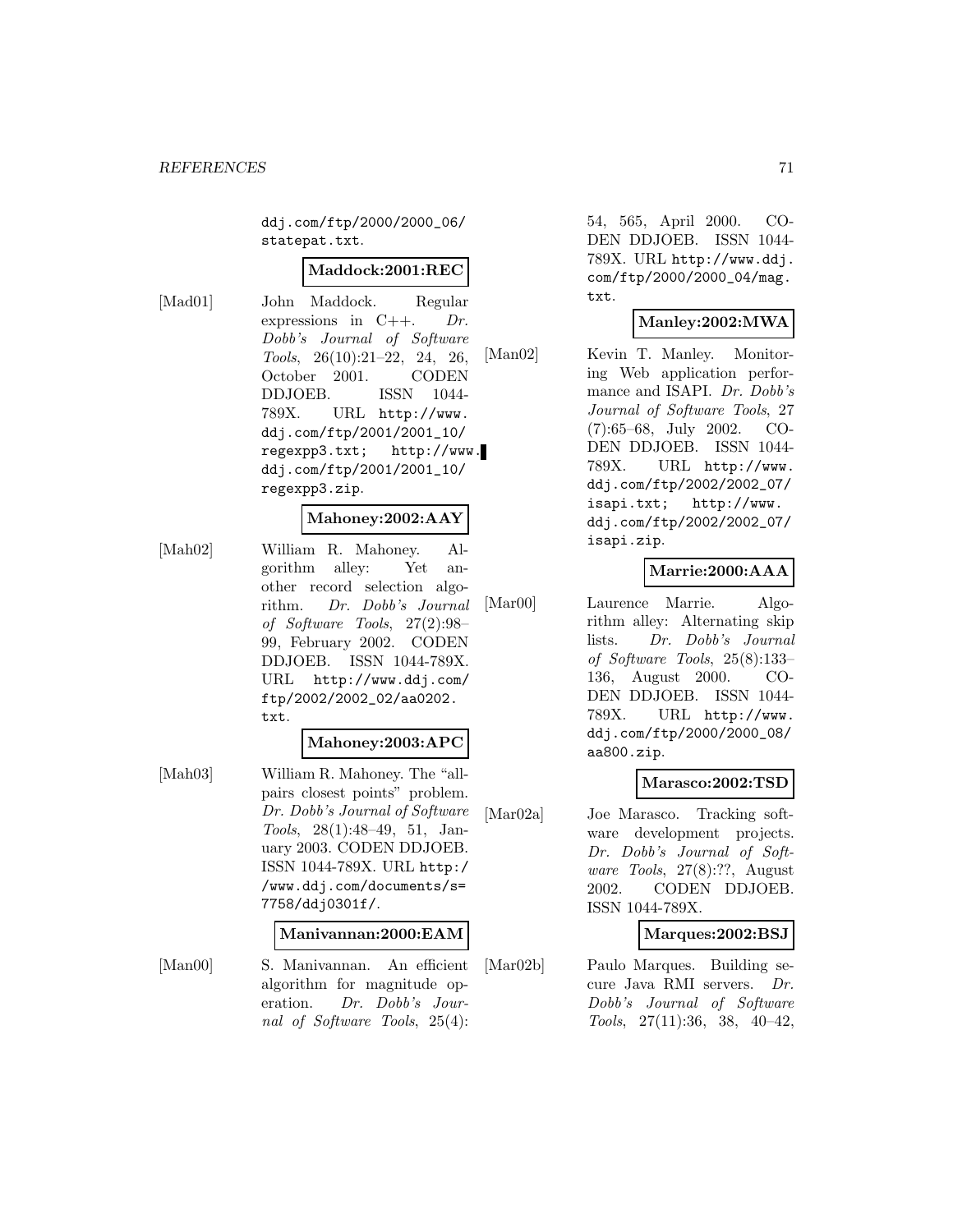ddj.com/ftp/2000/2000_06/statepat.txt.

**Maddock:2001:REC**

[Mad01] John Maddock. Regular expressions in C++. *Dr. Dobb's Journal of Software Tools*, 26(10):21–22, 24, 26, October 2001. CODEN DDJOEB. ISSN 1044-789X. URL http://www.ddj.com/ftp/2001/2001_10/regexpp3.txt; http://www.ddj.com/ftp/2001/2001_10/regexpp3.zip.

**Mahoney:2002:AAY**

[Mah02] William R. Mahoney. Algorithm alley: Yet another record selection algorithm. *Dr. Dobb's Journal of Software Tools*, 27(2):98–99, February 2002. CODEN DDJOEB. ISSN 1044-789X. URL http://www.ddj.com/ftp/2002/2002_02/aa0202.txt.

**Mahoney:2003:APC**

[Mah03] William R. Mahoney. The "all-pairs closest points" problem. *Dr. Dobb's Journal of Software Tools*, 28(1):48–49, 51, January 2003. CODEN DDJOEB. ISSN 1044-789X. URL http://www.ddj.com/documents/s=7758/ddj0301f/.

**Manivannan:2000:EAM**

[Man00] S. Manivannan. An efficient algorithm for magnitude operation. *Dr. Dobb's Journal of Software Tools*, 25(4):54, 565, April 2000. CODEN DDJOEB. ISSN 1044-789X. URL http://www.ddj.com/ftp/2000/2000_04/mag.txt.

**Manley:2002:MWA**

[Man02] Kevin T. Manley. Monitoring Web application performance and ISAPI. *Dr. Dobb's Journal of Software Tools*, 27(7):65–68, July 2002. CODEN DDJOEB. ISSN 1044-789X. URL http://www.ddj.com/ftp/2002/2002_07/isapi.txt; http://www.ddj.com/ftp/2002/2002_07/isapi.zip.

**Marrie:2000:AAA**

[Mar00] Laurence Marrie. Algorithm alley: Alternating skip lists. *Dr. Dobb's Journal of Software Tools*, 25(8):133–136, August 2000. CODEN DDJOEB. ISSN 1044-789X. URL http://www.ddj.com/ftp/2000/2000_08/aa800.zip.

**Marasco:2002:TSD**

[Mar02a] Joe Marasco. Tracking software development projects. *Dr. Dobb's Journal of Software Tools*, 27(8):??, August 2002. CODEN DDJOEB. ISSN 1044-789X.

**Marques:2002:BSJ**

[Mar02b] Paulo Marques. Building secure Java RMI servers. *Dr. Dobb's Journal of Software Tools*, 27(11):36, 38, 40–42,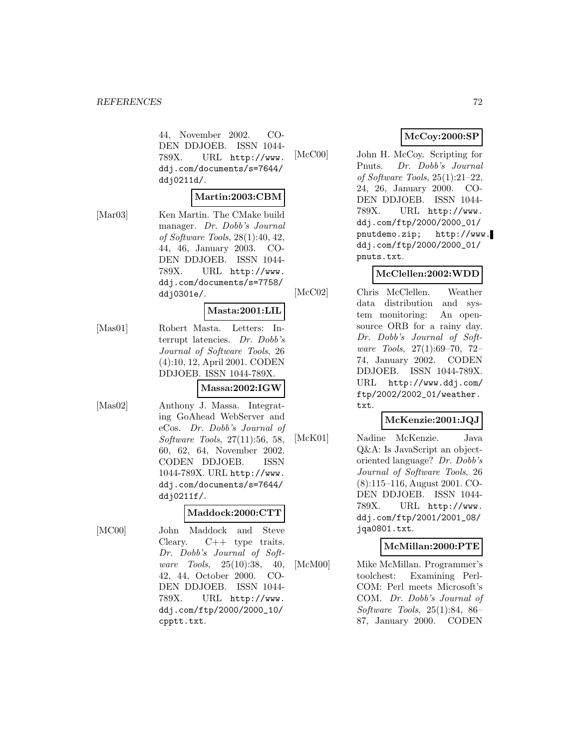44, November 2002. CODEN DDJOEB. ISSN 1044-789X. URL http://www.ddj.com/documents/s=7644/ddj0211d/.

**Martin:2003:CBM**

[Mar03] Ken Martin. The CMake build manager. *Dr. Dobb's Journal of Software Tools*, 28(1):40, 42, 44, 46, January 2003. CODEN DDJOEB. ISSN 1044-789X. URL http://www.ddj.com/documents/s=7758/ddj0301e/.

**Masta:2001:LIL**

[Mas01] Robert Masta. Letters: Interrupt latencies. *Dr. Dobb's Journal of Software Tools*, 26 (4):10, 12, April 2001. CODEN DDJOEB. ISSN 1044-789X.

**Massa:2002:IGW**

[Mas02] Anthony J. Massa. Integrating GoAhead WebServer and eCos. *Dr. Dobb's Journal of Software Tools*, 27(11):56, 58, 60, 62, 64, November 2002. CODEN DDJOEB. ISSN 1044-789X. URL http://www.ddj.com/documents/s=7644/ddj0211f/.

**Maddock:2000:CTT**

[MC00] John Maddock and Steve Cleary. C++ type traits. *Dr. Dobb's Journal of Software Tools*, 25(10):38, 40, 42, 44, October 2000. CODEN DDJOEB. ISSN 1044-789X. URL http://www.ddj.com/ftp/2000/2000_10/cpptt.txt.

**McCoy:2000:SP**

[McC00] John H. McCoy. Scripting for Pnuts. *Dr. Dobb's Journal of Software Tools*, 25(1):21–22, 24, 26, January 2000. CODEN DDJOEB. ISSN 1044-789X. URL http://www.ddj.com/ftp/2000/2000_01/pnutdemo.zip; http://www.ddj.com/ftp/2000/2000_01/pnuts.txt.

**McClellen:2002:WDD**

[McC02] Chris McClellen. Weather data distribution and system monitoring: An open-source ORB for a rainy day. *Dr. Dobb's Journal of Software Tools*, 27(1):69–70, 72–74, January 2002. CODEN DDJOEB. ISSN 1044-789X. URL http://www.ddj.com/ftp/2002/2002_01/weather.txt.

**McKenzie:2001:JQJ**

[McK01] Nadine McKenzie. Java Q&A: Is JavaScript an object-oriented language? *Dr. Dobb's Journal of Software Tools*, 26 (8):115–116, August 2001. CODEN DDJOEB. ISSN 1044-789X. URL http://www.ddj.com/ftp/2001/2001_08/jqa0801.txt.

**McMillan:2000:PTE**

[McM00] Mike McMillan. Programmer's toolchest: Examining PerlCOM: Perl meets Microsoft's COM. *Dr. Dobb's Journal of Software Tools*, 25(1):84, 86–87, January 2000. CODEN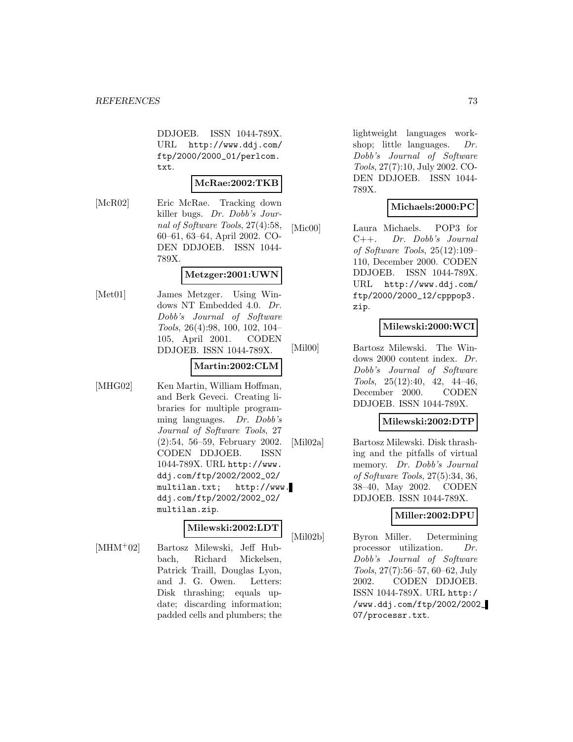DDJOEB. ISSN 1044-789X. URL http://www.ddj.com/ftp/2000/2000_01/perlcom.txt.

**McRae:2002:TKB**

[McR02] Eric McRae. Tracking down killer bugs. *Dr. Dobb's Journal of Software Tools*, 27(4):58, 60–61, 63–64, April 2002. CODEN DDJOEB. ISSN 1044-789X.

**Metzger:2001:UWN**

[Met01] James Metzger. Using Windows NT Embedded 4.0. *Dr. Dobb's Journal of Software Tools*, 26(4):98, 100, 102, 104–105, April 2001. CODEN DDJOEB. ISSN 1044-789X.

**Martin:2002:CLM**

[MHG02] Ken Martin, William Hoffman, and Berk Geveci. Creating libraries for multiple programming languages. *Dr. Dobb's Journal of Software Tools*, 27 (2):54, 56–59, February 2002. CODEN DDJOEB. ISSN 1044-789X. URL http://www.ddj.com/ftp/2002/2002_02/multilan.txt; http://www.ddj.com/ftp/2002/2002_02/multilan.zip.

**Milewski:2002:LDT**

[MHM+02] Bartosz Milewski, Jeff Hubbach, Richard Mickelsen, Patrick Traill, Douglas Lyon, and J. G. Owen. Letters: Disk thrashing; equals update; discarding information; padded cells and plumbers; the lightweight languages workshop; little languages. *Dr. Dobb's Journal of Software Tools*, 27(7):10, July 2002. CODEN DDJOEB. ISSN 1044-789X.

**Michaels:2000:PC**

[Mic00] Laura Michaels. POP3 for C++. *Dr. Dobb's Journal of Software Tools*, 25(12):109–110, December 2000. CODEN DDJOEB. ISSN 1044-789X. URL http://www.ddj.com/ftp/2000/2000_12/cpppop3.zip.

**Milewski:2000:WCI**

[Mil00] Bartosz Milewski. The Windows 2000 content index. *Dr. Dobb's Journal of Software Tools*, 25(12):40, 42, 44–46, December 2000. CODEN DDJOEB. ISSN 1044-789X.

**Milewski:2002:DTP**

[Mil02a] Bartosz Milewski. Disk thrashing and the pitfalls of virtual memory. *Dr. Dobb's Journal of Software Tools*, 27(5):34, 36, 38–40, May 2002. CODEN DDJOEB. ISSN 1044-789X.

**Miller:2002:DPU**

[Mil02b] Byron Miller. Determining processor utilization. *Dr. Dobb's Journal of Software Tools*, 27(7):56–57, 60–62, July 2002. CODEN DDJOEB. ISSN 1044-789X. URL http://www.ddj.com/ftp/2002/2002_07/processr.txt.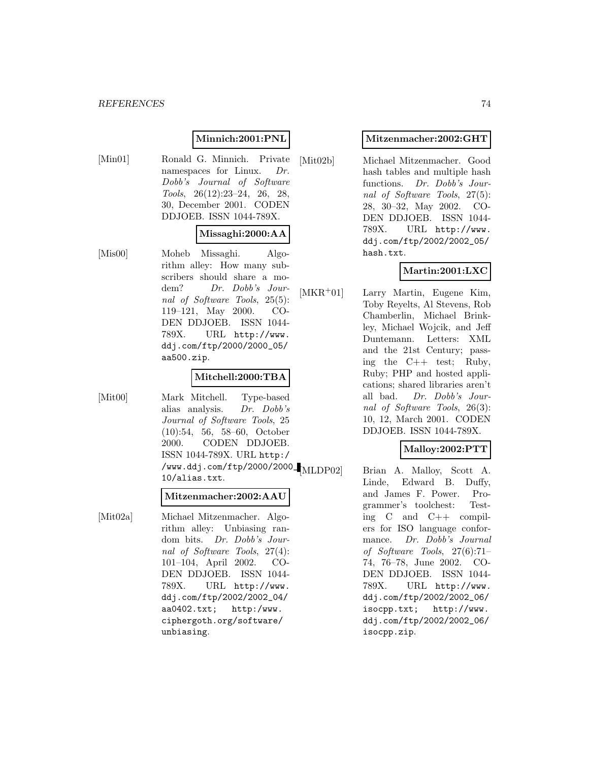**Minnich:2001:PNL**

[Min01] Ronald G. Minnich. Private namespaces for Linux. *Dr. Dobb's Journal of Software Tools*, 26(12):23–24, 26, 28, 30, December 2001. CODEN DDJOEB. ISSN 1044-789X.

**Missaghi:2000:AA**

[Mis00] Moheb Missaghi. Algorithm alley: How many subscribers should share a modem? *Dr. Dobb's Journal of Software Tools*, 25(5): 119–121, May 2000. CODEN DDJOEB. ISSN 1044-789X. URL http://www.ddj.com/ftp/2000/2000_05/aa500.zip.

**Mitchell:2000:TBA**

[Mit00] Mark Mitchell. Type-based alias analysis. *Dr. Dobb's Journal of Software Tools*, 25 (10):54, 56, 58–60, October 2000. CODEN DDJOEB. ISSN 1044-789X. URL http://www.ddj.com/ftp/2000/2000_10/alias.txt.

**Mitzenmacher:2002:AAU**

[Mit02a] Michael Mitzenmacher. Algorithm alley: Unbiasing random bits. *Dr. Dobb's Journal of Software Tools*, 27(4): 101–104, April 2002. CODEN DDJOEB. ISSN 1044-789X. URL http://www.ddj.com/ftp/2002/2002_04/aa0402.txt; http:/www.ciphergoth.org/software/unbiasing.

**Mitzenmacher:2002:GHT**

[Mit02b] Michael Mitzenmacher. Good hash tables and multiple hash functions. *Dr. Dobb's Journal of Software Tools*, 27(5): 28, 30–32, May 2002. CODEN DDJOEB. ISSN 1044-789X. URL http://www.ddj.com/ftp/2002/2002_05/hash.txt.

**Martin:2001:LXC**

[MKR+01] Larry Martin, Eugene Kim, Toby Reyelts, Al Stevens, Rob Chamberlin, Michael Brinkley, Michael Wojcik, and Jeff Duntemann. Letters: XML and the 21st Century; passing the C++ test; Ruby, Ruby; PHP and hosted applications; shared libraries aren't all bad. *Dr. Dobb's Journal of Software Tools*, 26(3): 10, 12, March 2001. CODEN DDJOEB. ISSN 1044-789X.

**Malloy:2002:PTT**

[MLDP02] Brian A. Malloy, Scott A. Linde, Edward B. Duffy, and James F. Power. Programmer's toolchest: Testing C and C++ compilers for ISO language conformance. *Dr. Dobb's Journal of Software Tools*, 27(6):71–74, 76–78, June 2002. CODEN DDJOEB. ISSN 1044-789X. URL http://www.ddj.com/ftp/2002/2002_06/isocpp.txt; http://www.ddj.com/ftp/2002/2002_06/isocpp.zip.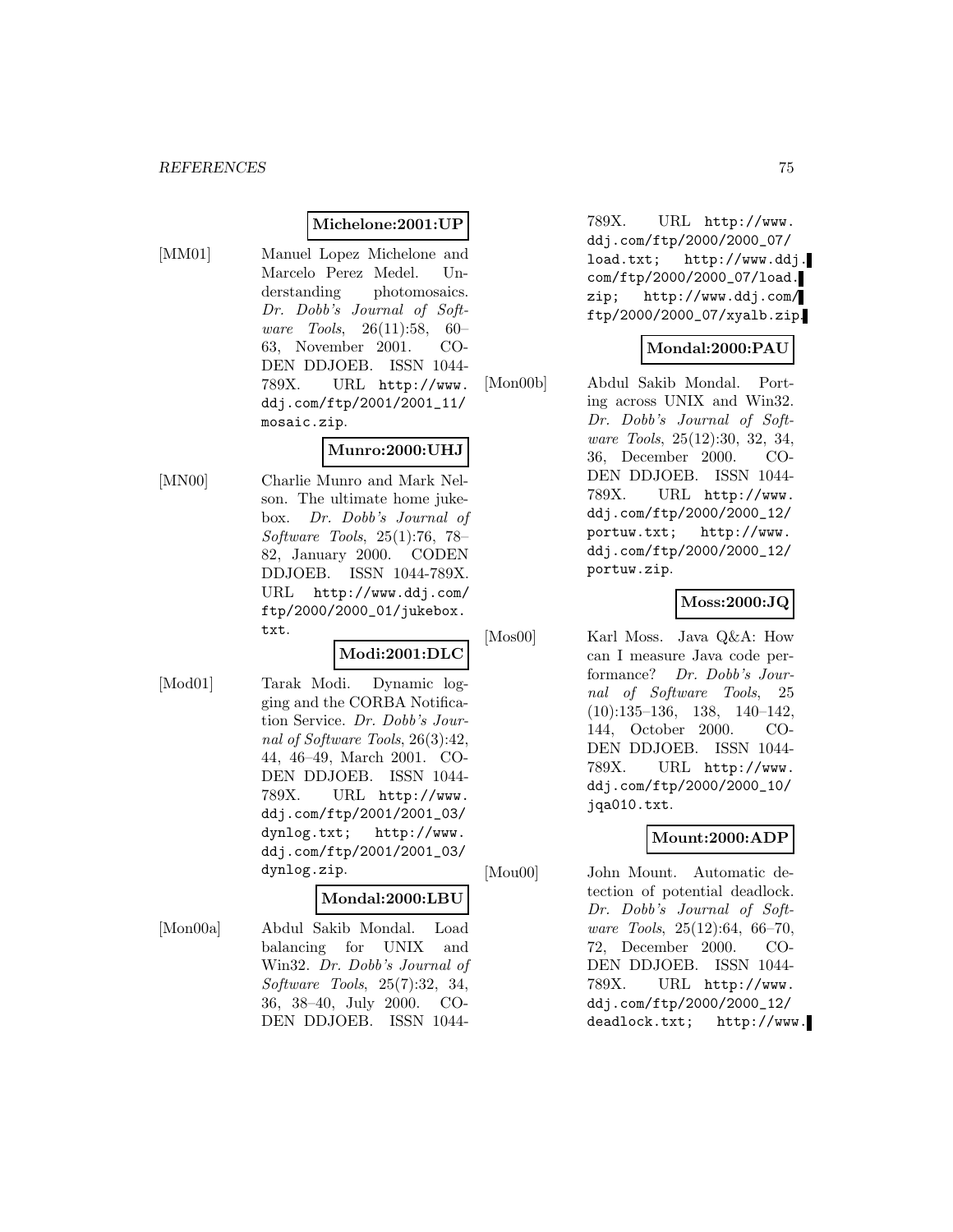**Michelone:2001:UP**

[MM01] Manuel Lopez Michelone and Marcelo Perez Medel. Understanding photomosaics. *Dr. Dobb's Journal of Software Tools*, 26(11):58, 60–63, November 2001. CODEN DDJOEB. ISSN 1044-789X. URL http://www.ddj.com/ftp/2001/2001_11/mosaic.zip.

**Munro:2000:UHJ**

[MN00] Charlie Munro and Mark Nelson. The ultimate home jukebox. *Dr. Dobb's Journal of Software Tools*, 25(1):76, 78–82, January 2000. CODEN DDJOEB. ISSN 1044-789X. URL http://www.ddj.com/ftp/2000/2000_01/jukebox.txt.

**Modi:2001:DLC**

[Mod01] Tarak Modi. Dynamic logging and the CORBA Notification Service. *Dr. Dobb's Journal of Software Tools*, 26(3):42, 44, 46–49, March 2001. CODEN DDJOEB. ISSN 1044-789X. URL http://www.ddj.com/ftp/2001/2001_03/dynlog.txt; http://www.ddj.com/ftp/2001/2001_03/dynlog.zip.

**Mondal:2000:LBU**

[Mon00a] Abdul Sakib Mondal. Load balancing for UNIX and Win32. *Dr. Dobb's Journal of Software Tools*, 25(7):32, 34, 36, 38–40, July 2000. CODEN DDJOEB. ISSN 1044-789X. URL http://www.ddj.com/ftp/2000/2000_07/load.txt; http://www.ddj.com/ftp/2000/2000_07/load.zip; http://www.ddj.com/ftp/2000/2000_07/xyalb.zip.

**Mondal:2000:PAU**

[Mon00b] Abdul Sakib Mondal. Porting across UNIX and Win32. *Dr. Dobb's Journal of Software Tools*, 25(12):30, 32, 34, 36, December 2000. CODEN DDJOEB. ISSN 1044-789X. URL http://www.ddj.com/ftp/2000/2000_12/portuw.txt; http://www.ddj.com/ftp/2000/2000_12/portuw.zip.

**Moss:2000:JQ**

[Mos00] Karl Moss. Java Q&A: How can I measure Java code performance? *Dr. Dobb's Journal of Software Tools*, 25 (10):135–136, 138, 140–142, 144, October 2000. CODEN DDJOEB. ISSN 1044-789X. URL http://www.ddj.com/ftp/2000/2000_10/jqa010.txt.

**Mount:2000:ADP**

[Mou00] John Mount. Automatic detection of potential deadlock. *Dr. Dobb's Journal of Software Tools*, 25(12):64, 66–70, 72, December 2000. CODEN DDJOEB. ISSN 1044-789X. URL http://www.ddj.com/ftp/2000/2000_12/deadlock.txt; http://www.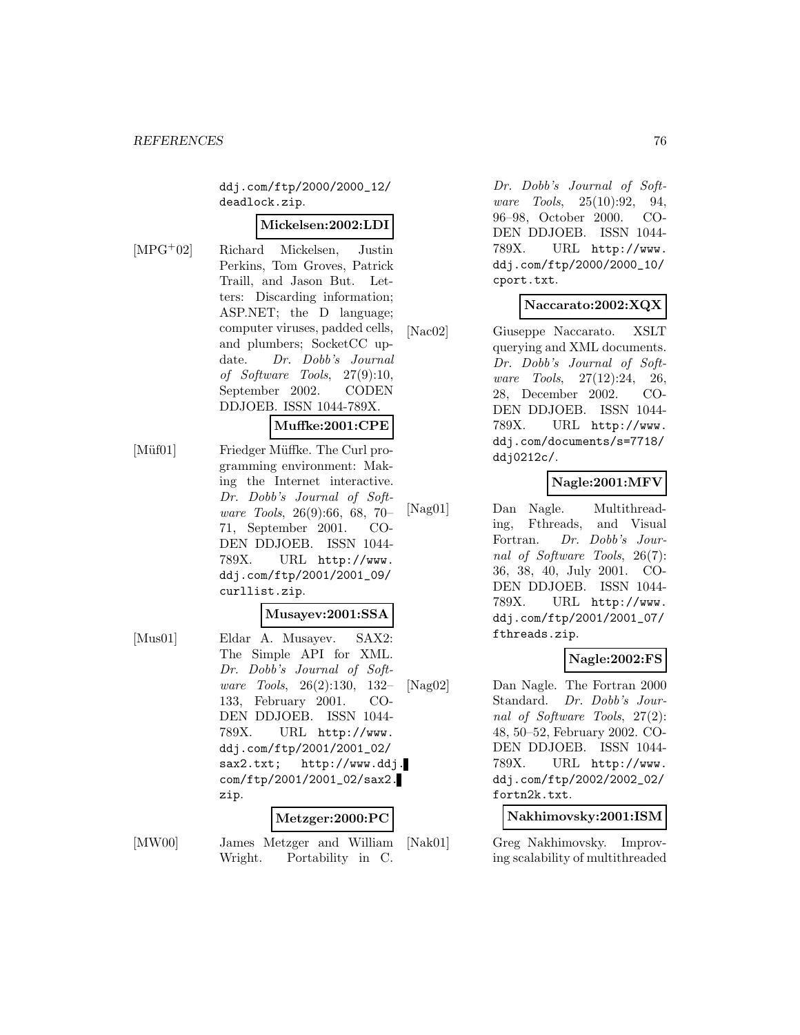ddj.com/ftp/2000/2000_12/deadlock.zip.

**Mickelsen:2002:LDI**

[MPG+02] Richard Mickelsen, Justin Perkins, Tom Groves, Patrick Traill, and Jason But. Letters: Discarding information; ASP.NET; the D language; computer viruses, padded cells, and plumbers; SocketCC update. *Dr. Dobb's Journal of Software Tools*, 27(9):10, September 2002. CODEN DDJOEB. ISSN 1044-789X.

**Muffke:2001:CPE**

[Müf01] Friedger Müffke. The Curl programming environment: Making the Internet interactive. *Dr. Dobb's Journal of Software Tools*, 26(9):66, 68, 70–71, September 2001. CODEN DDJOEB. ISSN 1044-789X. URL http://www.ddj.com/ftp/2001/2001_09/curllist.zip.

**Musayev:2001:SSA**

[Mus01] Eldar A. Musayev. SAX2: The Simple API for XML. *Dr. Dobb's Journal of Software Tools*, 26(2):130, 132–133, February 2001. CODEN DDJOEB. ISSN 1044-789X. URL http://www.ddj.com/ftp/2001/2001_02/sax2.txt; http://www.ddj.com/ftp/2001/2001_02/sax2.zip.

**Metzger:2000:PC**

[MW00] James Metzger and William Wright. Portability in C. *Dr. Dobb's Journal of Software Tools*, 25(10):92, 94, 96–98, October 2000. CODEN DDJOEB. ISSN 1044-789X. URL http://www.ddj.com/ftp/2000/2000_10/cport.txt.

**Naccarato:2002:XQX**

[Nac02] Giuseppe Naccarato. XSLT querying and XML documents. *Dr. Dobb's Journal of Software Tools*, 27(12):24, 26, 28, December 2002. CODEN DDJOEB. ISSN 1044-789X. URL http://www.ddj.com/documents/s=7718/ddj0212c/.

**Nagle:2001:MFV**

[Nag01] Dan Nagle. Multithreading, Fthreads, and Visual Fortran. *Dr. Dobb's Journal of Software Tools*, 26(7):36, 38, 40, July 2001. CODEN DDJOEB. ISSN 1044-789X. URL http://www.ddj.com/ftp/2001/2001_07/fthreads.zip.

**Nagle:2002:FS**

[Nag02] Dan Nagle. The Fortran 2000 Standard. *Dr. Dobb's Journal of Software Tools*, 27(2):48, 50–52, February 2002. CODEN DDJOEB. ISSN 1044-789X. URL http://www.ddj.com/ftp/2002/2002_02/fortn2k.txt.

**Nakhimovsky:2001:ISM**

[Nak01] Greg Nakhimovsky. Improving scalability of multithreaded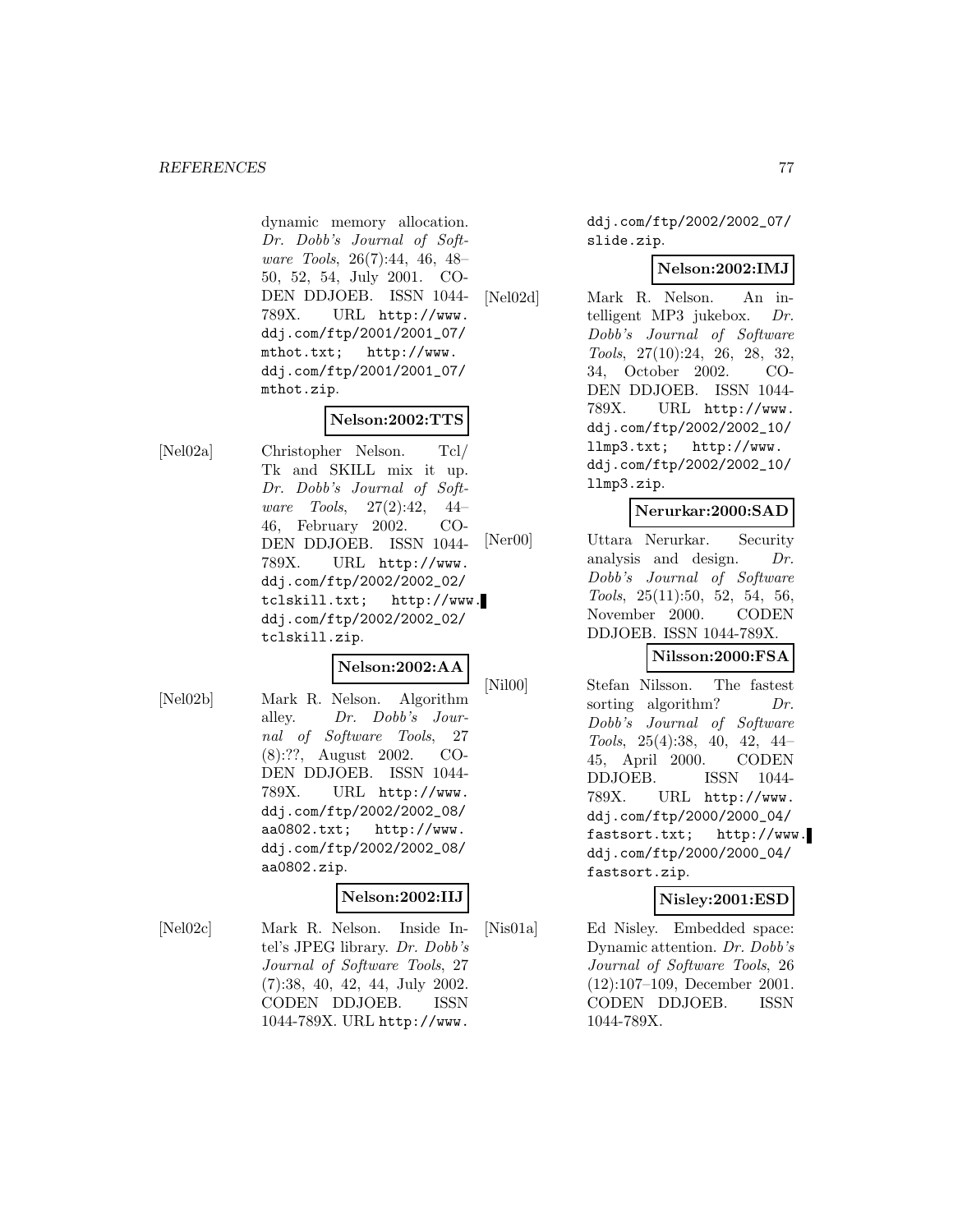dynamic memory allocation. *Dr. Dobb's Journal of Software Tools*, 26(7):44, 46, 48–50, 52, 54, July 2001. CODEN DDJOEB. ISSN 1044-789X. URL http://www.ddj.com/ftp/2001/2001_07/mthot.txt; http://www.ddj.com/ftp/2001/2001_07/mthot.zip.

**Nelson:2002:TTS**

[Nel02a] Christopher Nelson. Tcl/Tk and SKILL mix it up. *Dr. Dobb's Journal of Software Tools*, 27(2):42, 44–46, February 2002. CODEN DDJOEB. ISSN 1044-789X. URL http://www.ddj.com/ftp/2002/2002_02/tclskill.txt; http://www.ddj.com/ftp/2002/2002_02/tclskill.zip.

**Nelson:2002:AA**

[Nel02b] Mark R. Nelson. Algorithm alley. *Dr. Dobb's Journal of Software Tools*, 27 (8):??, August 2002. CODEN DDJOEB. ISSN 1044-789X. URL http://www.ddj.com/ftp/2002/2002_08/aa0802.txt; http://www.ddj.com/ftp/2002/2002_08/aa0802.zip.

**Nelson:2002:IIJ**

[Nel02c] Mark R. Nelson. Inside Intel's JPEG library. *Dr. Dobb's Journal of Software Tools*, 27 (7):38, 40, 42, 44, July 2002. CODEN DDJOEB. ISSN 1044-789X. URL http://www.ddj.com/ftp/2002/2002_07/slide.zip.

**Nelson:2002:IMJ**

[Nel02d] Mark R. Nelson. An intelligent MP3 jukebox. *Dr. Dobb's Journal of Software Tools*, 27(10):24, 26, 28, 32, 34, October 2002. CODEN DDJOEB. ISSN 1044-789X. URL http://www.ddj.com/ftp/2002/2002_10/llmp3.txt; http://www.ddj.com/ftp/2002/2002_10/llmp3.zip.

**Nerurkar:2000:SAD**

[Ner00] Uttara Nerurkar. Security analysis and design. *Dr. Dobb's Journal of Software Tools*, 25(11):50, 52, 54, 56, November 2000. CODEN DDJOEB. ISSN 1044-789X.

**Nilsson:2000:FSA**

[Nil00] Stefan Nilsson. The fastest sorting algorithm? *Dr. Dobb's Journal of Software Tools*, 25(4):38, 40, 42, 44–45, April 2000. CODEN DDJOEB. ISSN 1044-789X. URL http://www.ddj.com/ftp/2000/2000_04/fastsort.txt; http://www.ddj.com/ftp/2000/2000_04/fastsort.zip.

**Nisley:2001:ESD**

[Nis01a] Ed Nisley. Embedded space: Dynamic attention. *Dr. Dobb's Journal of Software Tools*, 26 (12):107–109, December 2001. CODEN DDJOEB. ISSN 1044-789X.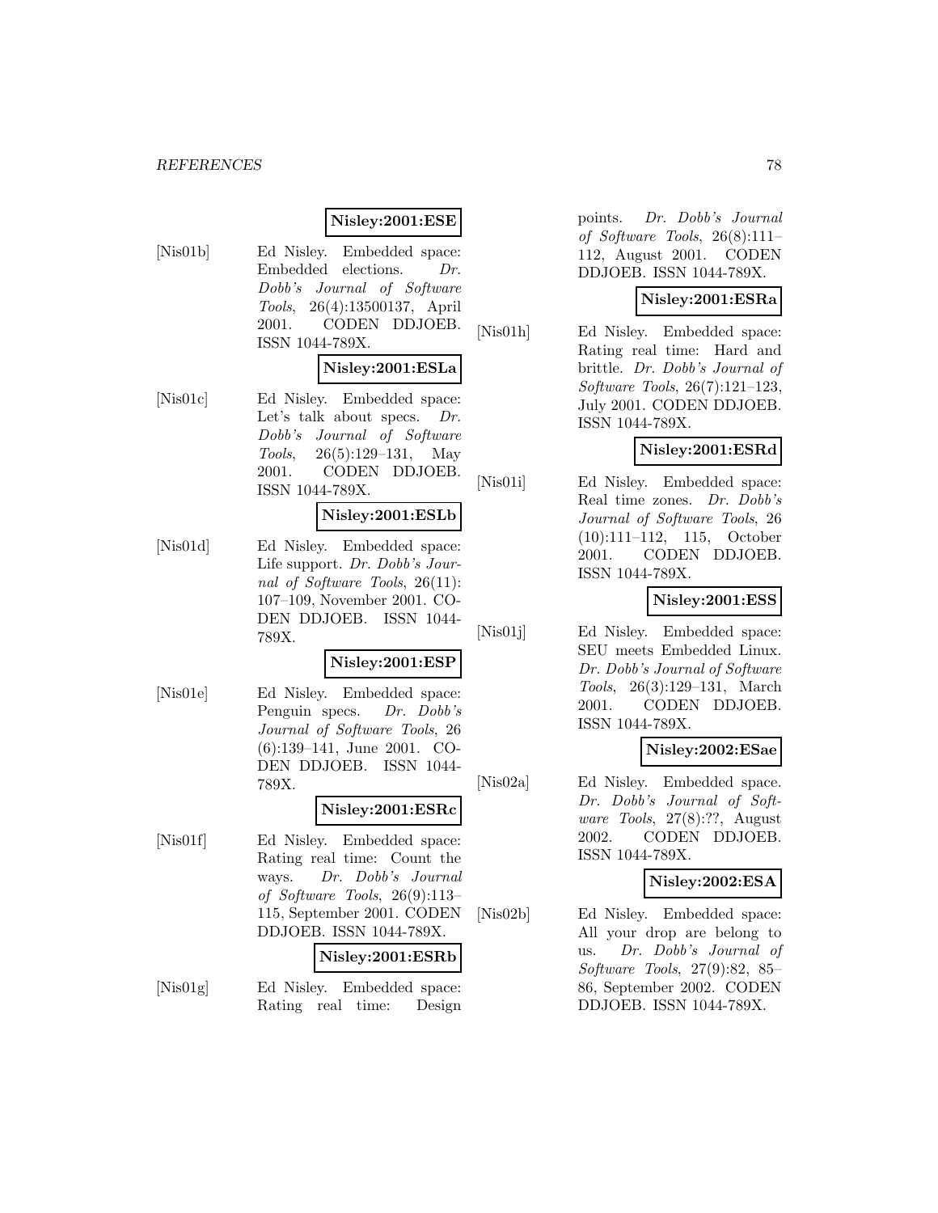**Nisley:2001:ESE**

[Nis01b] Ed Nisley. Embedded space: Embedded elections. *Dr. Dobb's Journal of Software Tools*, 26(4):13500137, April 2001. CODEN DDJOEB. ISSN 1044-789X.

**Nisley:2001:ESLa**

[Nis01c] Ed Nisley. Embedded space: Let's talk about specs. *Dr. Dobb's Journal of Software Tools*, 26(5):129–131, May 2001. CODEN DDJOEB. ISSN 1044-789X.

**Nisley:2001:ESLb**

[Nis01d] Ed Nisley. Embedded space: Life support. *Dr. Dobb's Journal of Software Tools*, 26(11): 107–109, November 2001. CODEN DDJOEB. ISSN 1044-789X.

**Nisley:2001:ESP**

[Nis01e] Ed Nisley. Embedded space: Penguin specs. *Dr. Dobb's Journal of Software Tools*, 26 (6):139–141, June 2001. CODEN DDJOEB. ISSN 1044-789X.

**Nisley:2001:ESRc**

[Nis01f] Ed Nisley. Embedded space: Rating real time: Count the ways. *Dr. Dobb's Journal of Software Tools*, 26(9):113–115, September 2001. CODEN DDJOEB. ISSN 1044-789X.

**Nisley:2001:ESRb**

[Nis01g] Ed Nisley. Embedded space: Rating real time: Design points. *Dr. Dobb's Journal of Software Tools*, 26(8):111–112, August 2001. CODEN DDJOEB. ISSN 1044-789X.

**Nisley:2001:ESRa**

[Nis01h] Ed Nisley. Embedded space: Rating real time: Hard and brittle. *Dr. Dobb's Journal of Software Tools*, 26(7):121–123, July 2001. CODEN DDJOEB. ISSN 1044-789X.

**Nisley:2001:ESRd**

[Nis01i] Ed Nisley. Embedded space: Real time zones. *Dr. Dobb's Journal of Software Tools*, 26 (10):111–112, 115, October 2001. CODEN DDJOEB. ISSN 1044-789X.

**Nisley:2001:ESS**

[Nis01j] Ed Nisley. Embedded space: SEU meets Embedded Linux. *Dr. Dobb's Journal of Software Tools*, 26(3):129–131, March 2001. CODEN DDJOEB. ISSN 1044-789X.

**Nisley:2002:ESae**

[Nis02a] Ed Nisley. Embedded space. *Dr. Dobb's Journal of Software Tools*, 27(8):??, August 2002. CODEN DDJOEB. ISSN 1044-789X.

**Nisley:2002:ESA**

[Nis02b] Ed Nisley. Embedded space: All your drop are belong to us. *Dr. Dobb's Journal of Software Tools*, 27(9):82, 85–86, September 2002. CODEN DDJOEB. ISSN 1044-789X.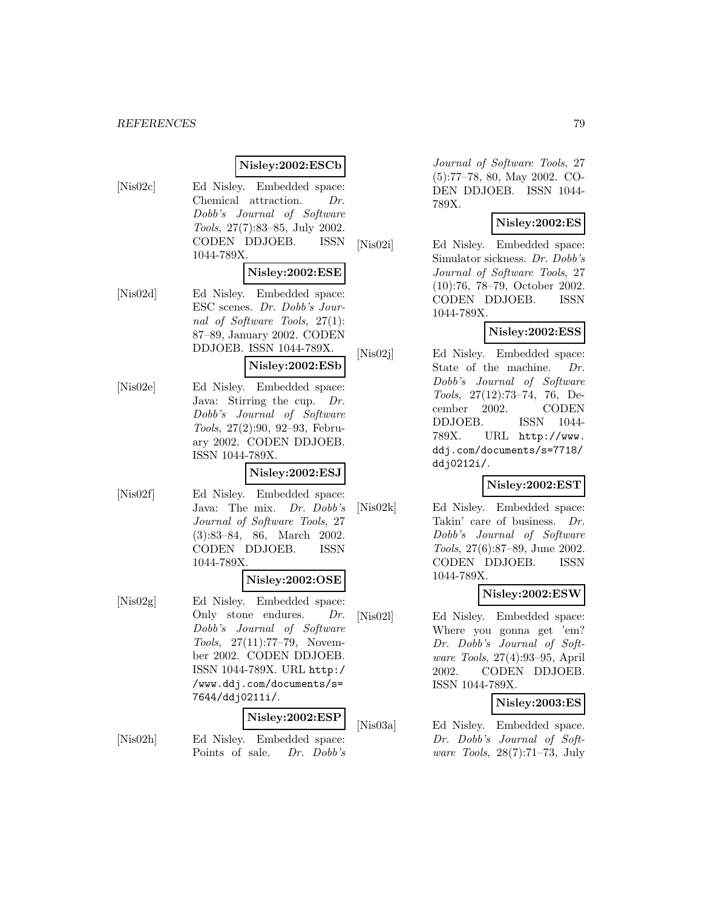**Nisley:2002:ESCb**

[Nis02c] Ed Nisley. Embedded space: Chemical attraction. *Dr. Dobb's Journal of Software Tools*, 27(7):83–85, July 2002. CODEN DDJOEB. ISSN 1044-789X.

**Nisley:2002:ESE**

[Nis02d] Ed Nisley. Embedded space: ESC scenes. *Dr. Dobb's Journal of Software Tools*, 27(1): 87–89, January 2002. CODEN DDJOEB. ISSN 1044-789X.

**Nisley:2002:ESb**

[Nis02e] Ed Nisley. Embedded space: Java: Stirring the cup. *Dr. Dobb's Journal of Software Tools*, 27(2):90, 92–93, February 2002. CODEN DDJOEB. ISSN 1044-789X.

**Nisley:2002:ESJ**

[Nis02f] Ed Nisley. Embedded space: Java: The mix. *Dr. Dobb's Journal of Software Tools*, 27 (3):83–84, 86, March 2002. CODEN DDJOEB. ISSN 1044-789X.

**Nisley:2002:OSE**

[Nis02g] Ed Nisley. Embedded space: Only stone endures. *Dr. Dobb's Journal of Software Tools*, 27(11):77–79, November 2002. CODEN DDJOEB. ISSN 1044-789X. URL http://www.ddj.com/documents/s=7644/ddj0211i/.

**Nisley:2002:ESP**

[Nis02h] Ed Nisley. Embedded space: Points of sale. *Dr. Dobb's Journal of Software Tools*, 27 (5):77–78, 80, May 2002. CODEN DDJOEB. ISSN 1044-789X.

**Nisley:2002:ES**

[Nis02i] Ed Nisley. Embedded space: Simulator sickness. *Dr. Dobb's Journal of Software Tools*, 27 (10):76, 78–79, October 2002. CODEN DDJOEB. ISSN 1044-789X.

**Nisley:2002:ESS**

[Nis02j] Ed Nisley. Embedded space: State of the machine. *Dr. Dobb's Journal of Software Tools*, 27(12):73–74, 76, December 2002. CODEN DDJOEB. ISSN 1044-789X. URL http://www.ddj.com/documents/s=7718/ddj0212i/.

**Nisley:2002:EST**

[Nis02k] Ed Nisley. Embedded space: Takin' care of business. *Dr. Dobb's Journal of Software Tools*, 27(6):87–89, June 2002. CODEN DDJOEB. ISSN 1044-789X.

**Nisley:2002:ESW**

[Nis02l] Ed Nisley. Embedded space: Where you gonna get 'em? *Dr. Dobb's Journal of Software Tools*, 27(4):93–95, April 2002. CODEN DDJOEB. ISSN 1044-789X.

**Nisley:2003:ES**

[Nis03a] Ed Nisley. Embedded space. *Dr. Dobb's Journal of Software Tools*, 28(7):71–73, July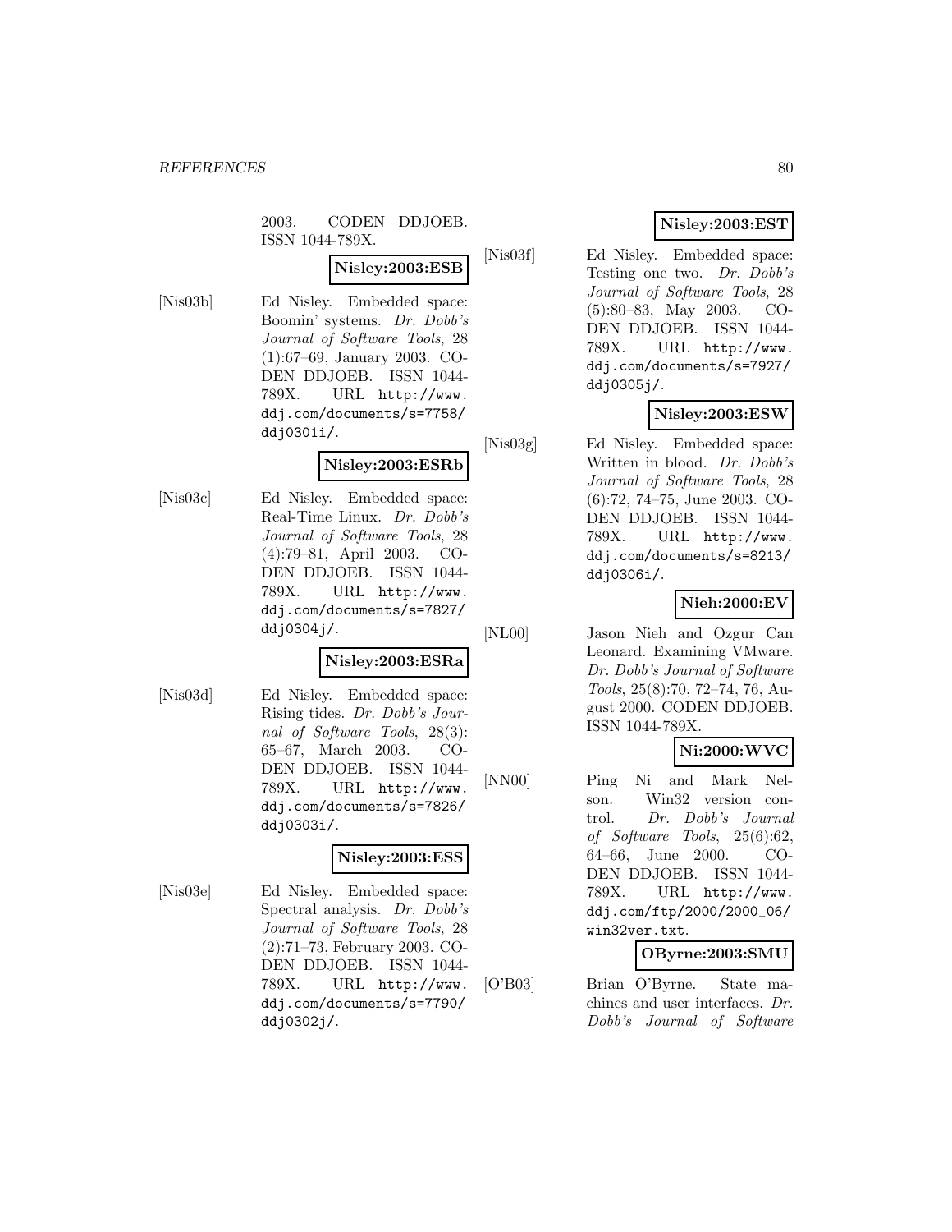2003. CODEN DDJOEB. ISSN 1044-789X.

**Nisley:2003:ESB**

[Nis03b] Ed Nisley. Embedded space: Boomin' systems. *Dr. Dobb's Journal of Software Tools*, 28 (1):67–69, January 2003. CODEN DDJOEB. ISSN 1044-789X. URL http://www.ddj.com/documents/s=7758/ddj0301i/.

**Nisley:2003:ESRb**

[Nis03c] Ed Nisley. Embedded space: Real-Time Linux. *Dr. Dobb's Journal of Software Tools*, 28 (4):79–81, April 2003. CODEN DDJOEB. ISSN 1044-789X. URL http://www.ddj.com/documents/s=7827/ddj0304j/.

**Nisley:2003:ESRa**

[Nis03d] Ed Nisley. Embedded space: Rising tides. *Dr. Dobb's Journal of Software Tools*, 28(3): 65–67, March 2003. CODEN DDJOEB. ISSN 1044-789X. URL http://www.ddj.com/documents/s=7826/ddj0303i/.

**Nisley:2003:ESS**

[Nis03e] Ed Nisley. Embedded space: Spectral analysis. *Dr. Dobb's Journal of Software Tools*, 28 (2):71–73, February 2003. CODEN DDJOEB. ISSN 1044-789X. URL http://www.ddj.com/documents/s=7790/ddj0302j/.

**Nisley:2003:EST**

[Nis03f] Ed Nisley. Embedded space: Testing one two. *Dr. Dobb's Journal of Software Tools*, 28 (5):80–83, May 2003. CODEN DDJOEB. ISSN 1044-789X. URL http://www.ddj.com/documents/s=7927/ddj0305j/.

**Nisley:2003:ESW**

[Nis03g] Ed Nisley. Embedded space: Written in blood. *Dr. Dobb's Journal of Software Tools*, 28 (6):72, 74–75, June 2003. CODEN DDJOEB. ISSN 1044-789X. URL http://www.ddj.com/documents/s=8213/ddj0306i/.

**Nieh:2000:EV**

[NL00] Jason Nieh and Ozgur Can Leonard. Examining VMware. *Dr. Dobb's Journal of Software Tools*, 25(8):70, 72–74, 76, August 2000. CODEN DDJOEB. ISSN 1044-789X.

**Ni:2000:WVC**

[NN00] Ping Ni and Mark Nelson. Win32 version control. *Dr. Dobb's Journal of Software Tools*, 25(6):62, 64–66, June 2000. CODEN DDJOEB. ISSN 1044-789X. URL http://www.ddj.com/ftp/2000/2000_06/win32ver.txt.

**OByrne:2003:SMU**

[O'B03] Brian O'Byrne. State machines and user interfaces. *Dr. Dobb's Journal of Software*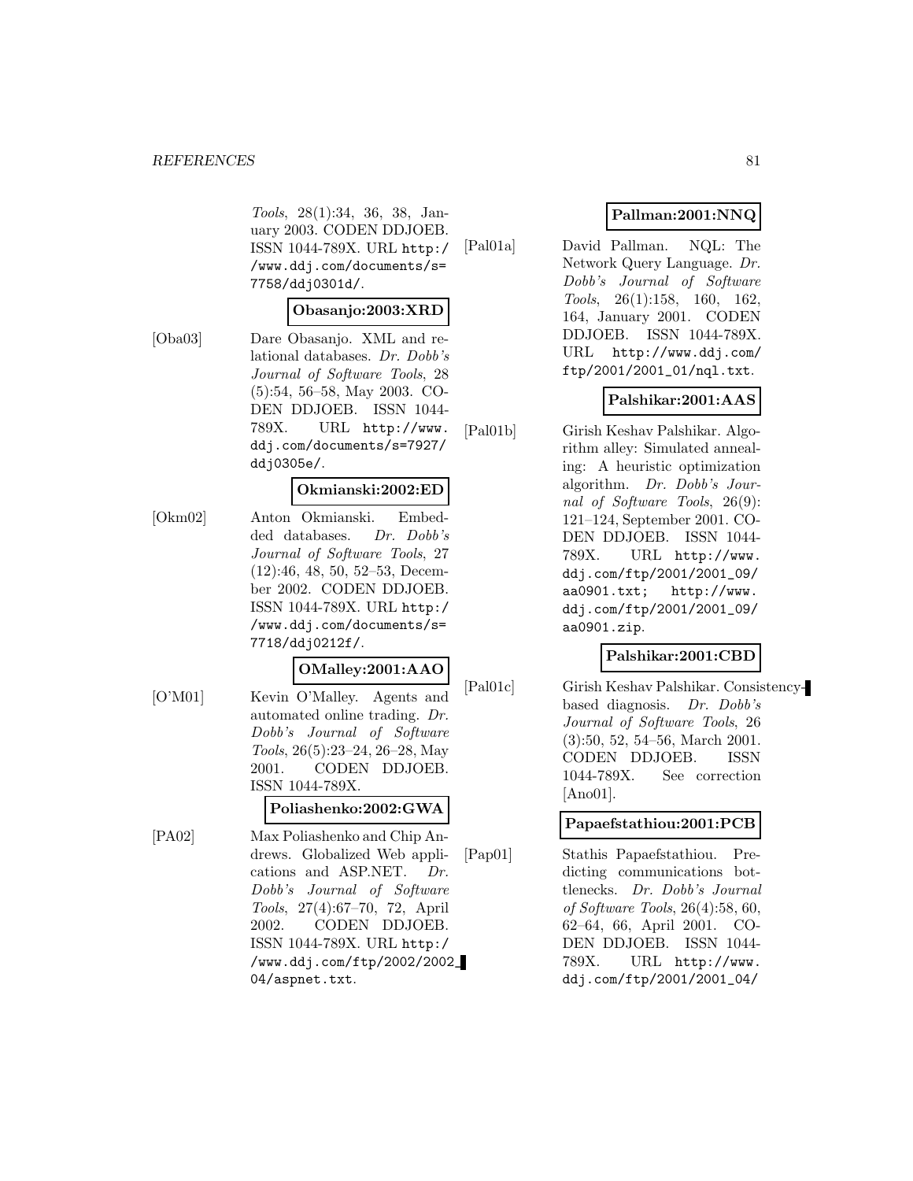*Tools*, 28(1):34, 36, 38, January 2003. CODEN DDJOEB. ISSN 1044-789X. URL http://www.ddj.com/documents/s=7758/ddj0301d/.

**Obasanjo:2003:XRD**

[Oba03] Dare Obasanjo. XML and relational databases. *Dr. Dobb's Journal of Software Tools*, 28 (5):54, 56–58, May 2003. CODEN DDJOEB. ISSN 1044-789X. URL http://www.ddj.com/documents/s=7927/ddj0305e/.

**Okmianski:2002:ED**

[Okm02] Anton Okmianski. Embedded databases. *Dr. Dobb's Journal of Software Tools*, 27 (12):46, 48, 50, 52–53, December 2002. CODEN DDJOEB. ISSN 1044-789X. URL http://www.ddj.com/documents/s=7718/ddj0212f/.

**OMalley:2001:AAO**

[O'M01] Kevin O'Malley. Agents and automated online trading. *Dr. Dobb's Journal of Software Tools*, 26(5):23–24, 26–28, May 2001. CODEN DDJOEB. ISSN 1044-789X.

**Poliashenko:2002:GWA**

[PA02] Max Poliashenko and Chip Andrews. Globalized Web applications and ASP.NET. *Dr. Dobb's Journal of Software Tools*, 27(4):67–70, 72, April 2002. CODEN DDJOEB. ISSN 1044-789X. URL http://www.ddj.com/ftp/2002/2002_04/aspnet.txt.

**Pallman:2001:NNQ**

[Pal01a] David Pallman. NQL: The Network Query Language. *Dr. Dobb's Journal of Software Tools*, 26(1):158, 160, 162, 164, January 2001. CODEN DDJOEB. ISSN 1044-789X. URL http://www.ddj.com/ftp/2001/2001_01/nql.txt.

**Palshikar:2001:AAS**

[Pal01b] Girish Keshav Palshikar. Algorithm alley: Simulated annealing: A heuristic optimization algorithm. *Dr. Dobb's Journal of Software Tools*, 26(9):121–124, September 2001. CODEN DDJOEB. ISSN 1044-789X. URL http://www.ddj.com/ftp/2001/2001_09/aa0901.txt; http://www.ddj.com/ftp/2001/2001_09/aa0901.zip.

**Palshikar:2001:CBD**

[Pal01c] Girish Keshav Palshikar. Consistency-based diagnosis. *Dr. Dobb's Journal of Software Tools*, 26 (3):50, 52, 54–56, March 2001. CODEN DDJOEB. ISSN 1044-789X. See correction [Ano01].

**Papaefstathiou:2001:PCB**

[Pap01] Stathis Papaefstathiou. Predicting communications bottlenecks. *Dr. Dobb's Journal of Software Tools*, 26(4):58, 60, 62–64, 66, April 2001. CODEN DDJOEB. ISSN 1044-789X. URL http://www.ddj.com/ftp/2001/2001_04/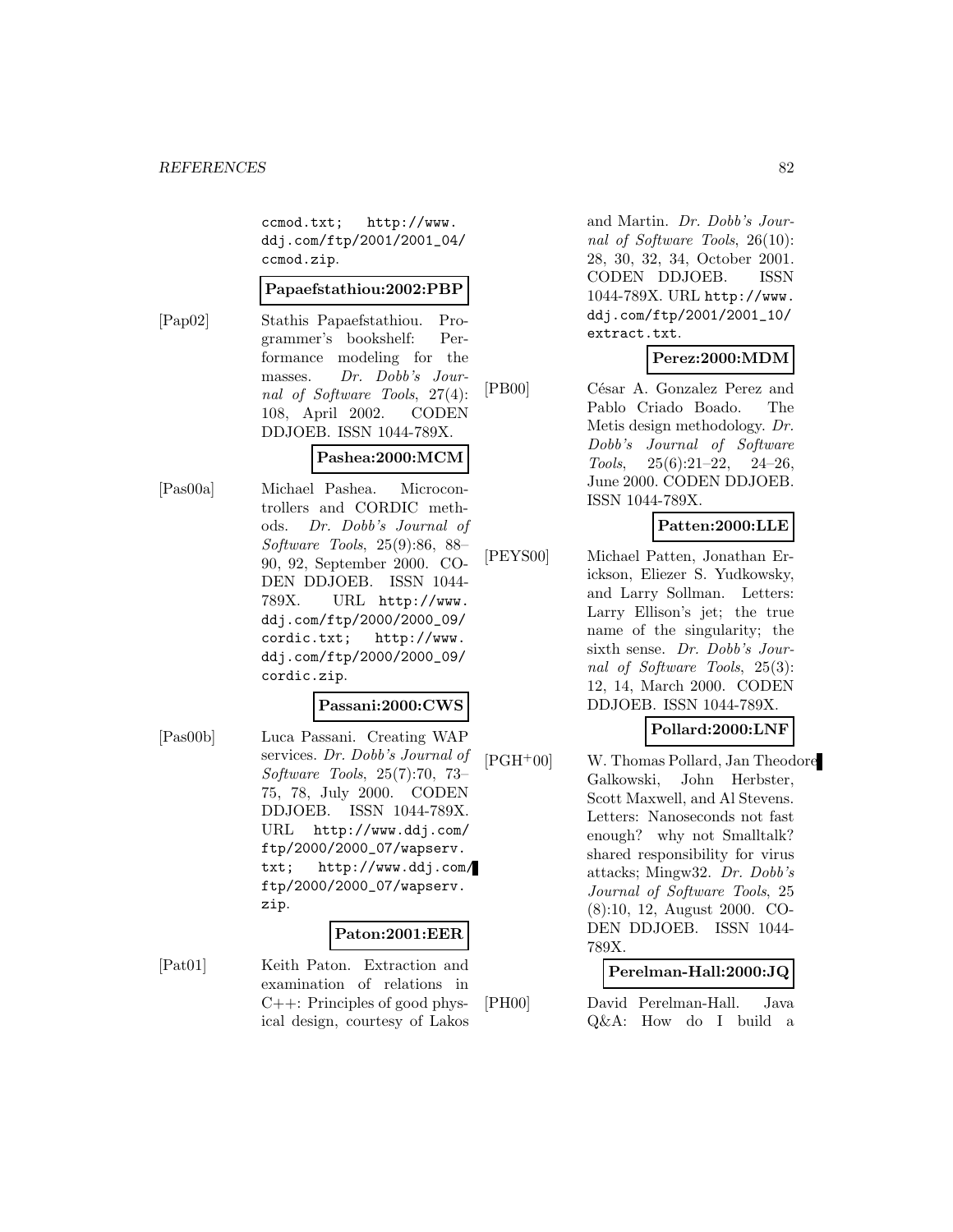ccmod.txt; http://www.ddj.com/ftp/2001/2001_04/ccmod.zip.

**Papaefstathiou:2002:PBP**

[Pap02] Stathis Papaefstathiou. Programmer's bookshelf: Performance modeling for the masses. *Dr. Dobb's Journal of Software Tools*, 27(4): 108, April 2002. CODEN DDJOEB. ISSN 1044-789X.

**Pashea:2000:MCM**

[Pas00a] Michael Pashea. Microcontrollers and CORDIC methods. *Dr. Dobb's Journal of Software Tools*, 25(9):86, 88–90, 92, September 2000. CODEN DDJOEB. ISSN 1044-789X. URL http://www.ddj.com/ftp/2000/2000_09/cordic.txt; http://www.ddj.com/ftp/2000/2000_09/cordic.zip.

**Passani:2000:CWS**

[Pas00b] Luca Passani. Creating WAP services. *Dr. Dobb's Journal of Software Tools*, 25(7):70, 73–75, 78, July 2000. CODEN DDJOEB. ISSN 1044-789X. URL http://www.ddj.com/ftp/2000/2000_07/wapserv.txt; http://www.ddj.com/ftp/2000/2000_07/wapserv.zip.

**Paton:2001:EER**

[Pat01] Keith Paton. Extraction and examination of relations in C++: Principles of good physical design, courtesy of Lakos and Martin. *Dr. Dobb's Journal of Software Tools*, 26(10): 28, 30, 32, 34, October 2001. CODEN DDJOEB. ISSN 1044-789X. URL http://www.ddj.com/ftp/2001/2001_10/extract.txt.

**Perez:2000:MDM**

[PB00] César A. Gonzalez Perez and Pablo Criado Boado. The Metis design methodology. *Dr. Dobb's Journal of Software Tools*, 25(6):21–22, 24–26, June 2000. CODEN DDJOEB. ISSN 1044-789X.

**Patten:2000:LLE**

[PEYS00] Michael Patten, Jonathan Erickson, Eliezer S. Yudkowsky, and Larry Sollman. Letters: Larry Ellison's jet; the true name of the singularity; the sixth sense. *Dr. Dobb's Journal of Software Tools*, 25(3): 12, 14, March 2000. CODEN DDJOEB. ISSN 1044-789X.

**Pollard:2000:LNF**

[PGH+00] W. Thomas Pollard, Jan Theodore Galkowski, John Herbster, Scott Maxwell, and Al Stevens. Letters: Nanoseconds not fast enough? why not Smalltalk? shared responsibility for virus attacks; Mingw32. *Dr. Dobb's Journal of Software Tools*, 25 (8):10, 12, August 2000. CODEN DDJOEB. ISSN 1044-789X.

**Perelman-Hall:2000:JQ**

[PH00] David Perelman-Hall. Java Q&A: How do I build a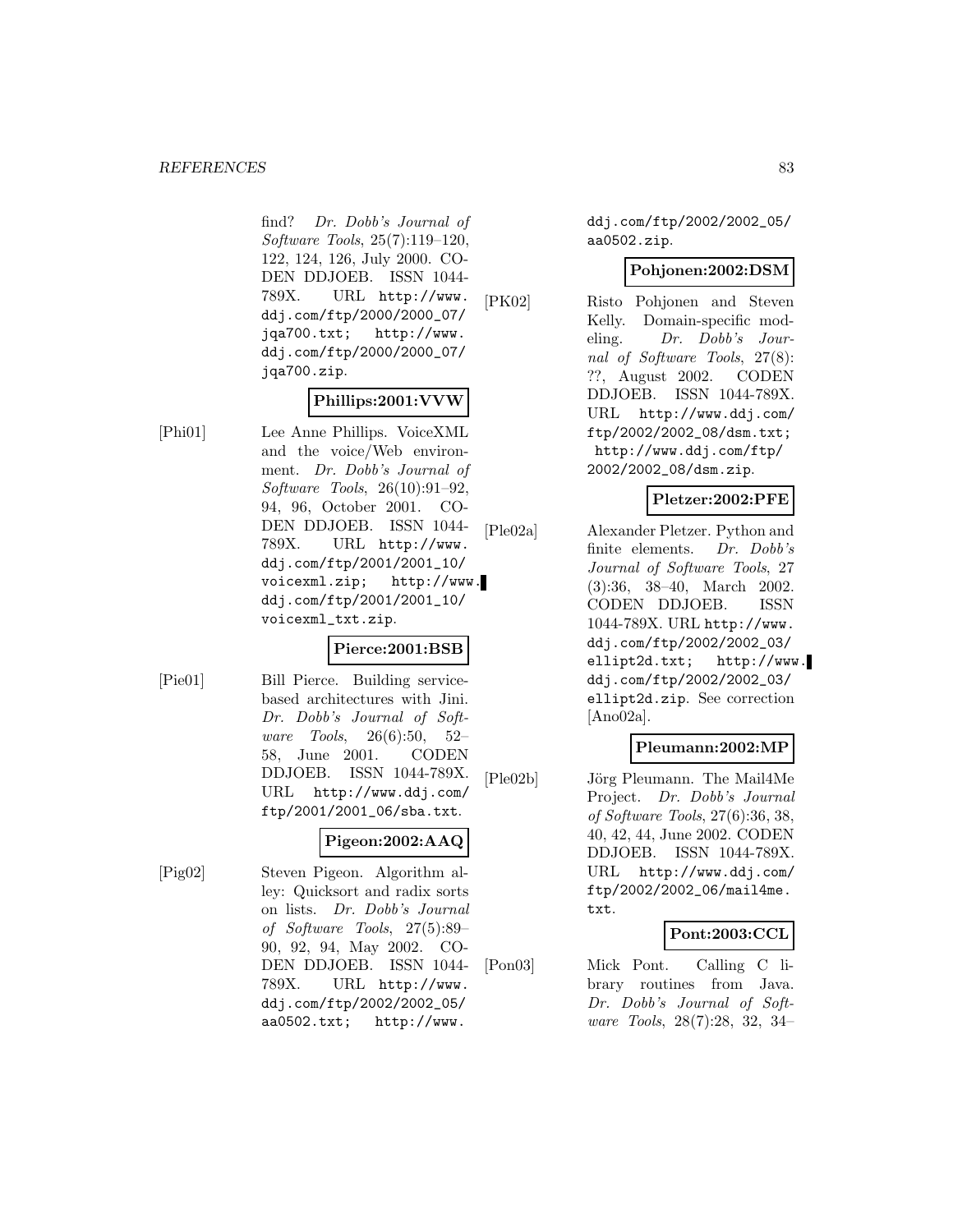find? *Dr. Dobb's Journal of Software Tools*, 25(7):119–120, 122, 124, 126, July 2000. CODEN DDJOEB. ISSN 1044-789X. URL http://www.ddj.com/ftp/2000/2000_07/jqa700.txt; http://www.ddj.com/ftp/2000/2000_07/jqa700.zip.

**Phillips:2001:VVW**

[Phi01] Lee Anne Phillips. VoiceXML and the voice/Web environment. *Dr. Dobb's Journal of Software Tools*, 26(10):91–92, 94, 96, October 2001. CODEN DDJOEB. ISSN 1044-789X. URL http://www.ddj.com/ftp/2001/2001_10/voicexml.zip; http://www.ddj.com/ftp/2001/2001_10/voicexml_txt.zip.

**Pierce:2001:BSB**

[Pie01] Bill Pierce. Building service-based architectures with Jini. *Dr. Dobb's Journal of Software Tools*, 26(6):50, 52–58, June 2001. CODEN DDJOEB. ISSN 1044-789X. URL http://www.ddj.com/ftp/2001/2001_06/sba.txt.

**Pigeon:2002:AAQ**

[Pig02] Steven Pigeon. Algorithm alley: Quicksort and radix sorts on lists. *Dr. Dobb's Journal of Software Tools*, 27(5):89–90, 92, 94, May 2002. CODEN DDJOEB. ISSN 1044-789X. URL http://www.ddj.com/ftp/2002/2002_05/aa0502.txt; http://www.ddj.com/ftp/2002/2002_05/aa0502.zip.

**Pohjonen:2002:DSM**

[PK02] Risto Pohjonen and Steven Kelly. Domain-specific modeling. *Dr. Dobb's Journal of Software Tools*, 27(8):??, August 2002. CODEN DDJOEB. ISSN 1044-789X. URL http://www.ddj.com/ftp/2002/2002_08/dsm.txt; http://www.ddj.com/ftp/2002/2002_08/dsm.zip.

**Pletzer:2002:PFE**

[Ple02a] Alexander Pletzer. Python and finite elements. *Dr. Dobb's Journal of Software Tools*, 27(3):36, 38–40, March 2002. CODEN DDJOEB. ISSN 1044-789X. URL http://www.ddj.com/ftp/2002/2002_03/ellipt2d.txt; http://www.ddj.com/ftp/2002/2002_03/ellipt2d.zip. See correction [Ano02a].

**Pleumann:2002:MP**

[Ple02b] Jörg Pleumann. The Mail4Me Project. *Dr. Dobb's Journal of Software Tools*, 27(6):36, 38, 40, 42, 44, June 2002. CODEN DDJOEB. ISSN 1044-789X. URL http://www.ddj.com/ftp/2002/2002_06/mail4me.txt.

**Pont:2003:CCL**

[Pon03] Mick Pont. Calling C library routines from Java. *Dr. Dobb's Journal of Software Tools*, 28(7):28, 32, 34–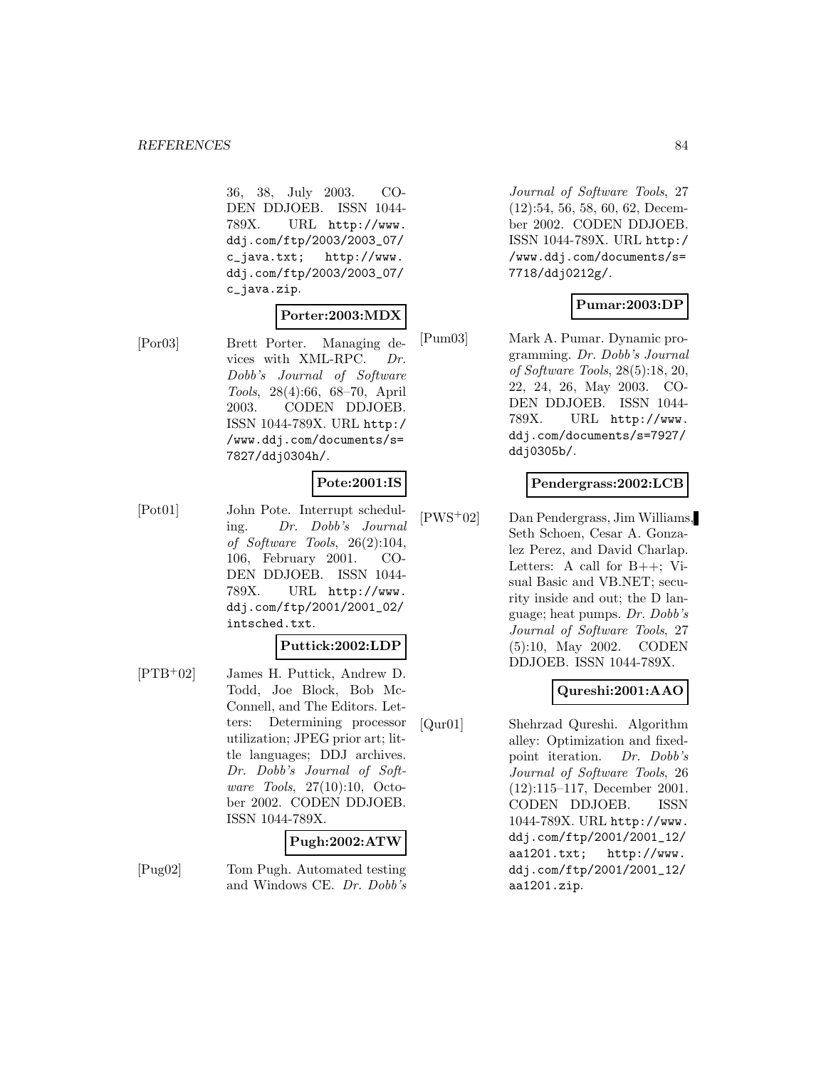36, 38, July 2003. CODEN DDJOEB. ISSN 1044-789X. URL http://www.ddj.com/ftp/2003/2003_07/c_java.txt; http://www.ddj.com/ftp/2003/2003_07/c_java.zip.

**Porter:2003:MDX**

[Por03] Brett Porter. Managing devices with XML-RPC. *Dr. Dobb's Journal of Software Tools*, 28(4):66, 68–70, April 2003. CODEN DDJOEB. ISSN 1044-789X. URL http://www.ddj.com/documents/s=7827/ddj0304h/.

**Pote:2001:IS**

[Pot01] John Pote. Interrupt scheduling. *Dr. Dobb's Journal of Software Tools*, 26(2):104, 106, February 2001. CODEN DDJOEB. ISSN 1044-789X. URL http://www.ddj.com/ftp/2001/2001_02/intsched.txt.

**Puttick:2002:LDP**

[PTB+02] James H. Puttick, Andrew D. Todd, Joe Block, Bob McConnell, and The Editors. Letters: Determining processor utilization; JPEG prior art; little languages; DDJ archives. *Dr. Dobb's Journal of Software Tools*, 27(10):10, October 2002. CODEN DDJOEB. ISSN 1044-789X.

**Pugh:2002:ATW**

[Pug02] Tom Pugh. Automated testing and Windows CE. *Dr. Dobb's Journal of Software Tools*, 27(12):54, 56, 58, 60, 62, December 2002. CODEN DDJOEB. ISSN 1044-789X. URL http://www.ddj.com/documents/s=7718/ddj0212g/.

**Pumar:2003:DP**

[Pum03] Mark A. Pumar. Dynamic programming. *Dr. Dobb's Journal of Software Tools*, 28(5):18, 20, 22, 24, 26, May 2003. CODEN DDJOEB. ISSN 1044-789X. URL http://www.ddj.com/documents/s=7927/ddj0305b/.

**Pendergrass:2002:LCB**

[PWS+02] Dan Pendergrass, Jim Williams, Seth Schoen, Cesar A. Gonzalez Perez, and David Charlap. Letters: A call for B++; Visual Basic and VB.NET; security inside and out; the D language; heat pumps. *Dr. Dobb's Journal of Software Tools*, 27(5):10, May 2002. CODEN DDJOEB. ISSN 1044-789X.

**Qureshi:2001:AAO**

[Qur01] Shehrzad Qureshi. Algorithm alley: Optimization and fixed-point iteration. *Dr. Dobb's Journal of Software Tools*, 26(12):115–117, December 2001. CODEN DDJOEB. ISSN 1044-789X. URL http://www.ddj.com/ftp/2001/2001_12/aa1201.txt; http://www.ddj.com/ftp/2001/2001_12/aa1201.zip.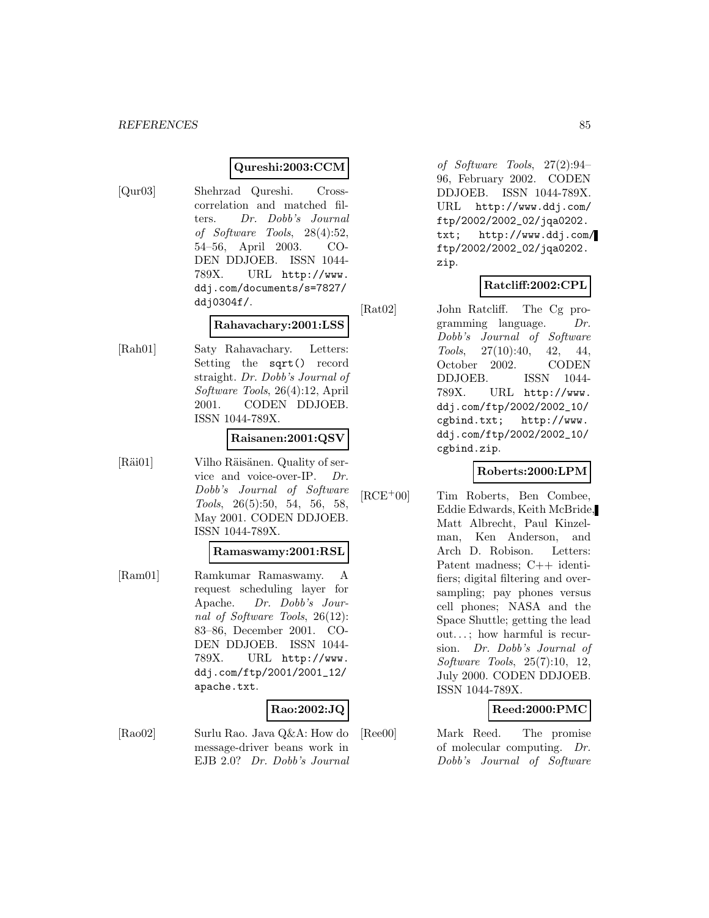**Qureshi:2003:CCM**

[Qur03] Shehrzad Qureshi. Cross-correlation and matched filters. *Dr. Dobb's Journal of Software Tools*, 28(4):52, 54–56, April 2003. CODEN DDJOEB. ISSN 1044-789X. URL `http://www.ddj.com/documents/s=7827/ddj0304f/`.

**Rahavachary:2001:LSS**

[Rah01] Saty Rahavachary. Letters: Setting the `sqrt()` record straight. *Dr. Dobb's Journal of Software Tools*, 26(4):12, April 2001. CODEN DDJOEB. ISSN 1044-789X.

**Raisanen:2001:QSV**

[Räi01] Vilho Räisänen. Quality of service and voice-over-IP. *Dr. Dobb's Journal of Software Tools*, 26(5):50, 54, 56, 58, May 2001. CODEN DDJOEB. ISSN 1044-789X.

**Ramaswamy:2001:RSL**

[Ram01] Ramkumar Ramaswamy. A request scheduling layer for Apache. *Dr. Dobb's Journal of Software Tools*, 26(12): 83–86, December 2001. CODEN DDJOEB. ISSN 1044-789X. URL `http://www.ddj.com/ftp/2001/2001_12/apache.txt`.

**Rao:2002:JQ**

[Rao02] Surlu Rao. Java Q&A: How do message-driver beans work in EJB 2.0? *Dr. Dobb's Journal of Software Tools*, 27(2):94–96, February 2002. CODEN DDJOEB. ISSN 1044-789X. URL `http://www.ddj.com/ftp/2002/2002_02/jqa0202.txt`; `http://www.ddj.com/ftp/2002/2002_02/jqa0202.zip`.

**Ratcliff:2002:CPL**

[Rat02] John Ratcliff. The Cg programming language. *Dr. Dobb's Journal of Software Tools*, 27(10):40, 42, 44, October 2002. CODEN DDJOEB. ISSN 1044-789X. URL `http://www.ddj.com/ftp/2002/2002_10/cgbind.txt`; `http://www.ddj.com/ftp/2002/2002_10/cgbind.zip`.

**Roberts:2000:LPM**

[RCE+00] Tim Roberts, Ben Combee, Eddie Edwards, Keith McBride, Matt Albrecht, Paul Kinzelman, Ken Anderson, and Arch D. Robison. Letters: Patent madness; C++ identifiers; digital filtering and oversampling; pay phones versus cell phones; NASA and the Space Shuttle; getting the lead out...; how harmful is recursion. *Dr. Dobb's Journal of Software Tools*, 25(7):10, 12, July 2000. CODEN DDJOEB. ISSN 1044-789X.

**Reed:2000:PMC**

[Ree00] Mark Reed. The promise of molecular computing. *Dr. Dobb's Journal of Software*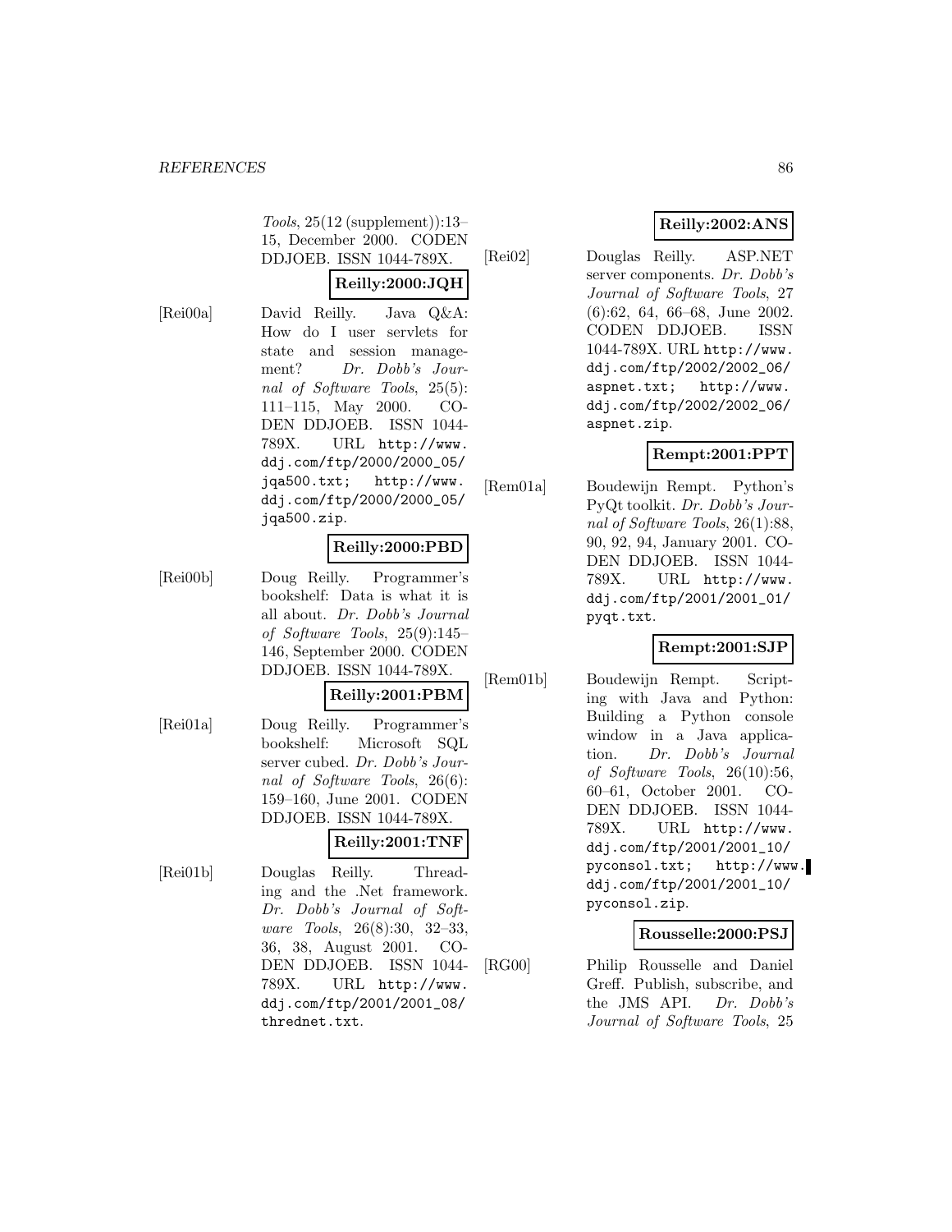*Tools*, 25(12 (supplement)):13–15, December 2000. CODEN DDJOEB. ISSN 1044-789X.

**Reilly:2000:JQH**

[Rei00a] David Reilly. Java Q&A: How do I user servlets for state and session management? *Dr. Dobb's Journal of Software Tools*, 25(5): 111–115, May 2000. CODEN DDJOEB. ISSN 1044-789X. URL http://www.ddj.com/ftp/2000/2000_05/jqa500.txt; http://www.ddj.com/ftp/2000/2000_05/jqa500.zip.

**Reilly:2000:PBD**

[Rei00b] Doug Reilly. Programmer's bookshelf: Data is what it is all about. *Dr. Dobb's Journal of Software Tools*, 25(9):145–146, September 2000. CODEN DDJOEB. ISSN 1044-789X.

**Reilly:2001:PBM**

[Rei01a] Doug Reilly. Programmer's bookshelf: Microsoft SQL server cubed. *Dr. Dobb's Journal of Software Tools*, 26(6): 159–160, June 2001. CODEN DDJOEB. ISSN 1044-789X.

**Reilly:2001:TNF**

[Rei01b] Douglas Reilly. Threading and the .Net framework. *Dr. Dobb's Journal of Software Tools*, 26(8):30, 32–33, 36, 38, August 2001. CODEN DDJOEB. ISSN 1044-789X. URL http://www.ddj.com/ftp/2001/2001_08/thrednet.txt.

**Reilly:2002:ANS**

[Rei02] Douglas Reilly. ASP.NET server components. *Dr. Dobb's Journal of Software Tools*, 27 (6):62, 64, 66–68, June 2002. CODEN DDJOEB. ISSN 1044-789X. URL http://www.ddj.com/ftp/2002/2002_06/aspnet.txt; http://www.ddj.com/ftp/2002/2002_06/aspnet.zip.

**Rempt:2001:PPT**

[Rem01a] Boudewijn Rempt. Python's PyQt toolkit. *Dr. Dobb's Journal of Software Tools*, 26(1):88, 90, 92, 94, January 2001. CODEN DDJOEB. ISSN 1044-789X. URL http://www.ddj.com/ftp/2001/2001_01/pyqt.txt.

**Rempt:2001:SJP**

[Rem01b] Boudewijn Rempt. Scripting with Java and Python: Building a Python console window in a Java application. *Dr. Dobb's Journal of Software Tools*, 26(10):56, 60–61, October 2001. CODEN DDJOEB. ISSN 1044-789X. URL http://www.ddj.com/ftp/2001/2001_10/pyconsol.txt; http://www.ddj.com/ftp/2001/2001_10/pyconsol.zip.

**Rousselle:2000:PSJ**

[RG00] Philip Rousselle and Daniel Greff. Publish, subscribe, and the JMS API. *Dr. Dobb's Journal of Software Tools*, 25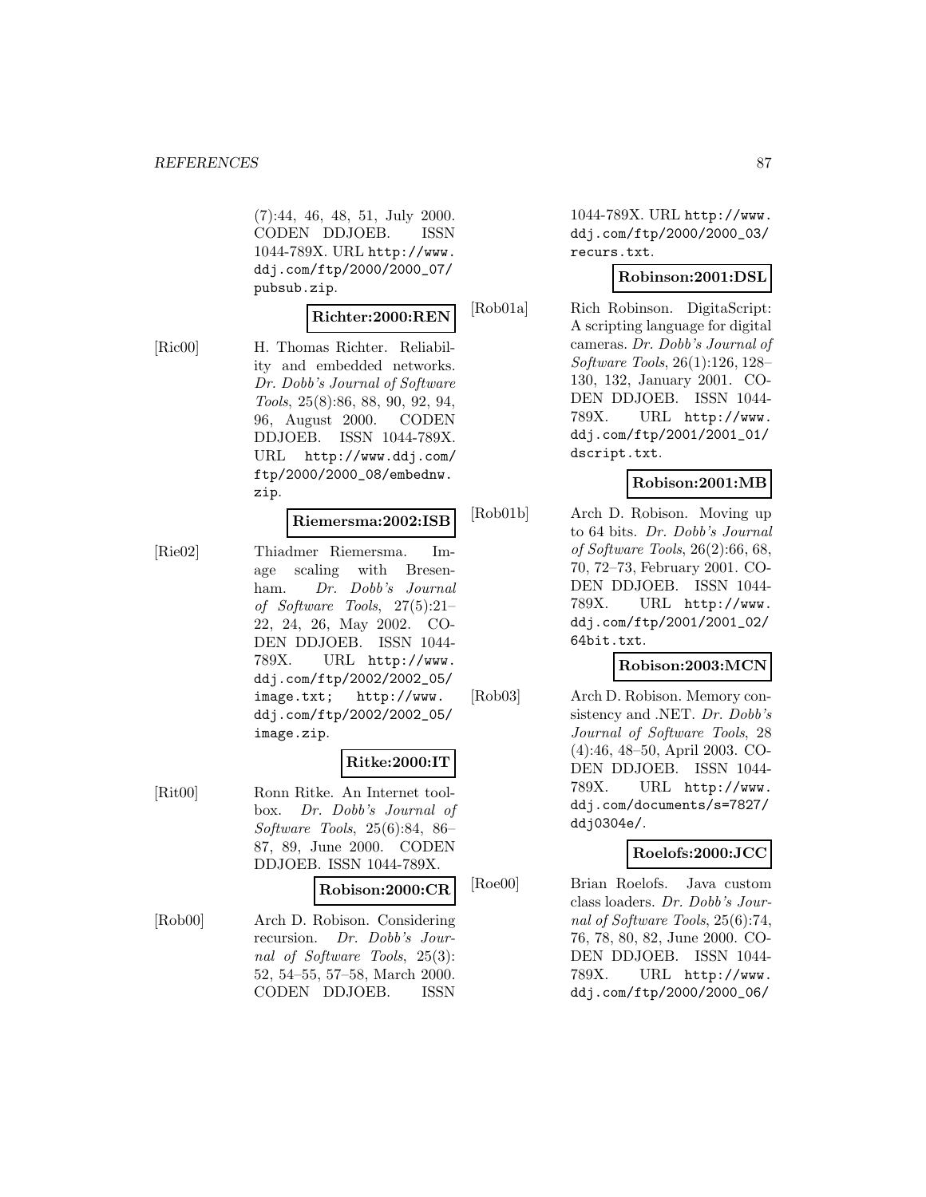(7):44, 46, 48, 51, July 2000. CODEN DDJOEB. ISSN 1044-789X. URL http://www.ddj.com/ftp/2000/2000_07/pubsub.zip.

**Richter:2000:REN**

[Ric00] H. Thomas Richter. Reliability and embedded networks. *Dr. Dobb's Journal of Software Tools*, 25(8):86, 88, 90, 92, 94, 96, August 2000. CODEN DDJOEB. ISSN 1044-789X. URL http://www.ddj.com/ftp/2000/2000_08/embednw.zip.

**Riemersma:2002:ISB**

[Rie02] Thiadmer Riemersma. Image scaling with Bresenham. *Dr. Dobb's Journal of Software Tools*, 27(5):21–22, 24, 26, May 2002. CODEN DDJOEB. ISSN 1044-789X. URL http://www.ddj.com/ftp/2002/2002_05/image.txt; http://www.ddj.com/ftp/2002/2002_05/image.zip.

**Ritke:2000:IT**

[Rit00] Ronn Ritke. An Internet toolbox. *Dr. Dobb's Journal of Software Tools*, 25(6):84, 86–87, 89, June 2000. CODEN DDJOEB. ISSN 1044-789X.

**Robison:2000:CR**

[Rob00] Arch D. Robison. Considering recursion. *Dr. Dobb's Journal of Software Tools*, 25(3):52, 54–55, 57–58, March 2000. CODEN DDJOEB. ISSN 1044-789X. URL http://www.ddj.com/ftp/2000/2000_03/recurs.txt.

**Robinson:2001:DSL**

[Rob01a] Rich Robinson. DigitaScript: A scripting language for digital cameras. *Dr. Dobb's Journal of Software Tools*, 26(1):126, 128–130, 132, January 2001. CODEN DDJOEB. ISSN 1044-789X. URL http://www.ddj.com/ftp/2001/2001_01/dscript.txt.

**Robison:2001:MB**

[Rob01b] Arch D. Robison. Moving up to 64 bits. *Dr. Dobb's Journal of Software Tools*, 26(2):66, 68, 70, 72–73, February 2001. CODEN DDJOEB. ISSN 1044-789X. URL http://www.ddj.com/ftp/2001/2001_02/64bit.txt.

**Robison:2003:MCN**

[Rob03] Arch D. Robison. Memory consistency and .NET. *Dr. Dobb's Journal of Software Tools*, 28(4):46, 48–50, April 2003. CODEN DDJOEB. ISSN 1044-789X. URL http://www.ddj.com/documents/s=7827/ddj0304e/.

**Roelofs:2000:JCC**

[Roe00] Brian Roelofs. Java custom class loaders. *Dr. Dobb's Journal of Software Tools*, 25(6):74, 76, 78, 80, 82, June 2000. CODEN DDJOEB. ISSN 1044-789X. URL http://www.ddj.com/ftp/2000/2000_06/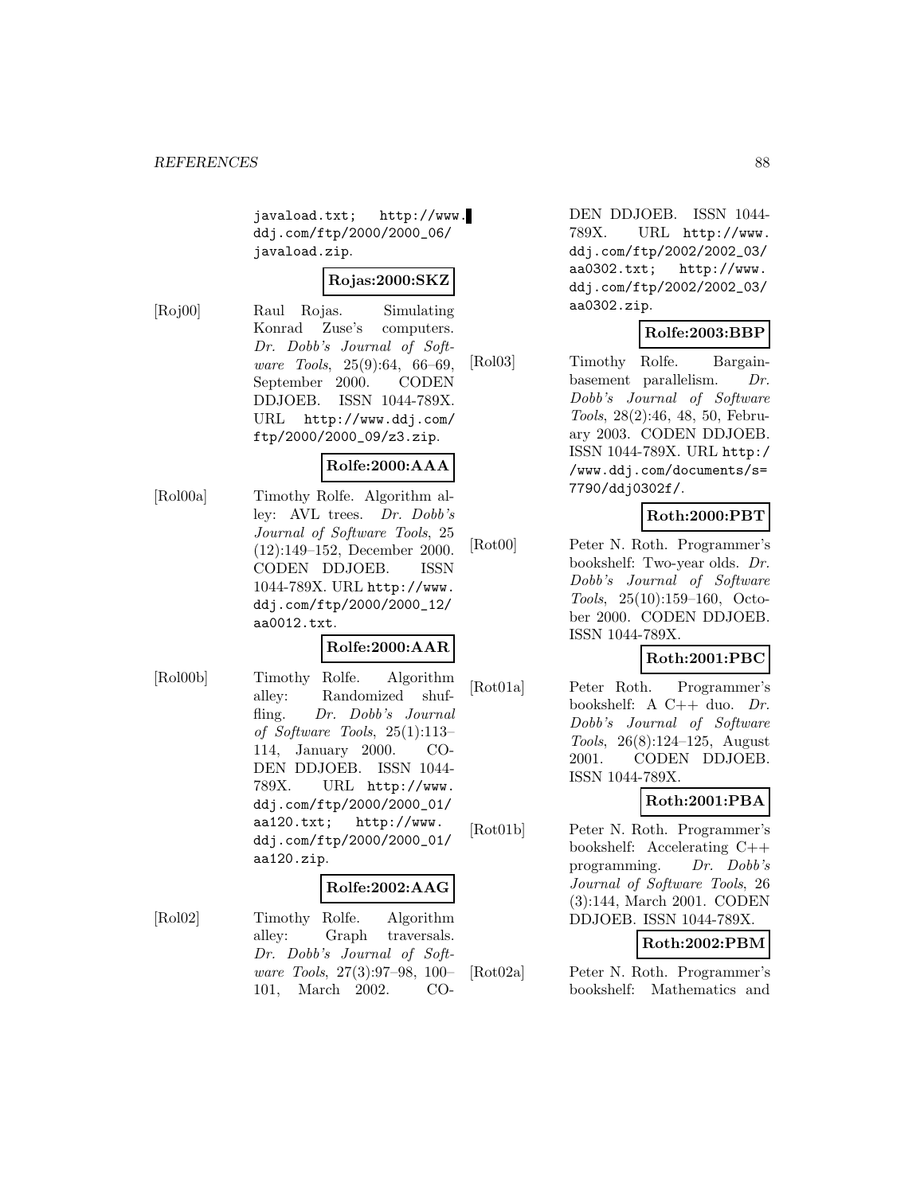javaload.txt; http://www.ddj.com/ftp/2000/2000_06/javaload.zip.

**Rojas:2000:SKZ**

[Roj00] Raul Rojas. Simulating Konrad Zuse's computers. *Dr. Dobb's Journal of Software Tools*, 25(9):64, 66–69, September 2000. CODEN DDJOEB. ISSN 1044-789X. URL http://www.ddj.com/ftp/2000/2000_09/z3.zip.

**Rolfe:2000:AAA**

[Rol00a] Timothy Rolfe. Algorithm alley: AVL trees. *Dr. Dobb's Journal of Software Tools*, 25(12):149–152, December 2000. CODEN DDJOEB. ISSN 1044-789X. URL http://www.ddj.com/ftp/2000/2000_12/aa0012.txt.

**Rolfe:2000:AAR**

[Rol00b] Timothy Rolfe. Algorithm alley: Randomized shuffling. *Dr. Dobb's Journal of Software Tools*, 25(1):113–114, January 2000. CODEN DDJOEB. ISSN 1044-789X. URL http://www.ddj.com/ftp/2000/2000_01/aa120.txt; http://www.ddj.com/ftp/2000/2000_01/aa120.zip.

**Rolfe:2002:AAG**

[Rol02] Timothy Rolfe. Algorithm alley: Graph traversals. *Dr. Dobb's Journal of Software Tools*, 27(3):97–98, 100–101, March 2002. CODEN DDJOEB. ISSN 1044-789X. URL http://www.ddj.com/ftp/2002/2002_03/aa0302.txt; http://www.ddj.com/ftp/2002/2002_03/aa0302.zip.

**Rolfe:2003:BBP**

[Rol03] Timothy Rolfe. Bargain-basement parallelism. *Dr. Dobb's Journal of Software Tools*, 28(2):46, 48, 50, February 2003. CODEN DDJOEB. ISSN 1044-789X. URL http://www.ddj.com/documents/s=7790/ddj0302f/.

**Roth:2000:PBT**

[Rot00] Peter N. Roth. Programmer's bookshelf: Two-year olds. *Dr. Dobb's Journal of Software Tools*, 25(10):159–160, October 2000. CODEN DDJOEB. ISSN 1044-789X.

**Roth:2001:PBC**

[Rot01a] Peter Roth. Programmer's bookshelf: A C++ duo. *Dr. Dobb's Journal of Software Tools*, 26(8):124–125, August 2001. CODEN DDJOEB. ISSN 1044-789X.

**Roth:2001:PBA**

[Rot01b] Peter N. Roth. Programmer's bookshelf: Accelerating C++ programming. *Dr. Dobb's Journal of Software Tools*, 26(3):144, March 2001. CODEN DDJOEB. ISSN 1044-789X.

**Roth:2002:PBM**

[Rot02a] Peter N. Roth. Programmer's bookshelf: Mathematics and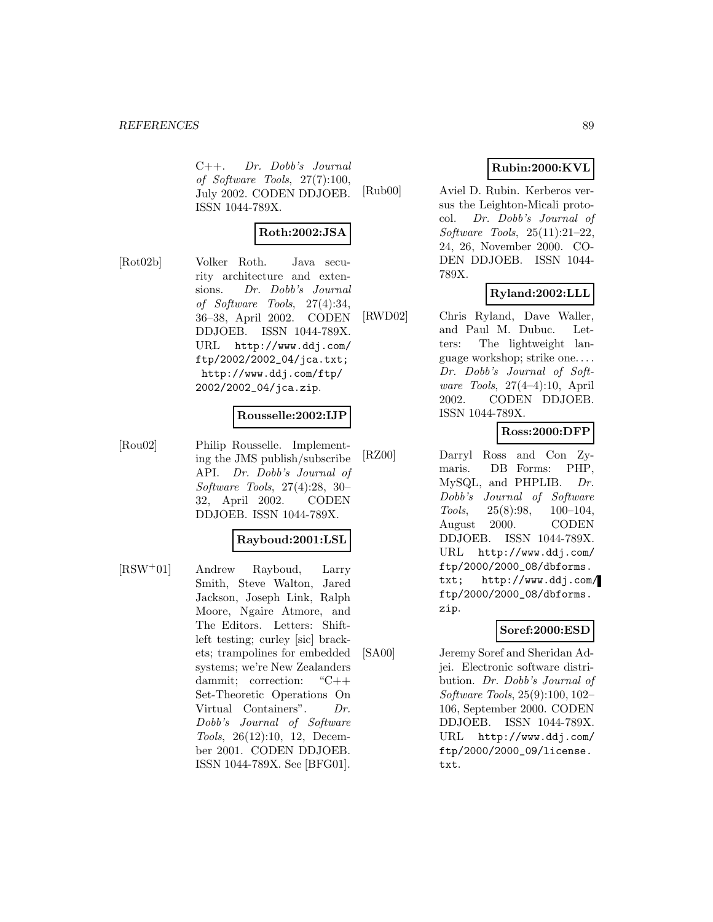C++. *Dr. Dobb's Journal of Software Tools*, 27(7):100, July 2002. CODEN DDJOEB. ISSN 1044-789X.

**Roth:2002:JSA**

[Rot02b] Volker Roth. Java security architecture and extensions. *Dr. Dobb's Journal of Software Tools*, 27(4):34, 36–38, April 2002. CODEN DDJOEB. ISSN 1044-789X. URL http://www.ddj.com/ftp/2002/2002_04/jca.txt; http://www.ddj.com/ftp/2002/2002_04/jca.zip.

**Rousselle:2002:IJP**

[Rou02] Philip Rousselle. Implementing the JMS publish/subscribe API. *Dr. Dobb's Journal of Software Tools*, 27(4):28, 30–32, April 2002. CODEN DDJOEB. ISSN 1044-789X.

**Rayboud:2001:LSL**

[RSW+01] Andrew Rayboud, Larry Smith, Steve Walton, Jared Jackson, Joseph Link, Ralph Moore, Ngaire Atmore, and The Editors. Letters: Shift-left testing; curley [sic] brackets; trampolines for embedded systems; we're New Zealanders dammit; correction: "C++ Set-Theoretic Operations On Virtual Containers". *Dr. Dobb's Journal of Software Tools*, 26(12):10, 12, December 2001. CODEN DDJOEB. ISSN 1044-789X. See [BFG01].

**Rubin:2000:KVL**

[Rub00] Aviel D. Rubin. Kerberos versus the Leighton-Micali protocol. *Dr. Dobb's Journal of Software Tools*, 25(11):21–22, 24, 26, November 2000. CODEN DDJOEB. ISSN 1044-789X.

**Ryland:2002:LLL**

[RWD02] Chris Ryland, Dave Waller, and Paul M. Dubuc. Letters: The lightweight language workshop; strike one.... *Dr. Dobb's Journal of Software Tools*, 27(4–4):10, April 2002. CODEN DDJOEB. ISSN 1044-789X.

**Ross:2000:DFP**

[RZ00] Darryl Ross and Con Zymaris. DB Forms: PHP, MySQL, and PHPLIB. *Dr. Dobb's Journal of Software Tools*, 25(8):98, 100–104, August 2000. CODEN DDJOEB. ISSN 1044-789X. URL http://www.ddj.com/ftp/2000/2000_08/dbforms.txt; http://www.ddj.com/ftp/2000/2000_08/dbforms.zip.

**Soref:2000:ESD**

[SA00] Jeremy Soref and Sheridan Adjei. Electronic software distribution. *Dr. Dobb's Journal of Software Tools*, 25(9):100, 102–106, September 2000. CODEN DDJOEB. ISSN 1044-789X. URL http://www.ddj.com/ftp/2000/2000_09/license.txt.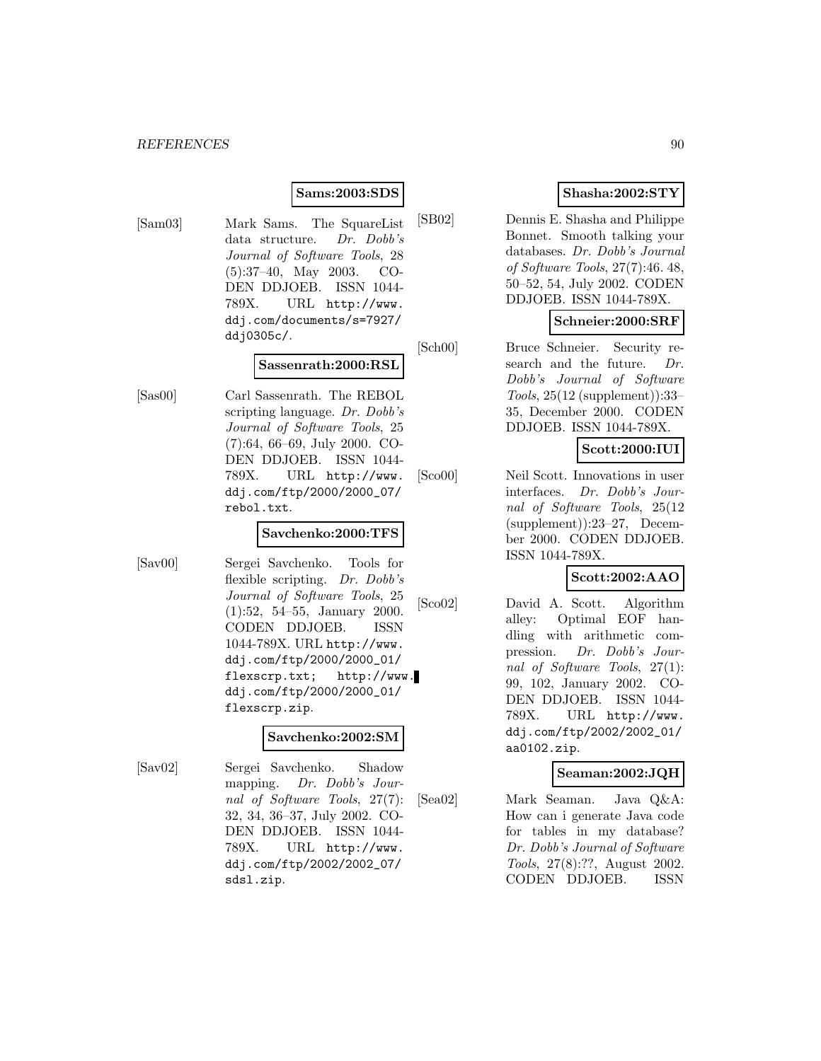**Sams:2003:SDS**

[Sam03] Mark Sams. The SquareList data structure. *Dr. Dobb's Journal of Software Tools*, 28 (5):37–40, May 2003. CODEN DDJOEB. ISSN 1044-789X. URL http://www.ddj.com/documents/s=7927/ddj0305c/.

**Sassenrath:2000:RSL**

[Sas00] Carl Sassenrath. The REBOL scripting language. *Dr. Dobb's Journal of Software Tools*, 25 (7):64, 66–69, July 2000. CODEN DDJOEB. ISSN 1044-789X. URL http://www.ddj.com/ftp/2000/2000_07/rebol.txt.

**Savchenko:2000:TFS**

[Sav00] Sergei Savchenko. Tools for flexible scripting. *Dr. Dobb's Journal of Software Tools*, 25 (1):52, 54–55, January 2000. CODEN DDJOEB. ISSN 1044-789X. URL http://www.ddj.com/ftp/2000/2000_01/flexscrp.txt; http://www.ddj.com/ftp/2000/2000_01/flexscrp.zip.

**Savchenko:2002:SM**

[Sav02] Sergei Savchenko. Shadow mapping. *Dr. Dobb's Journal of Software Tools*, 27(7): 32, 34, 36–37, July 2002. CODEN DDJOEB. ISSN 1044-789X. URL http://www.ddj.com/ftp/2002/2002_07/sdsl.zip.

**Shasha:2002:STY**

[SB02] Dennis E. Shasha and Philippe Bonnet. Smooth talking your databases. *Dr. Dobb's Journal of Software Tools*, 27(7):46. 48, 50–52, 54, July 2002. CODEN DDJOEB. ISSN 1044-789X.

**Schneier:2000:SRF**

[Sch00] Bruce Schneier. Security research and the future. *Dr. Dobb's Journal of Software Tools*, 25(12 (supplement)):33–35, December 2000. CODEN DDJOEB. ISSN 1044-789X.

**Scott:2000:IUI**

[Sco00] Neil Scott. Innovations in user interfaces. *Dr. Dobb's Journal of Software Tools*, 25(12 (supplement)):23–27, December 2000. CODEN DDJOEB. ISSN 1044-789X.

**Scott:2002:AAO**

[Sco02] David A. Scott. Algorithm alley: Optimal EOF handling with arithmetic compression. *Dr. Dobb's Journal of Software Tools*, 27(1): 99, 102, January 2002. CODEN DDJOEB. ISSN 1044-789X. URL http://www.ddj.com/ftp/2002/2002_01/aa0102.zip.

**Seaman:2002:JQH**

[Sea02] Mark Seaman. Java Q&A: How can i generate Java code for tables in my database? *Dr. Dobb's Journal of Software Tools*, 27(8):??, August 2002. CODEN DDJOEB. ISSN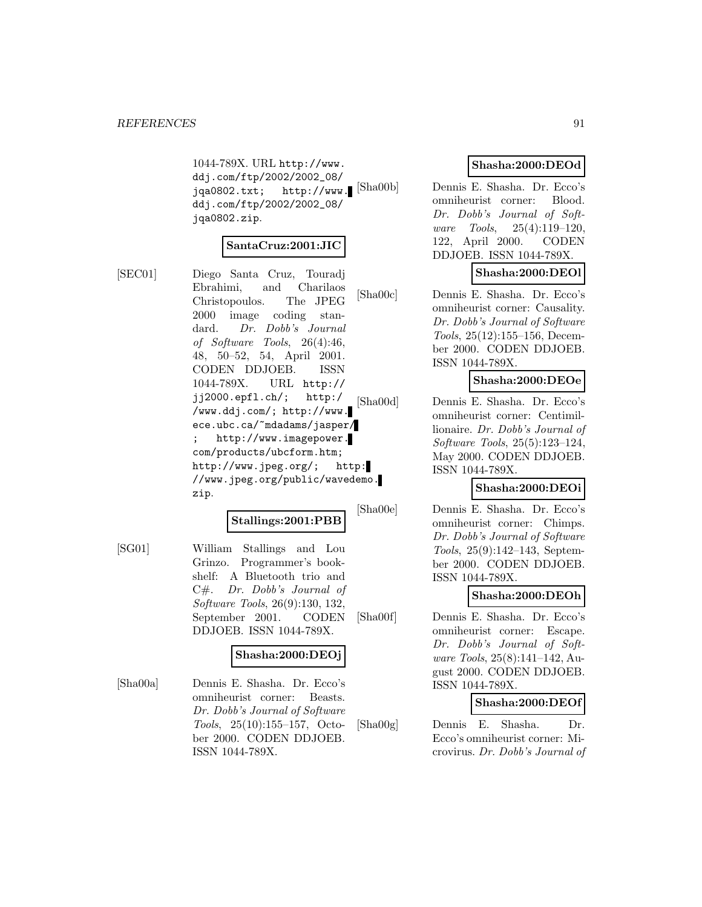1044-789X. URL http://www.ddj.com/ftp/2002/2002_08/jqa0802.txt; http://www.ddj.com/ftp/2002/2002_08/jqa0802.zip.

**SantaCruz:2001:JIC**

[SEC01] Diego Santa Cruz, Touradj Ebrahimi, and Charilaos Christopoulos. The JPEG 2000 image coding standard. *Dr. Dobb's Journal of Software Tools*, 26(4):46, 48, 50–52, 54, April 2001. CODEN DDJOEB. ISSN 1044-789X. URL http://jj2000.epfl.ch/; http://www.ddj.com/; http://www.ece.ubc.ca/~mdadams/jasper/; http://www.imagepower.com/products/ubcform.htm; http://www.jpeg.org/; http://www.jpeg.org/public/wavedemo.zip.

**Stallings:2001:PBB**

[SG01] William Stallings and Lou Grinzo. Programmer's bookshelf: A Bluetooth trio and C#. *Dr. Dobb's Journal of Software Tools*, 26(9):130, 132, September 2001. CODEN DDJOEB. ISSN 1044-789X.

**Shasha:2000:DEOj**

[Sha00a] Dennis E. Shasha. Dr. Ecco's omniheurist corner: Beasts. *Dr. Dobb's Journal of Software Tools*, 25(10):155–157, October 2000. CODEN DDJOEB. ISSN 1044-789X.

**Shasha:2000:DEOd**

[Sha00b] Dennis E. Shasha. Dr. Ecco's omniheurist corner: Blood. *Dr. Dobb's Journal of Software Tools*, 25(4):119–120, 122, April 2000. CODEN DDJOEB. ISSN 1044-789X.

**Shasha:2000:DEOl**

[Sha00c] Dennis E. Shasha. Dr. Ecco's omniheurist corner: Causality. *Dr. Dobb's Journal of Software Tools*, 25(12):155–156, December 2000. CODEN DDJOEB. ISSN 1044-789X.

**Shasha:2000:DEOe**

[Sha00d] Dennis E. Shasha. Dr. Ecco's omniheurist corner: Centimillionaire. *Dr. Dobb's Journal of Software Tools*, 25(5):123–124, May 2000. CODEN DDJOEB. ISSN 1044-789X.

**Shasha:2000:DEOi**

[Sha00e] Dennis E. Shasha. Dr. Ecco's omniheurist corner: Chimps. *Dr. Dobb's Journal of Software Tools*, 25(9):142–143, September 2000. CODEN DDJOEB. ISSN 1044-789X.

**Shasha:2000:DEOh**

[Sha00f] Dennis E. Shasha. Dr. Ecco's omniheurist corner: Escape. *Dr. Dobb's Journal of Software Tools*, 25(8):141–142, August 2000. CODEN DDJOEB. ISSN 1044-789X.

**Shasha:2000:DEOf**

[Sha00g] Dennis E. Shasha. Dr. Ecco's omniheurist corner: Microvirus. *Dr. Dobb's Journal of*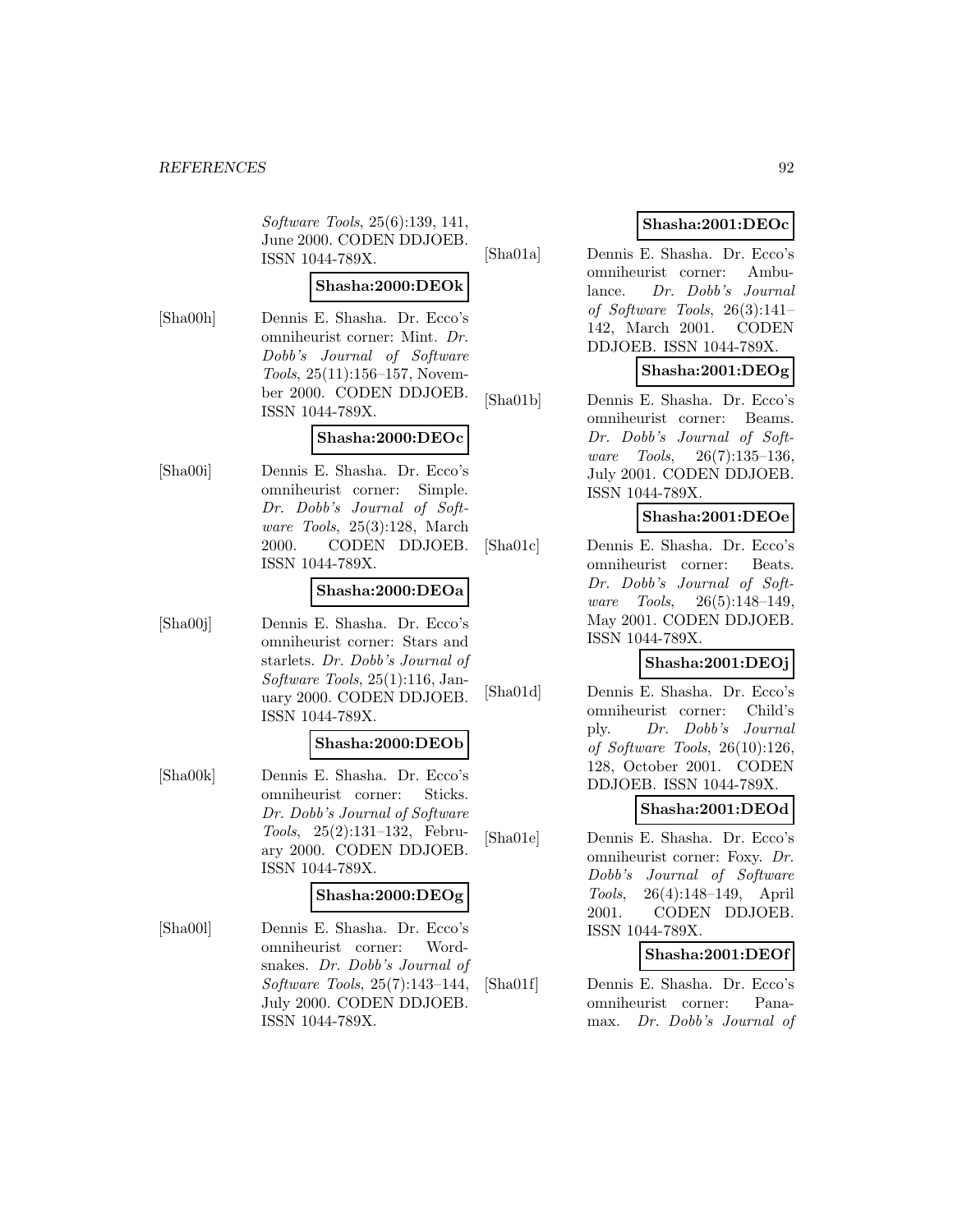*Software Tools*, 25(6):139, 141, June 2000. CODEN DDJOEB. ISSN 1044-789X.

**Shasha:2000:DEOk**

[Sha00h] Dennis E. Shasha. Dr. Ecco's omniheurist corner: Mint. *Dr. Dobb's Journal of Software Tools*, 25(11):156–157, November 2000. CODEN DDJOEB. ISSN 1044-789X.

**Shasha:2000:DEOc**

[Sha00i] Dennis E. Shasha. Dr. Ecco's omniheurist corner: Simple. *Dr. Dobb's Journal of Software Tools*, 25(3):128, March 2000. CODEN DDJOEB. ISSN 1044-789X.

**Shasha:2000:DEOa**

[Sha00j] Dennis E. Shasha. Dr. Ecco's omniheurist corner: Stars and starlets. *Dr. Dobb's Journal of Software Tools*, 25(1):116, January 2000. CODEN DDJOEB. ISSN 1044-789X.

**Shasha:2000:DEOb**

[Sha00k] Dennis E. Shasha. Dr. Ecco's omniheurist corner: Sticks. *Dr. Dobb's Journal of Software Tools*, 25(2):131–132, February 2000. CODEN DDJOEB. ISSN 1044-789X.

**Shasha:2000:DEOg**

[Sha00l] Dennis E. Shasha. Dr. Ecco's omniheurist corner: Wordsnakes. *Dr. Dobb's Journal of Software Tools*, 25(7):143–144, July 2000. CODEN DDJOEB. ISSN 1044-789X.

**Shasha:2001:DEOc**

[Sha01a] Dennis E. Shasha. Dr. Ecco's omniheurist corner: Ambulance. *Dr. Dobb's Journal of Software Tools*, 26(3):141–142, March 2001. CODEN DDJOEB. ISSN 1044-789X.

**Shasha:2001:DEOg**

[Sha01b] Dennis E. Shasha. Dr. Ecco's omniheurist corner: Beams. *Dr. Dobb's Journal of Software Tools*, 26(7):135–136, July 2001. CODEN DDJOEB. ISSN 1044-789X.

**Shasha:2001:DEOe**

[Sha01c] Dennis E. Shasha. Dr. Ecco's omniheurist corner: Beats. *Dr. Dobb's Journal of Software Tools*, 26(5):148–149, May 2001. CODEN DDJOEB. ISSN 1044-789X.

**Shasha:2001:DEOj**

[Sha01d] Dennis E. Shasha. Dr. Ecco's omniheurist corner: Child's ply. *Dr. Dobb's Journal of Software Tools*, 26(10):126, 128, October 2001. CODEN DDJOEB. ISSN 1044-789X.

**Shasha:2001:DEOd**

[Sha01e] Dennis E. Shasha. Dr. Ecco's omniheurist corner: Foxy. *Dr. Dobb's Journal of Software Tools*, 26(4):148–149, April 2001. CODEN DDJOEB. ISSN 1044-789X.

**Shasha:2001:DEOf**

[Sha01f] Dennis E. Shasha. Dr. Ecco's omniheurist corner: Panamax. *Dr. Dobb's Journal of*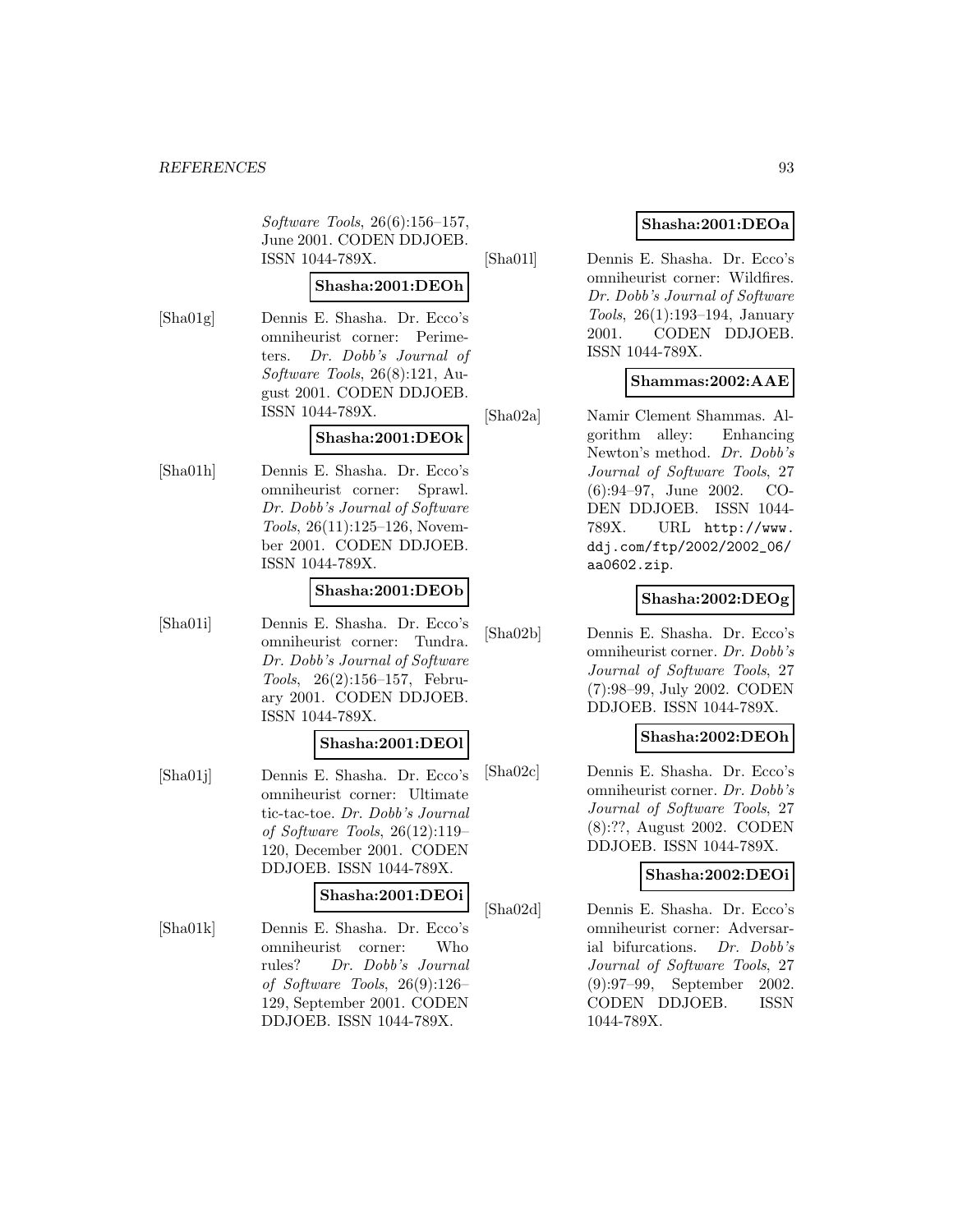*Software Tools*, 26(6):156–157, June 2001. CODEN DDJOEB. ISSN 1044-789X.

**Shasha:2001:DEOh**

[Sha01g] Dennis E. Shasha. Dr. Ecco's omniheurist corner: Perimeters. *Dr. Dobb's Journal of Software Tools*, 26(8):121, August 2001. CODEN DDJOEB. ISSN 1044-789X.

**Shasha:2001:DEOk**

[Sha01h] Dennis E. Shasha. Dr. Ecco's omniheurist corner: Sprawl. *Dr. Dobb's Journal of Software Tools*, 26(11):125–126, November 2001. CODEN DDJOEB. ISSN 1044-789X.

**Shasha:2001:DEOb**

[Sha01i] Dennis E. Shasha. Dr. Ecco's omniheurist corner: Tundra. *Dr. Dobb's Journal of Software Tools*, 26(2):156–157, February 2001. CODEN DDJOEB. ISSN 1044-789X.

**Shasha:2001:DEOl**

[Sha01j] Dennis E. Shasha. Dr. Ecco's omniheurist corner: Ultimate tic-tac-toe. *Dr. Dobb's Journal of Software Tools*, 26(12):119–120, December 2001. CODEN DDJOEB. ISSN 1044-789X.

**Shasha:2001:DEOi**

[Sha01k] Dennis E. Shasha. Dr. Ecco's omniheurist corner: Who rules? *Dr. Dobb's Journal of Software Tools*, 26(9):126–129, September 2001. CODEN DDJOEB. ISSN 1044-789X.

**Shasha:2001:DEOa**

[Sha01l] Dennis E. Shasha. Dr. Ecco's omniheurist corner: Wildfires. *Dr. Dobb's Journal of Software Tools*, 26(1):193–194, January 2001. CODEN DDJOEB. ISSN 1044-789X.

**Shammas:2002:AAE**

[Sha02a] Namir Clement Shammas. Algorithm alley: Enhancing Newton's method. *Dr. Dobb's Journal of Software Tools*, 27 (6):94–97, June 2002. CODEN DDJOEB. ISSN 1044-789X. URL http://www.ddj.com/ftp/2002/2002_06/aa0602.zip.

**Shasha:2002:DEOg**

[Sha02b] Dennis E. Shasha. Dr. Ecco's omniheurist corner. *Dr. Dobb's Journal of Software Tools*, 27 (7):98–99, July 2002. CODEN DDJOEB. ISSN 1044-789X.

**Shasha:2002:DEOh**

[Sha02c] Dennis E. Shasha. Dr. Ecco's omniheurist corner. *Dr. Dobb's Journal of Software Tools*, 27 (8):??, August 2002. CODEN DDJOEB. ISSN 1044-789X.

**Shasha:2002:DEOi**

[Sha02d] Dennis E. Shasha. Dr. Ecco's omniheurist corner: Adversarial bifurcations. *Dr. Dobb's Journal of Software Tools*, 27 (9):97–99, September 2002. CODEN DDJOEB. ISSN 1044-789X.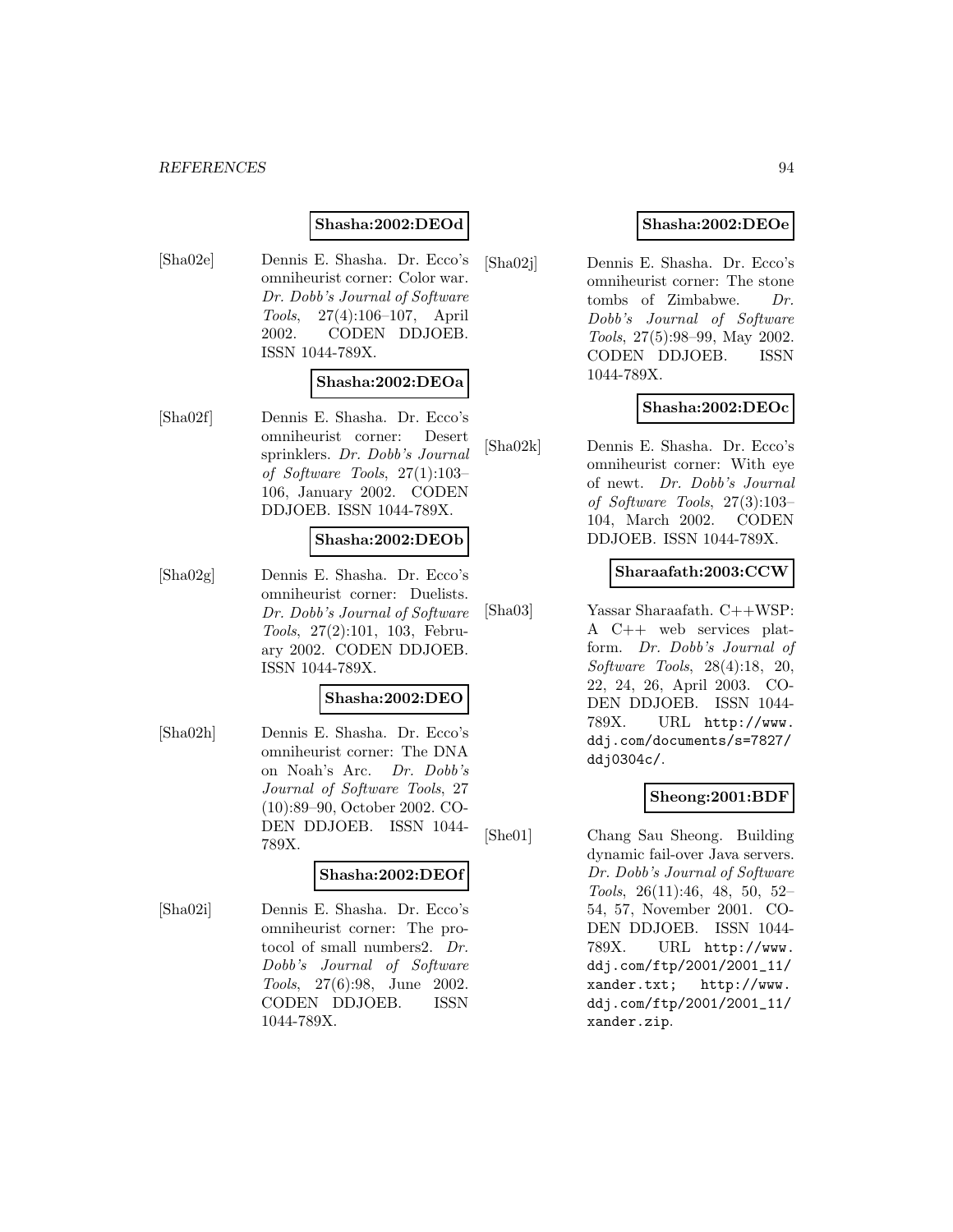**Shasha:2002:DEOd**

[Sha02e] Dennis E. Shasha. Dr. Ecco's omniheurist corner: Color war. *Dr. Dobb's Journal of Software Tools*, 27(4):106–107, April 2002. CODEN DDJOEB. ISSN 1044-789X.

**Shasha:2002:DEOa**

[Sha02f] Dennis E. Shasha. Dr. Ecco's omniheurist corner: Desert sprinklers. *Dr. Dobb's Journal of Software Tools*, 27(1):103–106, January 2002. CODEN DDJOEB. ISSN 1044-789X.

**Shasha:2002:DEOb**

[Sha02g] Dennis E. Shasha. Dr. Ecco's omniheurist corner: Duelists. *Dr. Dobb's Journal of Software Tools*, 27(2):101, 103, February 2002. CODEN DDJOEB. ISSN 1044-789X.

**Shasha:2002:DEO**

[Sha02h] Dennis E. Shasha. Dr. Ecco's omniheurist corner: The DNA on Noah's Arc. *Dr. Dobb's Journal of Software Tools*, 27 (10):89–90, October 2002. CODEN DDJOEB. ISSN 1044-789X.

**Shasha:2002:DEOf**

[Sha02i] Dennis E. Shasha. Dr. Ecco's omniheurist corner: The protocol of small numbers2. *Dr. Dobb's Journal of Software Tools*, 27(6):98, June 2002. CODEN DDJOEB. ISSN 1044-789X.

**Shasha:2002:DEOe**

[Sha02j] Dennis E. Shasha. Dr. Ecco's omniheurist corner: The stone tombs of Zimbabwe. *Dr. Dobb's Journal of Software Tools*, 27(5):98–99, May 2002. CODEN DDJOEB. ISSN 1044-789X.

**Shasha:2002:DEOc**

[Sha02k] Dennis E. Shasha. Dr. Ecco's omniheurist corner: With eye of newt. *Dr. Dobb's Journal of Software Tools*, 27(3):103–104, March 2002. CODEN DDJOEB. ISSN 1044-789X.

**Sharaafath:2003:CCW**

[Sha03] Yassar Sharaafath. C++WSP: A C++ web services platform. *Dr. Dobb's Journal of Software Tools*, 28(4):18, 20, 22, 24, 26, April 2003. CODEN DDJOEB. ISSN 1044-789X. URL http://www.ddj.com/documents/s=7827/ddj0304c/.

**Sheong:2001:BDF**

[She01] Chang Sau Sheong. Building dynamic fail-over Java servers. *Dr. Dobb's Journal of Software Tools*, 26(11):46, 48, 50, 52–54, 57, November 2001. CODEN DDJOEB. ISSN 1044-789X. URL http://www.ddj.com/ftp/2001/2001_11/xander.txt; http://www.ddj.com/ftp/2001/2001_11/xander.zip.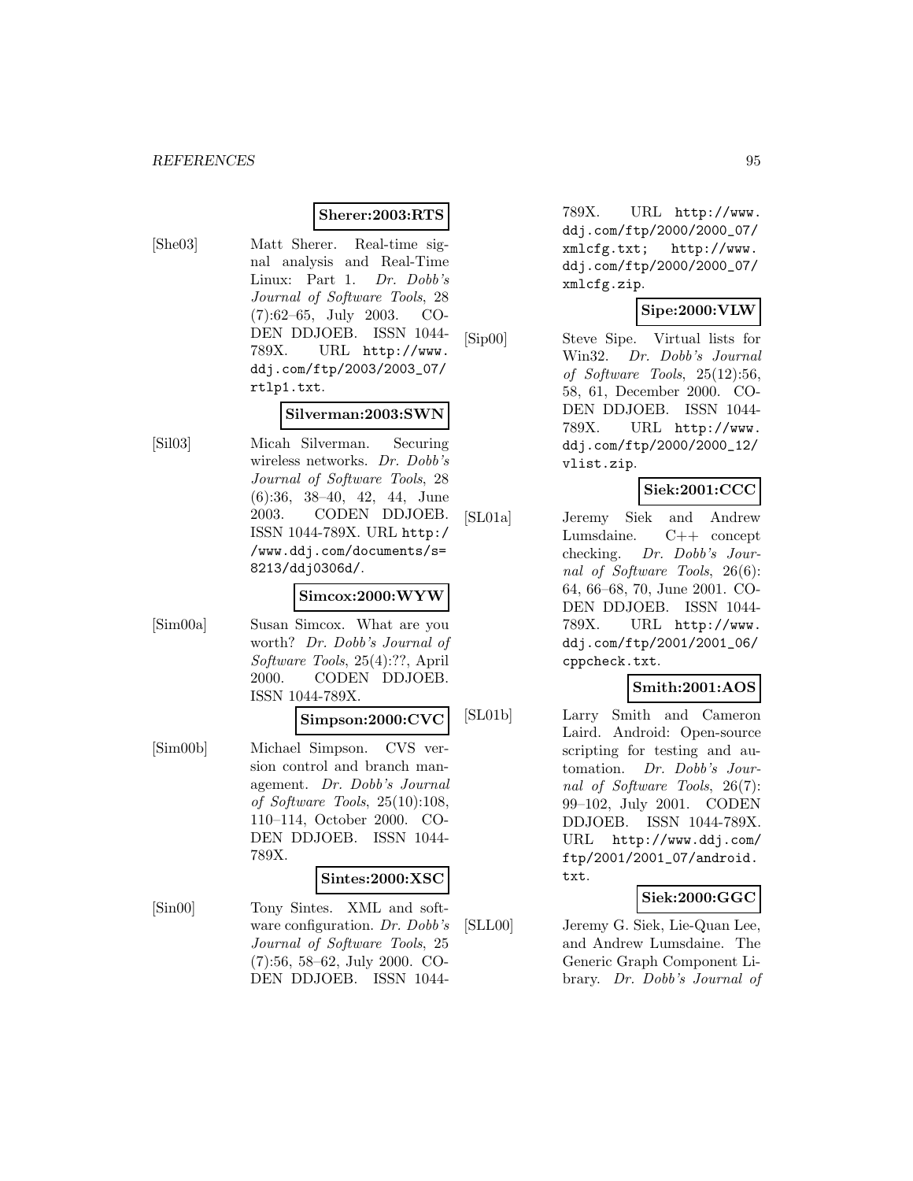**Sherer:2003:RTS**

[She03] Matt Sherer. Real-time signal analysis and Real-Time Linux: Part 1. *Dr. Dobb's Journal of Software Tools*, 28 (7):62–65, July 2003. CODEN DDJOEB. ISSN 1044-789X. URL http://www.ddj.com/ftp/2003/2003_07/rtlp1.txt.

**Silverman:2003:SWN**

[Sil03] Micah Silverman. Securing wireless networks. *Dr. Dobb's Journal of Software Tools*, 28 (6):36, 38–40, 42, 44, June 2003. CODEN DDJOEB. ISSN 1044-789X. URL http://www.ddj.com/documents/s=8213/ddj0306d/.

**Simcox:2000:WYW**

[Sim00a] Susan Simcox. What are you worth? *Dr. Dobb's Journal of Software Tools*, 25(4):??, April 2000. CODEN DDJOEB. ISSN 1044-789X.

**Simpson:2000:CVC**

[Sim00b] Michael Simpson. CVS version control and branch management. *Dr. Dobb's Journal of Software Tools*, 25(10):108, 110–114, October 2000. CODEN DDJOEB. ISSN 1044-789X.

**Sintes:2000:XSC**

[Sin00] Tony Sintes. XML and software configuration. *Dr. Dobb's Journal of Software Tools*, 25 (7):56, 58–62, July 2000. CODEN DDJOEB. ISSN 1044-789X. URL http://www.ddj.com/ftp/2000/2000_07/xmlcfg.txt; http://www.ddj.com/ftp/2000/2000_07/xmlcfg.zip.

**Sipe:2000:VLW**

[Sip00] Steve Sipe. Virtual lists for Win32. *Dr. Dobb's Journal of Software Tools*, 25(12):56, 58, 61, December 2000. CODEN DDJOEB. ISSN 1044-789X. URL http://www.ddj.com/ftp/2000/2000_12/vlist.zip.

**Siek:2001:CCC**

[SL01a] Jeremy Siek and Andrew Lumsdaine. C++ concept checking. *Dr. Dobb's Journal of Software Tools*, 26(6): 64, 66–68, 70, June 2001. CODEN DDJOEB. ISSN 1044-789X. URL http://www.ddj.com/ftp/2001/2001_06/cppcheck.txt.

**Smith:2001:AOS**

[SL01b] Larry Smith and Cameron Laird. Android: Open-source scripting for testing and automation. *Dr. Dobb's Journal of Software Tools*, 26(7): 99–102, July 2001. CODEN DDJOEB. ISSN 1044-789X. URL http://www.ddj.com/ftp/2001/2001_07/android.txt.

**Siek:2000:GGC**

[SLL00] Jeremy G. Siek, Lie-Quan Lee, and Andrew Lumsdaine. The Generic Graph Component Library. *Dr. Dobb's Journal of*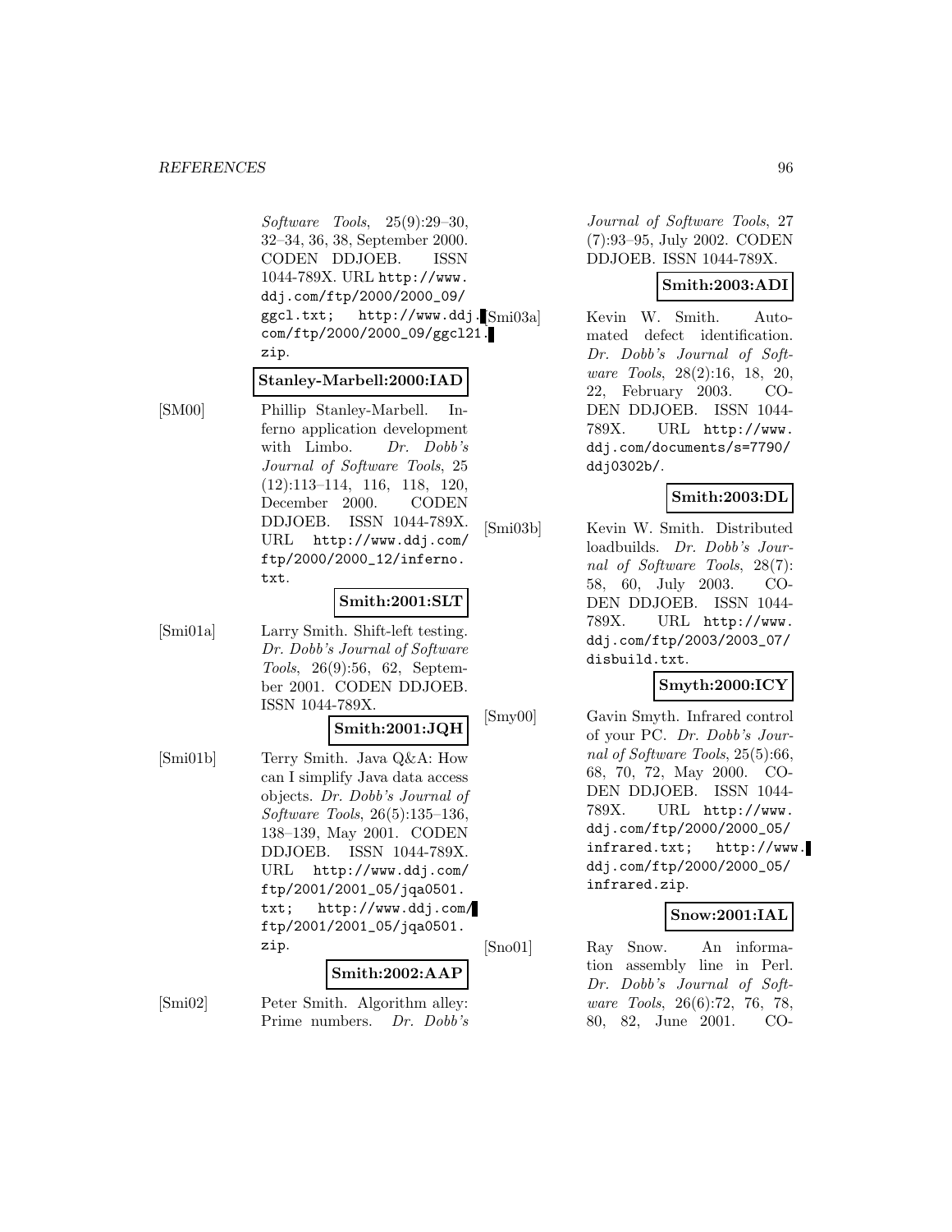*Software Tools*, 25(9):29–30, 32–34, 36, 38, September 2000. CODEN DDJOEB. ISSN 1044-789X. URL http://www.ddj.com/ftp/2000/2000_09/ggcl.txt; http://www.ddj.com/ftp/2000/2000_09/ggcl21.zip.

**Stanley-Marbell:2000:IAD**

[SM00] Phillip Stanley-Marbell. Inferno application development with Limbo. *Dr. Dobb's Journal of Software Tools*, 25(12):113–114, 116, 118, 120, December 2000. CODEN DDJOEB. ISSN 1044-789X. URL http://www.ddj.com/ftp/2000/2000_12/inferno.txt.

**Smith:2001:SLT**

[Smi01a] Larry Smith. Shift-left testing. *Dr. Dobb's Journal of Software Tools*, 26(9):56, 62, September 2001. CODEN DDJOEB. ISSN 1044-789X.

**Smith:2001:JQH**

[Smi01b] Terry Smith. Java Q&A: How can I simplify Java data access objects. *Dr. Dobb's Journal of Software Tools*, 26(5):135–136, 138–139, May 2001. CODEN DDJOEB. ISSN 1044-789X. URL http://www.ddj.com/ftp/2001/2001_05/jqa0501.txt; http://www.ddj.com/ftp/2001/2001_05/jqa0501.zip.

**Smith:2002:AAP**

[Smi02] Peter Smith. Algorithm alley: Prime numbers. *Dr. Dobb's Journal of Software Tools*, 27(7):93–95, July 2002. CODEN DDJOEB. ISSN 1044-789X.

**Smith:2003:ADI**

[Smi03a] Kevin W. Smith. Automated defect identification. *Dr. Dobb's Journal of Software Tools*, 28(2):16, 18, 20, 22, February 2003. CODEN DDJOEB. ISSN 1044-789X. URL http://www.ddj.com/documents/s=7790/ddj0302b/.

**Smith:2003:DL**

[Smi03b] Kevin W. Smith. Distributed loadbuilds. *Dr. Dobb's Journal of Software Tools*, 28(7):58, 60, July 2003. CODEN DDJOEB. ISSN 1044-789X. URL http://www.ddj.com/ftp/2003/2003_07/disbuild.txt.

**Smyth:2000:ICY**

[Smy00] Gavin Smyth. Infrared control of your PC. *Dr. Dobb's Journal of Software Tools*, 25(5):66, 68, 70, 72, May 2000. CODEN DDJOEB. ISSN 1044-789X. URL http://www.ddj.com/ftp/2000/2000_05/infrared.txt; http://www.ddj.com/ftp/2000/2000_05/infrared.zip.

**Snow:2001:IAL**

[Sno01] Ray Snow. An information assembly line in Perl. *Dr. Dobb's Journal of Software Tools*, 26(6):72, 76, 78, 80, 82, June 2001. CO-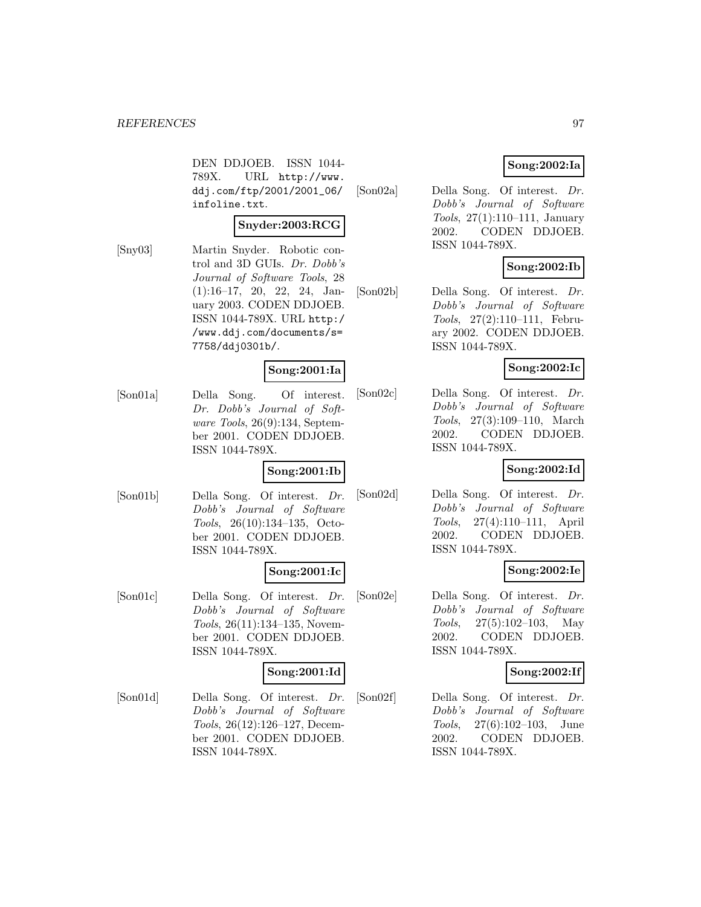DEN DDJOEB. ISSN 1044-789X. URL http://www.ddj.com/ftp/2001/2001_06/infoline.txt.

**Snyder:2003:RCG**

[Sny03] Martin Snyder. Robotic control and 3D GUIs. *Dr. Dobb's Journal of Software Tools*, 28 (1):16–17, 20, 22, 24, January 2003. CODEN DDJOEB. ISSN 1044-789X. URL http://www.ddj.com/documents/s=7758/ddj0301b/.

**Song:2001:Ia**

[Son01a] Della Song. Of interest. *Dr. Dobb's Journal of Software Tools*, 26(9):134, September 2001. CODEN DDJOEB. ISSN 1044-789X.

**Song:2001:Ib**

[Son01b] Della Song. Of interest. *Dr. Dobb's Journal of Software Tools*, 26(10):134–135, October 2001. CODEN DDJOEB. ISSN 1044-789X.

**Song:2001:Ic**

[Son01c] Della Song. Of interest. *Dr. Dobb's Journal of Software Tools*, 26(11):134–135, November 2001. CODEN DDJOEB. ISSN 1044-789X.

**Song:2001:Id**

[Son01d] Della Song. Of interest. *Dr. Dobb's Journal of Software Tools*, 26(12):126–127, December 2001. CODEN DDJOEB. ISSN 1044-789X.

**Song:2002:Ia**

[Son02a] Della Song. Of interest. *Dr. Dobb's Journal of Software Tools*, 27(1):110–111, January 2002. CODEN DDJOEB. ISSN 1044-789X.

**Song:2002:Ib**

[Son02b] Della Song. Of interest. *Dr. Dobb's Journal of Software Tools*, 27(2):110–111, February 2002. CODEN DDJOEB. ISSN 1044-789X.

**Song:2002:Ic**

[Son02c] Della Song. Of interest. *Dr. Dobb's Journal of Software Tools*, 27(3):109–110, March 2002. CODEN DDJOEB. ISSN 1044-789X.

**Song:2002:Id**

[Son02d] Della Song. Of interest. *Dr. Dobb's Journal of Software Tools*, 27(4):110–111, April 2002. CODEN DDJOEB. ISSN 1044-789X.

**Song:2002:Ie**

[Son02e] Della Song. Of interest. *Dr. Dobb's Journal of Software Tools*, 27(5):102–103, May 2002. CODEN DDJOEB. ISSN 1044-789X.

**Song:2002:If**

[Son02f] Della Song. Of interest. *Dr. Dobb's Journal of Software Tools*, 27(6):102–103, June 2002. CODEN DDJOEB. ISSN 1044-789X.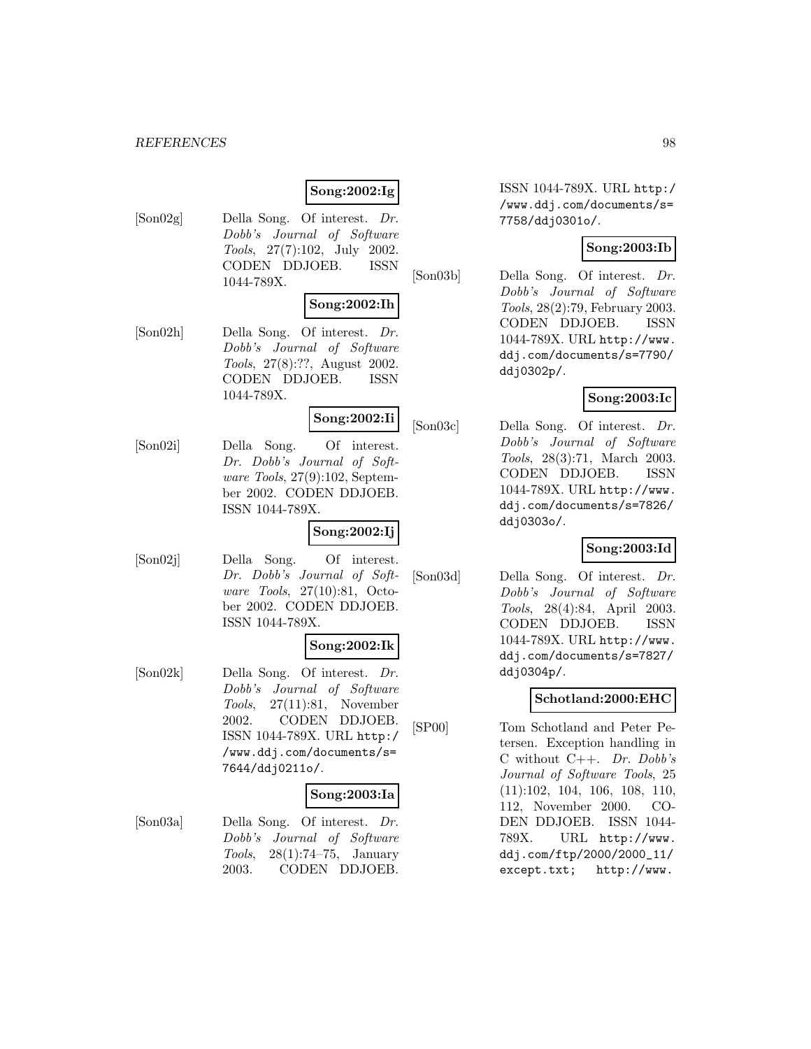**Song:2002:Ig**

[Son02g] Della Song. Of interest. *Dr. Dobb's Journal of Software Tools*, 27(7):102, July 2002. CODEN DDJOEB. ISSN 1044-789X.

**Song:2002:Ih**

[Son02h] Della Song. Of interest. *Dr. Dobb's Journal of Software Tools*, 27(8):??, August 2002. CODEN DDJOEB. ISSN 1044-789X.

**Song:2002:Ii**

[Son02i] Della Song. Of interest. *Dr. Dobb's Journal of Software Tools*, 27(9):102, September 2002. CODEN DDJOEB. ISSN 1044-789X.

**Song:2002:Ij**

[Son02j] Della Song. Of interest. *Dr. Dobb's Journal of Software Tools*, 27(10):81, October 2002. CODEN DDJOEB. ISSN 1044-789X.

**Song:2002:Ik**

[Son02k] Della Song. Of interest. *Dr. Dobb's Journal of Software Tools*, 27(11):81, November 2002. CODEN DDJOEB. ISSN 1044-789X. URL `http://www.ddj.com/documents/s=7644/ddj0211o/`.

**Song:2003:Ia**

[Son03a] Della Song. Of interest. *Dr. Dobb's Journal of Software Tools*, 28(1):74–75, January 2003. CODEN DDJOEB. ISSN 1044-789X. URL `http://www.ddj.com/documents/s=7758/ddj0301o/`.

**Song:2003:Ib**

[Son03b] Della Song. Of interest. *Dr. Dobb's Journal of Software Tools*, 28(2):79, February 2003. CODEN DDJOEB. ISSN 1044-789X. URL `http://www.ddj.com/documents/s=7790/ddj0302p/`.

**Song:2003:Ic**

[Son03c] Della Song. Of interest. *Dr. Dobb's Journal of Software Tools*, 28(3):71, March 2003. CODEN DDJOEB. ISSN 1044-789X. URL `http://www.ddj.com/documents/s=7826/ddj0303o/`.

**Song:2003:Id**

[Son03d] Della Song. Of interest. *Dr. Dobb's Journal of Software Tools*, 28(4):84, April 2003. CODEN DDJOEB. ISSN 1044-789X. URL `http://www.ddj.com/documents/s=7827/ddj0304p/`.

**Schotland:2000:EHC**

[SP00] Tom Schotland and Peter Petersen. Exception handling in C without C++. *Dr. Dobb's Journal of Software Tools*, 25 (11):102, 104, 106, 108, 110, 112, November 2000. CODEN DDJOEB. ISSN 1044-789X. URL `http://www.ddj.com/ftp/2000/2000_11/except.txt`; `http://www.`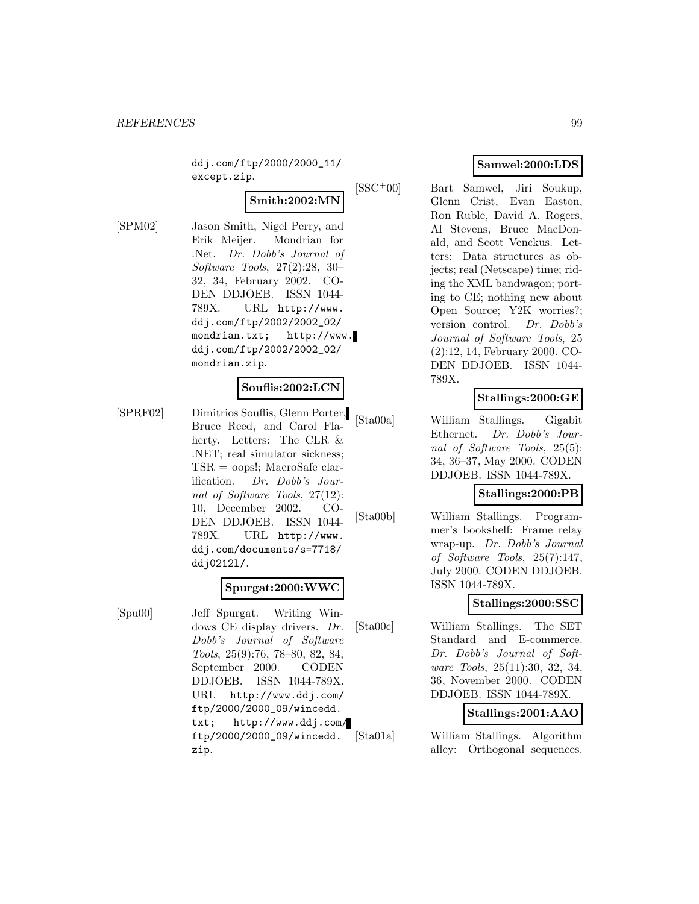ddj.com/ftp/2000/2000_11/except.zip.

**Smith:2002:MN**

[SPM02] Jason Smith, Nigel Perry, and Erik Meijer. Mondrian for .Net. *Dr. Dobb's Journal of Software Tools*, 27(2):28, 30–32, 34, February 2002. CODEN DDJOEB. ISSN 1044-789X. URL http://www.ddj.com/ftp/2002/2002_02/mondrian.txt; http://www.ddj.com/ftp/2002/2002_02/mondrian.zip.

**Souflis:2002:LCN**

[SPRF02] Dimitrios Souflis, Glenn Porter, Bruce Reed, and Carol Flaherty. Letters: The CLR & .NET; real simulator sickness; TSR = oops!; MacroSafe clarification. *Dr. Dobb's Journal of Software Tools*, 27(12):10, December 2002. CODEN DDJOEB. ISSN 1044-789X. URL http://www.ddj.com/documents/s=7718/ddj0212l/.

**Spurgat:2000:WWC**

[Spu00] Jeff Spurgat. Writing Windows CE display drivers. *Dr. Dobb's Journal of Software Tools*, 25(9):76, 78–80, 82, 84, September 2000. CODEN DDJOEB. ISSN 1044-789X. URL http://www.ddj.com/ftp/2000/2000_09/wincedd.txt; http://www.ddj.com/ftp/2000/2000_09/wincedd.zip.

**Samwel:2000:LDS**

[SSC+00] Bart Samwel, Jiri Soukup, Glenn Crist, Evan Easton, Ron Ruble, David A. Rogers, Al Stevens, Bruce MacDonald, and Scott Venckus. Letters: Data structures as objects; real (Netscape) time; riding the XML bandwagon; porting to CE; nothing new about Open Source; Y2K worries?; version control. *Dr. Dobb's Journal of Software Tools*, 25(2):12, 14, February 2000. CODEN DDJOEB. ISSN 1044-789X.

**Stallings:2000:GE**

[Sta00a] William Stallings. Gigabit Ethernet. *Dr. Dobb's Journal of Software Tools*, 25(5):34, 36–37, May 2000. CODEN DDJOEB. ISSN 1044-789X.

**Stallings:2000:PB**

[Sta00b] William Stallings. Programmer's bookshelf: Frame relay wrap-up. *Dr. Dobb's Journal of Software Tools*, 25(7):147, July 2000. CODEN DDJOEB. ISSN 1044-789X.

**Stallings:2000:SSC**

[Sta00c] William Stallings. The SET Standard and E-commerce. *Dr. Dobb's Journal of Software Tools*, 25(11):30, 32, 34, 36, November 2000. CODEN DDJOEB. ISSN 1044-789X.

**Stallings:2001:AAO**

[Sta01a] William Stallings. Algorithm alley: Orthogonal sequences.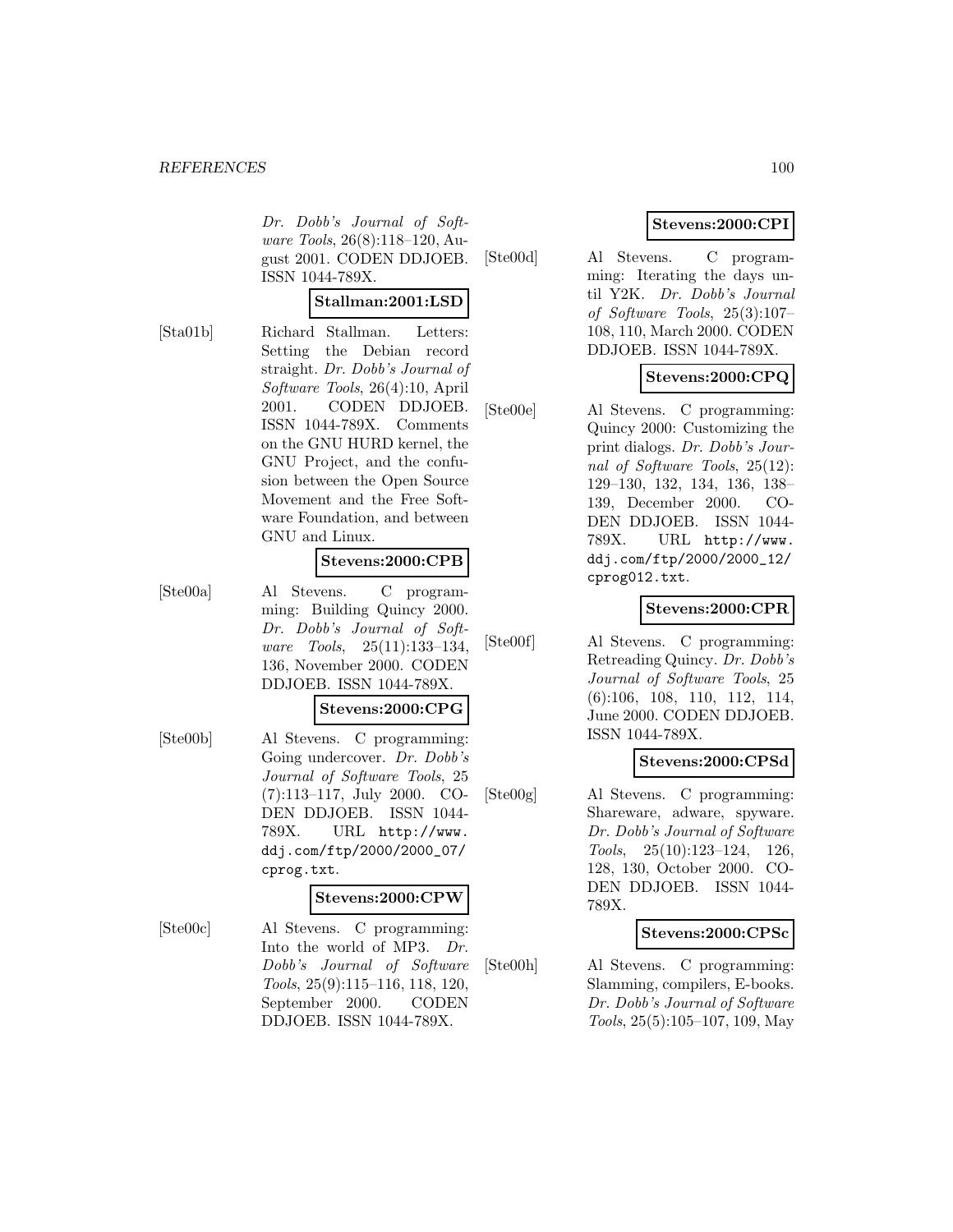*Dr. Dobb's Journal of Software Tools*, 26(8):118–120, August 2001. CODEN DDJOEB. ISSN 1044-789X.

**Stallman:2001:LSD**

[Sta01b] Richard Stallman. Letters: Setting the Debian record straight. *Dr. Dobb's Journal of Software Tools*, 26(4):10, April 2001. CODEN DDJOEB. ISSN 1044-789X. Comments on the GNU HURD kernel, the GNU Project, and the confusion between the Open Source Movement and the Free Software Foundation, and between GNU and Linux.

**Stevens:2000:CPB**

[Ste00a] Al Stevens. C programming: Building Quincy 2000. *Dr. Dobb's Journal of Software Tools*, 25(11):133–134, 136, November 2000. CODEN DDJOEB. ISSN 1044-789X.

**Stevens:2000:CPG**

[Ste00b] Al Stevens. C programming: Going undercover. *Dr. Dobb's Journal of Software Tools*, 25 (7):113–117, July 2000. CODEN DDJOEB. ISSN 1044-789X. URL http://www.ddj.com/ftp/2000/2000_07/cprog.txt.

**Stevens:2000:CPW**

[Ste00c] Al Stevens. C programming: Into the world of MP3. *Dr. Dobb's Journal of Software Tools*, 25(9):115–116, 118, 120, September 2000. CODEN DDJOEB. ISSN 1044-789X.

**Stevens:2000:CPI**

[Ste00d] Al Stevens. C programming: Iterating the days until Y2K. *Dr. Dobb's Journal of Software Tools*, 25(3):107–108, 110, March 2000. CODEN DDJOEB. ISSN 1044-789X.

**Stevens:2000:CPQ**

[Ste00e] Al Stevens. C programming: Quincy 2000: Customizing the print dialogs. *Dr. Dobb's Journal of Software Tools*, 25(12): 129–130, 132, 134, 136, 138–139, December 2000. CODEN DDJOEB. ISSN 1044-789X. URL http://www.ddj.com/ftp/2000/2000_12/cprog012.txt.

**Stevens:2000:CPR**

[Ste00f] Al Stevens. C programming: Retreading Quincy. *Dr. Dobb's Journal of Software Tools*, 25 (6):106, 108, 110, 112, 114, June 2000. CODEN DDJOEB. ISSN 1044-789X.

**Stevens:2000:CPSd**

[Ste00g] Al Stevens. C programming: Shareware, adware, spyware. *Dr. Dobb's Journal of Software Tools*, 25(10):123–124, 126, 128, 130, October 2000. CODEN DDJOEB. ISSN 1044-789X.

**Stevens:2000:CPSc**

[Ste00h] Al Stevens. C programming: Slamming, compilers, E-books. *Dr. Dobb's Journal of Software Tools*, 25(5):105–107, 109, May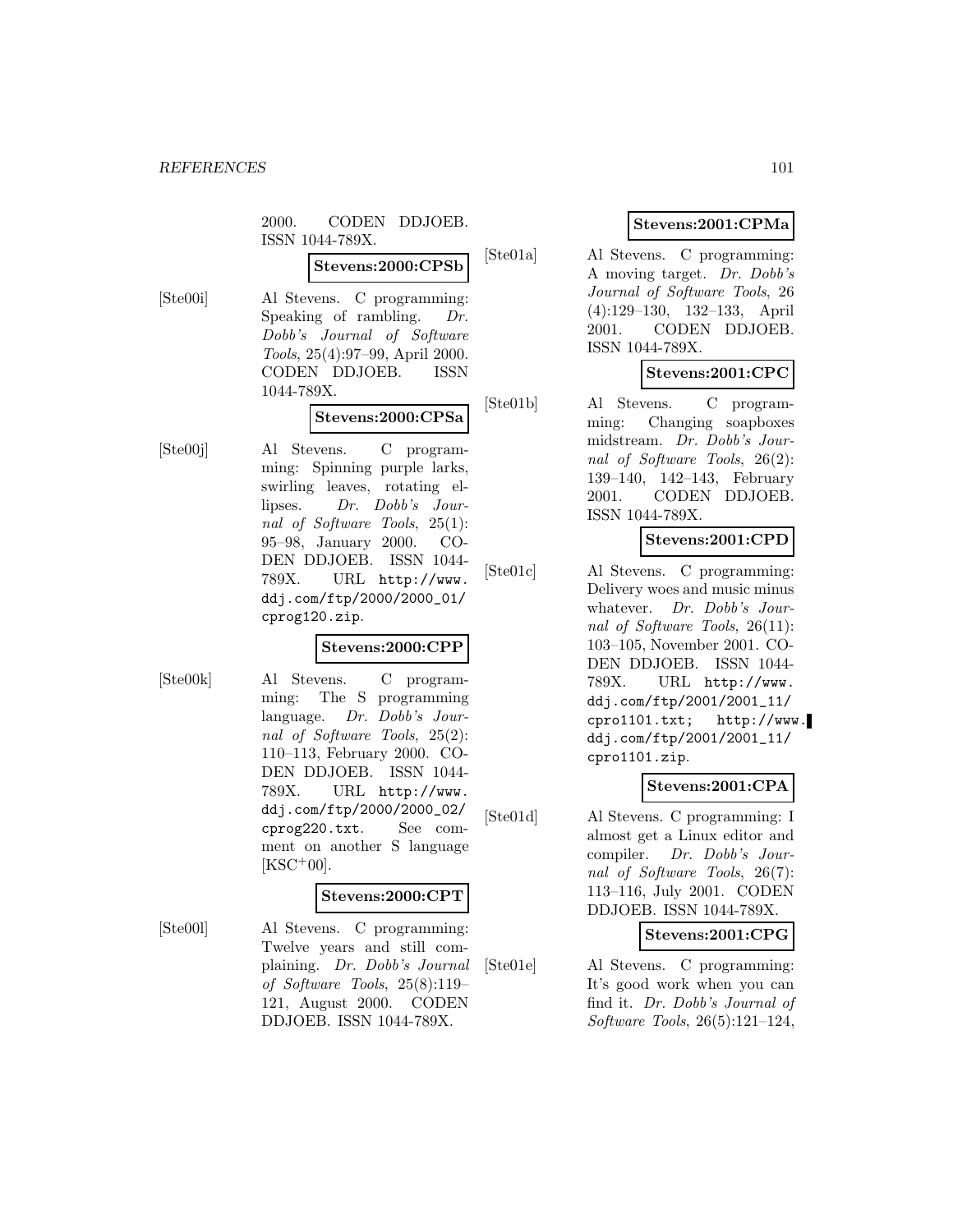2000. CODEN DDJOEB. ISSN 1044-789X.

**Stevens:2000:CPSb**

[Ste00i] Al Stevens. C programming: Speaking of rambling. *Dr. Dobb's Journal of Software Tools*, 25(4):97–99, April 2000. CODEN DDJOEB. ISSN 1044-789X.

**Stevens:2000:CPSa**

[Ste00j] Al Stevens. C programming: Spinning purple larks, swirling leaves, rotating ellipses. *Dr. Dobb's Journal of Software Tools*, 25(1): 95–98, January 2000. CODEN DDJOEB. ISSN 1044-789X. URL http://www.ddj.com/ftp/2000/2000_01/cprog120.zip.

**Stevens:2000:CPP**

[Ste00k] Al Stevens. C programming: The S programming language. *Dr. Dobb's Journal of Software Tools*, 25(2): 110–113, February 2000. CODEN DDJOEB. ISSN 1044-789X. URL http://www.ddj.com/ftp/2000/2000_02/cprog220.txt. See comment on another S language [KSC+00].

**Stevens:2000:CPT**

[Ste00l] Al Stevens. C programming: Twelve years and still complaining. *Dr. Dobb's Journal of Software Tools*, 25(8):119–121, August 2000. CODEN DDJOEB. ISSN 1044-789X.

**Stevens:2001:CPMa**

[Ste01a] Al Stevens. C programming: A moving target. *Dr. Dobb's Journal of Software Tools*, 26 (4):129–130, 132–133, April 2001. CODEN DDJOEB. ISSN 1044-789X.

**Stevens:2001:CPC**

[Ste01b] Al Stevens. C programming: Changing soapboxes midstream. *Dr. Dobb's Journal of Software Tools*, 26(2): 139–140, 142–143, February 2001. CODEN DDJOEB. ISSN 1044-789X.

**Stevens:2001:CPD**

[Ste01c] Al Stevens. C programming: Delivery woes and music minus whatever. *Dr. Dobb's Journal of Software Tools*, 26(11): 103–105, November 2001. CODEN DDJOEB. ISSN 1044-789X. URL http://www.ddj.com/ftp/2001/2001_11/cpro1101.txt; http://www.ddj.com/ftp/2001/2001_11/cpro1101.zip.

**Stevens:2001:CPA**

[Ste01d] Al Stevens. C programming: I almost get a Linux editor and compiler. *Dr. Dobb's Journal of Software Tools*, 26(7): 113–116, July 2001. CODEN DDJOEB. ISSN 1044-789X.

**Stevens:2001:CPG**

[Ste01e] Al Stevens. C programming: It's good work when you can find it. *Dr. Dobb's Journal of Software Tools*, 26(5):121–124,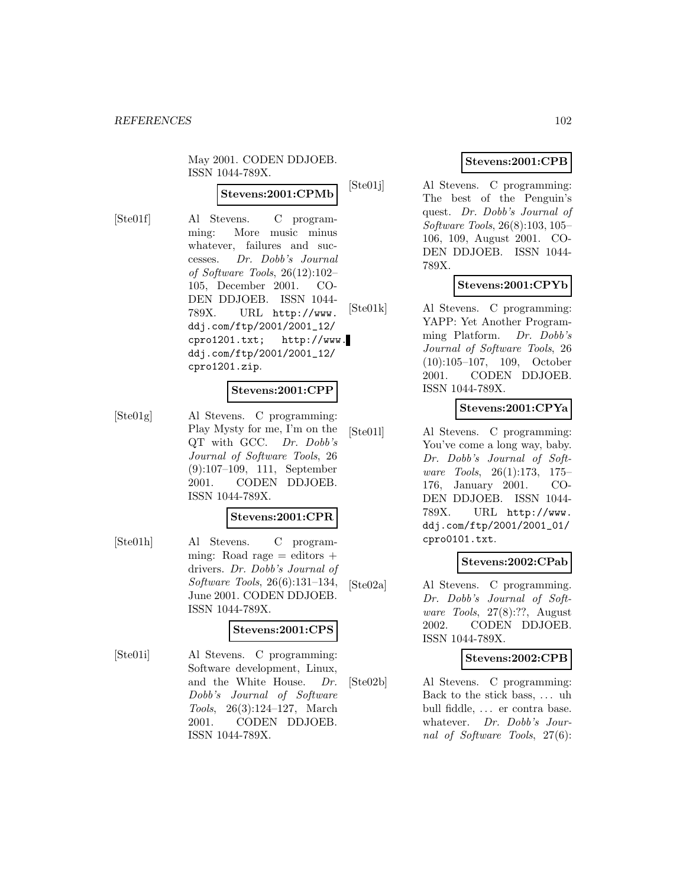May 2001. CODEN DDJOEB. ISSN 1044-789X.

**Stevens:2001:CPMb**

[Ste01f] Al Stevens. C programming: More music minus whatever, failures and successes. *Dr. Dobb's Journal of Software Tools*, 26(12):102–105, December 2001. CODEN DDJOEB. ISSN 1044-789X. URL http://www.ddj.com/ftp/2001/2001_12/cpro1201.txt; http://www.ddj.com/ftp/2001/2001_12/cpro1201.zip.

**Stevens:2001:CPP**

[Ste01g] Al Stevens. C programming: Play Mysty for me, I'm on the QT with GCC. *Dr. Dobb's Journal of Software Tools*, 26 (9):107–109, 111, September 2001. CODEN DDJOEB. ISSN 1044-789X.

**Stevens:2001:CPR**

[Ste01h] Al Stevens. C programming: Road rage = editors + drivers. *Dr. Dobb's Journal of Software Tools*, 26(6):131–134, June 2001. CODEN DDJOEB. ISSN 1044-789X.

**Stevens:2001:CPS**

[Ste01i] Al Stevens. C programming: Software development, Linux, and the White House. *Dr. Dobb's Journal of Software Tools*, 26(3):124–127, March 2001. CODEN DDJOEB. ISSN 1044-789X.

**Stevens:2001:CPB**

[Ste01j] Al Stevens. C programming: The best of the Penguin's quest. *Dr. Dobb's Journal of Software Tools*, 26(8):103, 105–106, 109, August 2001. CODEN DDJOEB. ISSN 1044-789X.

**Stevens:2001:CPYb**

[Ste01k] Al Stevens. C programming: YAPP: Yet Another Programming Platform. *Dr. Dobb's Journal of Software Tools*, 26 (10):105–107, 109, October 2001. CODEN DDJOEB. ISSN 1044-789X.

**Stevens:2001:CPYa**

[Ste01l] Al Stevens. C programming: You've come a long way, baby. *Dr. Dobb's Journal of Software Tools*, 26(1):173, 175–176, January 2001. CODEN DDJOEB. ISSN 1044-789X. URL http://www.ddj.com/ftp/2001/2001_01/cpro0101.txt.

**Stevens:2002:CPab**

[Ste02a] Al Stevens. C programming. *Dr. Dobb's Journal of Software Tools*, 27(8):??, August 2002. CODEN DDJOEB. ISSN 1044-789X.

**Stevens:2002:CPB**

[Ste02b] Al Stevens. C programming: Back to the stick bass, ... uh bull fiddle, ... er contra base. whatever. *Dr. Dobb's Journal of Software Tools*, 27(6):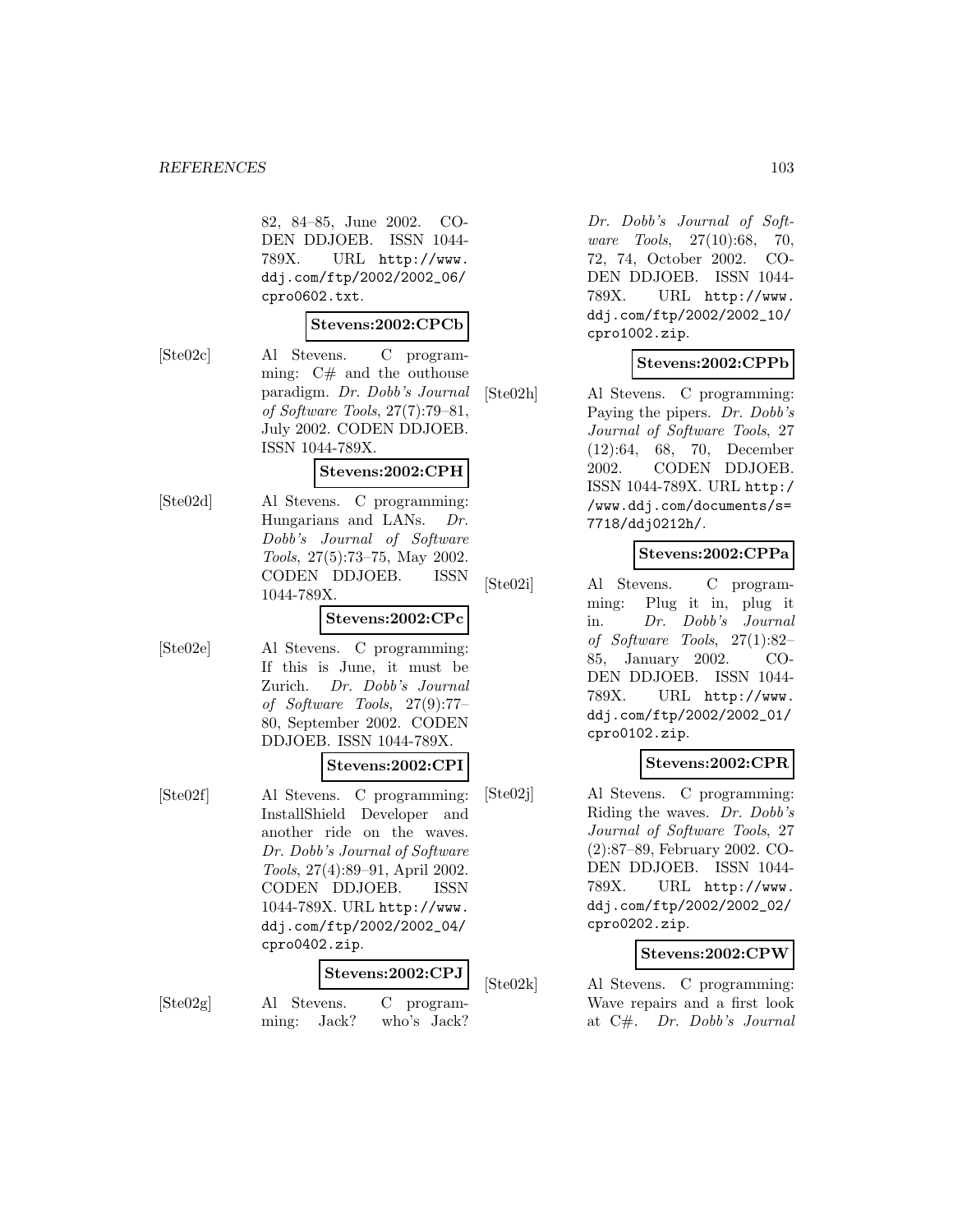82, 84–85, June 2002. CODEN DDJOEB. ISSN 1044-789X. URL http://www.ddj.com/ftp/2002/2002_06/cpro0602.txt.

**Stevens:2002:CPCb**

[Ste02c] Al Stevens. C programming: C# and the outhouse paradigm. *Dr. Dobb's Journal of Software Tools*, 27(7):79–81, July 2002. CODEN DDJOEB. ISSN 1044-789X.

**Stevens:2002:CPH**

[Ste02d] Al Stevens. C programming: Hungarians and LANs. *Dr. Dobb's Journal of Software Tools*, 27(5):73–75, May 2002. CODEN DDJOEB. ISSN 1044-789X.

**Stevens:2002:CPc**

[Ste02e] Al Stevens. C programming: If this is June, it must be Zurich. *Dr. Dobb's Journal of Software Tools*, 27(9):77–80, September 2002. CODEN DDJOEB. ISSN 1044-789X.

**Stevens:2002:CPI**

[Ste02f] Al Stevens. C programming: InstallShield Developer and another ride on the waves. *Dr. Dobb's Journal of Software Tools*, 27(4):89–91, April 2002. CODEN DDJOEB. ISSN 1044-789X. URL http://www.ddj.com/ftp/2002/2002_04/cpro0402.zip.

**Stevens:2002:CPJ**

[Ste02g] Al Stevens. C programming: Jack? who's Jack? *Dr. Dobb's Journal of Software Tools*, 27(10):68, 70, 72, 74, October 2002. CODEN DDJOEB. ISSN 1044-789X. URL http://www.ddj.com/ftp/2002/2002_10/cpro1002.zip.

**Stevens:2002:CPPb**

[Ste02h] Al Stevens. C programming: Paying the pipers. *Dr. Dobb's Journal of Software Tools*, 27 (12):64, 68, 70, December 2002. CODEN DDJOEB. ISSN 1044-789X. URL http://www.ddj.com/documents/s=7718/ddj0212h/.

**Stevens:2002:CPPa**

[Ste02i] Al Stevens. C programming: Plug it in, plug it in. *Dr. Dobb's Journal of Software Tools*, 27(1):82–85, January 2002. CODEN DDJOEB. ISSN 1044-789X. URL http://www.ddj.com/ftp/2002/2002_01/cpro0102.zip.

**Stevens:2002:CPR**

[Ste02j] Al Stevens. C programming: Riding the waves. *Dr. Dobb's Journal of Software Tools*, 27 (2):87–89, February 2002. CODEN DDJOEB. ISSN 1044-789X. URL http://www.ddj.com/ftp/2002/2002_02/cpro0202.zip.

**Stevens:2002:CPW**

[Ste02k] Al Stevens. C programming: Wave repairs and a first look at C#. *Dr. Dobb's Journal*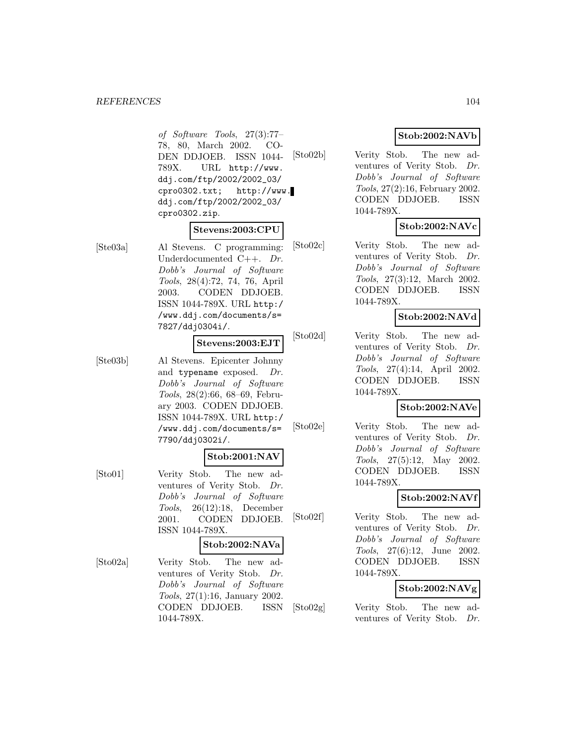*of Software Tools*, 27(3):77–78, 80, March 2002. CODEN DDJOEB. ISSN 1044-789X. URL `http://www.ddj.com/ftp/2002/2002_03/cpro0302.txt`; `http://www.ddj.com/ftp/2002/2002_03/cpro0302.zip`.

**Stevens:2003:CPU**

[Ste03a] Al Stevens. C programming: Underdocumented C++. *Dr. Dobb's Journal of Software Tools*, 28(4):72, 74, 76, April 2003. CODEN DDJOEB. ISSN 1044-789X. URL `http://www.ddj.com/documents/s=7827/ddj0304i/`.

**Stevens:2003:EJT**

[Ste03b] Al Stevens. Epicenter Johnny and `typename` exposed. *Dr. Dobb's Journal of Software Tools*, 28(2):66, 68–69, February 2003. CODEN DDJOEB. ISSN 1044-789X. URL `http://www.ddj.com/documents/s=7790/ddj0302i/`.

**Stob:2001:NAV**

[Sto01] Verity Stob. The new adventures of Verity Stob. *Dr. Dobb's Journal of Software Tools*, 26(12):18, December 2001. CODEN DDJOEB. ISSN 1044-789X.

**Stob:2002:NAVa**

[Sto02a] Verity Stob. The new adventures of Verity Stob. *Dr. Dobb's Journal of Software Tools*, 27(1):16, January 2002. CODEN DDJOEB. ISSN 1044-789X.

**Stob:2002:NAVb**

[Sto02b] Verity Stob. The new adventures of Verity Stob. *Dr. Dobb's Journal of Software Tools*, 27(2):16, February 2002. CODEN DDJOEB. ISSN 1044-789X.

**Stob:2002:NAVc**

[Sto02c] Verity Stob. The new adventures of Verity Stob. *Dr. Dobb's Journal of Software Tools*, 27(3):12, March 2002. CODEN DDJOEB. ISSN 1044-789X.

**Stob:2002:NAVd**

[Sto02d] Verity Stob. The new adventures of Verity Stob. *Dr. Dobb's Journal of Software Tools*, 27(4):14, April 2002. CODEN DDJOEB. ISSN 1044-789X.

**Stob:2002:NAVe**

[Sto02e] Verity Stob. The new adventures of Verity Stob. *Dr. Dobb's Journal of Software Tools*, 27(5):12, May 2002. CODEN DDJOEB. ISSN 1044-789X.

**Stob:2002:NAVf**

[Sto02f] Verity Stob. The new adventures of Verity Stob. *Dr. Dobb's Journal of Software Tools*, 27(6):12, June 2002. CODEN DDJOEB. ISSN 1044-789X.

**Stob:2002:NAVg**

[Sto02g] Verity Stob. The new adventures of Verity Stob. *Dr.*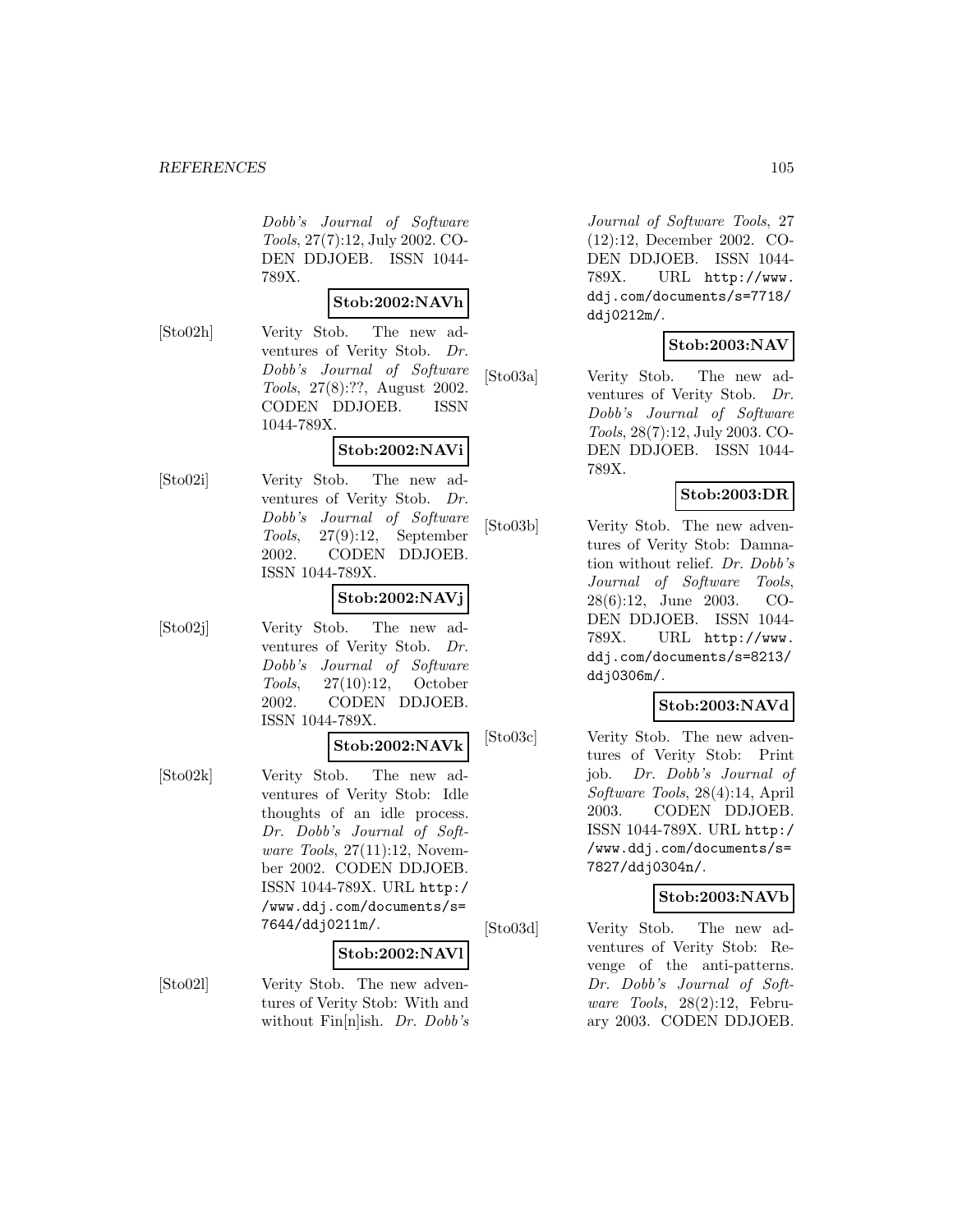Dobb's Journal of Software Tools*, 27(7):12, July 2002. CODEN DDJOEB. ISSN 1044-789X.

**Stob:2002:NAVh**

[Sto02h] Verity Stob. The new adventures of Verity Stob. *Dr. Dobb's Journal of Software Tools*, 27(8):??, August 2002. CODEN DDJOEB. ISSN 1044-789X.

**Stob:2002:NAVi**

[Sto02i] Verity Stob. The new adventures of Verity Stob. *Dr. Dobb's Journal of Software Tools*, 27(9):12, September 2002. CODEN DDJOEB. ISSN 1044-789X.

**Stob:2002:NAVj**

[Sto02j] Verity Stob. The new adventures of Verity Stob. *Dr. Dobb's Journal of Software Tools*, 27(10):12, October 2002. CODEN DDJOEB. ISSN 1044-789X.

**Stob:2002:NAVk**

[Sto02k] Verity Stob. The new adventures of Verity Stob: Idle thoughts of an idle process. *Dr. Dobb's Journal of Software Tools*, 27(11):12, November 2002. CODEN DDJOEB. ISSN 1044-789X. URL `http://www.ddj.com/documents/s=7644/ddj0211m/`.

**Stob:2002:NAVl**

[Sto02l] Verity Stob. The new adventures of Verity Stob: With and without Fin[n]ish. *Dr. Dobb's Journal of Software Tools*, 27 (12):12, December 2002. CODEN DDJOEB. ISSN 1044-789X. URL `http://www.ddj.com/documents/s=7718/ddj0212m/`.

**Stob:2003:NAV**

[Sto03a] Verity Stob. The new adventures of Verity Stob. *Dr. Dobb's Journal of Software Tools*, 28(7):12, July 2003. CODEN DDJOEB. ISSN 1044-789X.

**Stob:2003:DR**

[Sto03b] Verity Stob. The new adventures of Verity Stob: Damnation without relief. *Dr. Dobb's Journal of Software Tools*, 28(6):12, June 2003. CODEN DDJOEB. ISSN 1044-789X. URL `http://www.ddj.com/documents/s=8213/ddj0306m/`.

**Stob:2003:NAVd**

[Sto03c] Verity Stob. The new adventures of Verity Stob: Print job. *Dr. Dobb's Journal of Software Tools*, 28(4):14, April 2003. CODEN DDJOEB. ISSN 1044-789X. URL `http://www.ddj.com/documents/s=7827/ddj0304n/`.

**Stob:2003:NAVb**

[Sto03d] Verity Stob. The new adventures of Verity Stob: Revenge of the anti-patterns. *Dr. Dobb's Journal of Software Tools*, 28(2):12, February 2003. CODEN DDJOEB.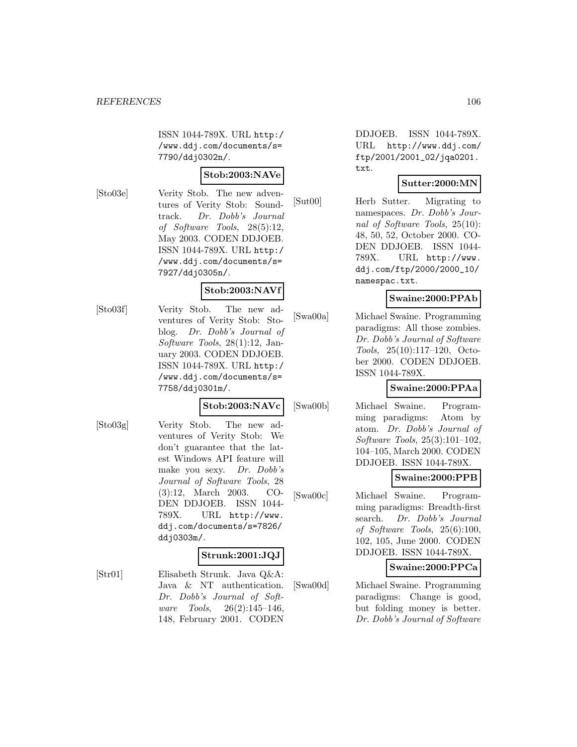ISSN 1044-789X. URL http://www.ddj.com/documents/s=7790/ddj0302n/.

**Stob:2003:NAVe**

[Sto03e] Verity Stob. The new adventures of Verity Stob: Soundtrack. *Dr. Dobb's Journal of Software Tools*, 28(5):12, May 2003. CODEN DDJOEB. ISSN 1044-789X. URL http://www.ddj.com/documents/s=7927/ddj0305n/.

**Stob:2003:NAVf**

[Sto03f] Verity Stob. The new adventures of Verity Stob: Stoblog. *Dr. Dobb's Journal of Software Tools*, 28(1):12, January 2003. CODEN DDJOEB. ISSN 1044-789X. URL http://www.ddj.com/documents/s=7758/ddj0301m/.

**Stob:2003:NAVc**

[Sto03g] Verity Stob. The new adventures of Verity Stob: We don't guarantee that the latest Windows API feature will make you sexy. *Dr. Dobb's Journal of Software Tools*, 28(3):12, March 2003. CODEN DDJOEB. ISSN 1044-789X. URL http://www.ddj.com/documents/s=7826/ddj0303m/.

**Strunk:2001:JQJ**

[Str01] Elisabeth Strunk. Java Q&A: Java & NT authentication. *Dr. Dobb's Journal of Software Tools*, 26(2):145–146, 148, February 2001. CODEN DDJOEB. ISSN 1044-789X. URL http://www.ddj.com/ftp/2001/2001_02/jqa0201.txt.

**Sutter:2000:MN**

[Sut00] Herb Sutter. Migrating to namespaces. *Dr. Dobb's Journal of Software Tools*, 25(10):48, 50, 52, October 2000. CODEN DDJOEB. ISSN 1044-789X. URL http://www.ddj.com/ftp/2000/2000_10/namespac.txt.

**Swaine:2000:PPAb**

[Swa00a] Michael Swaine. Programming paradigms: All those zombies. *Dr. Dobb's Journal of Software Tools*, 25(10):117–120, October 2000. CODEN DDJOEB. ISSN 1044-789X.

**Swaine:2000:PPAa**

[Swa00b] Michael Swaine. Programming paradigms: Atom by atom. *Dr. Dobb's Journal of Software Tools*, 25(3):101–102, 104–105, March 2000. CODEN DDJOEB. ISSN 1044-789X.

**Swaine:2000:PPB**

[Swa00c] Michael Swaine. Programming paradigms: Breadth-first search. *Dr. Dobb's Journal of Software Tools*, 25(6):100, 102, 105, June 2000. CODEN DDJOEB. ISSN 1044-789X.

**Swaine:2000:PPCa**

[Swa00d] Michael Swaine. Programming paradigms: Change is good, but folding money is better. *Dr. Dobb's Journal of Software*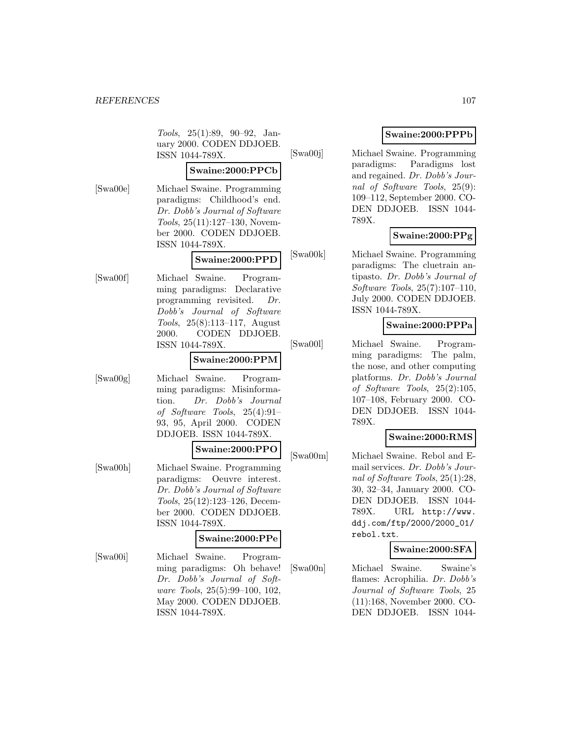*Tools*, 25(1):89, 90–92, January 2000. CODEN DDJOEB. ISSN 1044-789X.

**Swaine:2000:PPCb**

[Swa00e] Michael Swaine. Programming paradigms: Childhood's end. *Dr. Dobb's Journal of Software Tools*, 25(11):127–130, November 2000. CODEN DDJOEB. ISSN 1044-789X.

**Swaine:2000:PPD**

[Swa00f] Michael Swaine. Programming paradigms: Declarative programming revisited. *Dr. Dobb's Journal of Software Tools*, 25(8):113–117, August 2000. CODEN DDJOEB. ISSN 1044-789X.

**Swaine:2000:PPM**

[Swa00g] Michael Swaine. Programming paradigms: Misinformation. *Dr. Dobb's Journal of Software Tools*, 25(4):91–93, 95, April 2000. CODEN DDJOEB. ISSN 1044-789X.

**Swaine:2000:PPO**

[Swa00h] Michael Swaine. Programming paradigms: Oeuvre interest. *Dr. Dobb's Journal of Software Tools*, 25(12):123–126, December 2000. CODEN DDJOEB. ISSN 1044-789X.

**Swaine:2000:PPe**

[Swa00i] Michael Swaine. Programming paradigms: Oh behave! *Dr. Dobb's Journal of Software Tools*, 25(5):99–100, 102, May 2000. CODEN DDJOEB. ISSN 1044-789X.

**Swaine:2000:PPPb**

[Swa00j] Michael Swaine. Programming paradigms: Paradigms lost and regained. *Dr. Dobb's Journal of Software Tools*, 25(9): 109–112, September 2000. CODEN DDJOEB. ISSN 1044-789X.

**Swaine:2000:PPg**

[Swa00k] Michael Swaine. Programming paradigms: The cluetrain antipasto. *Dr. Dobb's Journal of Software Tools*, 25(7):107–110, July 2000. CODEN DDJOEB. ISSN 1044-789X.

**Swaine:2000:PPPa**

[Swa00l] Michael Swaine. Programming paradigms: The palm, the nose, and other computing platforms. *Dr. Dobb's Journal of Software Tools*, 25(2):105, 107–108, February 2000. CODEN DDJOEB. ISSN 1044-789X.

**Swaine:2000:RMS**

[Swa00m] Michael Swaine. Rebol and E-mail services. *Dr. Dobb's Journal of Software Tools*, 25(1):28, 30, 32–34, January 2000. CODEN DDJOEB. ISSN 1044-789X. URL http://www.ddj.com/ftp/2000/2000_01/rebol.txt.

**Swaine:2000:SFA**

[Swa00n] Michael Swaine. Swaine's flames: Acrophilia. *Dr. Dobb's Journal of Software Tools*, 25 (11):168, November 2000. CODEN DDJOEB. ISSN 1044-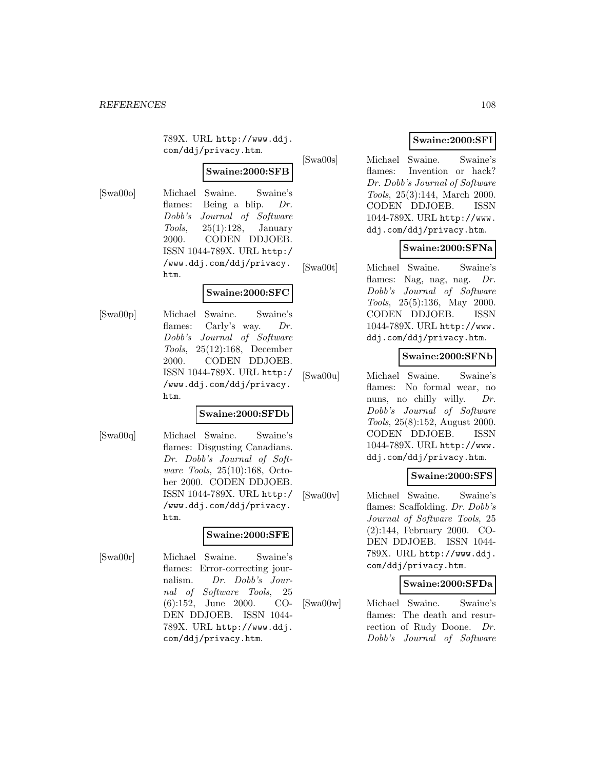789X. URL http://www.ddj.com/ddj/privacy.htm.

**Swaine:2000:SFB**

[Swa00o] Michael Swaine. Swaine's flames: Being a blip. *Dr. Dobb's Journal of Software Tools*, 25(1):128, January 2000. CODEN DDJOEB. ISSN 1044-789X. URL http://www.ddj.com/ddj/privacy.htm.

**Swaine:2000:SFC**

[Swa00p] Michael Swaine. Swaine's flames: Carly's way. *Dr. Dobb's Journal of Software Tools*, 25(12):168, December 2000. CODEN DDJOEB. ISSN 1044-789X. URL http://www.ddj.com/ddj/privacy.htm.

**Swaine:2000:SFDb**

[Swa00q] Michael Swaine. Swaine's flames: Disgusting Canadians. *Dr. Dobb's Journal of Software Tools*, 25(10):168, October 2000. CODEN DDJOEB. ISSN 1044-789X. URL http://www.ddj.com/ddj/privacy.htm.

**Swaine:2000:SFE**

[Swa00r] Michael Swaine. Swaine's flames: Error-correcting journalism. *Dr. Dobb's Journal of Software Tools*, 25 (6):152, June 2000. CODEN DDJOEB. ISSN 1044-789X. URL http://www.ddj.com/ddj/privacy.htm.

**Swaine:2000:SFI**

[Swa00s] Michael Swaine. Swaine's flames: Invention or hack? *Dr. Dobb's Journal of Software Tools*, 25(3):144, March 2000. CODEN DDJOEB. ISSN 1044-789X. URL http://www.ddj.com/ddj/privacy.htm.

**Swaine:2000:SFNa**

[Swa00t] Michael Swaine. Swaine's flames: Nag, nag, nag. *Dr. Dobb's Journal of Software Tools*, 25(5):136, May 2000. CODEN DDJOEB. ISSN 1044-789X. URL http://www.ddj.com/ddj/privacy.htm.

**Swaine:2000:SFNb**

[Swa00u] Michael Swaine. Swaine's flames: No formal wear, no nuns, no chilly willy. *Dr. Dobb's Journal of Software Tools*, 25(8):152, August 2000. CODEN DDJOEB. ISSN 1044-789X. URL http://www.ddj.com/ddj/privacy.htm.

**Swaine:2000:SFS**

[Swa00v] Michael Swaine. Swaine's flames: Scaffolding. *Dr. Dobb's Journal of Software Tools*, 25 (2):144, February 2000. CODEN DDJOEB. ISSN 1044-789X. URL http://www.ddj.com/ddj/privacy.htm.

**Swaine:2000:SFDa**

[Swa00w] Michael Swaine. Swaine's flames: The death and resurrection of Rudy Doone. *Dr. Dobb's Journal of Software*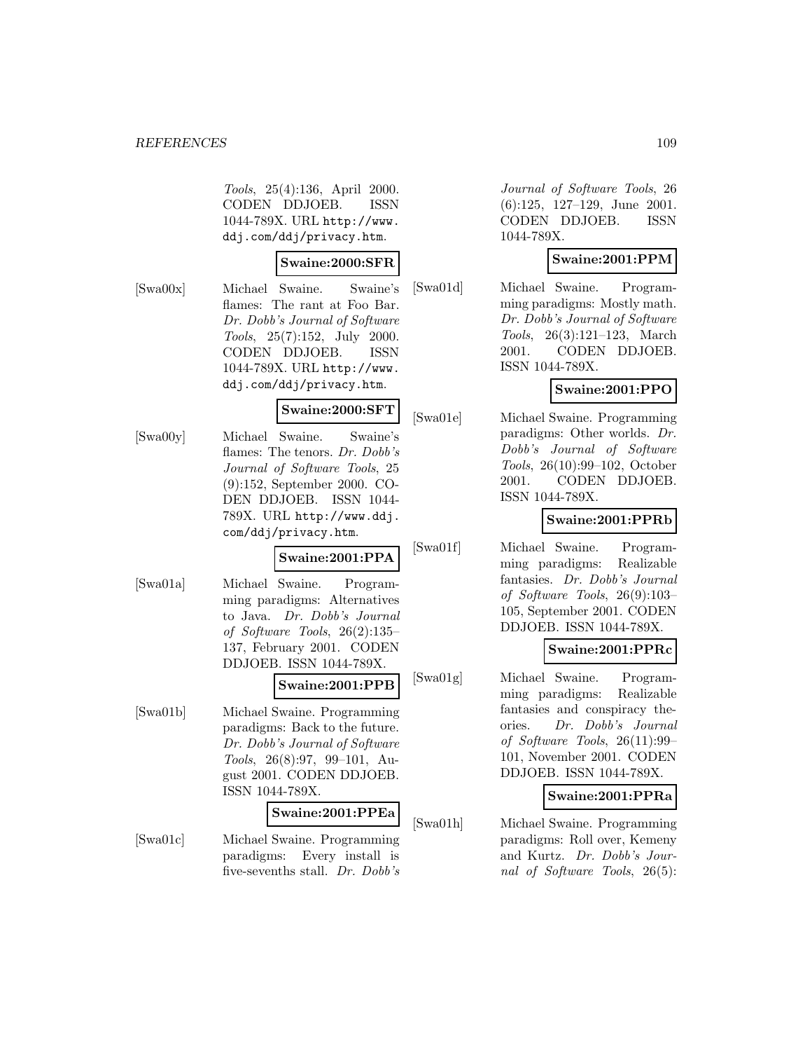*Tools*, 25(4):136, April 2000. CODEN DDJOEB. ISSN 1044-789X. URL http://www.ddj.com/ddj/privacy.htm.

**Swaine:2000:SFR**

[Swa00x] Michael Swaine. Swaine's flames: The rant at Foo Bar. *Dr. Dobb's Journal of Software Tools*, 25(7):152, July 2000. CODEN DDJOEB. ISSN 1044-789X. URL http://www.ddj.com/ddj/privacy.htm.

**Swaine:2000:SFT**

[Swa00y] Michael Swaine. Swaine's flames: The tenors. *Dr. Dobb's Journal of Software Tools*, 25 (9):152, September 2000. CODEN DDJOEB. ISSN 1044-789X. URL http://www.ddj.com/ddj/privacy.htm.

**Swaine:2001:PPA**

[Swa01a] Michael Swaine. Programming paradigms: Alternatives to Java. *Dr. Dobb's Journal of Software Tools*, 26(2):135–137, February 2001. CODEN DDJOEB. ISSN 1044-789X.

**Swaine:2001:PPB**

[Swa01b] Michael Swaine. Programming paradigms: Back to the future. *Dr. Dobb's Journal of Software Tools*, 26(8):97, 99–101, August 2001. CODEN DDJOEB. ISSN 1044-789X.

**Swaine:2001:PPEa**

[Swa01c] Michael Swaine. Programming paradigms: Every install is five-sevenths stall. *Dr. Dobb's Journal of Software Tools*, 26 (6):125, 127–129, June 2001. CODEN DDJOEB. ISSN 1044-789X.

**Swaine:2001:PPM**

[Swa01d] Michael Swaine. Programming paradigms: Mostly math. *Dr. Dobb's Journal of Software Tools*, 26(3):121–123, March 2001. CODEN DDJOEB. ISSN 1044-789X.

**Swaine:2001:PPO**

[Swa01e] Michael Swaine. Programming paradigms: Other worlds. *Dr. Dobb's Journal of Software Tools*, 26(10):99–102, October 2001. CODEN DDJOEB. ISSN 1044-789X.

**Swaine:2001:PPRb**

[Swa01f] Michael Swaine. Programming paradigms: Realizable fantasies. *Dr. Dobb's Journal of Software Tools*, 26(9):103–105, September 2001. CODEN DDJOEB. ISSN 1044-789X.

**Swaine:2001:PPRc**

[Swa01g] Michael Swaine. Programming paradigms: Realizable fantasies and conspiracy theories. *Dr. Dobb's Journal of Software Tools*, 26(11):99–101, November 2001. CODEN DDJOEB. ISSN 1044-789X.

**Swaine:2001:PPRa**

[Swa01h] Michael Swaine. Programming paradigms: Roll over, Kemeny and Kurtz. *Dr. Dobb's Journal of Software Tools*, 26(5):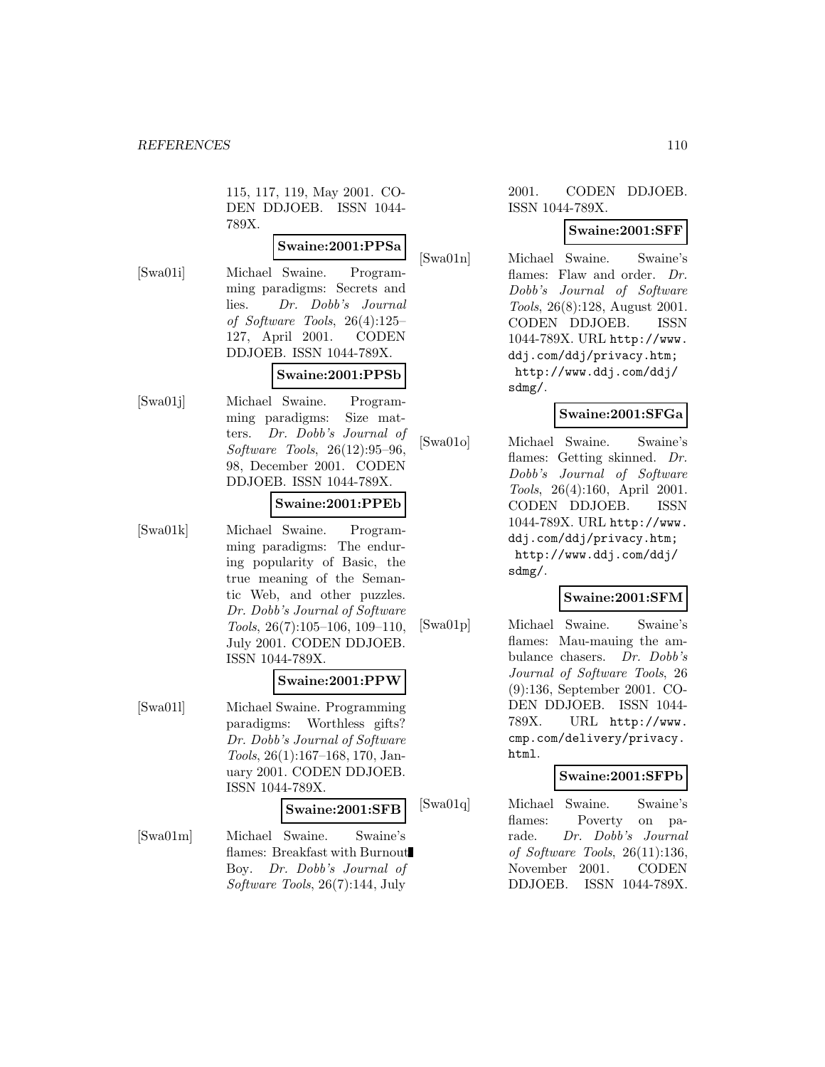115, 117, 119, May 2001. CODEN DDJOEB. ISSN 1044-789X.

**Swaine:2001:PPSa**

[Swa01i] Michael Swaine. Programming paradigms: Secrets and lies. *Dr. Dobb's Journal of Software Tools*, 26(4):125–127, April 2001. CODEN DDJOEB. ISSN 1044-789X.

**Swaine:2001:PPSb**

[Swa01j] Michael Swaine. Programming paradigms: Size matters. *Dr. Dobb's Journal of Software Tools*, 26(12):95–96, 98, December 2001. CODEN DDJOEB. ISSN 1044-789X.

**Swaine:2001:PPEb**

[Swa01k] Michael Swaine. Programming paradigms: The enduring popularity of Basic, the true meaning of the Semantic Web, and other puzzles. *Dr. Dobb's Journal of Software Tools*, 26(7):105–106, 109–110, July 2001. CODEN DDJOEB. ISSN 1044-789X.

**Swaine:2001:PPW**

[Swa01l] Michael Swaine. Programming paradigms: Worthless gifts? *Dr. Dobb's Journal of Software Tools*, 26(1):167–168, 170, January 2001. CODEN DDJOEB. ISSN 1044-789X.

**Swaine:2001:SFB**

[Swa01m] Michael Swaine. Swaine's flames: Breakfast with Burnout Boy. *Dr. Dobb's Journal of Software Tools*, 26(7):144, July 2001. CODEN DDJOEB. ISSN 1044-789X.

**Swaine:2001:SFF**

[Swa01n] Michael Swaine. Swaine's flames: Flaw and order. *Dr. Dobb's Journal of Software Tools*, 26(8):128, August 2001. CODEN DDJOEB. ISSN 1044-789X. URL http://www.ddj.com/ddj/privacy.htm; http://www.ddj.com/ddj/sdmg/.

**Swaine:2001:SFGa**

[Swa01o] Michael Swaine. Swaine's flames: Getting skinned. *Dr. Dobb's Journal of Software Tools*, 26(4):160, April 2001. CODEN DDJOEB. ISSN 1044-789X. URL http://www.ddj.com/ddj/privacy.htm; http://www.ddj.com/ddj/sdmg/.

**Swaine:2001:SFM**

[Swa01p] Michael Swaine. Swaine's flames: Mau-mauing the ambulance chasers. *Dr. Dobb's Journal of Software Tools*, 26 (9):136, September 2001. CODEN DDJOEB. ISSN 1044-789X. URL http://www.cmp.com/delivery/privacy.html.

**Swaine:2001:SFPb**

[Swa01q] Michael Swaine. Swaine's flames: Poverty on parade. *Dr. Dobb's Journal of Software Tools*, 26(11):136, November 2001. CODEN DDJOEB. ISSN 1044-789X.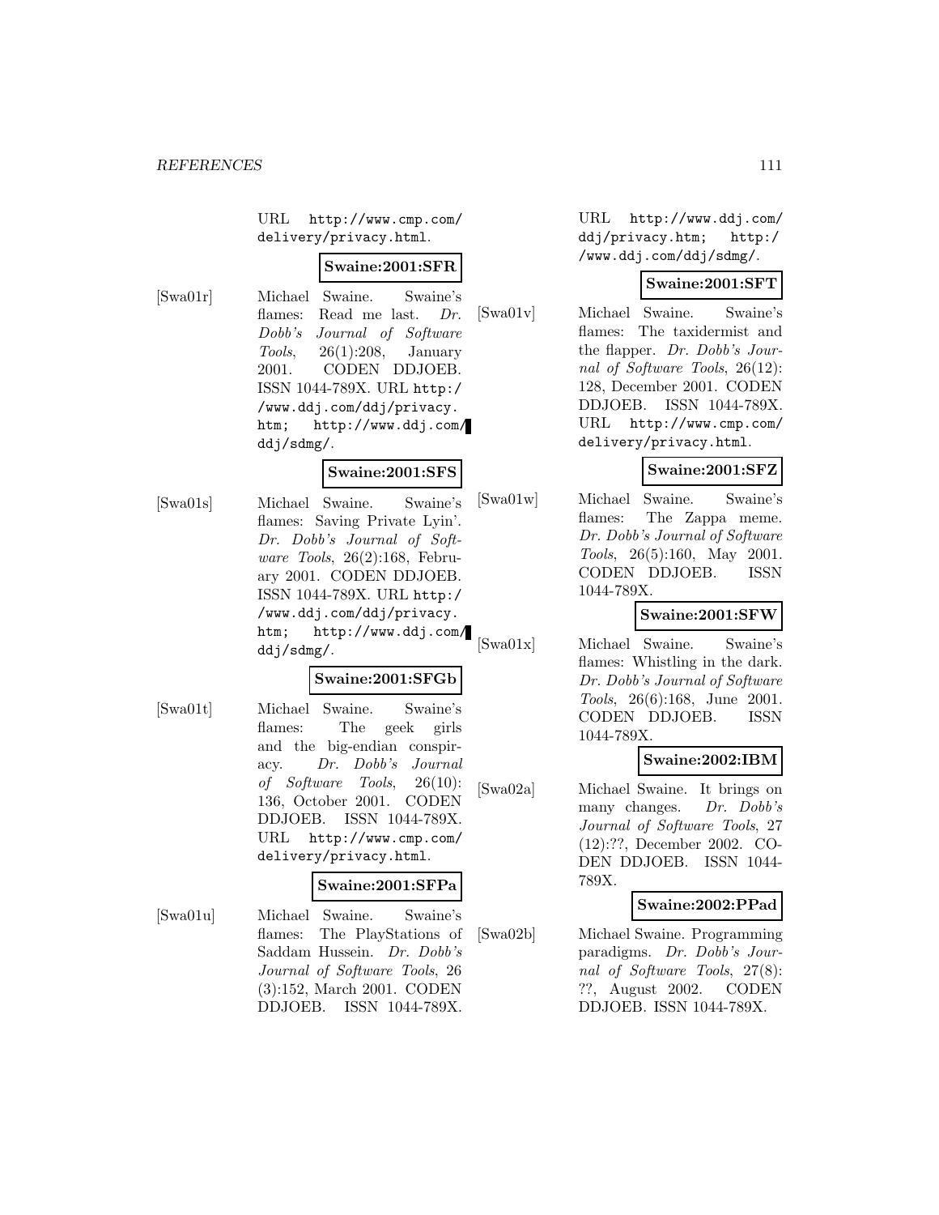URL http://www.cmp.com/delivery/privacy.html.

**Swaine:2001:SFR**

[Swa01r] Michael Swaine. Swaine's flames: Read me last. *Dr. Dobb's Journal of Software Tools*, 26(1):208, January 2001. CODEN DDJOEB. ISSN 1044-789X. URL http://www.ddj.com/ddj/privacy.htm; http://www.ddj.com/ddj/sdmg/.

**Swaine:2001:SFS**

[Swa01s] Michael Swaine. Swaine's flames: Saving Private Lyin'. *Dr. Dobb's Journal of Software Tools*, 26(2):168, February 2001. CODEN DDJOEB. ISSN 1044-789X. URL http://www.ddj.com/ddj/privacy.htm; http://www.ddj.com/ddj/sdmg/.

**Swaine:2001:SFGb**

[Swa01t] Michael Swaine. Swaine's flames: The geek girls and the big-endian conspiracy. *Dr. Dobb's Journal of Software Tools*, 26(10):136, October 2001. CODEN DDJOEB. ISSN 1044-789X. URL http://www.cmp.com/delivery/privacy.html.

**Swaine:2001:SFPa**

[Swa01u] Michael Swaine. Swaine's flames: The PlayStations of Saddam Hussein. *Dr. Dobb's Journal of Software Tools*, 26(3):152, March 2001. CODEN DDJOEB. ISSN 1044-789X. URL http://www.ddj.com/ddj/privacy.htm; http://www.ddj.com/ddj/sdmg/.

**Swaine:2001:SFT**

[Swa01v] Michael Swaine. Swaine's flames: The taxidermist and the flapper. *Dr. Dobb's Journal of Software Tools*, 26(12):128, December 2001. CODEN DDJOEB. ISSN 1044-789X. URL http://www.cmp.com/delivery/privacy.html.

**Swaine:2001:SFZ**

[Swa01w] Michael Swaine. Swaine's flames: The Zappa meme. *Dr. Dobb's Journal of Software Tools*, 26(5):160, May 2001. CODEN DDJOEB. ISSN 1044-789X.

**Swaine:2001:SFW**

[Swa01x] Michael Swaine. Swaine's flames: Whistling in the dark. *Dr. Dobb's Journal of Software Tools*, 26(6):168, June 2001. CODEN DDJOEB. ISSN 1044-789X.

**Swaine:2002:IBM**

[Swa02a] Michael Swaine. It brings on many changes. *Dr. Dobb's Journal of Software Tools*, 27(12):??, December 2002. CODEN DDJOEB. ISSN 1044-789X.

**Swaine:2002:PPad**

[Swa02b] Michael Swaine. Programming paradigms. *Dr. Dobb's Journal of Software Tools*, 27(8):??, August 2002. CODEN DDJOEB. ISSN 1044-789X.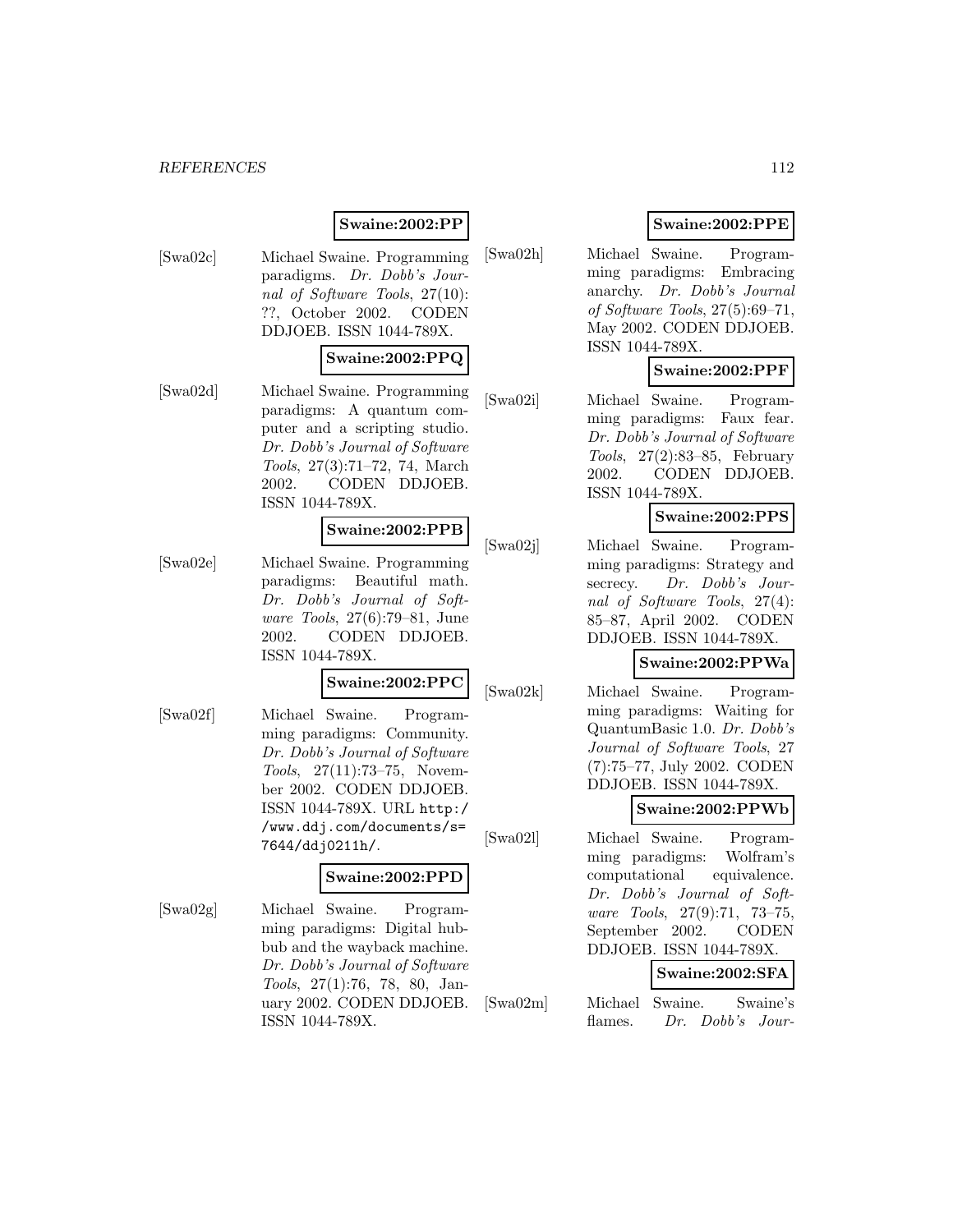**Swaine:2002:PP**

[Swa02c] Michael Swaine. Programming paradigms. *Dr. Dobb's Journal of Software Tools*, 27(10): ??, October 2002. CODEN DDJOEB. ISSN 1044-789X.

**Swaine:2002:PPQ**

[Swa02d] Michael Swaine. Programming paradigms: A quantum computer and a scripting studio. *Dr. Dobb's Journal of Software Tools*, 27(3):71–72, 74, March 2002. CODEN DDJOEB. ISSN 1044-789X.

**Swaine:2002:PPB**

[Swa02e] Michael Swaine. Programming paradigms: Beautiful math. *Dr. Dobb's Journal of Software Tools*, 27(6):79–81, June 2002. CODEN DDJOEB. ISSN 1044-789X.

**Swaine:2002:PPC**

[Swa02f] Michael Swaine. Programming paradigms: Community. *Dr. Dobb's Journal of Software Tools*, 27(11):73–75, November 2002. CODEN DDJOEB. ISSN 1044-789X. URL `http://www.ddj.com/documents/s=7644/ddj0211h/`.

**Swaine:2002:PPD**

[Swa02g] Michael Swaine. Programming paradigms: Digital hubbub and the wayback machine. *Dr. Dobb's Journal of Software Tools*, 27(1):76, 78, 80, January 2002. CODEN DDJOEB. ISSN 1044-789X.

**Swaine:2002:PPE**

[Swa02h] Michael Swaine. Programming paradigms: Embracing anarchy. *Dr. Dobb's Journal of Software Tools*, 27(5):69–71, May 2002. CODEN DDJOEB. ISSN 1044-789X.

**Swaine:2002:PPF**

[Swa02i] Michael Swaine. Programming paradigms: Faux fear. *Dr. Dobb's Journal of Software Tools*, 27(2):83–85, February 2002. CODEN DDJOEB. ISSN 1044-789X.

**Swaine:2002:PPS**

[Swa02j] Michael Swaine. Programming paradigms: Strategy and secrecy. *Dr. Dobb's Journal of Software Tools*, 27(4): 85–87, April 2002. CODEN DDJOEB. ISSN 1044-789X.

**Swaine:2002:PPWa**

[Swa02k] Michael Swaine. Programming paradigms: Waiting for QuantumBasic 1.0. *Dr. Dobb's Journal of Software Tools*, 27 (7):75–77, July 2002. CODEN DDJOEB. ISSN 1044-789X.

**Swaine:2002:PPWb**

[Swa02l] Michael Swaine. Programming paradigms: Wolfram's computational equivalence. *Dr. Dobb's Journal of Software Tools*, 27(9):71, 73–75, September 2002. CODEN DDJOEB. ISSN 1044-789X.

**Swaine:2002:SFA**

[Swa02m] Michael Swaine. Swaine's flames. *Dr. Dobb's Jour-*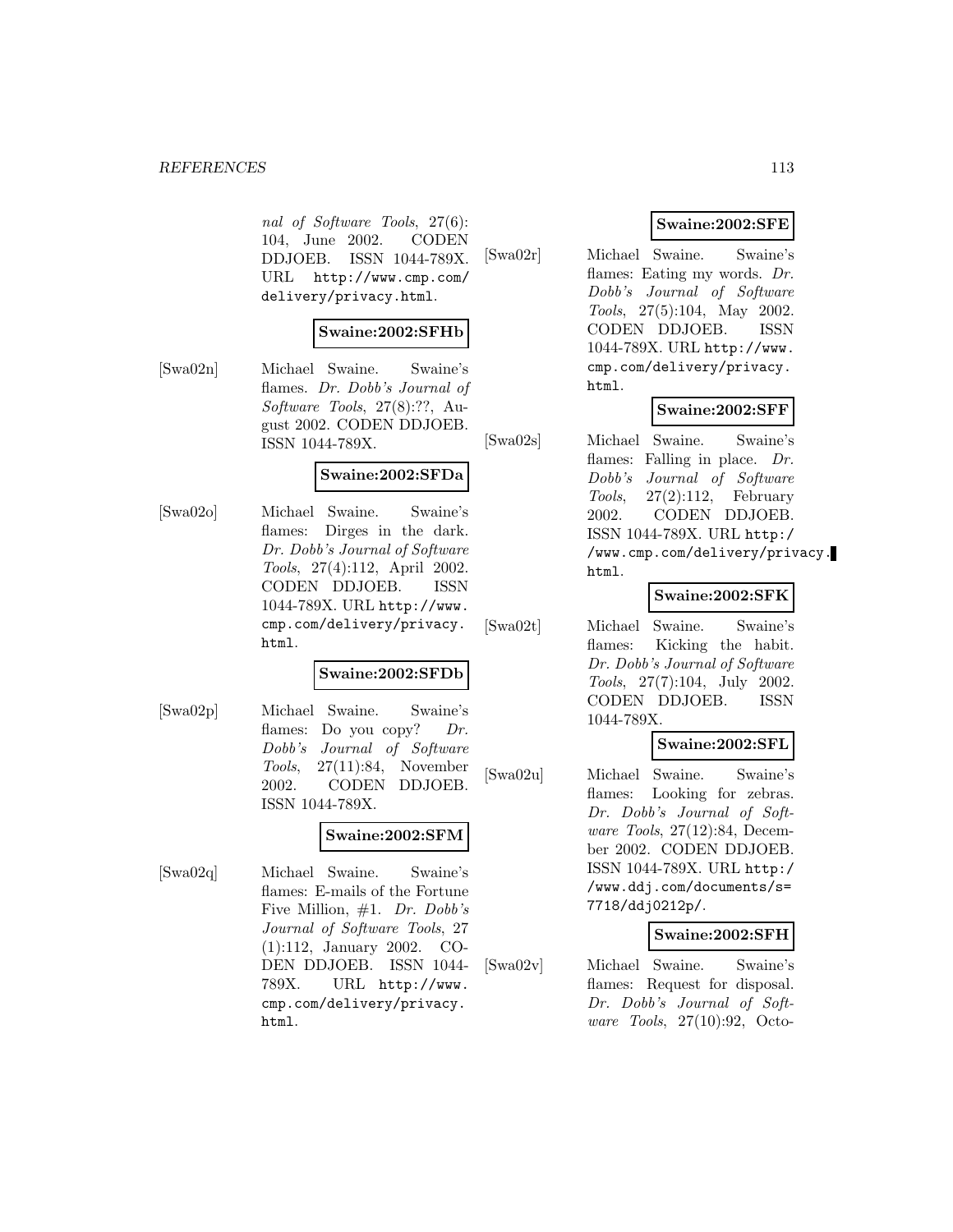nal of Software Tools*, 27(6): 104, June 2002. CODEN DDJOEB. ISSN 1044-789X. URL http://www.cmp.com/delivery/privacy.html.

**Swaine:2002:SFHb**

[Swa02n] Michael Swaine. Swaine's flames. *Dr. Dobb's Journal of Software Tools*, 27(8):??, August 2002. CODEN DDJOEB. ISSN 1044-789X.

**Swaine:2002:SFDa**

[Swa02o] Michael Swaine. Swaine's flames: Dirges in the dark. *Dr. Dobb's Journal of Software Tools*, 27(4):112, April 2002. CODEN DDJOEB. ISSN 1044-789X. URL http://www.cmp.com/delivery/privacy.html.

**Swaine:2002:SFDb**

[Swa02p] Michael Swaine. Swaine's flames: Do you copy? *Dr. Dobb's Journal of Software Tools*, 27(11):84, November 2002. CODEN DDJOEB. ISSN 1044-789X.

**Swaine:2002:SFM**

[Swa02q] Michael Swaine. Swaine's flames: E-mails of the Fortune Five Million, #1. *Dr. Dobb's Journal of Software Tools*, 27 (1):112, January 2002. CODEN DDJOEB. ISSN 1044-789X. URL http://www.cmp.com/delivery/privacy.html.

**Swaine:2002:SFE**

[Swa02r] Michael Swaine. Swaine's flames: Eating my words. *Dr. Dobb's Journal of Software Tools*, 27(5):104, May 2002. CODEN DDJOEB. ISSN 1044-789X. URL http://www.cmp.com/delivery/privacy.html.

**Swaine:2002:SFF**

[Swa02s] Michael Swaine. Swaine's flames: Falling in place. *Dr. Dobb's Journal of Software Tools*, 27(2):112, February 2002. CODEN DDJOEB. ISSN 1044-789X. URL http://www.cmp.com/delivery/privacy.html.

**Swaine:2002:SFK**

[Swa02t] Michael Swaine. Swaine's flames: Kicking the habit. *Dr. Dobb's Journal of Software Tools*, 27(7):104, July 2002. CODEN DDJOEB. ISSN 1044-789X.

**Swaine:2002:SFL**

[Swa02u] Michael Swaine. Swaine's flames: Looking for zebras. *Dr. Dobb's Journal of Software Tools*, 27(12):84, December 2002. CODEN DDJOEB. ISSN 1044-789X. URL http://www.ddj.com/documents/s=7718/ddj0212p/.

**Swaine:2002:SFH**

[Swa02v] Michael Swaine. Swaine's flames: Request for disposal. *Dr. Dobb's Journal of Software Tools*, 27(10):92, Octo-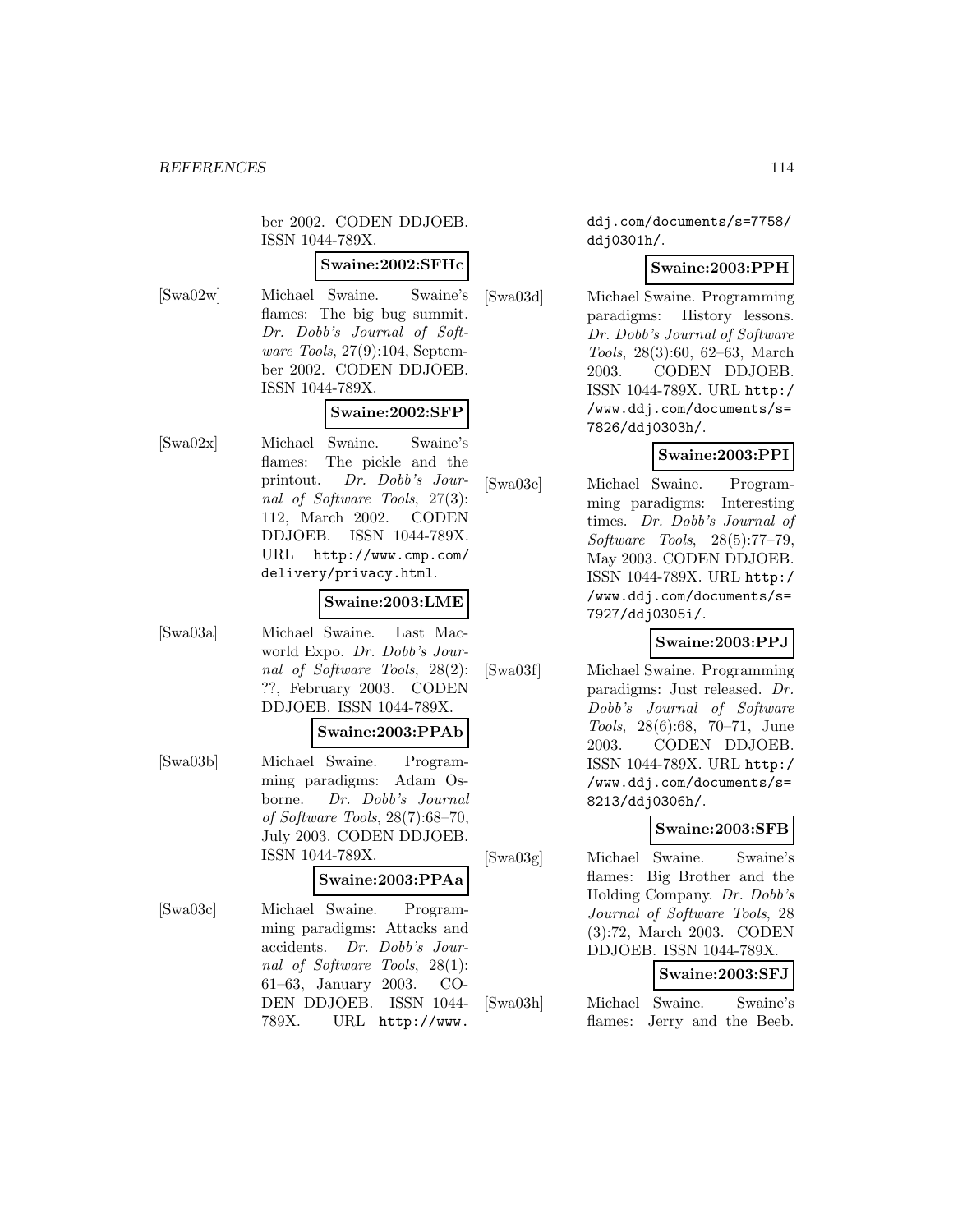ber 2002. CODEN DDJOEB. ISSN 1044-789X.

**Swaine:2002:SFHc**

[Swa02w] Michael Swaine. Swaine's flames: The big bug summit. *Dr. Dobb's Journal of Software Tools*, 27(9):104, September 2002. CODEN DDJOEB. ISSN 1044-789X.

**Swaine:2002:SFP**

[Swa02x] Michael Swaine. Swaine's flames: The pickle and the printout. *Dr. Dobb's Journal of Software Tools*, 27(3): 112, March 2002. CODEN DDJOEB. ISSN 1044-789X. URL `http://www.cmp.com/delivery/privacy.html`.

**Swaine:2003:LME**

[Swa03a] Michael Swaine. Last Macworld Expo. *Dr. Dobb's Journal of Software Tools*, 28(2): ??, February 2003. CODEN DDJOEB. ISSN 1044-789X.

**Swaine:2003:PPAb**

[Swa03b] Michael Swaine. Programming paradigms: Adam Osborne. *Dr. Dobb's Journal of Software Tools*, 28(7):68–70, July 2003. CODEN DDJOEB. ISSN 1044-789X.

**Swaine:2003:PPAa**

[Swa03c] Michael Swaine. Programming paradigms: Attacks and accidents. *Dr. Dobb's Journal of Software Tools*, 28(1): 61–63, January 2003. CODEN DDJOEB. ISSN 1044-789X. URL `http://www.ddj.com/documents/s=7758/ddj0301h/`.

**Swaine:2003:PPH**

[Swa03d] Michael Swaine. Programming paradigms: History lessons. *Dr. Dobb's Journal of Software Tools*, 28(3):60, 62–63, March 2003. CODEN DDJOEB. ISSN 1044-789X. URL `http://www.ddj.com/documents/s=7826/ddj0303h/`.

**Swaine:2003:PPI**

[Swa03e] Michael Swaine. Programming paradigms: Interesting times. *Dr. Dobb's Journal of Software Tools*, 28(5):77–79, May 2003. CODEN DDJOEB. ISSN 1044-789X. URL `http://www.ddj.com/documents/s=7927/ddj0305i/`.

**Swaine:2003:PPJ**

[Swa03f] Michael Swaine. Programming paradigms: Just released. *Dr. Dobb's Journal of Software Tools*, 28(6):68, 70–71, June 2003. CODEN DDJOEB. ISSN 1044-789X. URL `http://www.ddj.com/documents/s=8213/ddj0306h/`.

**Swaine:2003:SFB**

[Swa03g] Michael Swaine. Swaine's flames: Big Brother and the Holding Company. *Dr. Dobb's Journal of Software Tools*, 28 (3):72, March 2003. CODEN DDJOEB. ISSN 1044-789X.

**Swaine:2003:SFJ**

[Swa03h] Michael Swaine. Swaine's flames: Jerry and the Beeb.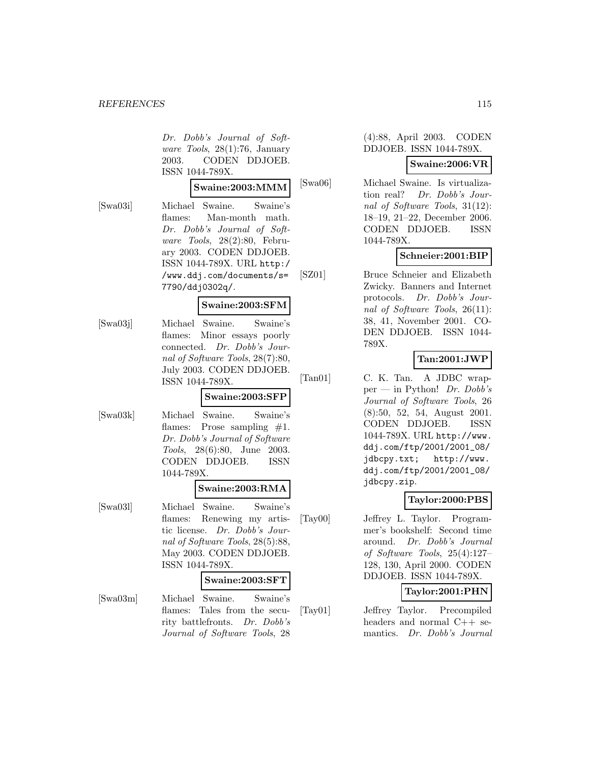*Dr. Dobb's Journal of Software Tools*, 28(1):76, January 2003. CODEN DDJOEB. ISSN 1044-789X.

**Swaine:2003:MMM**

[Swa03i] Michael Swaine. Swaine's flames: Man-month math. *Dr. Dobb's Journal of Software Tools*, 28(2):80, February 2003. CODEN DDJOEB. ISSN 1044-789X. URL http://www.ddj.com/documents/s=7790/ddj0302q/.

**Swaine:2003:SFM**

[Swa03j] Michael Swaine. Swaine's flames: Minor essays poorly connected. *Dr. Dobb's Journal of Software Tools*, 28(7):80, July 2003. CODEN DDJOEB. ISSN 1044-789X.

**Swaine:2003:SFP**

[Swa03k] Michael Swaine. Swaine's flames: Prose sampling #1. *Dr. Dobb's Journal of Software Tools*, 28(6):80, June 2003. CODEN DDJOEB. ISSN 1044-789X.

**Swaine:2003:RMA**

[Swa03l] Michael Swaine. Swaine's flames: Renewing my artistic license. *Dr. Dobb's Journal of Software Tools*, 28(5):88, May 2003. CODEN DDJOEB. ISSN 1044-789X.

**Swaine:2003:SFT**

[Swa03m] Michael Swaine. Swaine's flames: Tales from the security battlefronts. *Dr. Dobb's Journal of Software Tools*, 28 (4):88, April 2003. CODEN DDJOEB. ISSN 1044-789X.

**Swaine:2006:VR**

[Swa06] Michael Swaine. Is virtualization real? *Dr. Dobb's Journal of Software Tools*, 31(12): 18–19, 21–22, December 2006. CODEN DDJOEB. ISSN 1044-789X.

**Schneier:2001:BIP**

[SZ01] Bruce Schneier and Elizabeth Zwicky. Banners and Internet protocols. *Dr. Dobb's Journal of Software Tools*, 26(11): 38, 41, November 2001. CODEN DDJOEB. ISSN 1044-789X.

**Tan:2001:JWP**

[Tan01] C. K. Tan. A JDBC wrapper — in Python! *Dr. Dobb's Journal of Software Tools*, 26 (8):50, 52, 54, August 2001. CODEN DDJOEB. ISSN 1044-789X. URL http://www.ddj.com/ftp/2001/2001_08/jdbcpy.txt; http://www.ddj.com/ftp/2001/2001_08/jdbcpy.zip.

**Taylor:2000:PBS**

[Tay00] Jeffrey L. Taylor. Programmer's bookshelf: Second time around. *Dr. Dobb's Journal of Software Tools*, 25(4):127–128, 130, April 2000. CODEN DDJOEB. ISSN 1044-789X.

**Taylor:2001:PHN**

[Tay01] Jeffrey Taylor. Precompiled headers and normal C++ semantics. *Dr. Dobb's Journal*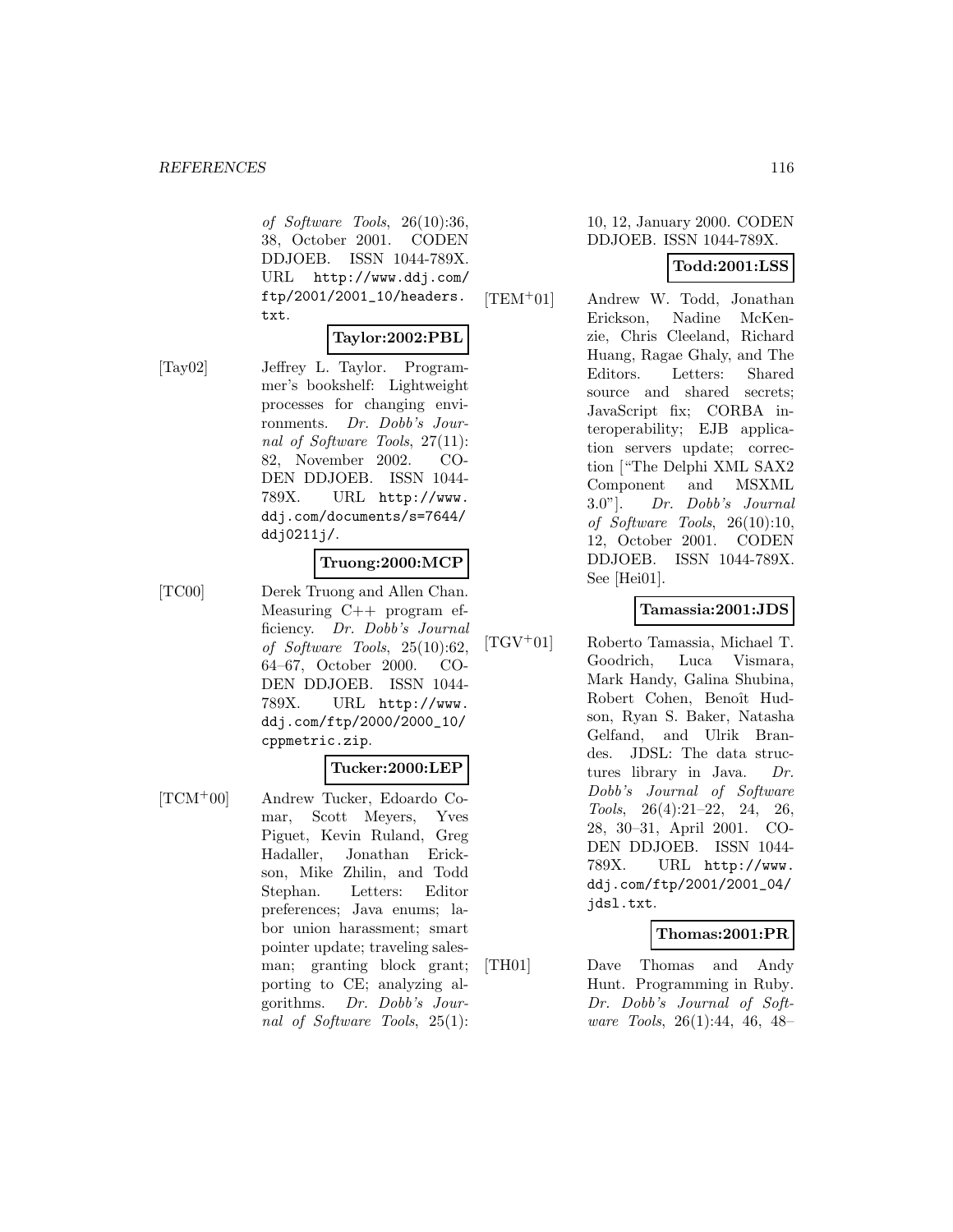*of Software Tools*, 26(10):36, 38, October 2001. CODEN DDJOEB. ISSN 1044-789X. URL `http://www.ddj.com/ftp/2001/2001_10/headers.txt`.

**Taylor:2002:PBL**

[Tay02] Jeffrey L. Taylor. Programmer's bookshelf: Lightweight processes for changing environments. *Dr. Dobb's Journal of Software Tools*, 27(11): 82, November 2002. CODEN DDJOEB. ISSN 1044-789X. URL `http://www.ddj.com/documents/s=7644/ddj0211j/`.

**Truong:2000:MCP**

[TC00] Derek Truong and Allen Chan. Measuring C++ program efficiency. *Dr. Dobb's Journal of Software Tools*, 25(10):62, 64–67, October 2000. CODEN DDJOEB. ISSN 1044-789X. URL `http://www.ddj.com/ftp/2000/2000_10/cppmetric.zip`.

**Tucker:2000:LEP**

[TCM+00] Andrew Tucker, Edoardo Comar, Scott Meyers, Yves Piguet, Kevin Ruland, Greg Hadaller, Jonathan Erickson, Mike Zhilin, and Todd Stephan. Letters: Editor preferences; Java enums; labor union harassment; smart pointer update; traveling salesman; granting block grant; porting to CE; analyzing algorithms. *Dr. Dobb's Journal of Software Tools*, 25(1): 10, 12, January 2000. CODEN DDJOEB. ISSN 1044-789X.

**Todd:2001:LSS**

[TEM+01] Andrew W. Todd, Jonathan Erickson, Nadine McKenzie, Chris Cleeland, Richard Huang, Ragae Ghaly, and The Editors. Letters: Shared source and shared secrets; JavaScript fix; CORBA interoperability; EJB application servers update; correction ["The Delphi XML SAX2 Component and MSXML 3.0"]. *Dr. Dobb's Journal of Software Tools*, 26(10):10, 12, October 2001. CODEN DDJOEB. ISSN 1044-789X. See [Hei01].

**Tamassia:2001:JDS**

[TGV+01] Roberto Tamassia, Michael T. Goodrich, Luca Vismara, Mark Handy, Galina Shubina, Robert Cohen, Benoît Hudson, Ryan S. Baker, Natasha Gelfand, and Ulrik Brandes. JDSL: The data structures library in Java. *Dr. Dobb's Journal of Software Tools*, 26(4):21–22, 24, 26, 28, 30–31, April 2001. CODEN DDJOEB. ISSN 1044-789X. URL `http://www.ddj.com/ftp/2001/2001_04/jdsl.txt`.

**Thomas:2001:PR**

[TH01] Dave Thomas and Andy Hunt. Programming in Ruby. *Dr. Dobb's Journal of Software Tools*, 26(1):44, 46, 48–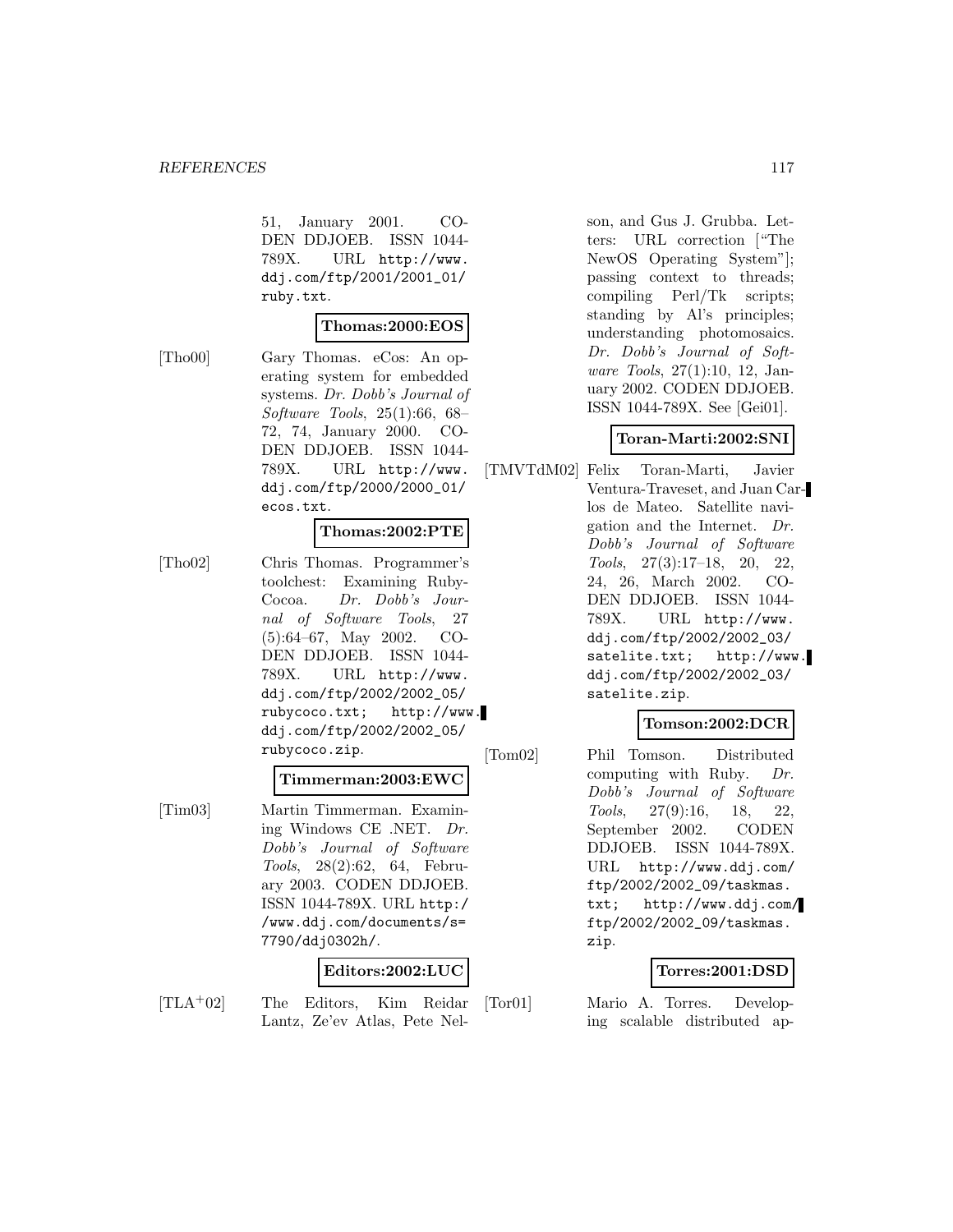51, January 2001. CODEN DDJOEB. ISSN 1044-789X. URL http://www.ddj.com/ftp/2001/2001_01/ruby.txt.

**Thomas:2000:EOS**

[Tho00] Gary Thomas. eCos: An operating system for embedded systems. *Dr. Dobb's Journal of Software Tools*, 25(1):66, 68–72, 74, January 2000. CODEN DDJOEB. ISSN 1044-789X. URL http://www.ddj.com/ftp/2000/2000_01/ecos.txt.

**Thomas:2002:PTE**

[Tho02] Chris Thomas. Programmer's toolchest: Examining RubyCocoa. *Dr. Dobb's Journal of Software Tools*, 27(5):64–67, May 2002. CODEN DDJOEB. ISSN 1044-789X. URL http://www.ddj.com/ftp/2002/2002_05/rubycoco.txt; http://www.ddj.com/ftp/2002/2002_05/rubycoco.zip.

**Timmerman:2003:EWC**

[Tim03] Martin Timmerman. Examining Windows CE .NET. *Dr. Dobb's Journal of Software Tools*, 28(2):62, 64, February 2003. CODEN DDJOEB. ISSN 1044-789X. URL http://www.ddj.com/documents/s=7790/ddj0302h/.

**Editors:2002:LUC**

[TLA+02] The Editors, Kim Reidar Lantz, Ze'ev Atlas, Pete Nelson, and Gus J. Grubba. Letters: URL correction ["The NewOS Operating System"]; passing context to threads; compiling Perl/Tk scripts; standing by Al's principles; understanding photomosaics. *Dr. Dobb's Journal of Software Tools*, 27(1):10, 12, January 2002. CODEN DDJOEB. ISSN 1044-789X. See [Gei01].

**Toran-Marti:2002:SNI**

[TMVTdM02] Felix Toran-Marti, Javier Ventura-Traveset, and Juan Carlos de Mateo. Satellite navigation and the Internet. *Dr. Dobb's Journal of Software Tools*, 27(3):17–18, 20, 22, 24, 26, March 2002. CODEN DDJOEB. ISSN 1044-789X. URL http://www.ddj.com/ftp/2002/2002_03/satelite.txt; http://www.ddj.com/ftp/2002/2002_03/satelite.zip.

**Tomson:2002:DCR**

[Tom02] Phil Tomson. Distributed computing with Ruby. *Dr. Dobb's Journal of Software Tools*, 27(9):16, 18, 22, September 2002. CODEN DDJOEB. ISSN 1044-789X. URL http://www.ddj.com/ftp/2002/2002_09/taskmas.txt; http://www.ddj.com/ftp/2002/2002_09/taskmas.zip.

**Torres:2001:DSD**

[Tor01] Mario A. Torres. Developing scalable distributed ap-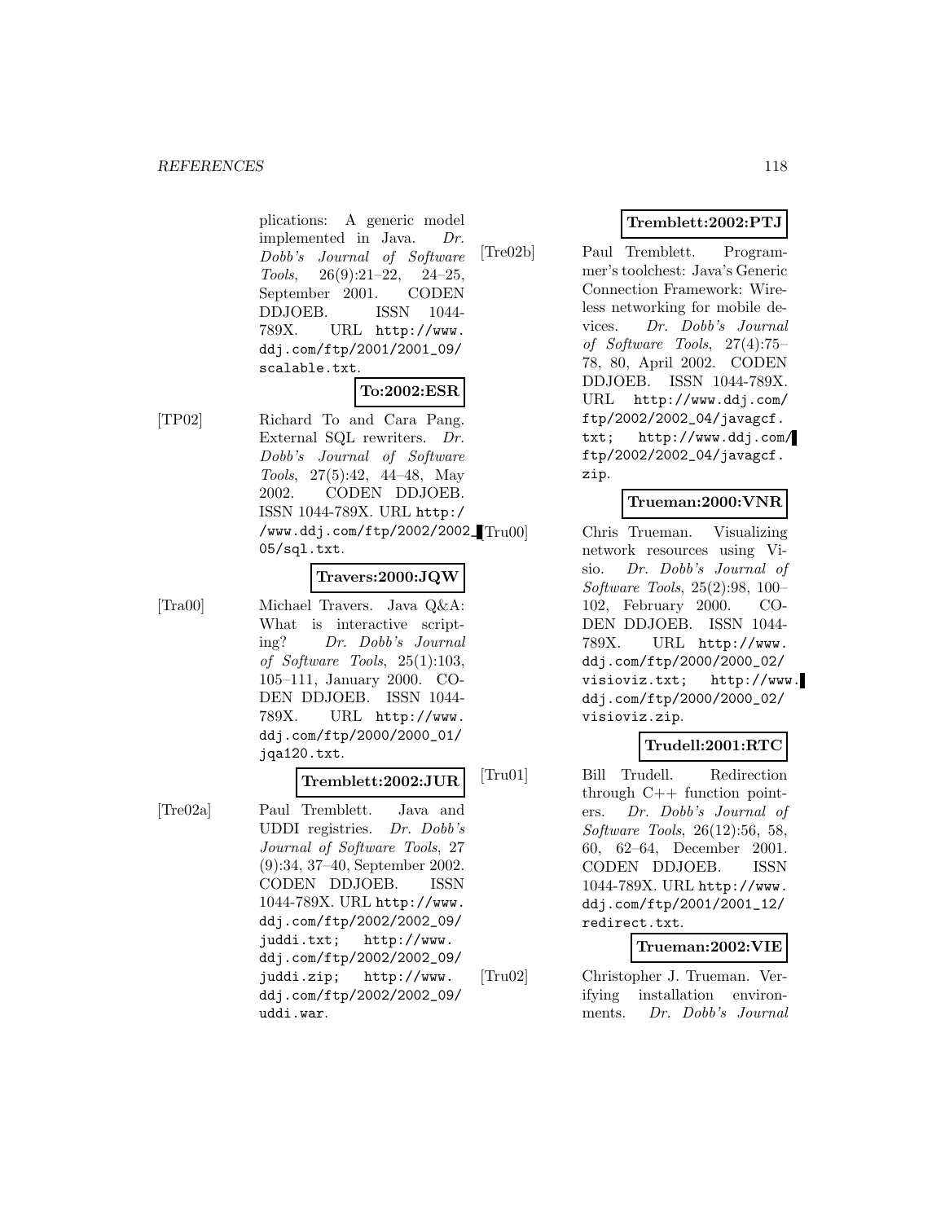plications: A generic model implemented in Java. *Dr. Dobb's Journal of Software Tools*, 26(9):21–22, 24–25, September 2001. CODEN DDJOEB. ISSN 1044-789X. URL http://www.ddj.com/ftp/2001/2001_09/scalable.txt.

**To:2002:ESR**

[TP02] Richard To and Cara Pang. External SQL rewriters. *Dr. Dobb's Journal of Software Tools*, 27(5):42, 44–48, May 2002. CODEN DDJOEB. ISSN 1044-789X. URL http://www.ddj.com/ftp/2002/2002_05/sql.txt.

**Travers:2000:JQW**

[Tra00] Michael Travers. Java Q&A: What is interactive scripting? *Dr. Dobb's Journal of Software Tools*, 25(1):103, 105–111, January 2000. CODEN DDJOEB. ISSN 1044-789X. URL http://www.ddj.com/ftp/2000/2000_01/jqa120.txt.

**Tremblett:2002:JUR**

[Tre02a] Paul Tremblett. Java and UDDI registries. *Dr. Dobb's Journal of Software Tools*, 27(9):34, 37–40, September 2002. CODEN DDJOEB. ISSN 1044-789X. URL http://www.ddj.com/ftp/2002/2002_09/juddi.txt; http://www.ddj.com/ftp/2002/2002_09/juddi.zip; http://www.ddj.com/ftp/2002/2002_09/uddi.war.

**Tremblett:2002:PTJ**

[Tre02b] Paul Tremblett. Programmer's toolchest: Java's Generic Connection Framework: Wireless networking for mobile devices. *Dr. Dobb's Journal of Software Tools*, 27(4):75–78, 80, April 2002. CODEN DDJOEB. ISSN 1044-789X. URL http://www.ddj.com/ftp/2002/2002_04/javagcf.txt; http://www.ddj.com/ftp/2002/2002_04/javagcf.zip.

**Trueman:2000:VNR**

[Tru00] Chris Trueman. Visualizing network resources using Visio. *Dr. Dobb's Journal of Software Tools*, 25(2):98, 100–102, February 2000. CODEN DDJOEB. ISSN 1044-789X. URL http://www.ddj.com/ftp/2000/2000_02/visioviz.txt; http://www.ddj.com/ftp/2000/2000_02/visioviz.zip.

**Trudell:2001:RTC**

[Tru01] Bill Trudell. Redirection through C++ function pointers. *Dr. Dobb's Journal of Software Tools*, 26(12):56, 58, 60, 62–64, December 2001. CODEN DDJOEB. ISSN 1044-789X. URL http://www.ddj.com/ftp/2001/2001_12/redirect.txt.

**Trueman:2002:VIE**

[Tru02] Christopher J. Trueman. Verifying installation environments. *Dr. Dobb's Journal*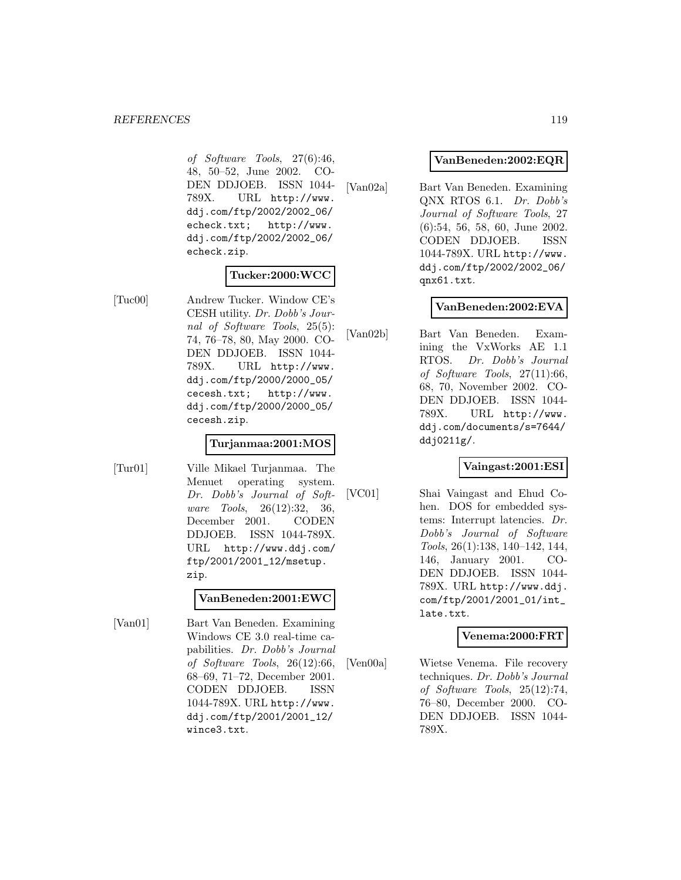*of Software Tools*, 27(6):46, 48, 50–52, June 2002. CODEN DDJOEB. ISSN 1044-789X. URL http://www.ddj.com/ftp/2002/2002_06/echeck.txt; http://www.ddj.com/ftp/2002/2002_06/echeck.zip.

**Tucker:2000:WCC**

[Tuc00] Andrew Tucker. Window CE's CESH utility. *Dr. Dobb's Journal of Software Tools*, 25(5): 74, 76–78, 80, May 2000. CODEN DDJOEB. ISSN 1044-789X. URL http://www.ddj.com/ftp/2000/2000_05/cecesh.txt; http://www.ddj.com/ftp/2000/2000_05/cecesh.zip.

**Turjanmaa:2001:MOS**

[Tur01] Ville Mikael Turjanmaa. The Menuet operating system. *Dr. Dobb's Journal of Software Tools*, 26(12):32, 36, December 2001. CODEN DDJOEB. ISSN 1044-789X. URL http://www.ddj.com/ftp/2001/2001_12/msetup.zip.

**VanBeneden:2001:EWC**

[Van01] Bart Van Beneden. Examining Windows CE 3.0 real-time capabilities. *Dr. Dobb's Journal of Software Tools*, 26(12):66, 68–69, 71–72, December 2001. CODEN DDJOEB. ISSN 1044-789X. URL http://www.ddj.com/ftp/2001/2001_12/wince3.txt.

**VanBeneden:2002:EQR**

[Van02a] Bart Van Beneden. Examining QNX RTOS 6.1. *Dr. Dobb's Journal of Software Tools*, 27 (6):54, 56, 58, 60, June 2002. CODEN DDJOEB. ISSN 1044-789X. URL http://www.ddj.com/ftp/2002/2002_06/qnx61.txt.

**VanBeneden:2002:EVA**

[Van02b] Bart Van Beneden. Examining the VxWorks AE 1.1 RTOS. *Dr. Dobb's Journal of Software Tools*, 27(11):66, 68, 70, November 2002. CODEN DDJOEB. ISSN 1044-789X. URL http://www.ddj.com/documents/s=7644/ddj0211g/.

**Vaingast:2001:ESI**

[VC01] Shai Vaingast and Ehud Cohen. DOS for embedded systems: Interrupt latencies. *Dr. Dobb's Journal of Software Tools*, 26(1):138, 140–142, 144, 146, January 2001. CODEN DDJOEB. ISSN 1044-789X. URL http://www.ddj.com/ftp/2001/2001_01/int_late.txt.

**Venema:2000:FRT**

[Ven00a] Wietse Venema. File recovery techniques. *Dr. Dobb's Journal of Software Tools*, 25(12):74, 76–80, December 2000. CODEN DDJOEB. ISSN 1044-789X.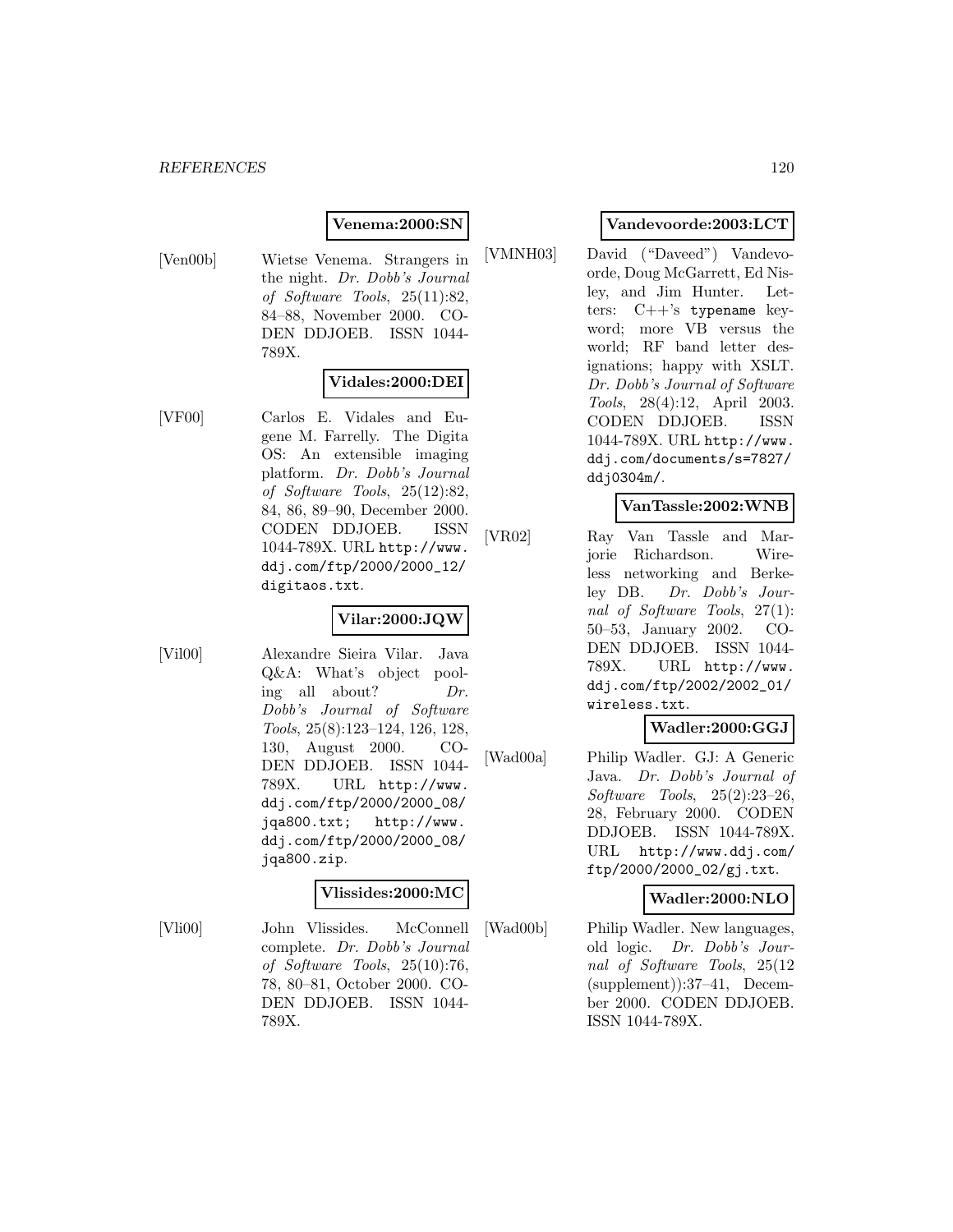**Venema:2000:SN**

[Ven00b] Wietse Venema. Strangers in the night. *Dr. Dobb's Journal of Software Tools*, 25(11):82, 84–88, November 2000. CODEN DDJOEB. ISSN 1044-789X.

**Vidales:2000:DEI**

[VF00] Carlos E. Vidales and Eugene M. Farrelly. The Digita OS: An extensible imaging platform. *Dr. Dobb's Journal of Software Tools*, 25(12):82, 84, 86, 89–90, December 2000. CODEN DDJOEB. ISSN 1044-789X. URL `http://www.ddj.com/ftp/2000/2000_12/digitaos.txt`.

**Vilar:2000:JQW**

[Vil00] Alexandre Sieira Vilar. Java Q&A: What's object pooling all about? *Dr. Dobb's Journal of Software Tools*, 25(8):123–124, 126, 128, 130, August 2000. CODEN DDJOEB. ISSN 1044-789X. URL `http://www.ddj.com/ftp/2000/2000_08/jqa800.txt`; `http://www.ddj.com/ftp/2000/2000_08/jqa800.zip`.

**Vlissides:2000:MC**

[Vli00] John Vlissides. McConnell complete. *Dr. Dobb's Journal of Software Tools*, 25(10):76, 78, 80–81, October 2000. CODEN DDJOEB. ISSN 1044-789X.

**Vandevoorde:2003:LCT**

[VMNH03] David ("Daveed") Vandevoorde, Doug McGarrett, Ed Nisley, and Jim Hunter. Letters: C++'s `typename` keyword; more VB versus the world; RF band letter designations; happy with XSLT. *Dr. Dobb's Journal of Software Tools*, 28(4):12, April 2003. CODEN DDJOEB. ISSN 1044-789X. URL `http://www.ddj.com/documents/s=7827/ddj0304m/`.

**VanTassle:2002:WNB**

[VR02] Ray Van Tassle and Marjorie Richardson. Wireless networking and Berkeley DB. *Dr. Dobb's Journal of Software Tools*, 27(1):50–53, January 2002. CODEN DDJOEB. ISSN 1044-789X. URL `http://www.ddj.com/ftp/2002/2002_01/wireless.txt`.

**Wadler:2000:GGJ**

[Wad00a] Philip Wadler. GJ: A Generic Java. *Dr. Dobb's Journal of Software Tools*, 25(2):23–26, 28, February 2000. CODEN DDJOEB. ISSN 1044-789X. URL `http://www.ddj.com/ftp/2000/2000_02/gj.txt`.

**Wadler:2000:NLO**

[Wad00b] Philip Wadler. New languages, old logic. *Dr. Dobb's Journal of Software Tools*, 25(12 (supplement)):37–41, December 2000. CODEN DDJOEB. ISSN 1044-789X.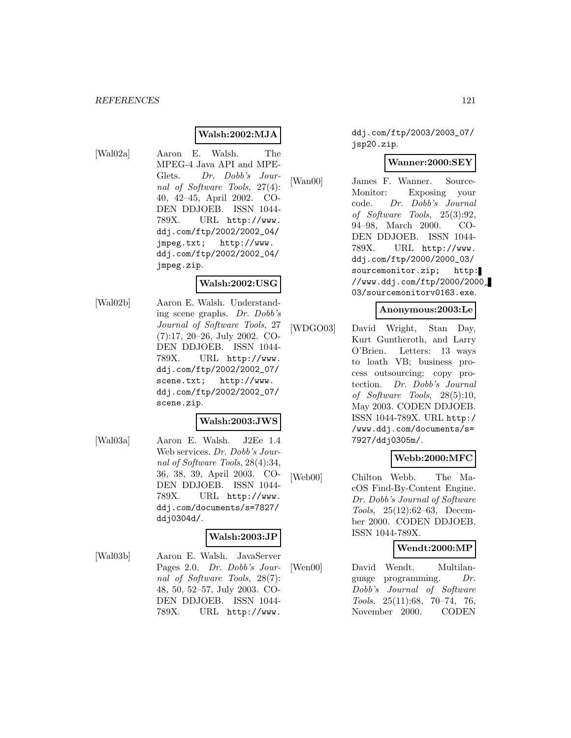**Walsh:2002:MJA**

[Wal02a] Aaron E. Walsh. The MPEG-4 Java API and MPEGlets. *Dr. Dobb's Journal of Software Tools*, 27(4): 40, 42–45, April 2002. CODEN DDJOEB. ISSN 1044-789X. URL http://www.ddj.com/ftp/2002/2002_04/jmpeg.txt; http://www.ddj.com/ftp/2002/2002_04/jmpeg.zip.

**Walsh:2002:USG**

[Wal02b] Aaron E. Walsh. Understanding scene graphs. *Dr. Dobb's Journal of Software Tools*, 27 (7):17, 20–26, July 2002. CODEN DDJOEB. ISSN 1044-789X. URL http://www.ddj.com/ftp/2002/2002_07/scene.txt; http://www.ddj.com/ftp/2002/2002_07/scene.zip.

**Walsh:2003:JWS**

[Wal03a] Aaron E. Walsh. J2Ee 1.4 Web services. *Dr. Dobb's Journal of Software Tools*, 28(4):34, 36, 38, 39, April 2003. CODEN DDJOEB. ISSN 1044-789X. URL http://www.ddj.com/documents/s=7827/ddj0304d/.

**Walsh:2003:JP**

[Wal03b] Aaron E. Walsh. JavaServer Pages 2.0. *Dr. Dobb's Journal of Software Tools*, 28(7): 48, 50, 52–57, July 2003. CODEN DDJOEB. ISSN 1044-789X. URL http://www.ddj.com/ftp/2003/2003_07/jsp20.zip.

**Wanner:2000:SEY**

[Wan00] James F. Wanner. SourceMonitor: Exposing your code. *Dr. Dobb's Journal of Software Tools*, 25(3):92, 94–98, March 2000. CODEN DDJOEB. ISSN 1044-789X. URL http://www.ddj.com/ftp/2000/2000_03/sourcemonitor.zip; http://www.ddj.com/ftp/2000/2000_03/sourcemonitorv0163.exe.

**Anonymous:2003:Le**

[WDGO03] David Wright, Stan Day, Kurt Guntheroth, and Larry O'Brien. Letters: 13 ways to loath VB; business process outsourcing; copy protection. *Dr. Dobb's Journal of Software Tools*, 28(5):10, May 2003. CODEN DDJOEB. ISSN 1044-789X. URL http://www.ddj.com/documents/s=7927/ddj0305m/.

**Webb:2000:MFC**

[Web00] Chilton Webb. The MacOS Find-By-Content Engine. *Dr. Dobb's Journal of Software Tools*, 25(12):62–63, December 2000. CODEN DDJOEB. ISSN 1044-789X.

**Wendt:2000:MP**

[Wen00] David Wendt. Multilanguage programming. *Dr. Dobb's Journal of Software Tools*, 25(11):68, 70–74, 76, November 2000. CODEN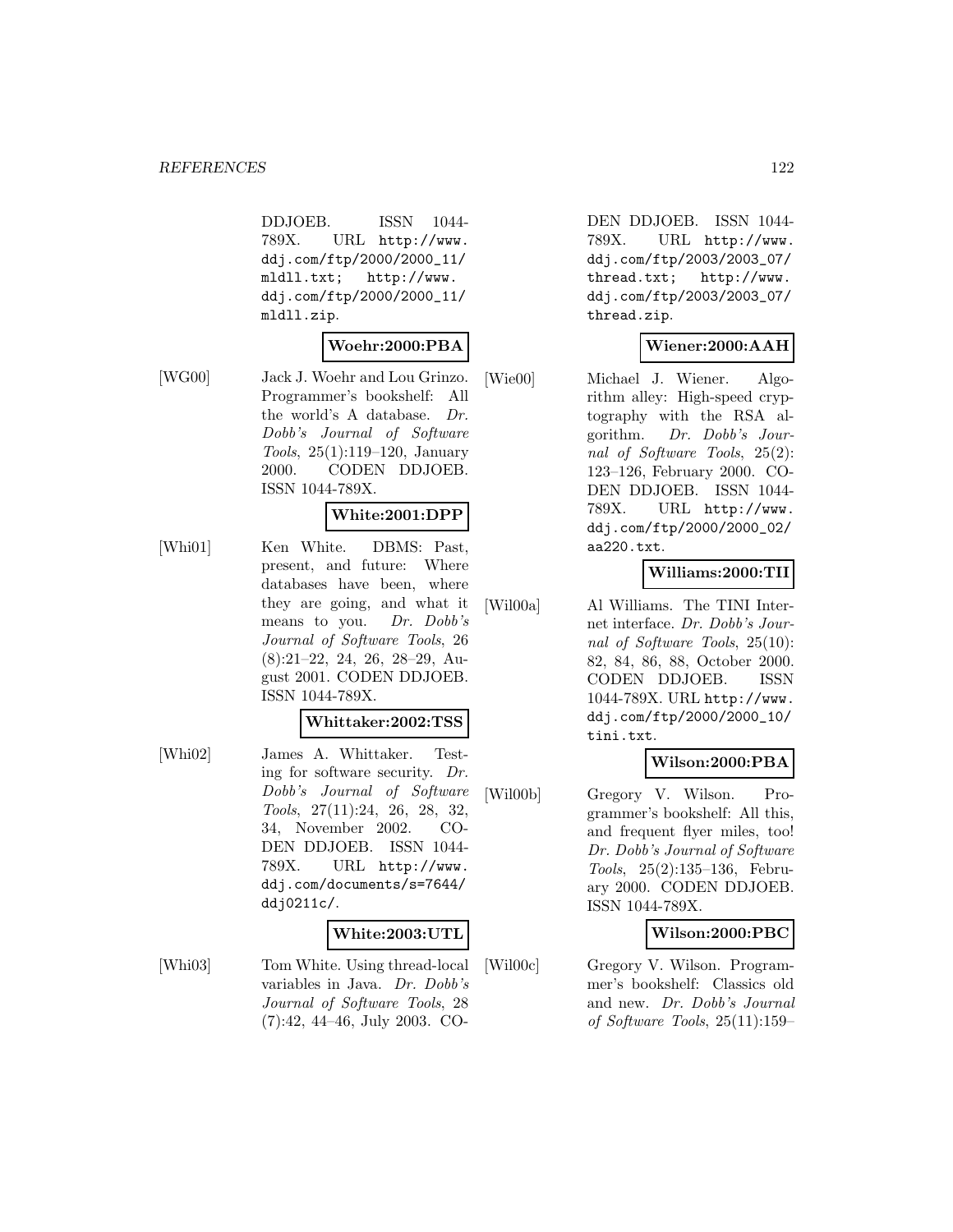DDJOEB. ISSN 1044-789X. URL http://www.ddj.com/ftp/2000/2000_11/mldll.txt; http://www.ddj.com/ftp/2000/2000_11/mldll.zip.

**Woehr:2000:PBA**

[WG00] Jack J. Woehr and Lou Grinzo. Programmer's bookshelf: All the world's A database. *Dr. Dobb's Journal of Software Tools*, 25(1):119–120, January 2000. CODEN DDJOEB. ISSN 1044-789X.

**White:2001:DPP**

[Whi01] Ken White. DBMS: Past, present, and future: Where databases have been, where they are going, and what it means to you. *Dr. Dobb's Journal of Software Tools*, 26 (8):21–22, 24, 26, 28–29, August 2001. CODEN DDJOEB. ISSN 1044-789X.

**Whittaker:2002:TSS**

[Whi02] James A. Whittaker. Testing for software security. *Dr. Dobb's Journal of Software Tools*, 27(11):24, 26, 28, 32, 34, November 2002. CODEN DDJOEB. ISSN 1044-789X. URL http://www.ddj.com/documents/s=7644/ddj0211c/.

**White:2003:UTL**

[Whi03] Tom White. Using thread-local variables in Java. *Dr. Dobb's Journal of Software Tools*, 28 (7):42, 44–46, July 2003. CODEN DDJOEB. ISSN 1044-789X. URL http://www.ddj.com/ftp/2003/2003_07/thread.txt; http://www.ddj.com/ftp/2003/2003_07/thread.zip.

**Wiener:2000:AAH**

[Wie00] Michael J. Wiener. Algorithm alley: High-speed cryptography with the RSA algorithm. *Dr. Dobb's Journal of Software Tools*, 25(2): 123–126, February 2000. CODEN DDJOEB. ISSN 1044-789X. URL http://www.ddj.com/ftp/2000/2000_02/aa220.txt.

**Williams:2000:TII**

[Wil00a] Al Williams. The TINI Internet interface. *Dr. Dobb's Journal of Software Tools*, 25(10): 82, 84, 86, 88, October 2000. CODEN DDJOEB. ISSN 1044-789X. URL http://www.ddj.com/ftp/2000/2000_10/tini.txt.

**Wilson:2000:PBA**

[Wil00b] Gregory V. Wilson. Programmer's bookshelf: All this, and frequent flyer miles, too! *Dr. Dobb's Journal of Software Tools*, 25(2):135–136, February 2000. CODEN DDJOEB. ISSN 1044-789X.

**Wilson:2000:PBC**

[Wil00c] Gregory V. Wilson. Programmer's bookshelf: Classics old and new. *Dr. Dobb's Journal of Software Tools*, 25(11):159–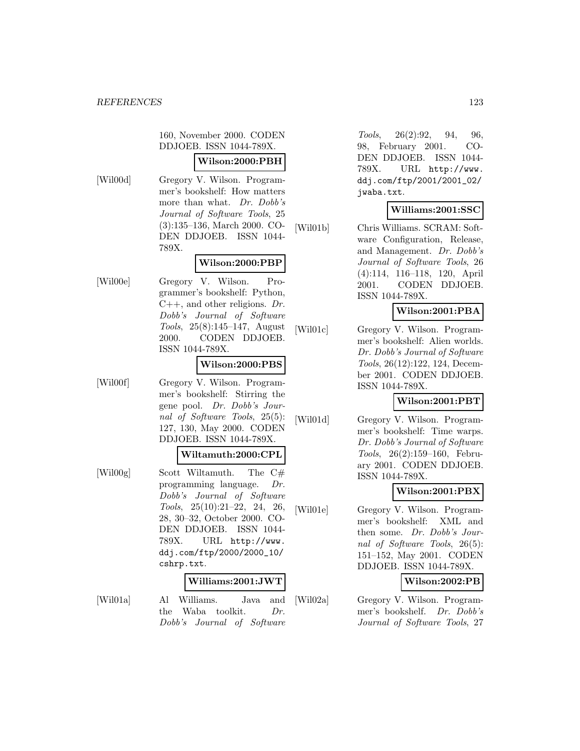160, November 2000. CODEN DDJOEB. ISSN 1044-789X.

**Wilson:2000:PBH**

[Wil00d] Gregory V. Wilson. Programmer's bookshelf: How matters more than what. *Dr. Dobb's Journal of Software Tools*, 25 (3):135–136, March 2000. CODEN DDJOEB. ISSN 1044-789X.

**Wilson:2000:PBP**

[Wil00e] Gregory V. Wilson. Programmer's bookshelf: Python, C++, and other religions. *Dr. Dobb's Journal of Software Tools*, 25(8):145–147, August 2000. CODEN DDJOEB. ISSN 1044-789X.

**Wilson:2000:PBS**

[Wil00f] Gregory V. Wilson. Programmer's bookshelf: Stirring the gene pool. *Dr. Dobb's Journal of Software Tools*, 25(5): 127, 130, May 2000. CODEN DDJOEB. ISSN 1044-789X.

**Wiltamuth:2000:CPL**

[Wil00g] Scott Wiltamuth. The C# programming language. *Dr. Dobb's Journal of Software Tools*, 25(10):21–22, 24, 26, 28, 30–32, October 2000. CODEN DDJOEB. ISSN 1044-789X. URL http://www.ddj.com/ftp/2000/2000_10/cshrp.txt.

**Williams:2001:JWT**

[Wil01a] Al Williams. Java and the Waba toolkit. *Dr. Dobb's Journal of Software Tools*, 26(2):92, 94, 96, 98, February 2001. CODEN DDJOEB. ISSN 1044-789X. URL http://www.ddj.com/ftp/2001/2001_02/jwaba.txt.

**Williams:2001:SSC**

[Wil01b] Chris Williams. SCRAM: Software Configuration, Release, and Management. *Dr. Dobb's Journal of Software Tools*, 26 (4):114, 116–118, 120, April 2001. CODEN DDJOEB. ISSN 1044-789X.

**Wilson:2001:PBA**

[Wil01c] Gregory V. Wilson. Programmer's bookshelf: Alien worlds. *Dr. Dobb's Journal of Software Tools*, 26(12):122, 124, December 2001. CODEN DDJOEB. ISSN 1044-789X.

**Wilson:2001:PBT**

[Wil01d] Gregory V. Wilson. Programmer's bookshelf: Time warps. *Dr. Dobb's Journal of Software Tools*, 26(2):159–160, February 2001. CODEN DDJOEB. ISSN 1044-789X.

**Wilson:2001:PBX**

[Wil01e] Gregory V. Wilson. Programmer's bookshelf: XML and then some. *Dr. Dobb's Journal of Software Tools*, 26(5): 151–152, May 2001. CODEN DDJOEB. ISSN 1044-789X.

**Wilson:2002:PB**

[Wil02a] Gregory V. Wilson. Programmer's bookshelf. *Dr. Dobb's Journal of Software Tools*, 27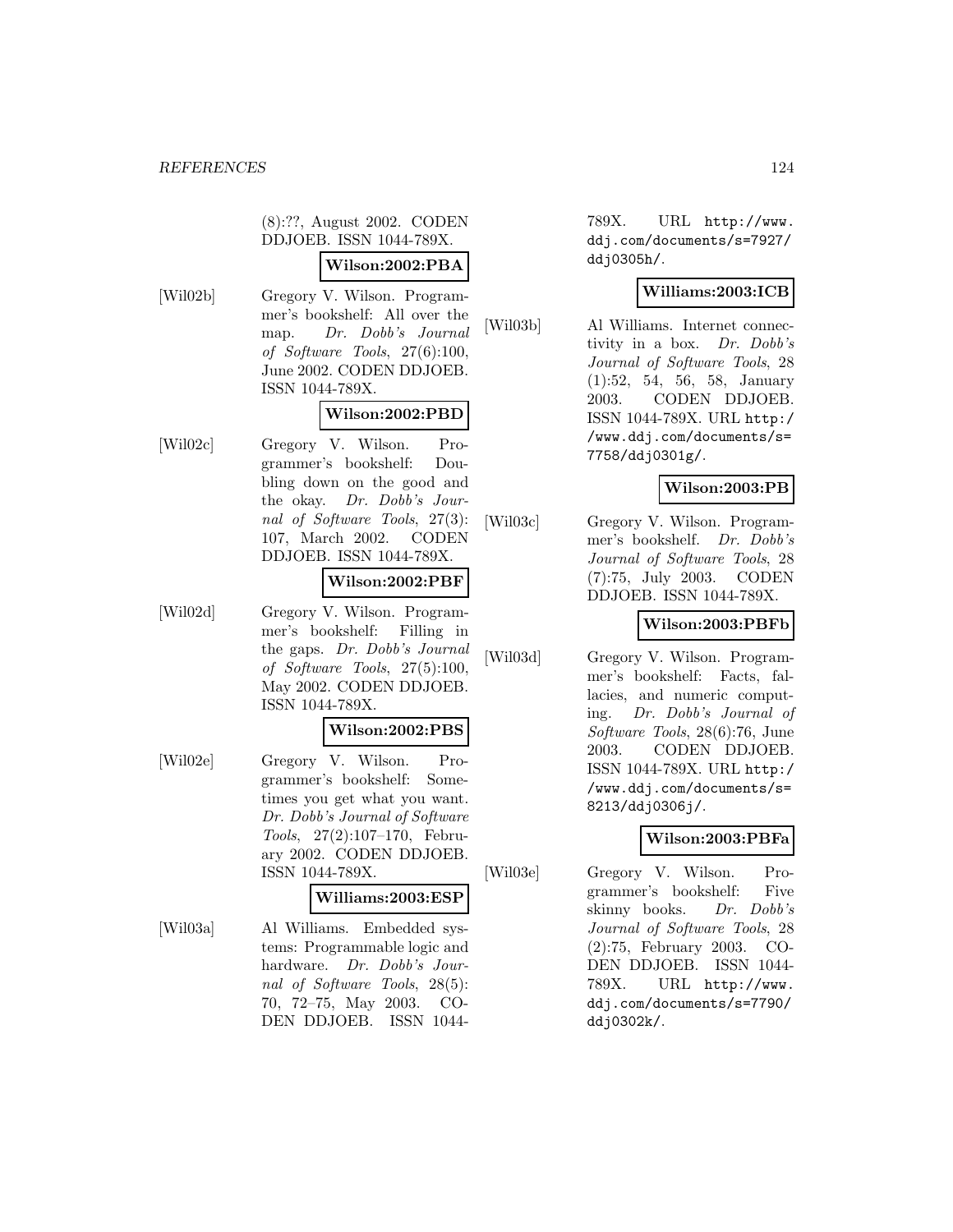(8):??, August 2002. CODEN DDJOEB. ISSN 1044-789X.

**Wilson:2002:PBA**

[Wil02b] Gregory V. Wilson. Programmer's bookshelf: All over the map. *Dr. Dobb's Journal of Software Tools*, 27(6):100, June 2002. CODEN DDJOEB. ISSN 1044-789X.

**Wilson:2002:PBD**

[Wil02c] Gregory V. Wilson. Programmer's bookshelf: Doubling down on the good and the okay. *Dr. Dobb's Journal of Software Tools*, 27(3): 107, March 2002. CODEN DDJOEB. ISSN 1044-789X.

**Wilson:2002:PBF**

[Wil02d] Gregory V. Wilson. Programmer's bookshelf: Filling in the gaps. *Dr. Dobb's Journal of Software Tools*, 27(5):100, May 2002. CODEN DDJOEB. ISSN 1044-789X.

**Wilson:2002:PBS**

[Wil02e] Gregory V. Wilson. Programmer's bookshelf: Sometimes you get what you want. *Dr. Dobb's Journal of Software Tools*, 27(2):107–170, February 2002. CODEN DDJOEB. ISSN 1044-789X.

**Williams:2003:ESP**

[Wil03a] Al Williams. Embedded systems: Programmable logic and hardware. *Dr. Dobb's Journal of Software Tools*, 28(5): 70, 72–75, May 2003. CODEN DDJOEB. ISSN 1044-789X. URL http://www.ddj.com/documents/s=7927/ddj0305h/.

**Williams:2003:ICB**

[Wil03b] Al Williams. Internet connectivity in a box. *Dr. Dobb's Journal of Software Tools*, 28 (1):52, 54, 56, 58, January 2003. CODEN DDJOEB. ISSN 1044-789X. URL http://www.ddj.com/documents/s=7758/ddj0301g/.

**Wilson:2003:PB**

[Wil03c] Gregory V. Wilson. Programmer's bookshelf. *Dr. Dobb's Journal of Software Tools*, 28 (7):75, July 2003. CODEN DDJOEB. ISSN 1044-789X.

**Wilson:2003:PBFb**

[Wil03d] Gregory V. Wilson. Programmer's bookshelf: Facts, fallacies, and numeric computing. *Dr. Dobb's Journal of Software Tools*, 28(6):76, June 2003. CODEN DDJOEB. ISSN 1044-789X. URL http://www.ddj.com/documents/s=8213/ddj0306j/.

**Wilson:2003:PBFa**

[Wil03e] Gregory V. Wilson. Programmer's bookshelf: Five skinny books. *Dr. Dobb's Journal of Software Tools*, 28 (2):75, February 2003. CODEN DDJOEB. ISSN 1044-789X. URL http://www.ddj.com/documents/s=7790/ddj0302k/.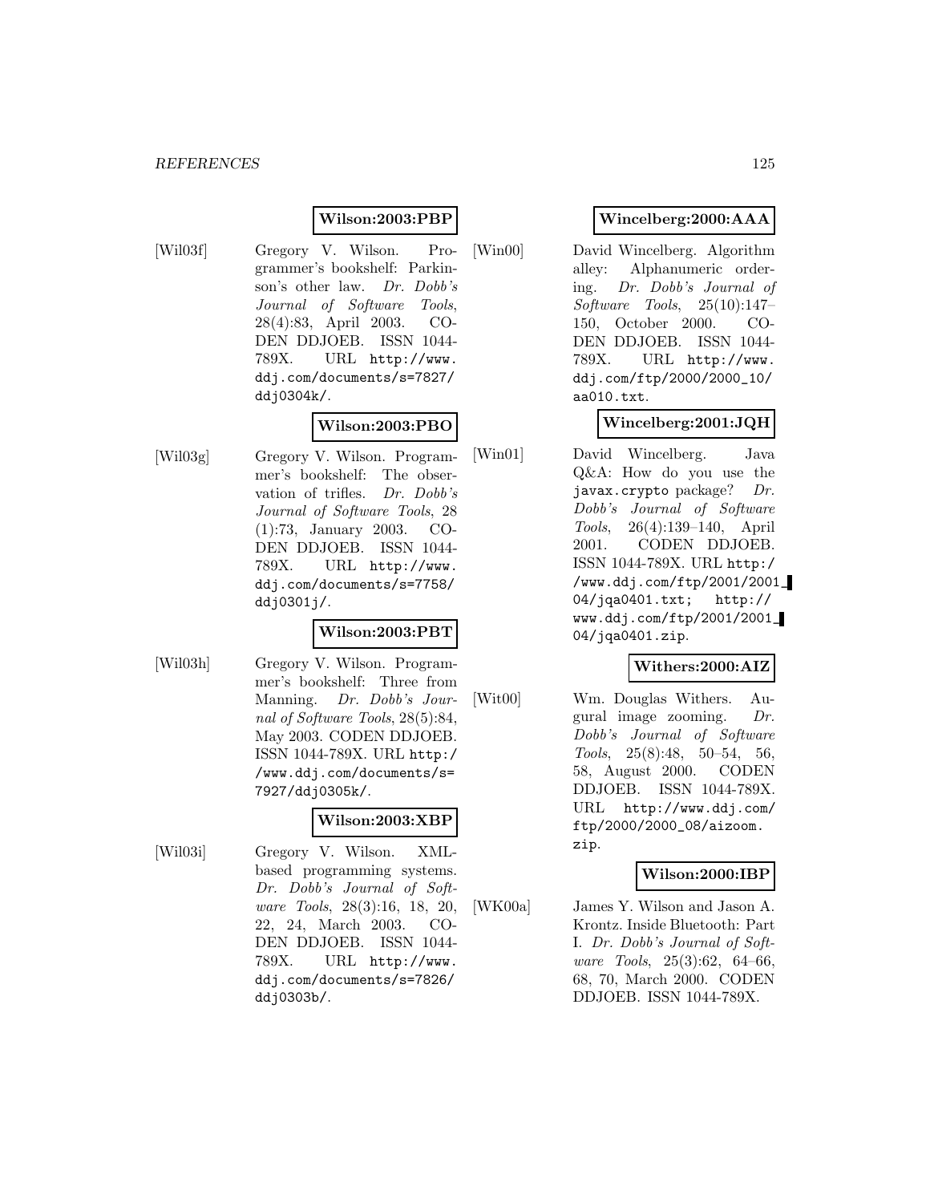**Wilson:2003:PBP**

[Wil03f] Gregory V. Wilson. Programmer's bookshelf: Parkinson's other law. *Dr. Dobb's Journal of Software Tools*, 28(4):83, April 2003. CODEN DDJOEB. ISSN 1044-789X. URL `http://www.ddj.com/documents/s=7827/ddj0304k/`.

**Wilson:2003:PBO**

[Wil03g] Gregory V. Wilson. Programmer's bookshelf: The observation of trifles. *Dr. Dobb's Journal of Software Tools*, 28 (1):73, January 2003. CODEN DDJOEB. ISSN 1044-789X. URL `http://www.ddj.com/documents/s=7758/ddj0301j/`.

**Wilson:2003:PBT**

[Wil03h] Gregory V. Wilson. Programmer's bookshelf: Three from Manning. *Dr. Dobb's Journal of Software Tools*, 28(5):84, May 2003. CODEN DDJOEB. ISSN 1044-789X. URL `http://www.ddj.com/documents/s=7927/ddj0305k/`.

**Wilson:2003:XBP**

[Wil03i] Gregory V. Wilson. XML-based programming systems. *Dr. Dobb's Journal of Software Tools*, 28(3):16, 18, 20, 22, 24, March 2003. CODEN DDJOEB. ISSN 1044-789X. URL `http://www.ddj.com/documents/s=7826/ddj0303b/`.

**Wincelberg:2000:AAA**

[Win00] David Wincelberg. Algorithm alley: Alphanumeric ordering. *Dr. Dobb's Journal of Software Tools*, 25(10):147–150, October 2000. CODEN DDJOEB. ISSN 1044-789X. URL `http://www.ddj.com/ftp/2000/2000_10/aa010.txt`.

**Wincelberg:2001:JQH**

[Win01] David Wincelberg. Java Q&A: How do you use the `javax.crypto` package? *Dr. Dobb's Journal of Software Tools*, 26(4):139–140, April 2001. CODEN DDJOEB. ISSN 1044-789X. URL `http://www.ddj.com/ftp/2001/2001_04/jqa0401.txt; http://www.ddj.com/ftp/2001/2001_04/jqa0401.zip`.

**Withers:2000:AIZ**

[Wit00] Wm. Douglas Withers. Augural image zooming. *Dr. Dobb's Journal of Software Tools*, 25(8):48, 50–54, 56, 58, August 2000. CODEN DDJOEB. ISSN 1044-789X. URL `http://www.ddj.com/ftp/2000/2000_08/aizoom.zip`.

**Wilson:2000:IBP**

[WK00a] James Y. Wilson and Jason A. Krontz. Inside Bluetooth: Part I. *Dr. Dobb's Journal of Software Tools*, 25(3):62, 64–66, 68, 70, March 2000. CODEN DDJOEB. ISSN 1044-789X.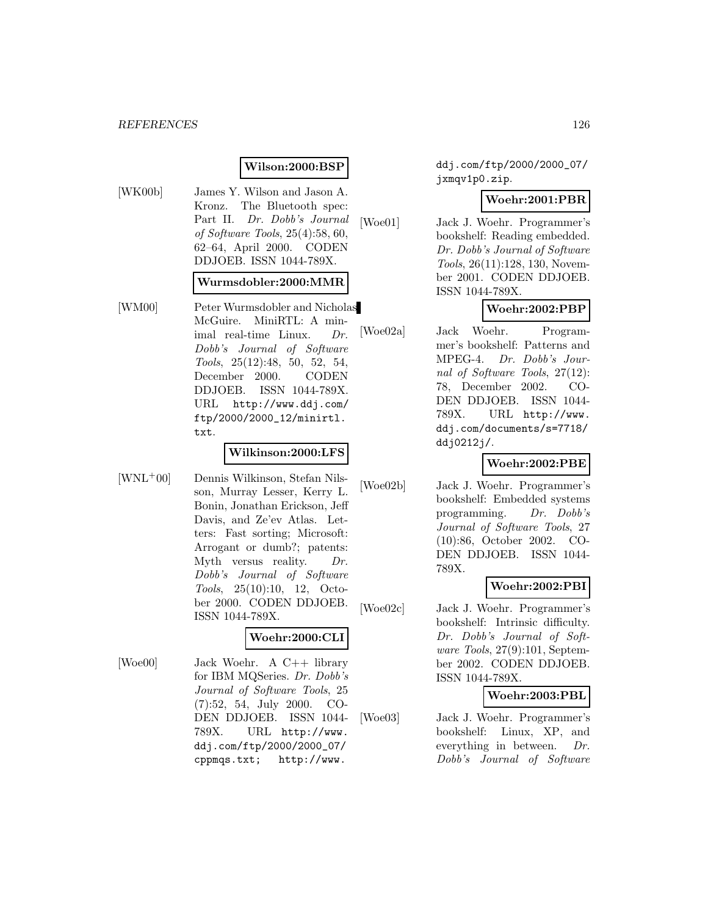**Wilson:2000:BSP**

[WK00b] James Y. Wilson and Jason A. Kronz. The Bluetooth spec: Part II. *Dr. Dobb's Journal of Software Tools*, 25(4):58, 60, 62–64, April 2000. CODEN DDJOEB. ISSN 1044-789X.

**Wurmsdobler:2000:MMR**

[WM00] Peter Wurmsdobler and Nicholas McGuire. MiniRTL: A minimal real-time Linux. *Dr. Dobb's Journal of Software Tools*, 25(12):48, 50, 52, 54, December 2000. CODEN DDJOEB. ISSN 1044-789X. URL `http://www.ddj.com/ftp/2000/2000_12/minirtl.txt`.

**Wilkinson:2000:LFS**

[WNL+00] Dennis Wilkinson, Stefan Nilsson, Murray Lesser, Kerry L. Bonin, Jonathan Erickson, Jeff Davis, and Ze'ev Atlas. Letters: Fast sorting; Microsoft: Arrogant or dumb?; patents: Myth versus reality. *Dr. Dobb's Journal of Software Tools*, 25(10):10, 12, October 2000. CODEN DDJOEB. ISSN 1044-789X.

**Woehr:2000:CLI**

[Woe00] Jack Woehr. A C++ library for IBM MQSeries. *Dr. Dobb's Journal of Software Tools*, 25 (7):52, 54, July 2000. CODEN DDJOEB. ISSN 1044-789X. URL `http://www.ddj.com/ftp/2000/2000_07/cppmqs.txt`; `http://www.ddj.com/ftp/2000/2000_07/jxmqv1p0.zip`.

**Woehr:2001:PBR**

[Woe01] Jack J. Woehr. Programmer's bookshelf: Reading embedded. *Dr. Dobb's Journal of Software Tools*, 26(11):128, 130, November 2001. CODEN DDJOEB. ISSN 1044-789X.

**Woehr:2002:PBP**

[Woe02a] Jack Woehr. Programmer's bookshelf: Patterns and MPEG-4. *Dr. Dobb's Journal of Software Tools*, 27(12): 78, December 2002. CODEN DDJOEB. ISSN 1044-789X. URL `http://www.ddj.com/documents/s=7718/ddj0212j/`.

**Woehr:2002:PBE**

[Woe02b] Jack J. Woehr. Programmer's bookshelf: Embedded systems programming. *Dr. Dobb's Journal of Software Tools*, 27 (10):86, October 2002. CODEN DDJOEB. ISSN 1044-789X.

**Woehr:2002:PBI**

[Woe02c] Jack J. Woehr. Programmer's bookshelf: Intrinsic difficulty. *Dr. Dobb's Journal of Software Tools*, 27(9):101, September 2002. CODEN DDJOEB. ISSN 1044-789X.

**Woehr:2003:PBL**

[Woe03] Jack J. Woehr. Programmer's bookshelf: Linux, XP, and everything in between. *Dr. Dobb's Journal of Software*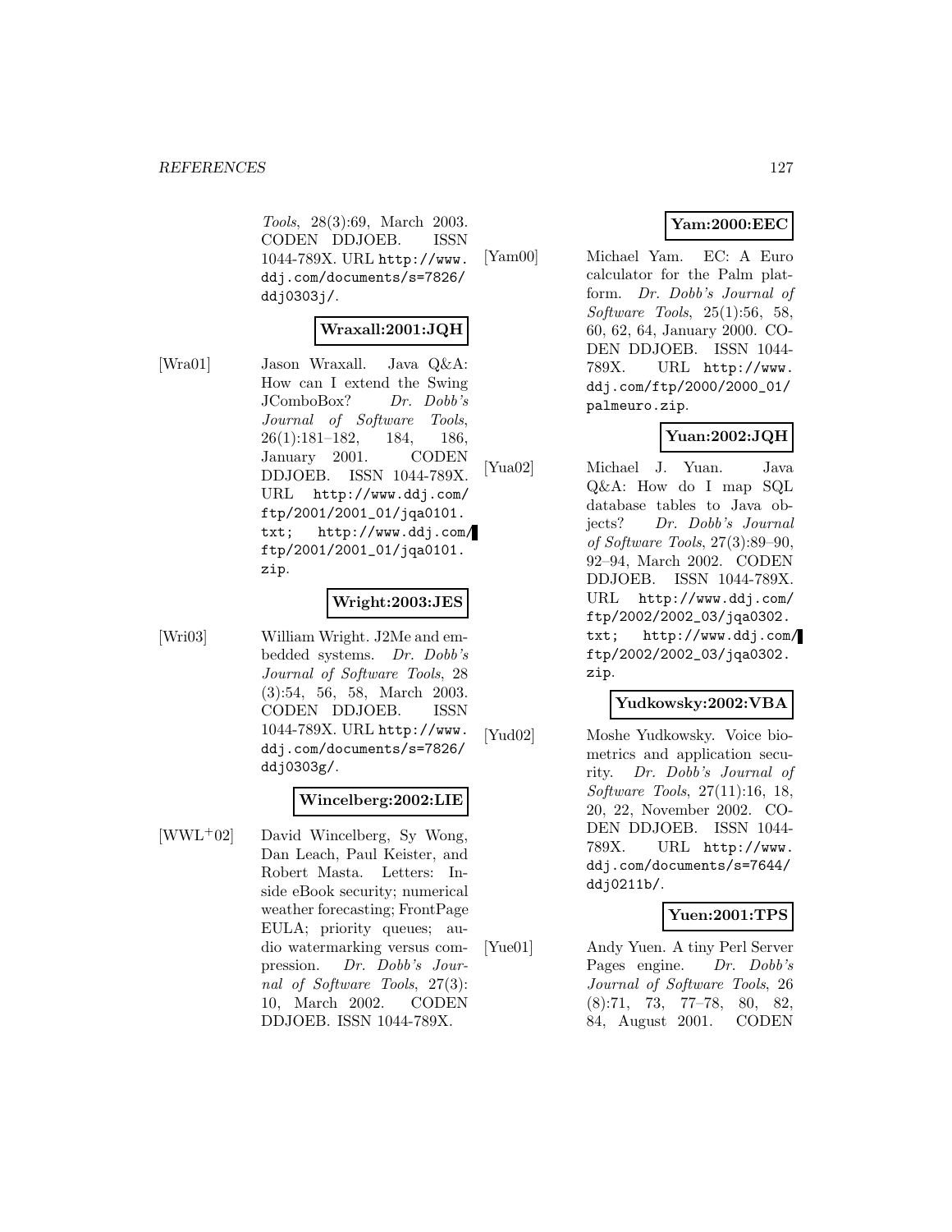*Tools*, 28(3):69, March 2003. CODEN DDJOEB. ISSN 1044-789X. URL http://www.ddj.com/documents/s=7826/ddj0303j/.

**Wraxall:2001:JQH**

[Wra01] Jason Wraxall. Java Q&A: How can I extend the Swing JComboBox? *Dr. Dobb's Journal of Software Tools*, 26(1):181–182, 184, 186, January 2001. CODEN DDJOEB. ISSN 1044-789X. URL http://www.ddj.com/ftp/2001/2001_01/jqa0101.txt; http://www.ddj.com/ftp/2001/2001_01/jqa0101.zip.

**Wright:2003:JES**

[Wri03] William Wright. J2Me and embedded systems. *Dr. Dobb's Journal of Software Tools*, 28 (3):54, 56, 58, March 2003. CODEN DDJOEB. ISSN 1044-789X. URL http://www.ddj.com/documents/s=7826/ddj0303g/.

**Wincelberg:2002:LIE**

[WWL+02] David Wincelberg, Sy Wong, Dan Leach, Paul Keister, and Robert Masta. Letters: Inside eBook security; numerical weather forecasting; FrontPage EULA; priority queues; audio watermarking versus compression. *Dr. Dobb's Journal of Software Tools*, 27(3): 10, March 2002. CODEN DDJOEB. ISSN 1044-789X.

**Yam:2000:EEC**

[Yam00] Michael Yam. EC: A Euro calculator for the Palm platform. *Dr. Dobb's Journal of Software Tools*, 25(1):56, 58, 60, 62, 64, January 2000. CODEN DDJOEB. ISSN 1044-789X. URL http://www.ddj.com/ftp/2000/2000_01/palmeuro.zip.

**Yuan:2002:JQH**

[Yua02] Michael J. Yuan. Java Q&A: How do I map SQL database tables to Java objects? *Dr. Dobb's Journal of Software Tools*, 27(3):89–90, 92–94, March 2002. CODEN DDJOEB. ISSN 1044-789X. URL http://www.ddj.com/ftp/2002/2002_03/jqa0302.txt; http://www.ddj.com/ftp/2002/2002_03/jqa0302.zip.

**Yudkowsky:2002:VBA**

[Yud02] Moshe Yudkowsky. Voice biometrics and application security. *Dr. Dobb's Journal of Software Tools*, 27(11):16, 18, 20, 22, November 2002. CODEN DDJOEB. ISSN 1044-789X. URL http://www.ddj.com/documents/s=7644/ddj0211b/.

**Yuen:2001:TPS**

[Yue01] Andy Yuen. A tiny Perl Server Pages engine. *Dr. Dobb's Journal of Software Tools*, 26 (8):71, 73, 77–78, 80, 82, 84, August 2001. CODEN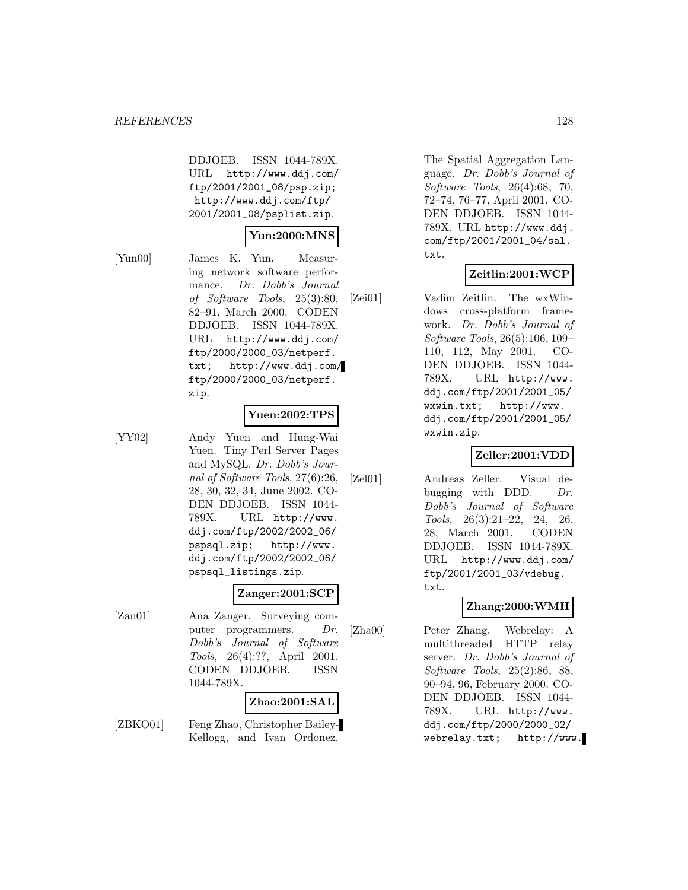DDJOEB. ISSN 1044-789X. URL http://www.ddj.com/ftp/2001/2001_08/psp.zip; http://www.ddj.com/ftp/2001/2001_08/psplist.zip.

**Yun:2000:MNS**

[Yun00] James K. Yun. Measuring network software performance. *Dr. Dobb's Journal of Software Tools*, 25(3):80, 82–91, March 2000. CODEN DDJOEB. ISSN 1044-789X. URL http://www.ddj.com/ftp/2000/2000_03/netperf.txt; http://www.ddj.com/ftp/2000/2000_03/netperf.zip.

**Yuen:2002:TPS**

[YY02] Andy Yuen and Hung-Wai Yuen. Tiny Perl Server Pages and MySQL. *Dr. Dobb's Journal of Software Tools*, 27(6):26, 28, 30, 32, 34, June 2002. CODEN DDJOEB. ISSN 1044-789X. URL http://www.ddj.com/ftp/2002/2002_06/pspsql.zip; http://www.ddj.com/ftp/2002/2002_06/pspsql_listings.zip.

**Zanger:2001:SCP**

[Zan01] Ana Zanger. Surveying computer programmers. *Dr. Dobb's Journal of Software Tools*, 26(4):??, April 2001. CODEN DDJOEB. ISSN 1044-789X.

**Zhao:2001:SAL**

[ZBKO01] Feng Zhao, Christopher Bailey-Kellogg, and Ivan Ordonez. The Spatial Aggregation Language. *Dr. Dobb's Journal of Software Tools*, 26(4):68, 70, 72–74, 76–77, April 2001. CODEN DDJOEB. ISSN 1044-789X. URL http://www.ddj.com/ftp/2001/2001_04/sal.txt.

**Zeitlin:2001:WCP**

[Zei01] Vadim Zeitlin. The wxWindows cross-platform framework. *Dr. Dobb's Journal of Software Tools*, 26(5):106, 109–110, 112, May 2001. CODEN DDJOEB. ISSN 1044-789X. URL http://www.ddj.com/ftp/2001/2001_05/wxwin.txt; http://www.ddj.com/ftp/2001/2001_05/wxwin.zip.

**Zeller:2001:VDD**

[Zel01] Andreas Zeller. Visual debugging with DDD. *Dr. Dobb's Journal of Software Tools*, 26(3):21–22, 24, 26, 28, March 2001. CODEN DDJOEB. ISSN 1044-789X. URL http://www.ddj.com/ftp/2001/2001_03/vdebug.txt.

**Zhang:2000:WMH**

[Zha00] Peter Zhang. Webrelay: A multithreaded HTTP relay server. *Dr. Dobb's Journal of Software Tools*, 25(2):86, 88, 90–94, 96, February 2000. CODEN DDJOEB. ISSN 1044-789X. URL http://www.ddj.com/ftp/2000/2000_02/webrelay.txt; http://www.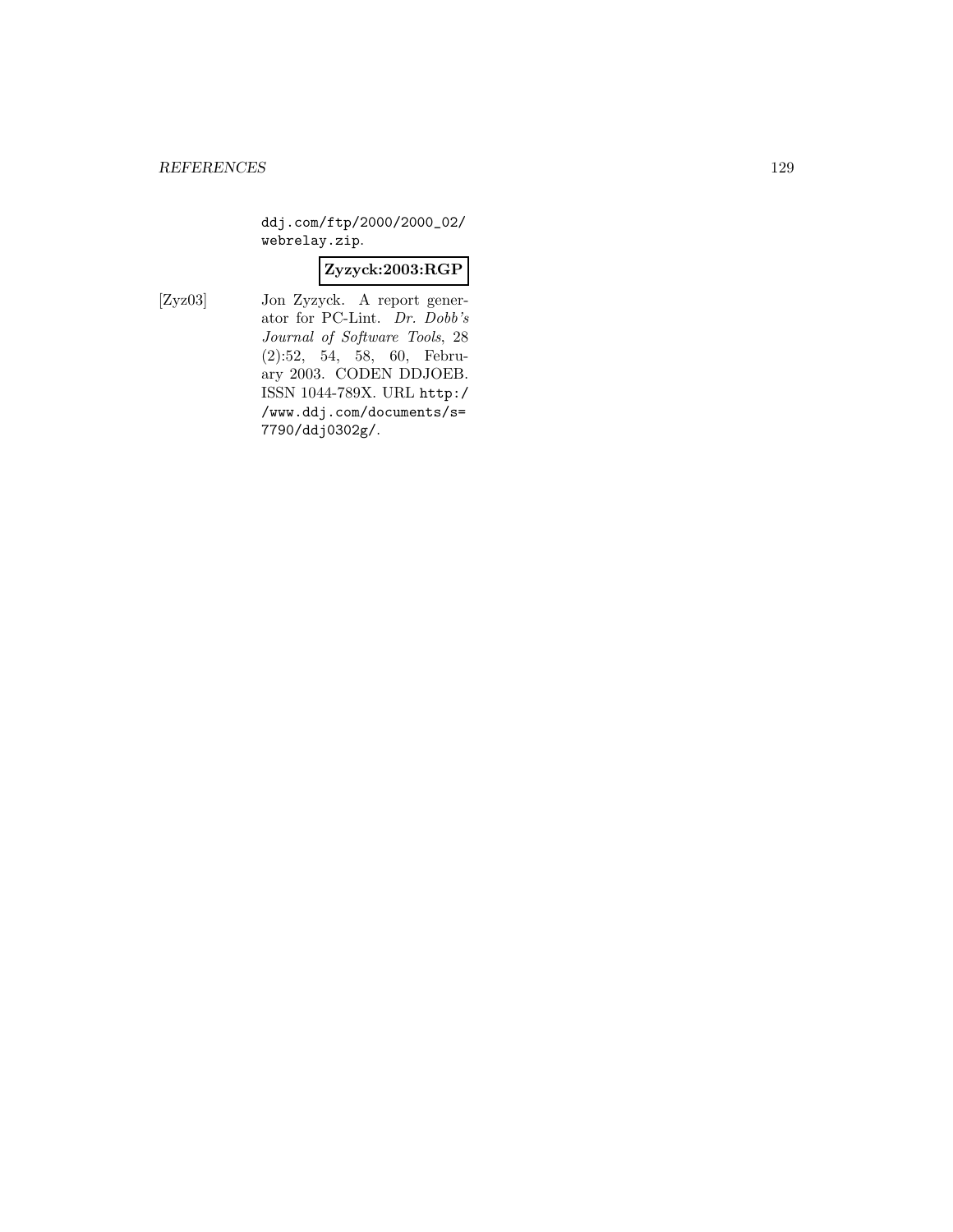ddj.com/ftp/2000/2000_02/webrelay.zip.

**Zyzyck:2003:RGP**

[Zyz03] Jon Zyzyck. A report generator for PC-Lint. *Dr. Dobb's Journal of Software Tools*, 28 (2):52, 54, 58, 60, February 2003. CODEN DDJOEB. ISSN 1044-789X. URL http://www.ddj.com/documents/s=7790/ddj0302g/.